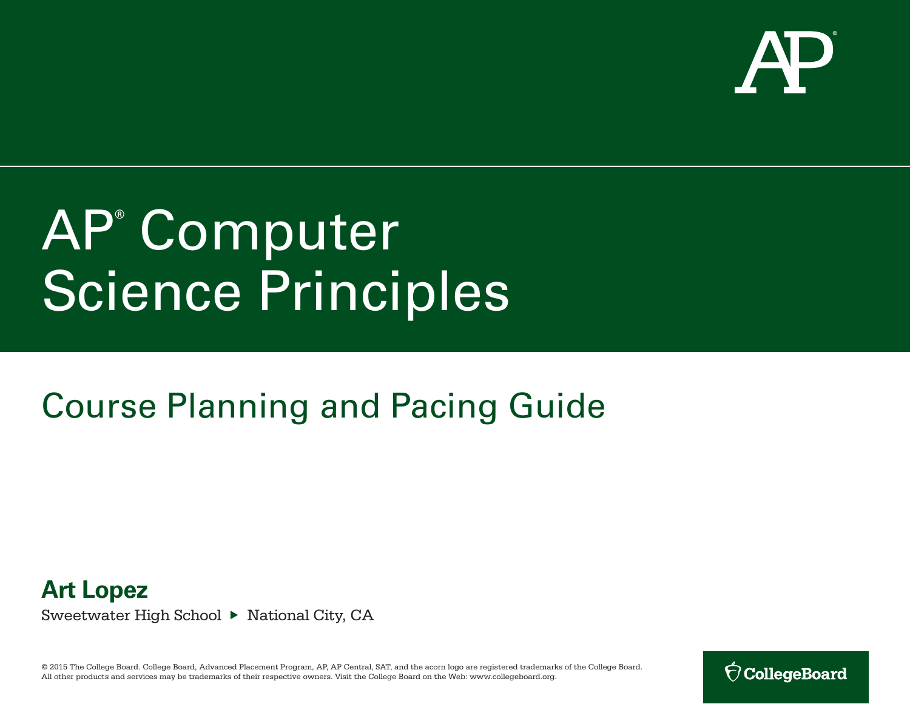# AP® Computer Science Principles

## Course Planning and Pacing Guide

**Art Lopez**

Sweetwater High School ▸ National City, CA

© 2015 The College Board. College Board, Advanced Placement Program, AP, AP Central, SAT, and the acorn logo are registered trademarks of the College Board. All other products and services may be trademarks of their respective owners. Visit the College Board on the Web: www.collegeboard.org.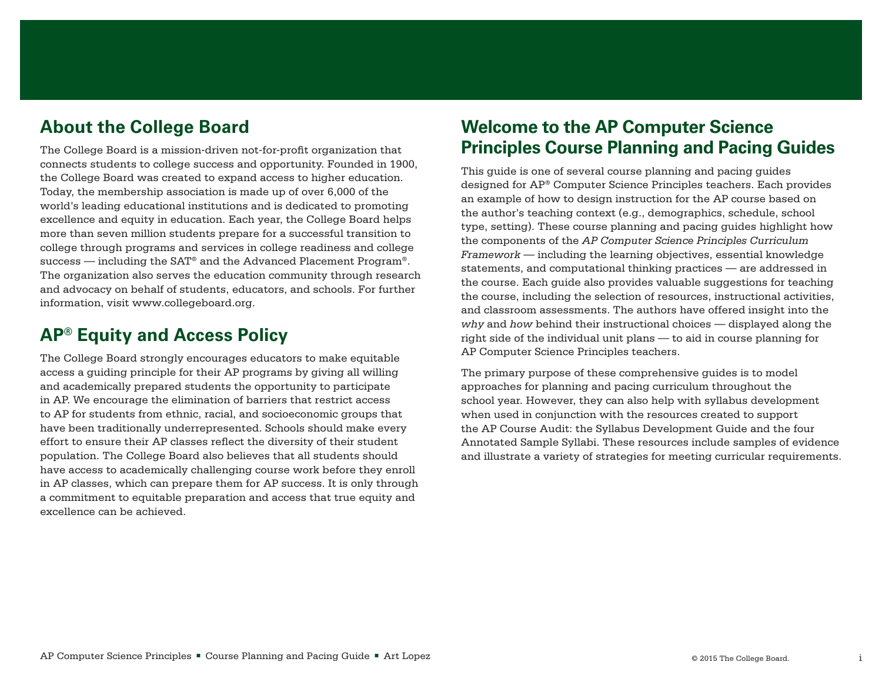## About the College Board

The College Board is a mission-driven not-for-profit organization that connects students to college success and opportunity. Founded in 1900, the College Board was created to expand access to higher education. Today, the membership association is made up of over 6,000 of the world's leading educational institutions and is dedicated to promoting excellence and equity in education. Each year, the College Board helps more than seven million students prepare for a successful transition to college through programs and services in college readiness and college success — including the SAT® and the Advanced Placement Program®. The organization also serves the education community through research and advocacy on behalf of students, educators, and schools. For further information, visit www.collegeboard.org.

## AP® Equity and Access Policy

The College Board strongly encourages educators to make equitable access a guiding principle for their AP programs by giving all willing and academically prepared students the opportunity to participate in AP. We encourage the elimination of barriers that restrict access to AP for students from ethnic, racial, and socioeconomic groups that have been traditionally underrepresented. Schools should make every effort to ensure their AP classes reflect the diversity of their student population. The College Board also believes that all students should have access to academically challenging course work before they enroll in AP classes, which can prepare them for AP success. It is only through a commitment to equitable preparation and access that true equity and excellence can be achieved.

## Welcome to the AP Computer Science Principles Course Planning and Pacing Guides

This guide is one of several course planning and pacing guides designed for AP® Computer Science Principles teachers. Each provides an example of how to design instruction for the AP course based on the author's teaching context (e.g., demographics, schedule, school type, setting). These course planning and pacing guides highlight how the components of the *AP Computer Science Principles Curriculum Framework* — including the learning objectives, essential knowledge statements, and computational thinking practices — are addressed in the course. Each guide also provides valuable suggestions for teaching the course, including the selection of resources, instructional activities, and classroom assessments. The authors have offered insight into the *why* and *how* behind their instructional choices — displayed along the right side of the individual unit plans — to aid in course planning for AP Computer Science Principles teachers.

The primary purpose of these comprehensive guides is to model approaches for planning and pacing curriculum throughout the school year. However, they can also help with syllabus development when used in conjunction with the resources created to support the AP Course Audit: the Syllabus Development Guide and the four Annotated Sample Syllabi. These resources include samples of evidence and illustrate a variety of strategies for meeting curricular requirements.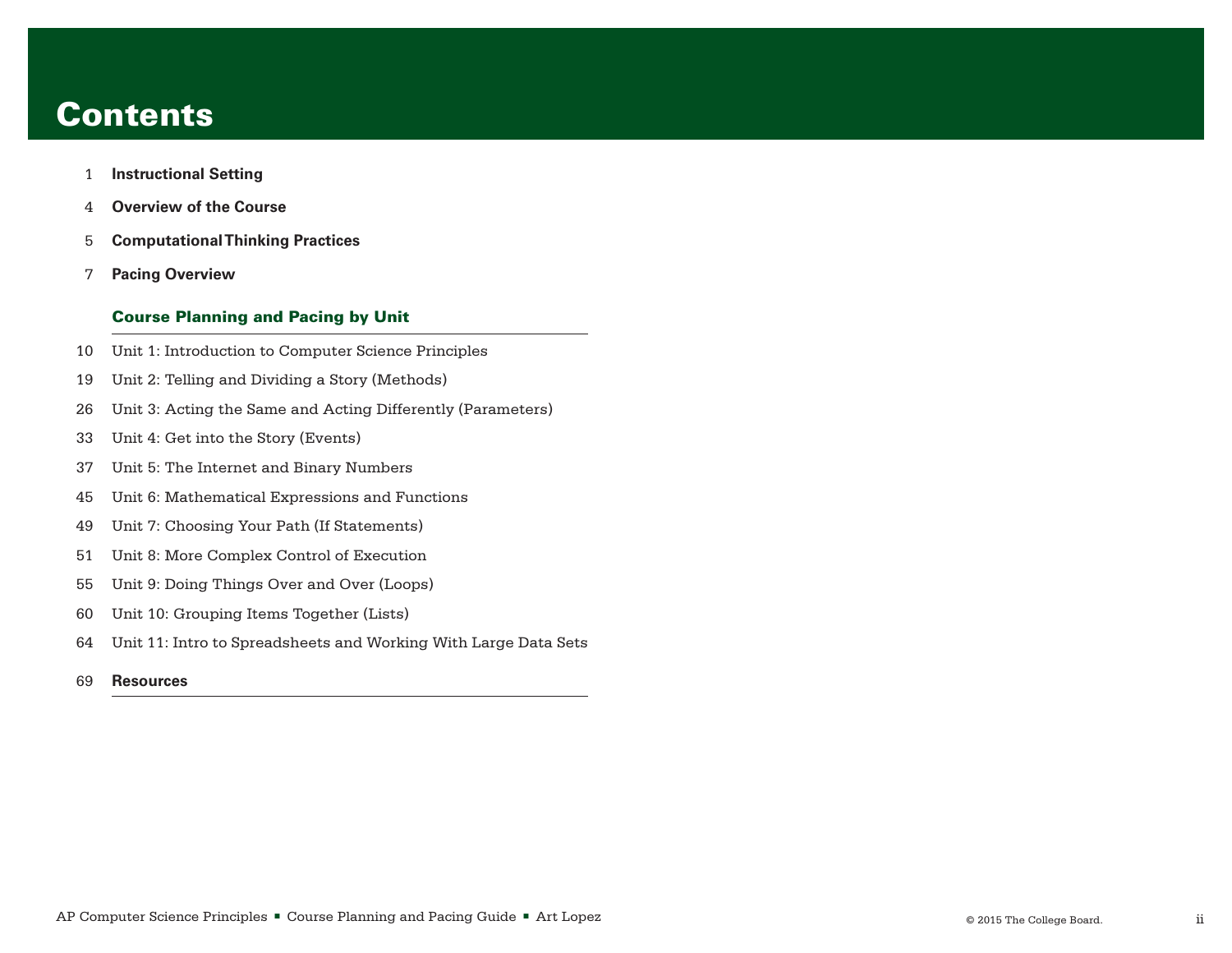# Contents

1 **Instructional Setting**

4 **Overview of the Course**

5 **Computational Thinking Practices**

7 **Pacing Overview**

**Course Planning and Pacing by Unit**

10 Unit 1: Introduction to Computer Science Principles

19 Unit 2: Telling and Dividing a Story (Methods)

26 Unit 3: Acting the Same and Acting Differently (Parameters)

33 Unit 4: Get into the Story (Events)

37 Unit 5: The Internet and Binary Numbers

45 Unit 6: Mathematical Expressions and Functions

49 Unit 7: Choosing Your Path (If Statements)

51 Unit 8: More Complex Control of Execution

55 Unit 9: Doing Things Over and Over (Loops)

60 Unit 10: Grouping Items Together (Lists)

64 Unit 11: Intro to Spreadsheets and Working With Large Data Sets

69 **Resources**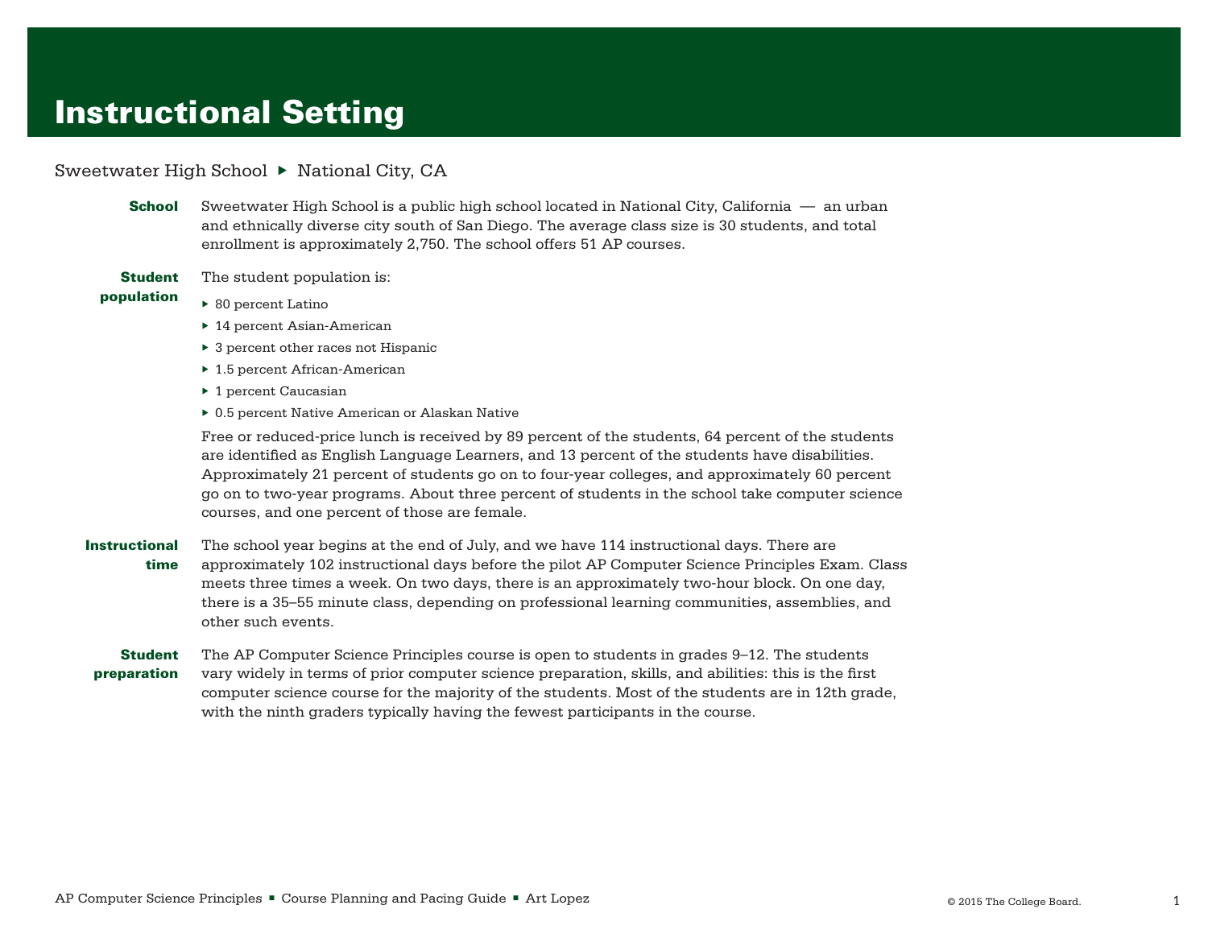# Instructional Setting

Sweetwater High School ▸ National City, CA

**School**

Sweetwater High School is a public high school located in National City, California — an urban and ethnically diverse city south of San Diego. The average class size is 30 students, and total enrollment is approximately 2,750. The school offers 51 AP courses.

**Student population**

The student population is:

- 80 percent Latino
- 14 percent Asian-American
- 3 percent other races not Hispanic
- 1.5 percent African-American
- 1 percent Caucasian
- 0.5 percent Native American or Alaskan Native

Free or reduced-price lunch is received by 89 percent of the students, 64 percent of the students are identified as English Language Learners, and 13 percent of the students have disabilities. Approximately 21 percent of students go on to four-year colleges, and approximately 60 percent go on to two-year programs. About three percent of students in the school take computer science courses, and one percent of those are female.

**Instructional time**

The school year begins at the end of July, and we have 114 instructional days. There are approximately 102 instructional days before the pilot AP Computer Science Principles Exam. Class meets three times a week. On two days, there is an approximately two-hour block. On one day, there is a 35–55 minute class, depending on professional learning communities, assemblies, and other such events.

**Student preparation**

The AP Computer Science Principles course is open to students in grades 9–12. The students vary widely in terms of prior computer science preparation, skills, and abilities: this is the first computer science course for the majority of the students. Most of the students are in 12th grade, with the ninth graders typically having the fewest participants in the course.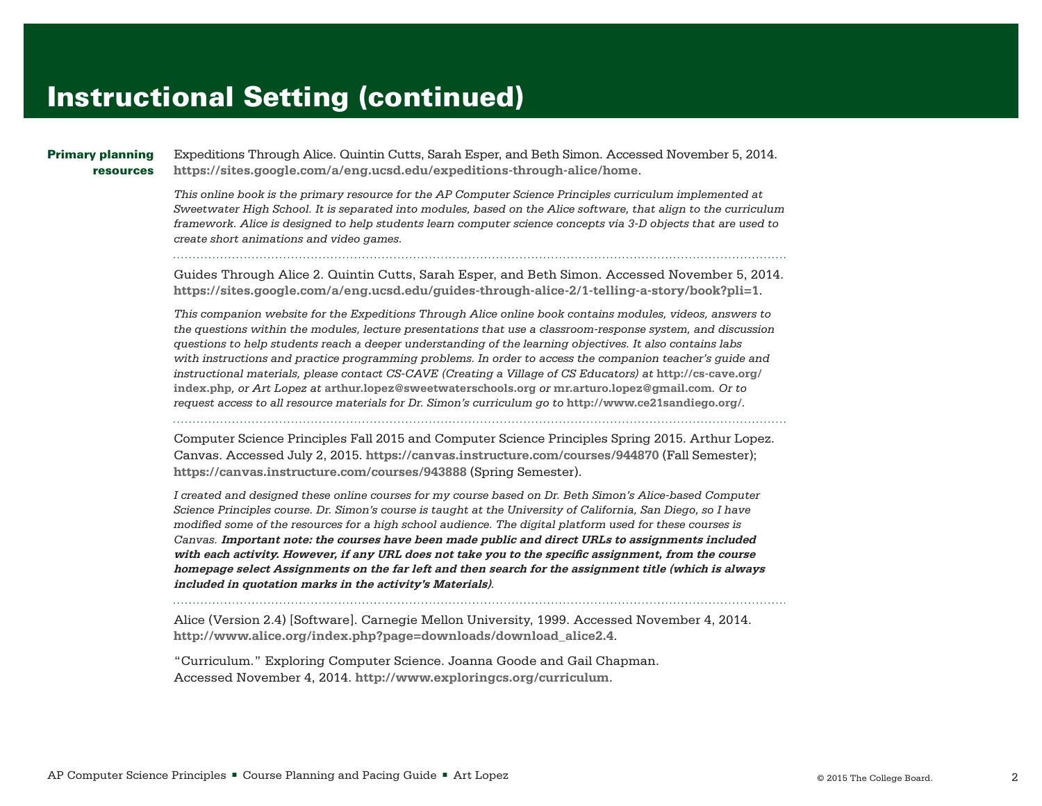# Instructional Setting (continued)

**Primary planning resources**

Expeditions Through Alice. Quintin Cutts, Sarah Esper, and Beth Simon. Accessed November 5, 2014. **https://sites.google.com/a/eng.ucsd.edu/expeditions-through-alice/home**.

*This online book is the primary resource for the AP Computer Science Principles curriculum implemented at Sweetwater High School. It is separated into modules, based on the Alice software, that align to the curriculum framework. Alice is designed to help students learn computer science concepts via 3-D objects that are used to create short animations and video games.*

---

Guides Through Alice 2. Quintin Cutts, Sarah Esper, and Beth Simon. Accessed November 5, 2014. **https://sites.google.com/a/eng.ucsd.edu/guides-through-alice-2/1-telling-a-story/book?pli=1**.

*This companion website for the Expeditions Through Alice online book contains modules, videos, answers to the questions within the modules, lecture presentations that use a classroom-response system, and discussion questions to help students reach a deeper understanding of the learning objectives. It also contains labs with instructions and practice programming problems. In order to access the companion teacher's guide and instructional materials, please contact CS-CAVE (Creating a Village of CS Educators) at* **http://cs-cave.org/index.php**, *or Art Lopez at* **arthur.lopez@sweetwaterschools.org** *or* **mr.arturo.lopez@gmail.com**. *Or to request access to all resource materials for Dr. Simon's curriculum go to* **http://www.ce21sandiego.org/**.

---

Computer Science Principles Fall 2015 and Computer Science Principles Spring 2015. Arthur Lopez. Canvas. Accessed July 2, 2015. **https://canvas.instructure.com/courses/944870** (Fall Semester); **https://canvas.instructure.com/courses/943888** (Spring Semester).

*I created and designed these online courses for my course based on Dr. Beth Simon's Alice-based Computer Science Principles course. Dr. Simon's course is taught at the University of California, San Diego, so I have modified some of the resources for a high school audience. The digital platform used for these courses is Canvas.* ***Important note: the courses have been made public and direct URLs to assignments included with each activity. However, if any URL does not take you to the specific assignment, from the course homepage select Assignments on the far left and then search for the assignment title (which is always included in quotation marks in the activity's Materials)***.

---

Alice (Version 2.4) [Software]. Carnegie Mellon University, 1999. Accessed November 4, 2014. **http://www.alice.org/index.php?page=downloads/download_alice2.4**.

"Curriculum." Exploring Computer Science. Joanna Goode and Gail Chapman. Accessed November 4, 2014. **http://www.exploringcs.org/curriculum**.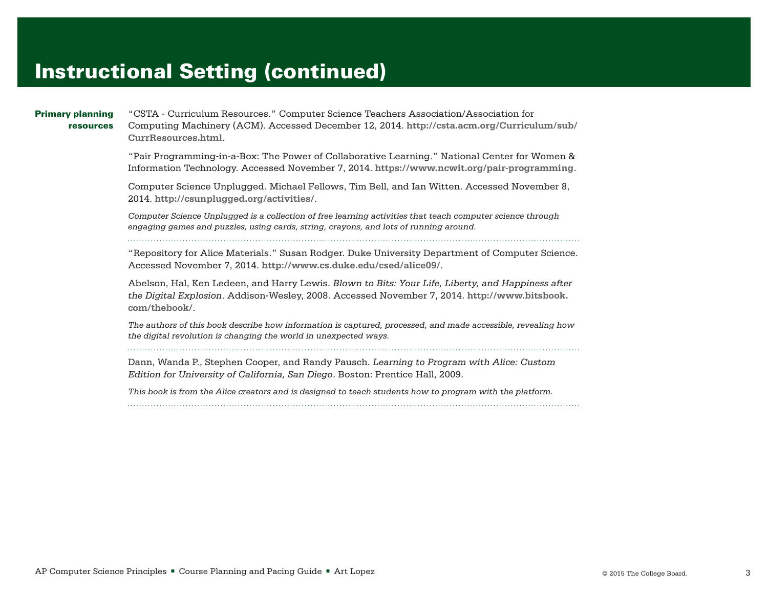# Instructional Setting (continued)

**Primary planning resources**

"CSTA - Curriculum Resources." Computer Science Teachers Association/Association for Computing Machinery (ACM). Accessed December 12, 2014. **http://csta.acm.org/Curriculum/sub/CurrResources.html**.

"Pair Programming-in-a-Box: The Power of Collaborative Learning." National Center for Women & Information Technology. Accessed November 7, 2014. **https://www.ncwit.org/pair-programming**.

Computer Science Unplugged. Michael Fellows, Tim Bell, and Ian Witten. Accessed November 8, 2014. **http://csunplugged.org/activities/**.

*Computer Science Unplugged is a collection of free learning activities that teach computer science through engaging games and puzzles, using cards, string, crayons, and lots of running around.*

"Repository for Alice Materials." Susan Rodger. Duke University Department of Computer Science. Accessed November 7, 2014. **http://www.cs.duke.edu/csed/alice09/**.

Abelson, Hal, Ken Ledeen, and Harry Lewis. *Blown to Bits: Your Life, Liberty, and Happiness after the Digital Explosion*. Addison-Wesley, 2008. Accessed November 7, 2014. **http://www.bitsbook.com/thebook/**.

*The authors of this book describe how information is captured, processed, and made accessible, revealing how the digital revolution is changing the world in unexpected ways.*

Dann, Wanda P., Stephen Cooper, and Randy Pausch. *Learning to Program with Alice: Custom Edition for University of California, San Diego*. Boston: Prentice Hall, 2009.

*This book is from the Alice creators and is designed to teach students how to program with the platform.*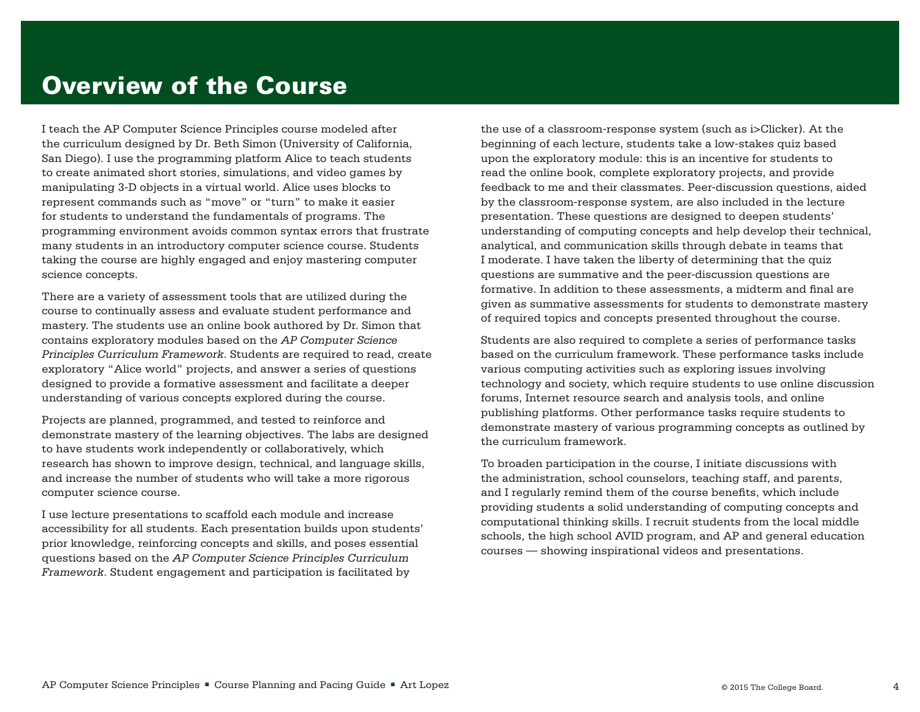# Overview of the Course

I teach the AP Computer Science Principles course modeled after the curriculum designed by Dr. Beth Simon (University of California, San Diego). I use the programming platform Alice to teach students to create animated short stories, simulations, and video games by manipulating 3-D objects in a virtual world. Alice uses blocks to represent commands such as "move" or "turn" to make it easier for students to understand the fundamentals of programs. The programming environment avoids common syntax errors that frustrate many students in an introductory computer science course. Students taking the course are highly engaged and enjoy mastering computer science concepts.

There are a variety of assessment tools that are utilized during the course to continually assess and evaluate student performance and mastery. The students use an online book authored by Dr. Simon that contains exploratory modules based on the *AP Computer Science Principles Curriculum Framework*. Students are required to read, create exploratory "Alice world" projects, and answer a series of questions designed to provide a formative assessment and facilitate a deeper understanding of various concepts explored during the course.

Projects are planned, programmed, and tested to reinforce and demonstrate mastery of the learning objectives. The labs are designed to have students work independently or collaboratively, which research has shown to improve design, technical, and language skills, and increase the number of students who will take a more rigorous computer science course.

I use lecture presentations to scaffold each module and increase accessibility for all students. Each presentation builds upon students' prior knowledge, reinforcing concepts and skills, and poses essential questions based on the *AP Computer Science Principles Curriculum Framework*. Student engagement and participation is facilitated by the use of a classroom-response system (such as i>Clicker). At the beginning of each lecture, students take a low-stakes quiz based upon the exploratory module: this is an incentive for students to read the online book, complete exploratory projects, and provide feedback to me and their classmates. Peer-discussion questions, aided by the classroom-response system, are also included in the lecture presentation. These questions are designed to deepen students' understanding of computing concepts and help develop their technical, analytical, and communication skills through debate in teams that I moderate. I have taken the liberty of determining that the quiz questions are summative and the peer-discussion questions are formative. In addition to these assessments, a midterm and final are given as summative assessments for students to demonstrate mastery of required topics and concepts presented throughout the course.

Students are also required to complete a series of performance tasks based on the curriculum framework. These performance tasks include various computing activities such as exploring issues involving technology and society, which require students to use online discussion forums, Internet resource search and analysis tools, and online publishing platforms. Other performance tasks require students to demonstrate mastery of various programming concepts as outlined by the curriculum framework.

To broaden participation in the course, I initiate discussions with the administration, school counselors, teaching staff, and parents, and I regularly remind them of the course benefits, which include providing students a solid understanding of computing concepts and computational thinking skills. I recruit students from the local middle schools, the high school AVID program, and AP and general education courses — showing inspirational videos and presentations.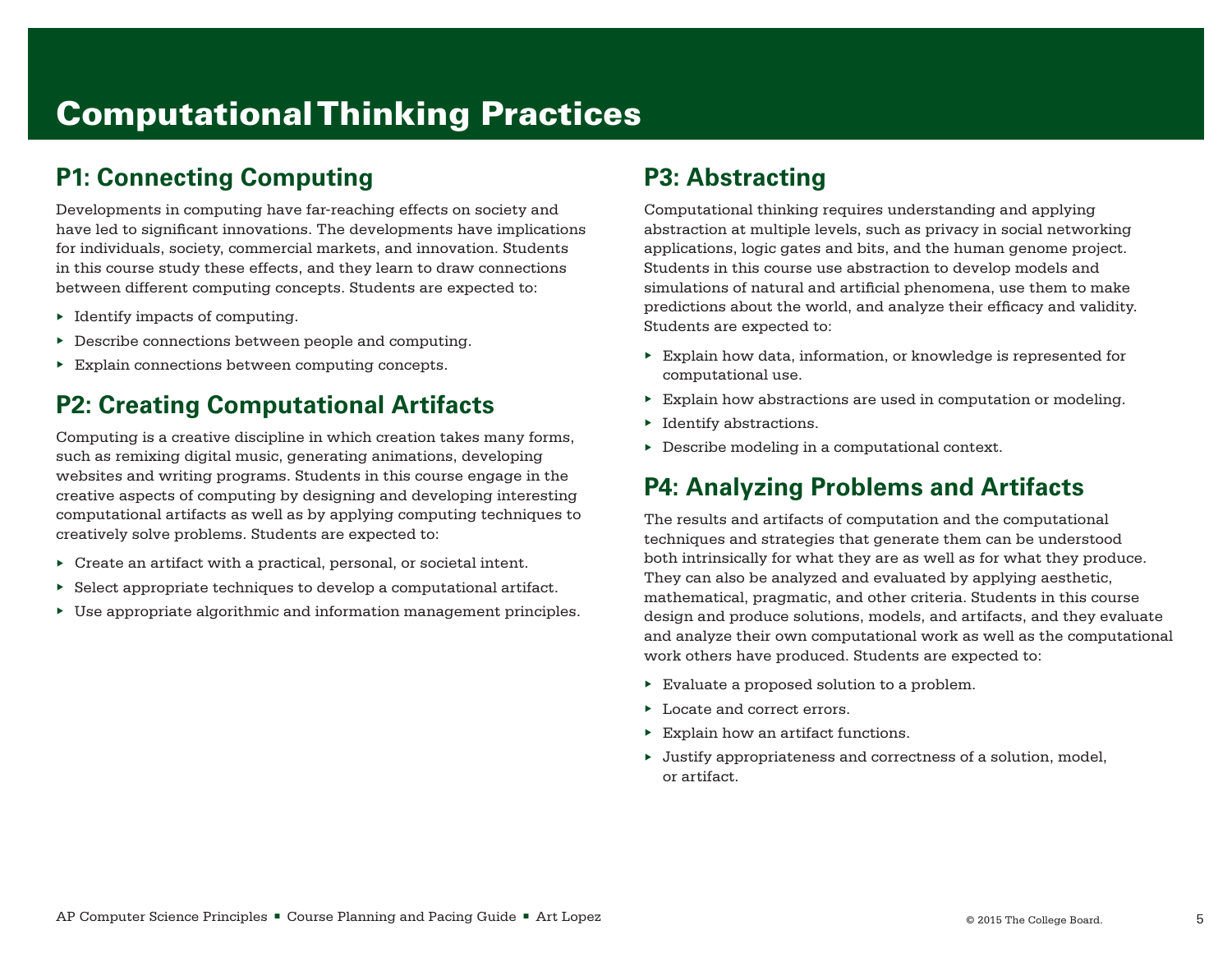# Computational Thinking Practices

## P1: Connecting Computing

Developments in computing have far-reaching effects on society and have led to significant innovations. The developments have implications for individuals, society, commercial markets, and innovation. Students in this course study these effects, and they learn to draw connections between different computing concepts. Students are expected to:

- Identify impacts of computing.
- Describe connections between people and computing.
- Explain connections between computing concepts.

## P2: Creating Computational Artifacts

Computing is a creative discipline in which creation takes many forms, such as remixing digital music, generating animations, developing websites and writing programs. Students in this course engage in the creative aspects of computing by designing and developing interesting computational artifacts as well as by applying computing techniques to creatively solve problems. Students are expected to:

- Create an artifact with a practical, personal, or societal intent.
- Select appropriate techniques to develop a computational artifact.
- Use appropriate algorithmic and information management principles.

## P3: Abstracting

Computational thinking requires understanding and applying abstraction at multiple levels, such as privacy in social networking applications, logic gates and bits, and the human genome project. Students in this course use abstraction to develop models and simulations of natural and artificial phenomena, use them to make predictions about the world, and analyze their efficacy and validity. Students are expected to:

- Explain how data, information, or knowledge is represented for computational use.
- Explain how abstractions are used in computation or modeling.
- Identify abstractions.
- Describe modeling in a computational context.

## P4: Analyzing Problems and Artifacts

The results and artifacts of computation and the computational techniques and strategies that generate them can be understood both intrinsically for what they are as well as for what they produce. They can also be analyzed and evaluated by applying aesthetic, mathematical, pragmatic, and other criteria. Students in this course design and produce solutions, models, and artifacts, and they evaluate and analyze their own computational work as well as the computational work others have produced. Students are expected to:

- Evaluate a proposed solution to a problem.
- Locate and correct errors.
- Explain how an artifact functions.
- Justify appropriateness and correctness of a solution, model, or artifact.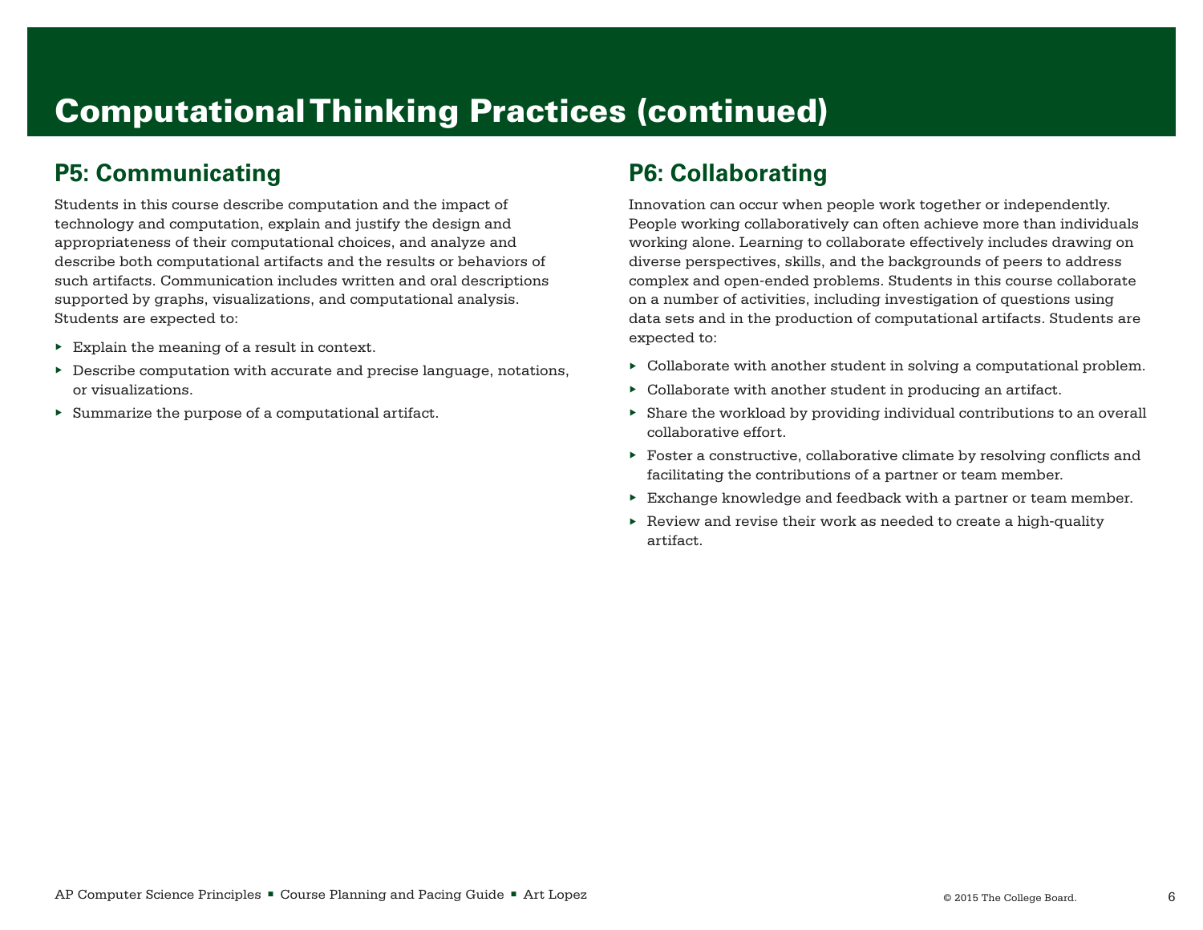# Computational Thinking Practices (continued)

## P5: Communicating

Students in this course describe computation and the impact of technology and computation, explain and justify the design and appropriateness of their computational choices, and analyze and describe both computational artifacts and the results or behaviors of such artifacts. Communication includes written and oral descriptions supported by graphs, visualizations, and computational analysis. Students are expected to:

- Explain the meaning of a result in context.
- Describe computation with accurate and precise language, notations, or visualizations.
- Summarize the purpose of a computational artifact.

## P6: Collaborating

Innovation can occur when people work together or independently. People working collaboratively can often achieve more than individuals working alone. Learning to collaborate effectively includes drawing on diverse perspectives, skills, and the backgrounds of peers to address complex and open-ended problems. Students in this course collaborate on a number of activities, including investigation of questions using data sets and in the production of computational artifacts. Students are expected to:

- Collaborate with another student in solving a computational problem.
- Collaborate with another student in producing an artifact.
- Share the workload by providing individual contributions to an overall collaborative effort.
- Foster a constructive, collaborative climate by resolving conflicts and facilitating the contributions of a partner or team member.
- Exchange knowledge and feedback with a partner or team member.
- Review and revise their work as needed to create a high-quality artifact.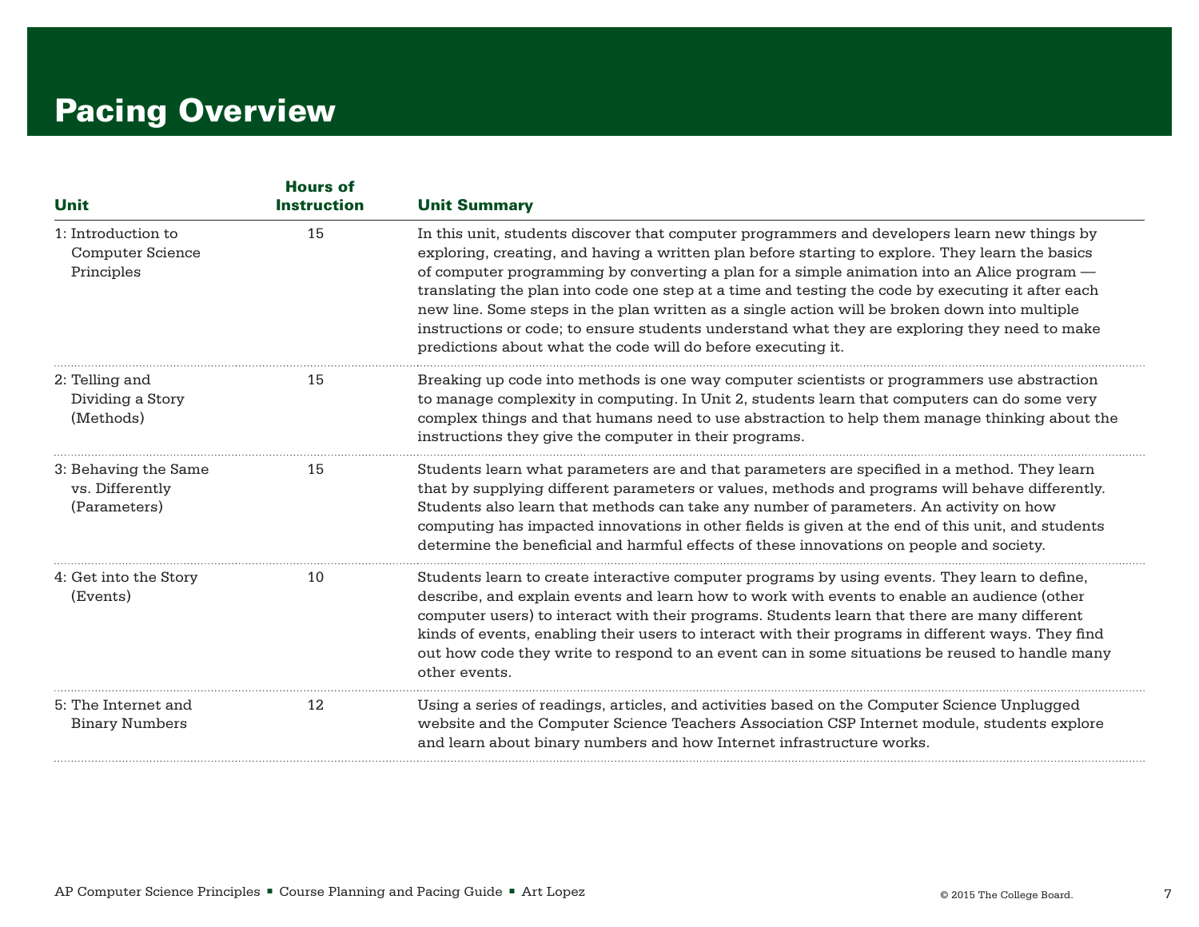# Pacing Overview

| Unit | Hours of Instruction | Unit Summary |
|---|---|---|
| 1: Introduction to Computer Science Principles | 15 | In this unit, students discover that computer programmers and developers learn new things by exploring, creating, and having a written plan before starting to explore. They learn the basics of computer programming by converting a plan for a simple animation into an Alice program — translating the plan into code one step at a time and testing the code by executing it after each new line. Some steps in the plan written as a single action will be broken down into multiple instructions or code; to ensure students understand what they are exploring they need to make predictions about what the code will do before executing it. |
| 2: Telling and Dividing a Story (Methods) | 15 | Breaking up code into methods is one way computer scientists or programmers use abstraction to manage complexity in computing. In Unit 2, students learn that computers can do some very complex things and that humans need to use abstraction to help them manage thinking about the instructions they give the computer in their programs. |
| 3: Behaving the Same vs. Differently (Parameters) | 15 | Students learn what parameters are and that parameters are specified in a method. They learn that by supplying different parameters or values, methods and programs will behave differently. Students also learn that methods can take any number of parameters. An activity on how computing has impacted innovations in other fields is given at the end of this unit, and students determine the beneficial and harmful effects of these innovations on people and society. |
| 4: Get into the Story (Events) | 10 | Students learn to create interactive computer programs by using events. They learn to define, describe, and explain events and learn how to work with events to enable an audience (other computer users) to interact with their programs. Students learn that there are many different kinds of events, enabling their users to interact with their programs in different ways. They find out how code they write to respond to an event can in some situations be reused to handle many other events. |
| 5: The Internet and Binary Numbers | 12 | Using a series of readings, articles, and activities based on the Computer Science Unplugged website and the Computer Science Teachers Association CSP Internet module, students explore and learn about binary numbers and how Internet infrastructure works. |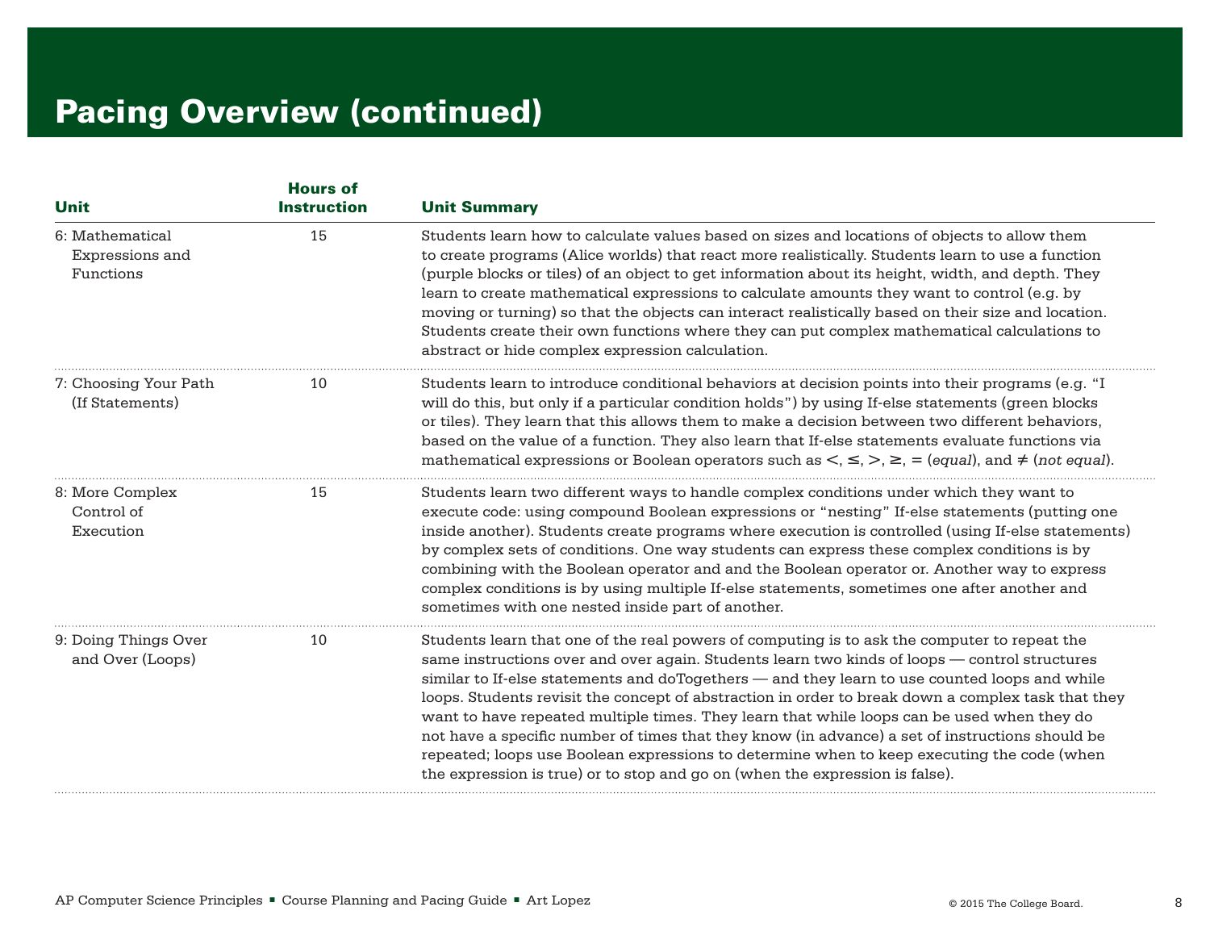# Pacing Overview (continued)

| Unit | Hours of Instruction | Unit Summary |
|---|---|---|
| 6: Mathematical Expressions and Functions | 15 | Students learn how to calculate values based on sizes and locations of objects to allow them to create programs (Alice worlds) that react more realistically. Students learn to use a function (purple blocks or tiles) of an object to get information about its height, width, and depth. They learn to create mathematical expressions to calculate amounts they want to control (e.g. by moving or turning) so that the objects can interact realistically based on their size and location. Students create their own functions where they can put complex mathematical calculations to abstract or hide complex expression calculation. |
| 7: Choosing Your Path (If Statements) | 10 | Students learn to introduce conditional behaviors at decision points into their programs (e.g. "I will do this, but only if a particular condition holds") by using If-else statements (green blocks or tiles). They learn that this allows them to make a decision between two different behaviors, based on the value of a function. They also learn that If-else statements evaluate functions via mathematical expressions or Boolean operators such as $<$, $\leq$, $>$, $\geq$, $=$ (*equal*), and $\neq$ (*not equal*). |
| 8: More Complex Control of Execution | 15 | Students learn two different ways to handle complex conditions under which they want to execute code: using compound Boolean expressions or "nesting" If-else statements (putting one inside another). Students create programs where execution is controlled (using If-else statements) by complex sets of conditions. One way students can express these complex conditions is by combining with the Boolean operator and and the Boolean operator or. Another way to express complex conditions is by using multiple If-else statements, sometimes one after another and sometimes with one nested inside part of another. |
| 9: Doing Things Over and Over (Loops) | 10 | Students learn that one of the real powers of computing is to ask the computer to repeat the same instructions over and over again. Students learn two kinds of loops — control structures similar to If-else statements and doTogethers — and they learn to use counted loops and while loops. Students revisit the concept of abstraction in order to break down a complex task that they want to have repeated multiple times. They learn that while loops can be used when they do not have a specific number of times that they know (in advance) a set of instructions should be repeated; loops use Boolean expressions to determine when to keep executing the code (when the expression is true) or to stop and go on (when the expression is false). |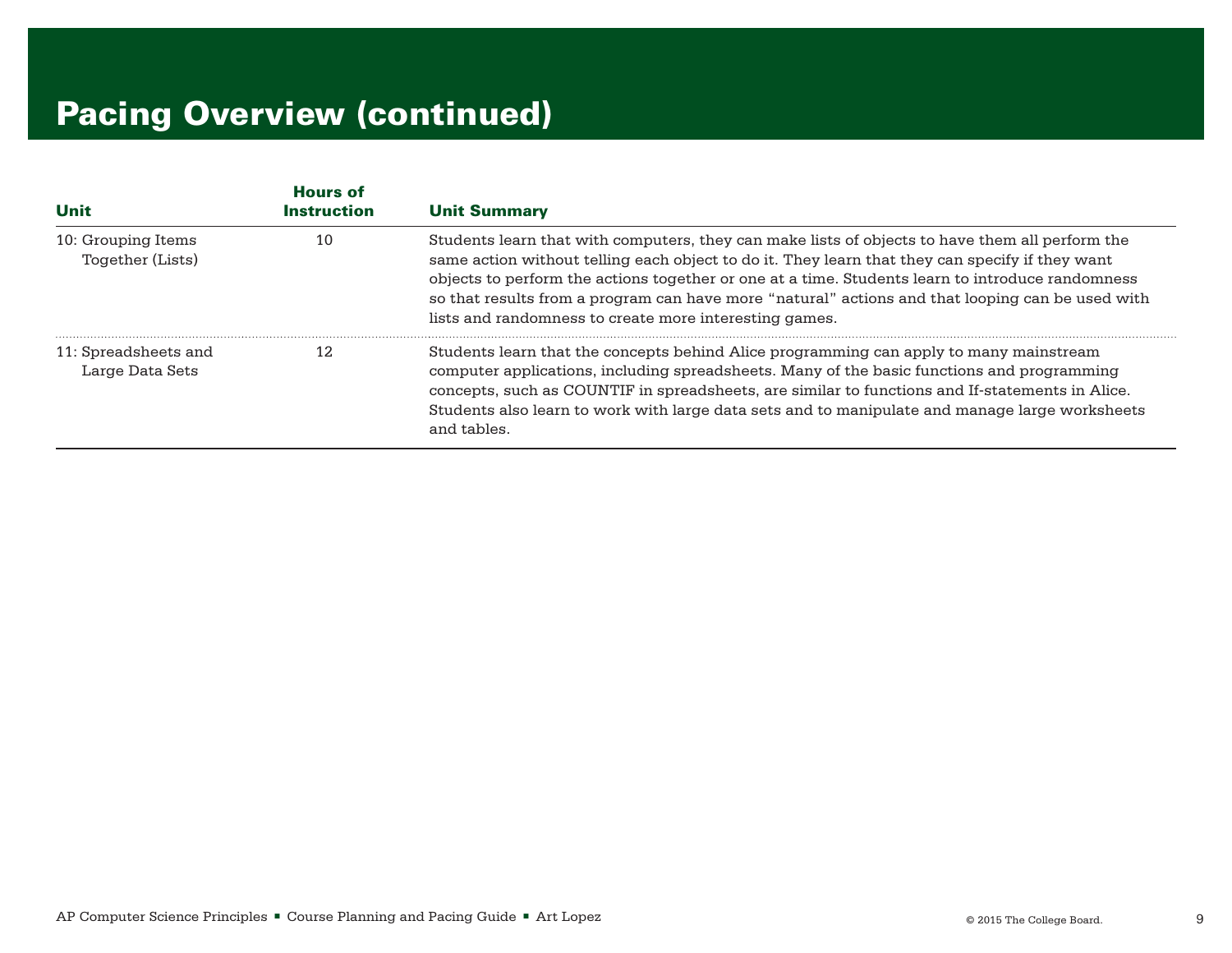# Pacing Overview (continued)

| Unit | Hours of Instruction | Unit Summary |
|---|---|---|
| 10: Grouping Items Together (Lists) | 10 | Students learn that with computers, they can make lists of objects to have them all perform the same action without telling each object to do it. They learn that they can specify if they want objects to perform the actions together or one at a time. Students learn to introduce randomness so that results from a program can have more "natural" actions and that looping can be used with lists and randomness to create more interesting games. |
| 11: Spreadsheets and Large Data Sets | 12 | Students learn that the concepts behind Alice programming can apply to many mainstream computer applications, including spreadsheets. Many of the basic functions and programming concepts, such as COUNTIF in spreadsheets, are similar to functions and If-statements in Alice. Students also learn to work with large data sets and to manipulate and manage large worksheets and tables. |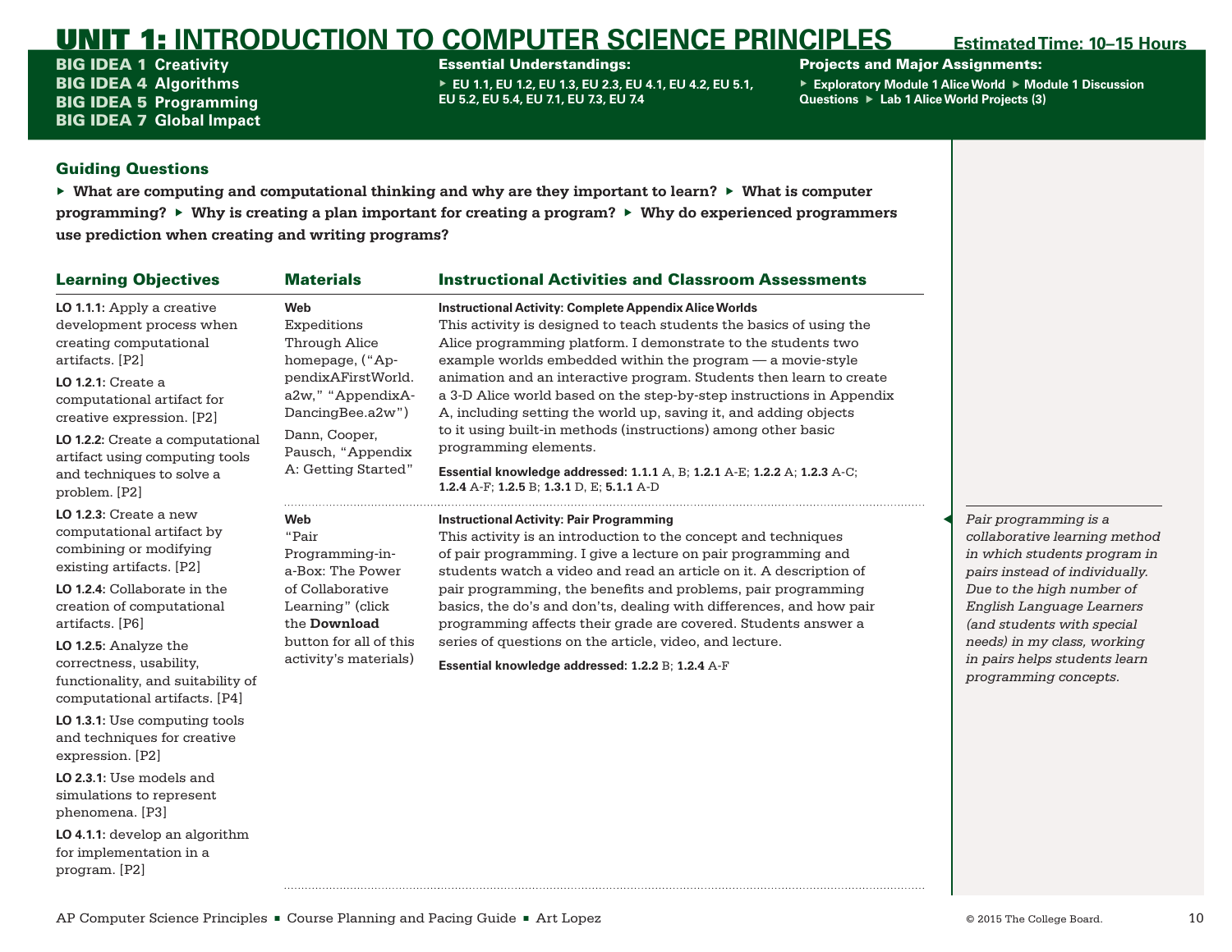# UNIT 1: INTRODUCTION TO COMPUTER SCIENCE PRINCIPLES

**Estimated Time: 10–15 Hours**

**BIG IDEA 1** Creativity
**BIG IDEA 4** Algorithms
**BIG IDEA 5** Programming
**BIG IDEA 7** Global Impact

**Essential Understandings:**

- EU 1.1, EU 1.2, EU 1.3, EU 2.3, EU 4.1, EU 4.2, EU 5.1, EU 5.2, EU 5.4, EU 7.1, EU 7.3, EU 7.4

**Projects and Major Assignments:**

- Exploratory Module 1 Alice World
- Module 1 Discussion Questions
- Lab 1 Alice World Projects (3)

## Guiding Questions

- **What are computing and computational thinking and why are they important to learn?**
- **What is computer programming?**
- **Why is creating a plan important for creating a program?**
- **Why do experienced programmers use prediction when creating and writing programs?**

| Learning Objectives | Materials | Instructional Activities and Classroom Assessments |
|---|---|---|
| **LO 1.1.1**: Apply a creative development process when creating computational artifacts. [P2]<br>**LO 1.2.1**: Create a computational artifact for creative expression. [P2]<br>**LO 1.2.2**: Create a computational artifact using computing tools and techniques to solve a problem. [P2]<br>**LO 1.2.3**: Create a new computational artifact by combining or modifying existing artifacts. [P2]<br>**LO 1.2.4**: Collaborate in the creation of computational artifacts. [P6]<br>**LO 1.2.5**: Analyze the correctness, usability, functionality, and suitability of computational artifacts. [P4]<br>**LO 1.3.1**: Use computing tools and techniques for creative expression. [P2]<br>**LO 2.3.1**: Use models and simulations to represent phenomena. [P3]<br>**LO 4.1.1**: develop an algorithm for implementation in a program. [P2] | **Web**<br>Expeditions Through Alice homepage, ("AppendixAFirstWorld.a2w," "AppendixA-DancingBee.a2w")<br>Dann, Cooper, Pausch, "Appendix A: Getting Started" | **Instructional Activity: Complete Appendix Alice Worlds**<br>This activity is designed to teach students the basics of using the Alice programming platform. I demonstrate to the students two example worlds embedded within the program — a movie-style animation and an interactive program. Students then learn to create a 3-D Alice world based on the step-by-step instructions in Appendix A, including setting the world up, saving it, and adding objects to it using built-in methods (instructions) among other basic programming elements.<br>**Essential knowledge addressed: 1.1.1** A, B; **1.2.1** A-E; **1.2.2** A; **1.2.3** A-C; **1.2.4** A-F; **1.2.5** B; **1.3.1** D, E; **5.1.1** A-D |
| | **Web**<br>"Pair Programming-in-a-Box: The Power of Collaborative Learning" (click the **Download** button for all of this activity's materials) | **Instructional Activity: Pair Programming**<br>This activity is an introduction to the concept and techniques of pair programming. I give a lecture on pair programming and students watch a video and read an article on it. A description of pair programming, the benefits and problems, pair programming basics, the do's and don'ts, dealing with differences, and how pair programming affects their grade are covered. Students answer a series of questions on the article, video, and lecture.<br>**Essential knowledge addressed: 1.2.2** B; **1.2.4** A-F |

*Pair programming is a collaborative learning method in which students program in pairs instead of individually. Due to the high number of English Language Learners (and students with special needs) in my class, working in pairs helps students learn programming concepts.*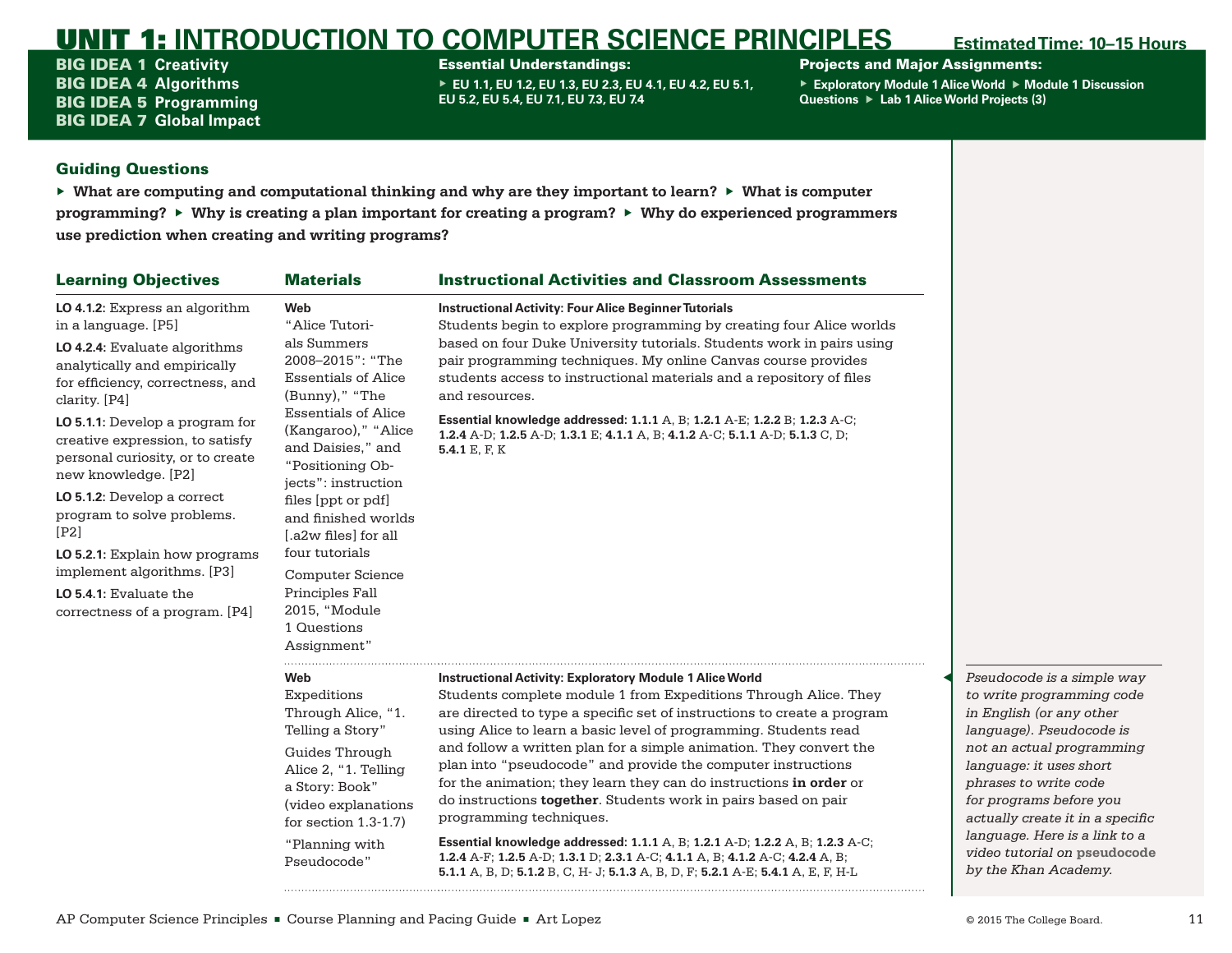# UNIT 1: INTRODUCTION TO COMPUTER SCIENCE PRINCIPLES

**Estimated Time: 10–15 Hours**

**BIG IDEA 1** Creativity
**BIG IDEA 4** Algorithms
**BIG IDEA 5** Programming
**BIG IDEA 7** Global Impact

**Essential Understandings:**

- EU 1.1, EU 1.2, EU 1.3, EU 2.3, EU 4.1, EU 4.2, EU 5.1, EU 5.2, EU 5.4, EU 7.1, EU 7.3, EU 7.4

**Projects and Major Assignments:**

- Exploratory Module 1 Alice World
- Module 1 Discussion Questions
- Lab 1 Alice World Projects (3)

## Guiding Questions

- What are computing and computational thinking and why are they important to learn?
- What is computer programming?
- Why is creating a plan important for creating a program?
- Why do experienced programmers use prediction when creating and writing programs?

| Learning Objectives | Materials | Instructional Activities and Classroom Assessments |
|---|---|---|
| **LO 4.1.2**: Express an algorithm in a language. [P5]<br>**LO 4.2.4**: Evaluate algorithms analytically and empirically for efficiency, correctness, and clarity. [P4]<br>**LO 5.1.1**: Develop a program for creative expression, to satisfy personal curiosity, or to create new knowledge. [P2]<br>**LO 5.1.2**: Develop a correct program to solve problems. [P2]<br>**LO 5.2.1**: Explain how programs implement algorithms. [P3]<br>**LO 5.4.1**: Evaluate the correctness of a program. [P4] | **Web**<br>"Alice Tutorials Summers 2008–2015": "The Essentials of Alice (Bunny)," "The Essentials of Alice (Kangaroo)," "Alice and Daisies," and "Positioning Objects": instruction files [ppt or pdf] and finished worlds [.a2w files] for all four tutorials<br>Computer Science Principles Fall 2015, "Module 1 Questions Assignment" | **Instructional Activity: Four Alice Beginner Tutorials**<br>Students begin to explore programming by creating four Alice worlds based on four Duke University tutorials. Students work in pairs using pair programming techniques. My online Canvas course provides students access to instructional materials and a repository of files and resources.<br>**Essential knowledge addressed: 1.1.1** A, B; **1.2.1** A-E; **1.2.2** B; **1.2.3** A-C; **1.2.4** A-D; **1.2.5** A-D; **1.3.1** E; **4.1.1** A, B; **4.1.2** A-C; **5.1.1** A-D; **5.1.3** C, D; **5.4.1** E, F, K |
| | **Web**<br>Expeditions Through Alice, "1. Telling a Story"<br>Guides Through Alice 2, "1. Telling a Story: Book" (video explanations for section 1.3-1.7)<br>"Planning with Pseudocode" | **Instructional Activity: Exploratory Module 1 Alice World**<br>Students complete module 1 from Expeditions Through Alice. They are directed to type a specific set of instructions to create a program using Alice to learn a basic level of programming. Students read and follow a written plan for a simple animation. They convert the plan into "pseudocode" and provide the computer instructions for the animation; they learn they can do instructions **in order** or do instructions **together**. Students work in pairs based on pair programming techniques.<br>**Essential knowledge addressed: 1.1.1** A, B; **1.2.1** A-D; **1.2.2** A, B; **1.2.3** A-C; **1.2.4** A-F; **1.2.5** A-D; **1.3.1** D; **2.3.1** A-C; **4.1.1** A, B; **4.1.2** A-C; **4.2.4** A, B; **5.1.1** A, B, D; **5.1.2** B, C, H- J; **5.1.3** A, B, D, F; **5.2.1** A-E; **5.4.1** A, E, F, H-L |

*Pseudocode is a simple way to write programming code in English (or any other language). Pseudocode is not an actual programming language: it uses short phrases to write code for programs before you actually create it in a specific language. Here is a link to a video tutorial on* **pseudocode** *by the Khan Academy.*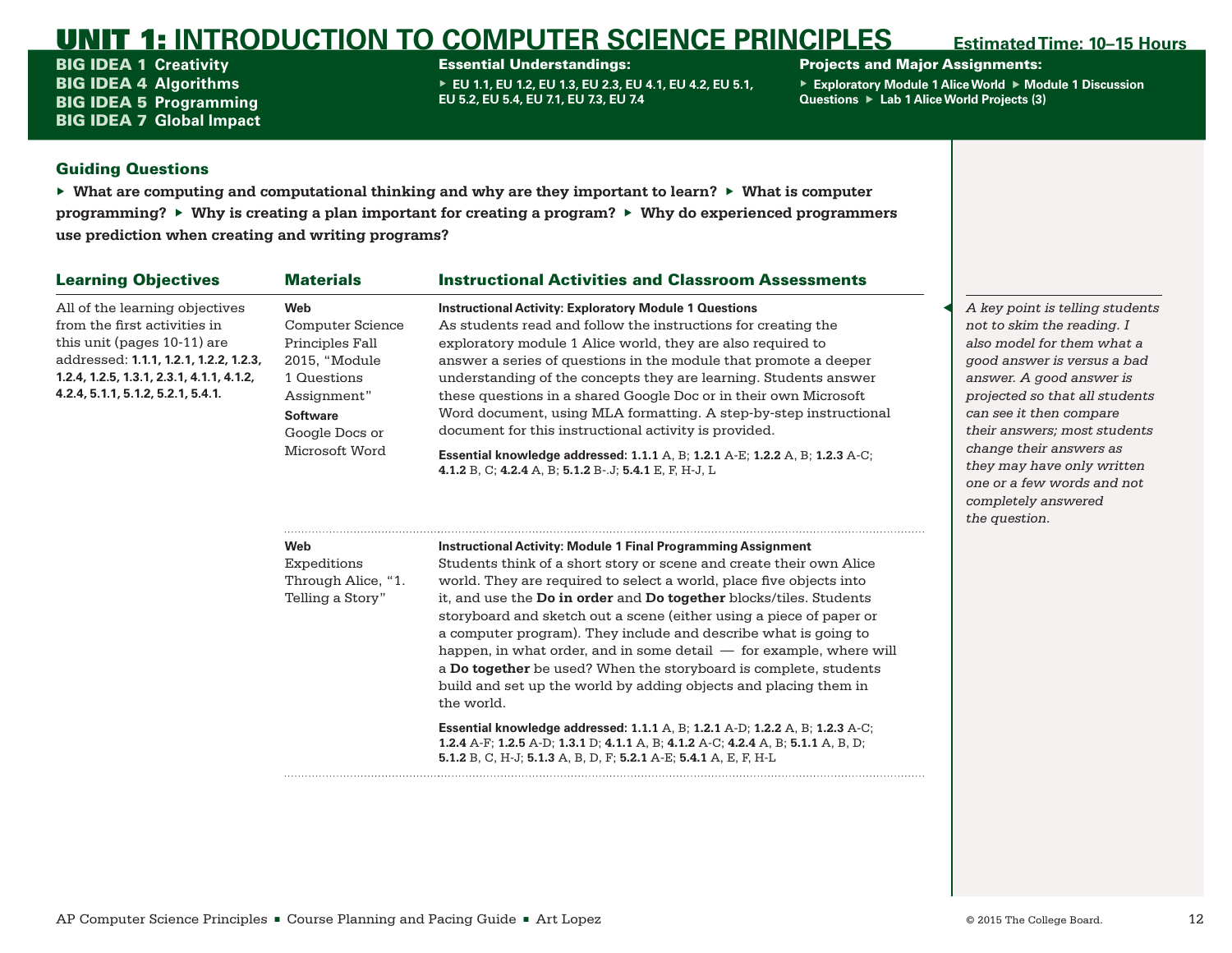# UNIT 1: INTRODUCTION TO COMPUTER SCIENCE PRINCIPLES

**Estimated Time: 10–15 Hours**

**BIG IDEA 1** Creativity
**BIG IDEA 4** Algorithms
**BIG IDEA 5** Programming
**BIG IDEA 7** Global Impact

**Essential Understandings:**

- EU 1.1, EU 1.2, EU 1.3, EU 2.3, EU 4.1, EU 4.2, EU 5.1, EU 5.2, EU 5.4, EU 7.1, EU 7.3, EU 7.4

**Projects and Major Assignments:**

- Exploratory Module 1 Alice World
- Module 1 Discussion Questions
- Lab 1 Alice World Projects (3)

## Guiding Questions

- **What are computing and computational thinking and why are they important to learn?**
- **What is computer programming?**
- **Why is creating a plan important for creating a program?**
- **Why do experienced programmers use prediction when creating and writing programs?**

| Learning Objectives | Materials | Instructional Activities and Classroom Assessments |
|---|---|---|
| All of the learning objectives from the first activities in this unit (pages 10-11) are addressed: **1.1.1, 1.2.1, 1.2.2, 1.2.3, 1.2.4, 1.2.5, 1.3.1, 2.3.1, 4.1.1, 4.1.2, 4.2.4, 5.1.1, 5.1.2, 5.2.1, 5.4.1.** | **Web**<br>Computer Science Principles Fall 2015, "Module 1 Questions Assignment"<br>**Software**<br>Google Docs or Microsoft Word | **Instructional Activity: Exploratory Module 1 Questions**<br>As students read and follow the instructions for creating the exploratory module 1 Alice world, they are also required to answer a series of questions in the module that promote a deeper understanding of the concepts they are learning. Students answer these questions in a shared Google Doc or in their own Microsoft Word document, using MLA formatting. A step-by-step instructional document for this instructional activity is provided.<br>**Essential knowledge addressed: 1.1.1** A, B; **1.2.1** A-E; **1.2.2** A, B; **1.2.3** A-C; **4.1.2** B, C; **4.2.4** A, B; **5.1.2** B-.J; **5.4.1** E, F, H-J, L |
| | **Web**<br>Expeditions Through Alice, "1. Telling a Story" | **Instructional Activity: Module 1 Final Programming Assignment**<br>Students think of a short story or scene and create their own Alice world. They are required to select a world, place five objects into it, and use the **Do in order** and **Do together** blocks/tiles. Students storyboard and sketch out a scene (either using a piece of paper or a computer program). They include and describe what is going to happen, in what order, and in some detail — for example, where will a **Do together** be used? When the storyboard is complete, students build and set up the world by adding objects and placing them in the world.<br>**Essential knowledge addressed: 1.1.1** A, B; **1.2.1** A-D; **1.2.2** A, B; **1.2.3** A-C; **1.2.4** A-F; **1.2.5** A-D; **1.3.1** D; **4.1.1** A, B; **4.1.2** A-C; **4.2.4** A, B; **5.1.1** A, B, D; **5.1.2** B, C, H-J; **5.1.3** A, B, D, F; **5.2.1** A-E; **5.4.1** A, E, F, H-L |

*A key point is telling students not to skim the reading. I also model for them what a good answer is versus a bad answer. A good answer is projected so that all students can see it then compare their answers; most students change their answers as they may have only written one or a few words and not completely answered the question.*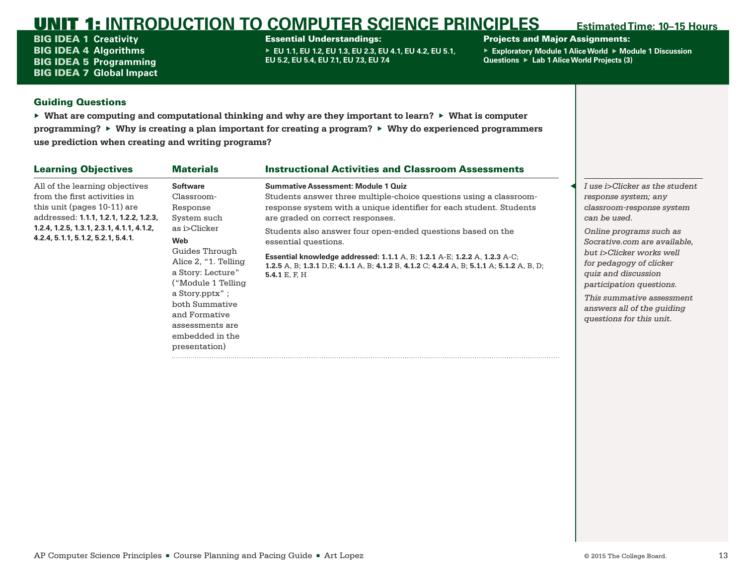# UNIT 1: INTRODUCTION TO COMPUTER SCIENCE PRINCIPLES

**Estimated Time: 10–15 Hours**

**BIG IDEA 1** Creativity
**BIG IDEA 4** Algorithms
**BIG IDEA 5** Programming
**BIG IDEA 7** Global Impact

**Essential Understandings:**
- EU 1.1, EU 1.2, EU 1.3, EU 2.3, EU 4.1, EU 4.2, EU 5.1, EU 5.2, EU 5.4, EU 7.1, EU 7.3, EU 7.4

**Projects and Major Assignments:**
- Exploratory Module 1 Alice World
- Module 1 Discussion Questions
- Lab 1 Alice World Projects (3)

## Guiding Questions

- **What are computing and computational thinking and why are they important to learn?**
- **What is computer programming?**
- **Why is creating a plan important for creating a program?**
- **Why do experienced programmers use prediction when creating and writing programs?**

| Learning Objectives | Materials | Instructional Activities and Classroom Assessments |
|---|---|---|
| All of the learning objectives from the first activities in this unit (pages 10-11) are addressed: **1.1.1, 1.2.1, 1.2.2, 1.2.3, 1.2.4, 1.2.5, 1.3.1, 2.3.1, 4.1.1, 4.1.2, 4.2.4, 5.1.1, 5.1.2, 5.2.1, 5.4.1.** | **Software** Classroom-Response System such as i>Clicker<br>**Web** Guides Through Alice 2, "1. Telling a Story: Lecture" ("Module 1 Telling a Story.pptx" ; both Summative and Formative assessments are embedded in the presentation) | **Summative Assessment: Module 1 Quiz**<br>Students answer three multiple-choice questions using a classroom-response system with a unique identifier for each student. Students are graded on correct responses.<br>Students also answer four open-ended questions based on the essential questions.<br>**Essential knowledge addressed: 1.1.1** A, B; **1.2.1** A-E; **1.2.2** A, **1.2.3** A-C; **1.2.5** A, B; **1.3.1** D,E; **4.1.1** A, B; **4.1.2** B, **4.1.2** C; **4.2.4** A, B; **5.1.1** A; **5.1.2** A, B, D; **5.4.1** E, F, H |

*I use i>Clicker as the student response system; any classroom-response system can be used.*

*Online programs such as Socrative.com are available, but i>Clicker works well for pedagogy of clicker quiz and discussion participation questions.*

*This summative assessment answers all of the guiding questions for this unit.*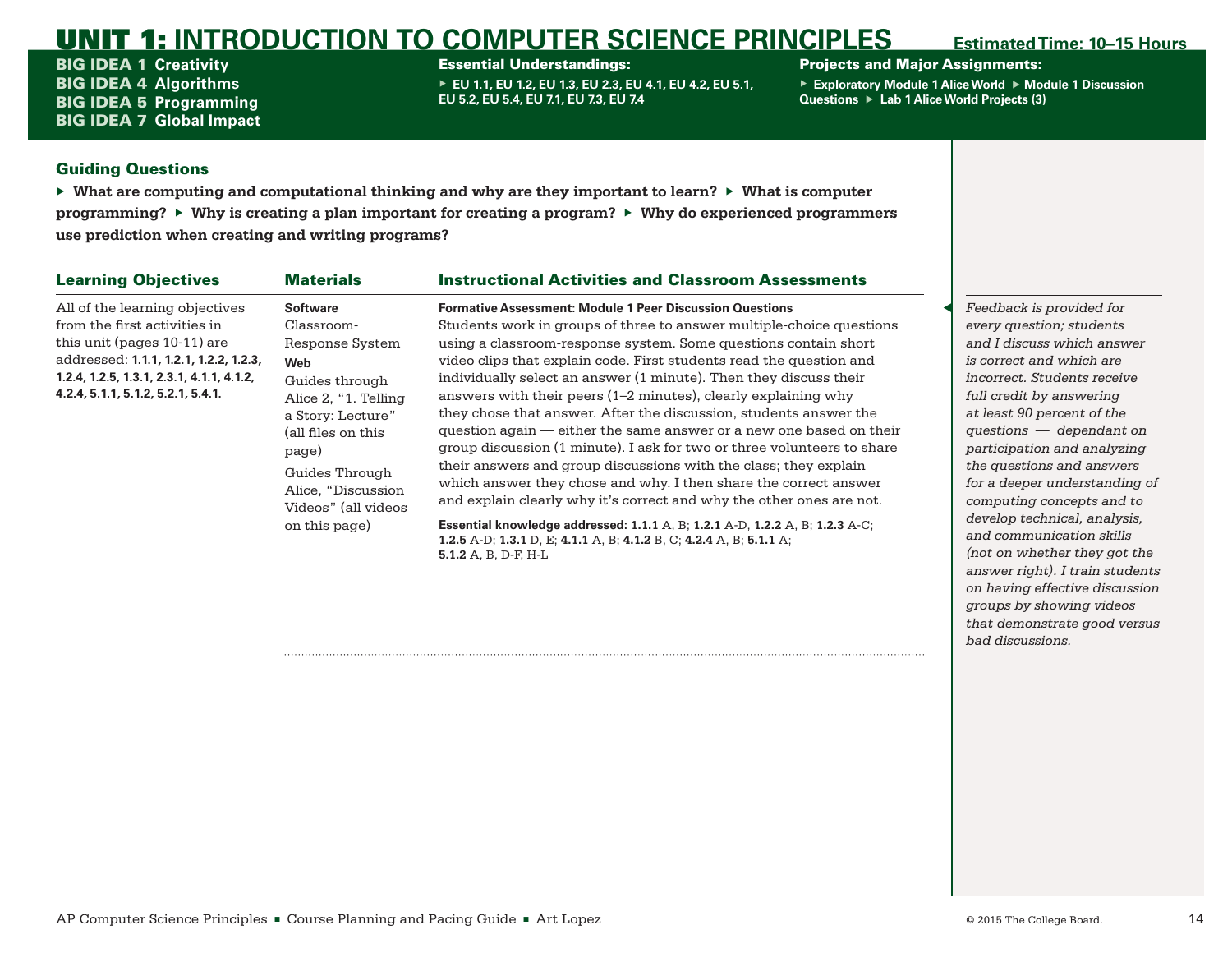# UNIT 1: INTRODUCTION TO COMPUTER SCIENCE PRINCIPLES

**Estimated Time: 10–15 Hours**

**BIG IDEA 1** Creativity
**BIG IDEA 4** Algorithms
**BIG IDEA 5** Programming
**BIG IDEA 7** Global Impact

**Essential Understandings:**
- EU 1.1, EU 1.2, EU 1.3, EU 2.3, EU 4.1, EU 4.2, EU 5.1, EU 5.2, EU 5.4, EU 7.1, EU 7.3, EU 7.4

**Projects and Major Assignments:**
- Exploratory Module 1 Alice World
- Module 1 Discussion Questions
- Lab 1 Alice World Projects (3)

## Guiding Questions

- **What are computing and computational thinking and why are they important to learn?**
- **What is computer programming?**
- **Why is creating a plan important for creating a program?**
- **Why do experienced programmers use prediction when creating and writing programs?**

| Learning Objectives | Materials | Instructional Activities and Classroom Assessments |
|---|---|---|
| All of the learning objectives from the first activities in this unit (pages 10-11) are addressed: **1.1.1, 1.2.1, 1.2.2, 1.2.3, 1.2.4, 1.2.5, 1.3.1, 2.3.1, 4.1.1, 4.1.2, 4.2.4, 5.1.1, 5.1.2, 5.2.1, 5.4.1.** | **Software**<br>Classroom-Response System<br>**Web**<br>Guides through Alice 2, "1. Telling a Story: Lecture" (all files on this page)<br>Guides Through Alice, "Discussion Videos" (all videos on this page) | **Formative Assessment: Module 1 Peer Discussion Questions**<br>Students work in groups of three to answer multiple-choice questions using a classroom-response system. Some questions contain short video clips that explain code. First students read the question and individually select an answer (1 minute). Then they discuss their answers with their peers (1–2 minutes), clearly explaining why they chose that answer. After the discussion, students answer the question again — either the same answer or a new one based on their group discussion (1 minute). I ask for two or three volunteers to share their answers and group discussions with the class; they explain which answer they chose and why. I then share the correct answer and explain clearly why it's correct and why the other ones are not.<br>**Essential knowledge addressed: 1.1.1** A, B; **1.2.1** A-D, **1.2.2** A, B; **1.2.3** A-C; **1.2.5** A-D; **1.3.1** D, E; **4.1.1** A, B; **4.1.2** B, C; **4.2.4** A, B; **5.1.1** A; **5.1.2** A, B, D-F, H-L |

*Feedback is provided for every question; students and I discuss which answer is correct and which are incorrect. Students receive full credit by answering at least 90 percent of the questions — dependant on participation and analyzing the questions and answers for a deeper understanding of computing concepts and to develop technical, analysis, and communication skills (not on whether they got the answer right). I train students on having effective discussion groups by showing videos that demonstrate good versus bad discussions.*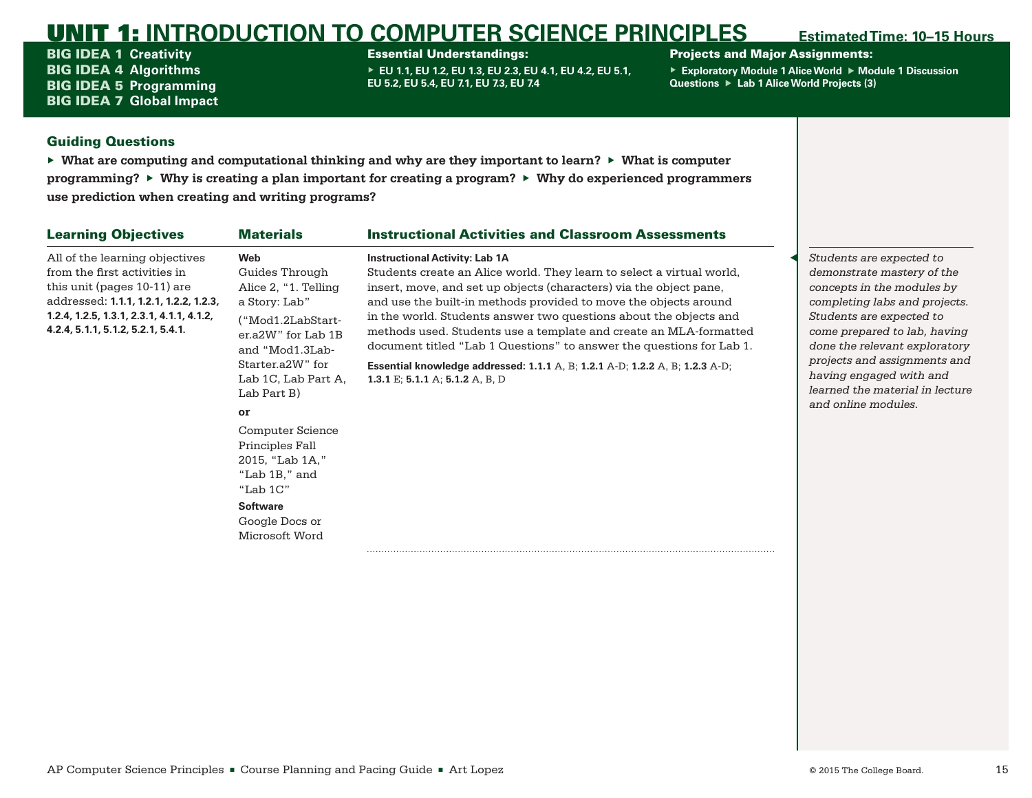# UNIT 1: INTRODUCTION TO COMPUTER SCIENCE PRINCIPLES

**Estimated Time: 10–15 Hours**

**BIG IDEA 1** Creativity
**BIG IDEA 4** Algorithms
**BIG IDEA 5** Programming
**BIG IDEA 7** Global Impact

**Essential Understandings:**

- EU 1.1, EU 1.2, EU 1.3, EU 2.3, EU 4.1, EU 4.2, EU 5.1, EU 5.2, EU 5.4, EU 7.1, EU 7.3, EU 7.4

**Projects and Major Assignments:**

- Exploratory Module 1 Alice World
- Module 1 Discussion Questions
- Lab 1 Alice World Projects (3)

## Guiding Questions

- **What are computing and computational thinking and why are they important to learn?**
- **What is computer programming?**
- **Why is creating a plan important for creating a program?**
- **Why do experienced programmers use prediction when creating and writing programs?**

| Learning Objectives | Materials | Instructional Activities and Classroom Assessments |
|---|---|---|
| All of the learning objectives from the first activities in this unit (pages 10-11) are addressed: **1.1.1, 1.2.1, 1.2.2, 1.2.3, 1.2.4, 1.2.5, 1.3.1, 2.3.1, 4.1.1, 4.1.2, 4.2.4, 5.1.1, 5.1.2, 5.2.1, 5.4.1.** | **Web**<br>Guides Through Alice 2, "1. Telling a Story: Lab"<br>("Mod1.2LabStarter.a2W" for Lab 1B and "Mod1.3LabStarter.a2W" for Lab 1C, Lab Part A, Lab Part B)<br>**or**<br>Computer Science Principles Fall 2015, "Lab 1A," "Lab 1B," and "Lab 1C"<br>**Software**<br>Google Docs or Microsoft Word | **Instructional Activity: Lab 1A**<br>Students create an Alice world. They learn to select a virtual world, insert, move, and set up objects (characters) via the object pane, and use the built-in methods provided to move the objects around in the world. Students answer two questions about the objects and methods used. Students use a template and create an MLA-formatted document titled "Lab 1 Questions" to answer the questions for Lab 1.<br>**Essential knowledge addressed: 1.1.1** A, B; **1.2.1** A-D; **1.2.2** A, B; **1.2.3** A-D; **1.3.1** E; **5.1.1** A; **5.1.2** A, B, D |

*Students are expected to demonstrate mastery of the concepts in the modules by completing labs and projects. Students are expected to come prepared to lab, having done the relevant exploratory projects and assignments and having engaged with and learned the material in lecture and online modules.*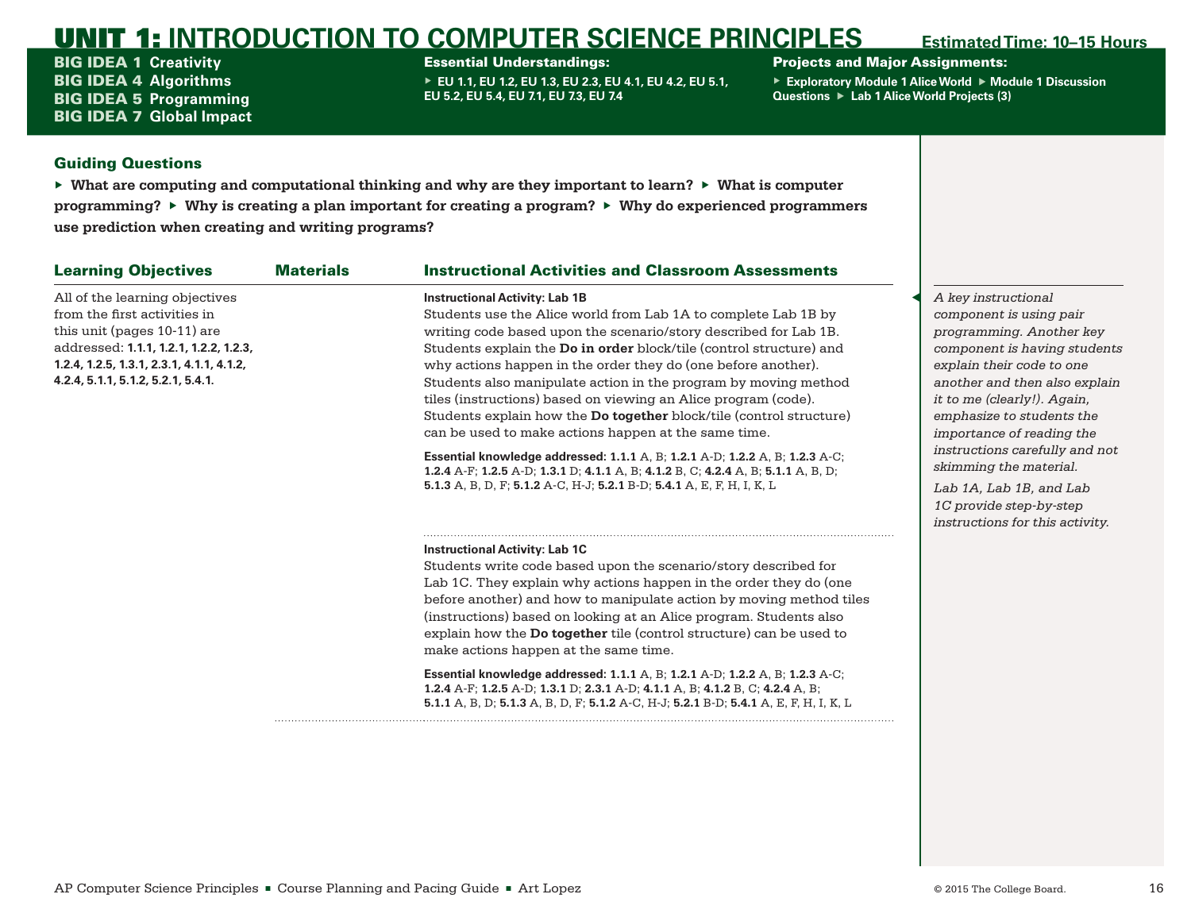# UNIT 1: INTRODUCTION TO COMPUTER SCIENCE PRINCIPLES

**Estimated Time: 10–15 Hours**

**BIG IDEA 1** Creativity
**BIG IDEA 4** Algorithms
**BIG IDEA 5** Programming
**BIG IDEA 7** Global Impact

**Essential Understandings:**
- EU 1.1, EU 1.2, EU 1.3, EU 2.3, EU 4.1, EU 4.2, EU 5.1, EU 5.2, EU 5.4, EU 7.1, EU 7.3, EU 7.4

**Projects and Major Assignments:**
- Exploratory Module 1 Alice World
- Module 1 Discussion Questions
- Lab 1 Alice World Projects (3)

## Guiding Questions

- **What are computing and computational thinking and why are they important to learn?**
- **What is computer programming?**
- **Why is creating a plan important for creating a program?**
- **Why do experienced programmers use prediction when creating and writing programs?**

| Learning Objectives | Materials | Instructional Activities and Classroom Assessments |
|---|---|---|
| All of the learning objectives from the first activities in this unit (pages 10-11) are addressed: **1.1.1, 1.2.1, 1.2.2, 1.2.3, 1.2.4, 1.2.5, 1.3.1, 2.3.1, 4.1.1, 4.1.2, 4.2.4, 5.1.1, 5.1.2, 5.2.1, 5.4.1.** | | **Instructional Activity: Lab 1B**<br>Students use the Alice world from Lab 1A to complete Lab 1B by writing code based upon the scenario/story described for Lab 1B. Students explain the **Do in order** block/tile (control structure) and why actions happen in the order they do (one before another). Students also manipulate action in the program by moving method tiles (instructions) based on viewing an Alice program (code). Students explain how the **Do together** block/tile (control structure) can be used to make actions happen at the same time.<br><br>**Essential knowledge addressed: 1.1.1** A, B; **1.2.1** A-D; **1.2.2** A, B; **1.2.3** A-C; **1.2.4** A-F; **1.2.5** A-D; **1.3.1** D; **4.1.1** A, B; **4.1.2** B, C; **4.2.4** A, B; **5.1.1** A, B, D; **5.1.3** A, B, D, F; **5.1.2** A-C, H-J; **5.2.1** B-D; **5.4.1** A, E, F, H, I, K, L |
| | | **Instructional Activity: Lab 1C**<br>Students write code based upon the scenario/story described for Lab 1C. They explain why actions happen in the order they do (one before another) and how to manipulate action by moving method tiles (instructions) based on looking at an Alice program. Students also explain how the **Do together** tile (control structure) can be used to make actions happen at the same time.<br><br>**Essential knowledge addressed: 1.1.1** A, B; **1.2.1** A-D; **1.2.2** A, B; **1.2.3** A-C; **1.2.4** A-F; **1.2.5** A-D; **1.3.1** D; **2.3.1** A-D; **4.1.1** A, B; **4.1.2** B, C; **4.2.4** A, B; **5.1.1** A, B, D; **5.1.3** A, B, D, F; **5.1.2** A-C, H-J; **5.2.1** B-D; **5.4.1** A, E, F, H, I, K, L |

*A key instructional component is using pair programming. Another key component is having students explain their code to one another and then also explain it to me (clearly!). Again, emphasize to students the importance of reading the instructions carefully and not skimming the material.*

*Lab 1A, Lab 1B, and Lab 1C provide step-by-step instructions for this activity.*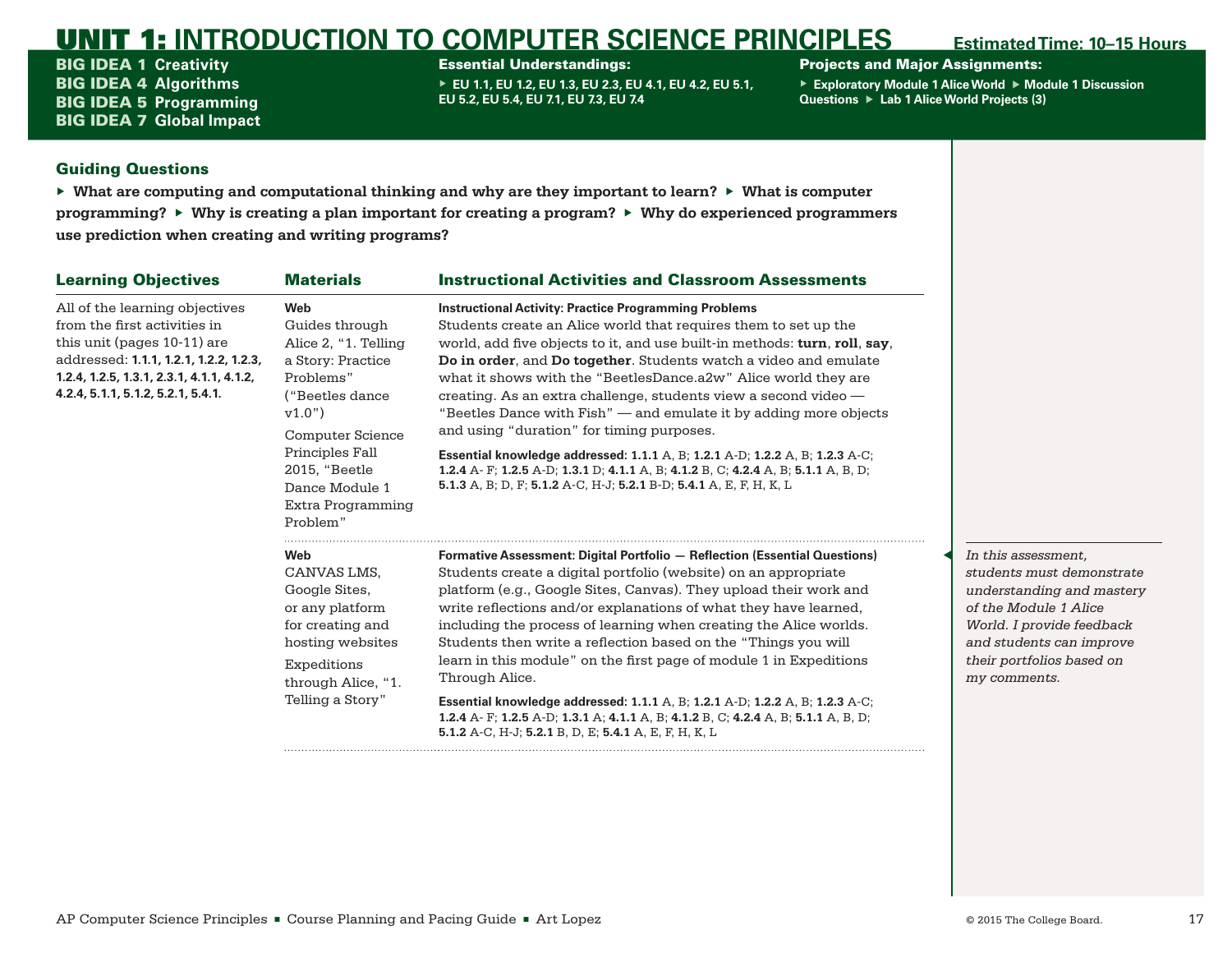# UNIT 1: INTRODUCTION TO COMPUTER SCIENCE PRINCIPLES

**Estimated Time: 10–15 Hours**

**BIG IDEA 1** Creativity
**BIG IDEA 4** Algorithms
**BIG IDEA 5** Programming
**BIG IDEA 7** Global Impact

**Essential Understandings:**

- EU 1.1, EU 1.2, EU 1.3, EU 2.3, EU 4.1, EU 4.2, EU 5.1, EU 5.2, EU 5.4, EU 7.1, EU 7.3, EU 7.4

**Projects and Major Assignments:**

- Exploratory Module 1 Alice World
- Module 1 Discussion Questions
- Lab 1 Alice World Projects (3)

## Guiding Questions

- **What are computing and computational thinking and why are they important to learn?**
- **What is computer programming?**
- **Why is creating a plan important for creating a program?**
- **Why do experienced programmers use prediction when creating and writing programs?**

| Learning Objectives | Materials | Instructional Activities and Classroom Assessments |
| --- | --- | --- |
| All of the learning objectives from the first activities in this unit (pages 10-11) are addressed: **1.1.1, 1.2.1, 1.2.2, 1.2.3, 1.2.4, 1.2.5, 1.3.1, 2.3.1, 4.1.1, 4.1.2, 4.2.4, 5.1.1, 5.1.2, 5.2.1, 5.4.1.** | **Web**<br>Guides through Alice 2, "1. Telling a Story: Practice Problems" ("Beetles dance v1.0")<br>Computer Science Principles Fall 2015, "Beetle Dance Module 1 Extra Programming Problem" | **Instructional Activity: Practice Programming Problems**<br>Students create an Alice world that requires them to set up the world, add five objects to it, and use built-in methods: **turn**, **roll**, **say**, **Do in order**, and **Do together**. Students watch a video and emulate what it shows with the "BeetlesDance.a2w" Alice world they are creating. As an extra challenge, students view a second video — "Beetles Dance with Fish" — and emulate it by adding more objects and using "duration" for timing purposes.<br>**Essential knowledge addressed: 1.1.1** A, B; **1.2.1** A-D; **1.2.2** A, B; **1.2.3** A-C; **1.2.4** A- F; **1.2.5** A-D; **1.3.1** D; **4.1.1** A, B; **4.1.2** B, C; **4.2.4** A, B; **5.1.1** A, B, D; **5.1.3** A, B; D, F; **5.1.2** A-C, H-J; **5.2.1** B-D; **5.4.1** A, E, F, H, K, L |
| | **Web**<br>CANVAS LMS, Google Sites, or any platform for creating and hosting websites<br>Expeditions through Alice, "1. Telling a Story" | **Formative Assessment: Digital Portfolio — Reflection (Essential Questions)**<br>Students create a digital portfolio (website) on an appropriate platform (e.g., Google Sites, Canvas). They upload their work and write reflections and/or explanations of what they have learned, including the process of learning when creating the Alice worlds. Students then write a reflection based on the "Things you will learn in this module" on the first page of module 1 in Expeditions Through Alice.<br>**Essential knowledge addressed: 1.1.1** A, B; **1.2.1** A-D; **1.2.2** A, B; **1.2.3** A-C; **1.2.4** A- F; **1.2.5** A-D; **1.3.1** A; **4.1.1** A, B; **4.1.2** B, C; **4.2.4** A, B; **5.1.1** A, B, D; **5.1.2** A-C, H-J; **5.2.1** B, D, E; **5.4.1** A, E, F, H, K, L |

*In this assessment, students must demonstrate understanding and mastery of the Module 1 Alice World. I provide feedback and students can improve their portfolios based on my comments.*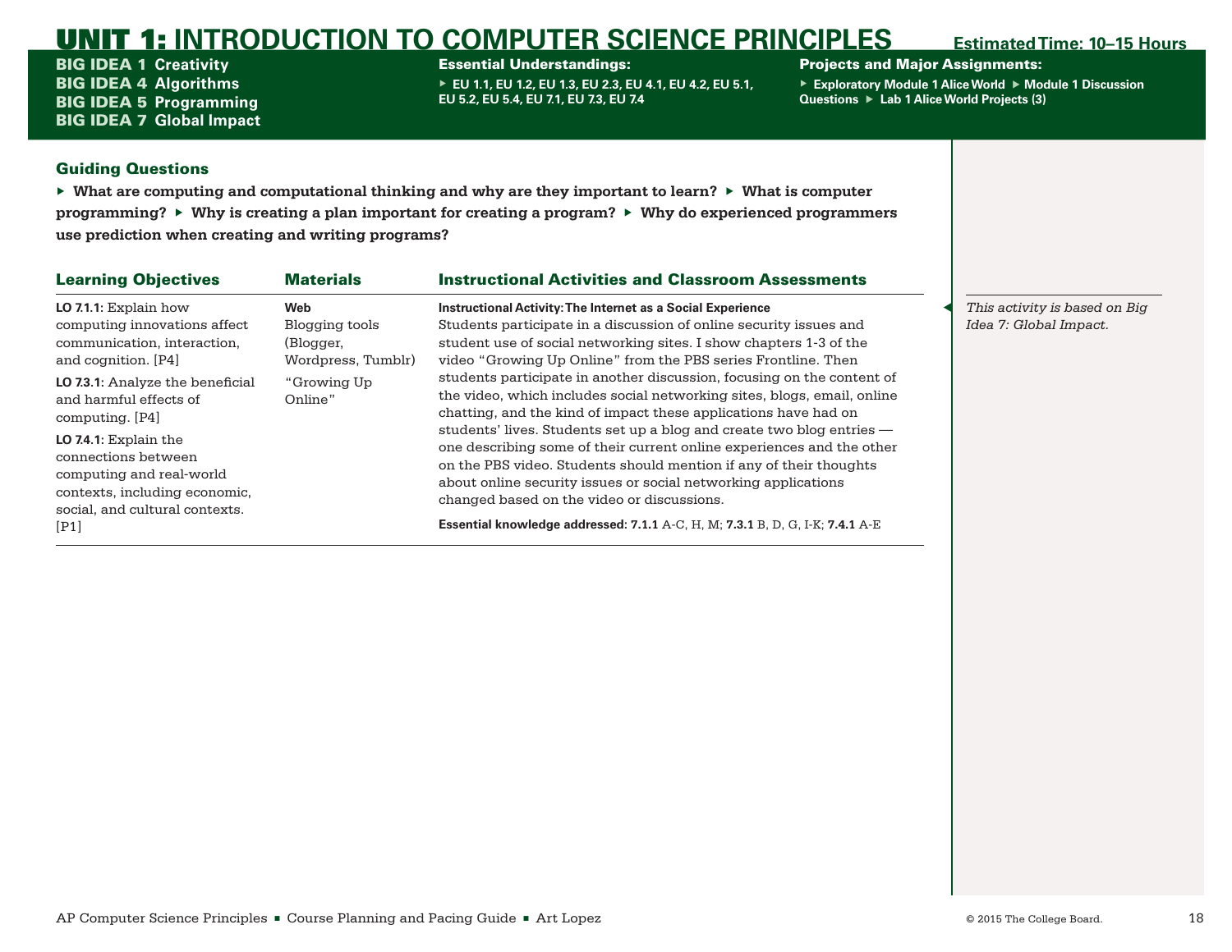# UNIT 1: INTRODUCTION TO COMPUTER SCIENCE PRINCIPLES

**Estimated Time: 10–15 Hours**

**BIG IDEA 1** Creativity
**BIG IDEA 4** Algorithms
**BIG IDEA 5** Programming
**BIG IDEA 7** Global Impact

**Essential Understandings:**

- EU 1.1, EU 1.2, EU 1.3, EU 2.3, EU 4.1, EU 4.2, EU 5.1, EU 5.2, EU 5.4, EU 7.1, EU 7.3, EU 7.4

**Projects and Major Assignments:**

- Exploratory Module 1 Alice World
- Module 1 Discussion Questions
- Lab 1 Alice World Projects (3)

## Guiding Questions

- **What are computing and computational thinking and why are they important to learn?**
- **What is computer programming?**
- **Why is creating a plan important for creating a program?**
- **Why do experienced programmers use prediction when creating and writing programs?**

| Learning Objectives | Materials | Instructional Activities and Classroom Assessments |
|---|---|---|
| **LO 7.1.1:** Explain how computing innovations affect communication, interaction, and cognition. [P4]<br><br>**LO 7.3.1:** Analyze the beneficial and harmful effects of computing. [P4]<br><br>**LO 7.4.1:** Explain the connections between computing and real-world contexts, including economic, social, and cultural contexts. [P1] | **Web**<br>Blogging tools (Blogger, Wordpress, Tumblr)<br><br>"Growing Up Online" | **Instructional Activity: The Internet as a Social Experience**<br>Students participate in a discussion of online security issues and student use of social networking sites. I show chapters 1-3 of the video "Growing Up Online" from the PBS series Frontline. Then students participate in another discussion, focusing on the content of the video, which includes social networking sites, blogs, email, online chatting, and the kind of impact these applications have had on students' lives. Students set up a blog and create two blog entries — one describing some of their current online experiences and the other on the PBS video. Students should mention if any of their thoughts about online security issues or social networking applications changed based on the video or discussions.<br><br>**Essential knowledge addressed: 7.1.1** A-C, H, M; **7.3.1** B, D, G, I-K; **7.4.1** A-E |

*This activity is based on Big Idea 7: Global Impact.*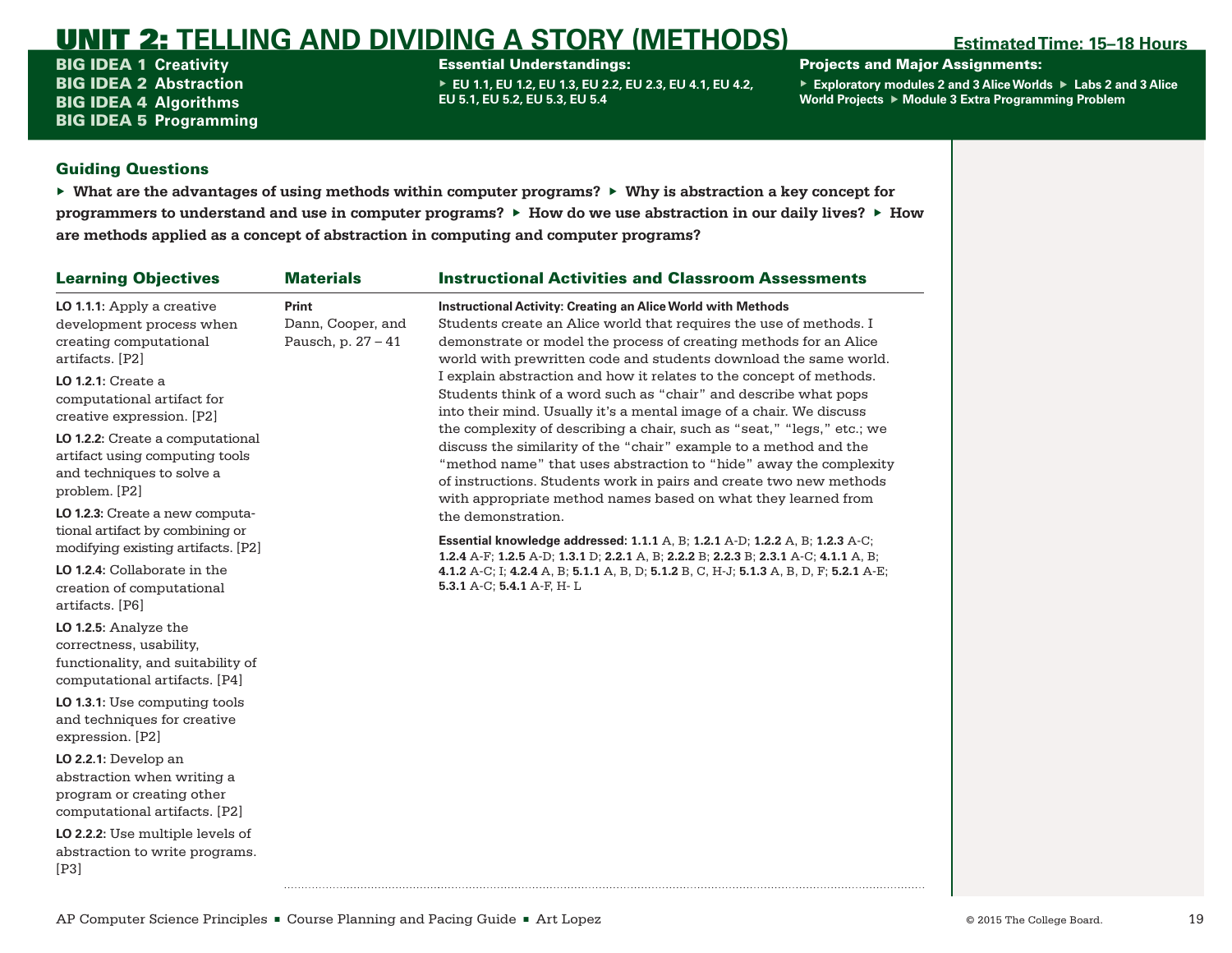# UNIT 2: TELLING AND DIVIDING A STORY (METHODS)

**Estimated Time: 15–18 Hours**

**BIG IDEA 1** Creativity
**BIG IDEA 2** Abstraction
**BIG IDEA 4** Algorithms
**BIG IDEA 5** Programming

**Essential Understandings:**

- EU 1.1, EU 1.2, EU 1.3, EU 2.2, EU 2.3, EU 4.1, EU 4.2, EU 5.1, EU 5.2, EU 5.3, EU 5.4

**Projects and Major Assignments:**

- Exploratory modules 2 and 3 Alice Worlds
- Labs 2 and 3 Alice World Projects
- Module 3 Extra Programming Problem

## Guiding Questions

- **What are the advantages of using methods within computer programs?**
- **Why is abstraction a key concept for programmers to understand and use in computer programs?**
- **How do we use abstraction in our daily lives?**
- **How are methods applied as a concept of abstraction in computing and computer programs?**

| Learning Objectives | Materials | Instructional Activities and Classroom Assessments |
| --- | --- | --- |
| **LO 1.1.1:** Apply a creative development process when creating computational artifacts. [P2]<br><br>**LO 1.2.1:** Create a computational artifact for creative expression. [P2]<br><br>**LO 1.2.2:** Create a computational artifact using computing tools and techniques to solve a problem. [P2]<br><br>**LO 1.2.3:** Create a new computational artifact by combining or modifying existing artifacts. [P2]<br><br>**LO 1.2.4:** Collaborate in the creation of computational artifacts. [P6]<br><br>**LO 1.2.5:** Analyze the correctness, usability, functionality, and suitability of computational artifacts. [P4]<br><br>**LO 1.3.1:** Use computing tools and techniques for creative expression. [P2]<br><br>**LO 2.2.1:** Develop an abstraction when writing a program or creating other computational artifacts. [P2]<br><br>**LO 2.2.2:** Use multiple levels of abstraction to write programs. [P3] | **Print**<br>Dann, Cooper, and Pausch, p. 27 – 41 | **Instructional Activity: Creating an Alice World with Methods**<br>Students create an Alice world that requires the use of methods. I demonstrate or model the process of creating methods for an Alice world with prewritten code and students download the same world. I explain abstraction and how it relates to the concept of methods. Students think of a word such as "chair" and describe what pops into their mind. Usually it's a mental image of a chair. We discuss the complexity of describing a chair, such as "seat," "legs," etc.; we discuss the similarity of the "chair" example to a method and the "method name" that uses abstraction to "hide" away the complexity of instructions. Students work in pairs and create two new methods with appropriate method names based on what they learned from the demonstration.<br><br>**Essential knowledge addressed: 1.1.1** A, B; **1.2.1** A-D; **1.2.2** A, B; **1.2.3** A-C; **1.2.4** A-F; **1.2.5** A-D; **1.3.1** D; **2.2.1** A, B; **2.2.2** B; **2.2.3** B; **2.3.1** A-C; **4.1.1** A, B; **4.1.2** A-C; I; **4.2.4** A, B; **5.1.1** A, B, D; **5.1.2** B, C, H-J; **5.1.3** A, B, D, F; **5.2.1** A-E; **5.3.1** A-C; **5.4.1** A-F, H- L |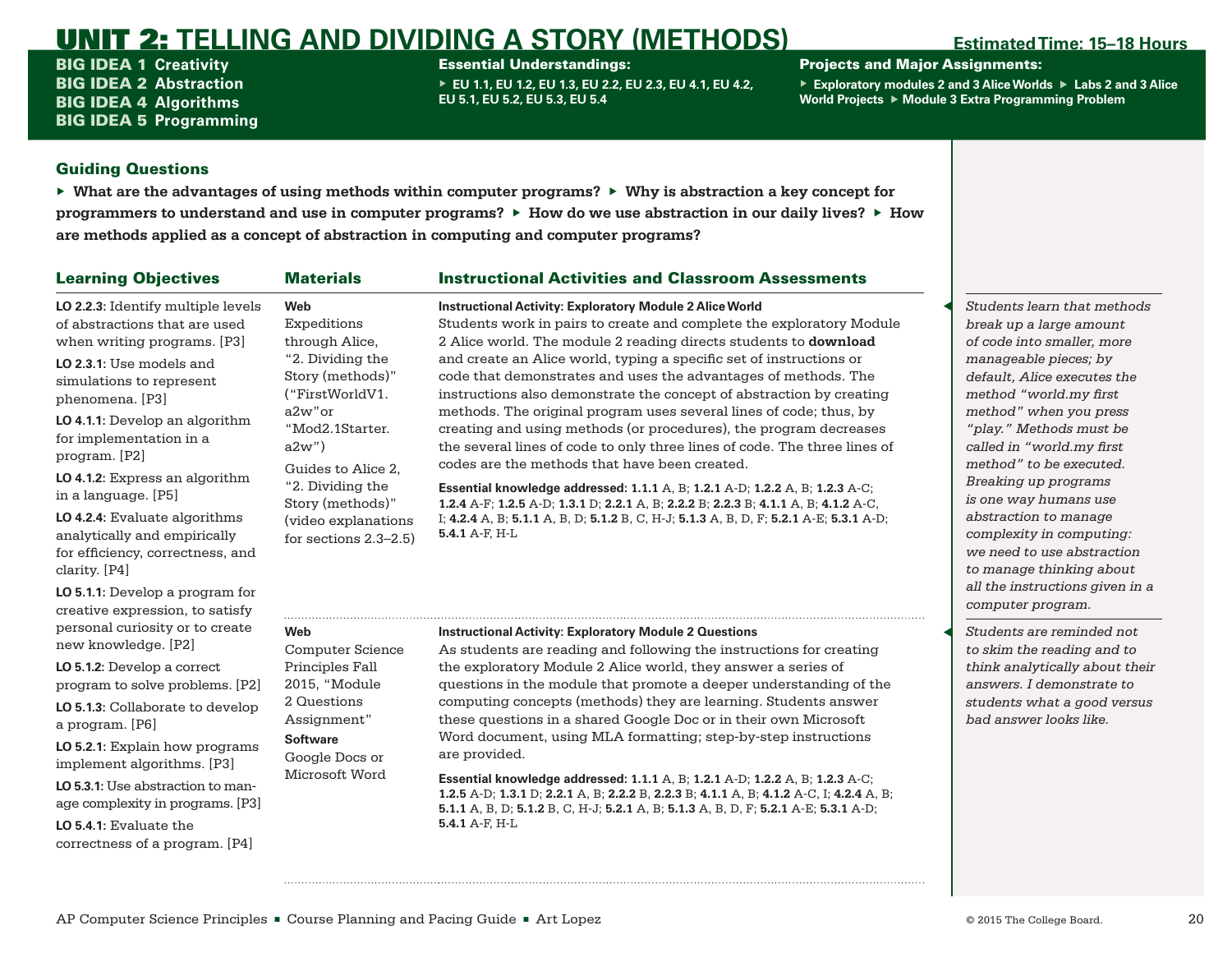# UNIT 2: TELLING AND DIVIDING A STORY (METHODS)

**Estimated Time: 15–18 Hours**

**BIG IDEA 1** Creativity
**BIG IDEA 2** Abstraction
**BIG IDEA 4** Algorithms
**BIG IDEA 5** Programming

**Essential Understandings:**

- EU 1.1, EU 1.2, EU 1.3, EU 2.2, EU 2.3, EU 4.1, EU 4.2, EU 5.1, EU 5.2, EU 5.3, EU 5.4

**Projects and Major Assignments:**

- Exploratory modules 2 and 3 Alice Worlds
- Labs 2 and 3 Alice World Projects
- Module 3 Extra Programming Problem

## Guiding Questions

- What are the advantages of using methods within computer programs?
- Why is abstraction a key concept for programmers to understand and use in computer programs?
- How do we use abstraction in our daily lives?
- How are methods applied as a concept of abstraction in computing and computer programs?

## Learning Objectives

**LO 2.2.3:** Identify multiple levels of abstractions that are used when writing programs. [P3]

**LO 2.3.1:** Use models and simulations to represent phenomena. [P3]

**LO 4.1.1:** Develop an algorithm for implementation in a program. [P2]

**LO 4.1.2:** Express an algorithm in a language. [P5]

**LO 4.2.4:** Evaluate algorithms analytically and empirically for efficiency, correctness, and clarity. [P4]

**LO 5.1.1:** Develop a program for creative expression, to satisfy personal curiosity or to create new knowledge. [P2]

**LO 5.1.2:** Develop a correct program to solve problems. [P2]

**LO 5.1.3:** Collaborate to develop a program. [P6]

**LO 5.2.1:** Explain how programs implement algorithms. [P3]

**LO 5.3.1:** Use abstraction to manage complexity in programs. [P3]

**LO 5.4.1:** Evaluate the correctness of a program. [P4]

## Materials / Instructional Activities and Classroom Assessments

### Materials

**Web**
Expeditions through Alice, "2. Dividing the Story (methods)" ("FirstWorldV1.a2w" or "Mod2.1Starter.a2w")
Guides to Alice 2, "2. Dividing the Story (methods)" (video explanations for sections 2.3–2.5)

### Instructional Activity: Exploratory Module 2 Alice World

Students work in pairs to create and complete the exploratory Module 2 Alice world. The module 2 reading directs students to **download** and create an Alice world, typing a specific set of instructions or code that demonstrates and uses the advantages of methods. The instructions also demonstrate the concept of abstraction by creating methods. The original program uses several lines of code; thus, by creating and using methods (or procedures), the program decreases the several lines of code to only three lines of code. The three lines of codes are the methods that have been created.

**Essential knowledge addressed:** **1.1.1** A, B; **1.2.1** A-D; **1.2.2** A, B; **1.2.3** A-C; **1.2.4** A-F; **1.2.5** A-D; **1.3.1** D; **2.2.1** A, B; **2.2.2** B; **2.2.3** B; **4.1.1** A, B; **4.1.2** A-C, I; **4.2.4** A, B; **5.1.1** A, B, D; **5.1.2** B, C, H-J; **5.1.3** A, B, D, F; **5.2.1** A-E; **5.3.1** A-D; **5.4.1** A-F, H-L

*Students learn that methods break up a large amount of code into smaller, more manageable pieces; by default, Alice executes the method "world.my first method" when you press "play." Methods must be called in "world.my first method" to be executed. Breaking up programs is one way humans use abstraction to manage complexity in computing: we need to use abstraction to manage thinking about all the instructions given in a computer program.*

### Materials

**Web**
Computer Science Principles Fall 2015, "Module 2 Questions Assignment"

**Software**
Google Docs or Microsoft Word

### Instructional Activity: Exploratory Module 2 Questions

As students are reading and following the instructions for creating the exploratory Module 2 Alice world, they answer a series of questions in the module that promote a deeper understanding of the computing concepts (methods) they are learning. Students answer these questions in a shared Google Doc or in their own Microsoft Word document, using MLA formatting; step-by-step instructions are provided.

**Essential knowledge addressed:** **1.1.1** A, B; **1.2.1** A-D; **1.2.2** A, B; **1.2.3** A-C; **1.2.5** A-D; **1.3.1** D; **2.2.1** A, B; **2.2.2** B, **2.2.3** B; **4.1.1** A, B; **4.1.2** A-C, I; **4.2.4** A, B; **5.1.1** A, B, D; **5.1.2** B, C, H-J; **5.2.1** A, B; **5.1.3** A, B, D, F; **5.2.1** A-E; **5.3.1** A-D; **5.4.1** A-F, H-L

*Students are reminded not to skim the reading and to think analytically about their answers. I demonstrate to students what a good versus bad answer looks like.*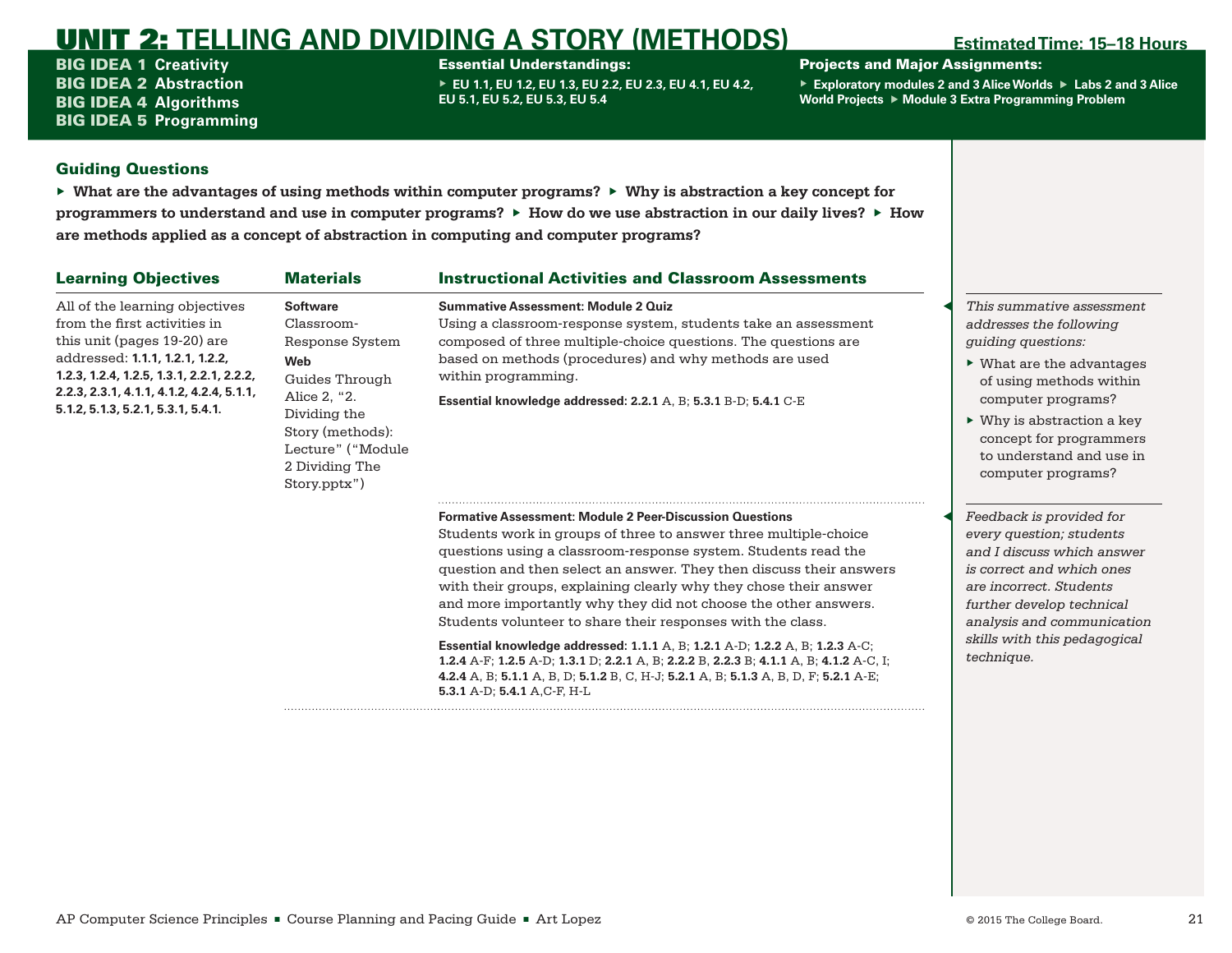# UNIT 2: TELLING AND DIVIDING A STORY (METHODS)

**Estimated Time: 15–18 Hours**

**BIG IDEA 1** Creativity
**BIG IDEA 2** Abstraction
**BIG IDEA 4** Algorithms
**BIG IDEA 5** Programming

**Essential Understandings:**

- EU 1.1, EU 1.2, EU 1.3, EU 2.2, EU 2.3, EU 4.1, EU 4.2, EU 5.1, EU 5.2, EU 5.3, EU 5.4

**Projects and Major Assignments:**

- Exploratory modules 2 and 3 Alice Worlds
- Labs 2 and 3 Alice World Projects
- Module 3 Extra Programming Problem

## Guiding Questions

- **What are the advantages of using methods within computer programs?**
- **Why is abstraction a key concept for programmers to understand and use in computer programs?**
- **How do we use abstraction in our daily lives?**
- **How are methods applied as a concept of abstraction in computing and computer programs?**

| Learning Objectives | Materials | Instructional Activities and Classroom Assessments |
|---|---|---|
| All of the learning objectives from the first activities in this unit (pages 19-20) are addressed: **1.1.1, 1.2.1, 1.2.2, 1.2.3, 1.2.4, 1.2.5, 1.3.1, 2.2.1, 2.2.2, 2.2.3, 2.3.1, 4.1.1, 4.1.2, 4.2.4, 5.1.1, 5.1.2, 5.1.3, 5.2.1, 5.3.1, 5.4.1.** | **Software** Classroom-Response System **Web** Guides Through Alice 2, "2. Dividing the Story (methods): Lecture" ("Module 2 Dividing The Story.pptx") | **Summative Assessment: Module 2 Quiz** Using a classroom-response system, students take an assessment composed of three multiple-choice questions. The questions are based on methods (procedures) and why methods are used within programming. **Essential knowledge addressed: 2.2.1** A, B; **5.3.1** B-D; **5.4.1** C-E |
| | | **Formative Assessment: Module 2 Peer-Discussion Questions** Students work in groups of three to answer three multiple-choice questions using a classroom-response system. Students read the question and then select an answer. They then discuss their answers with their groups, explaining clearly why they chose their answer and more importantly why they did not choose the other answers. Students volunteer to share their responses with the class. **Essential knowledge addressed: 1.1.1** A, B; **1.2.1** A-D; **1.2.2** A, B; **1.2.3** A-C; **1.2.4** A-F; **1.2.5** A-D; **1.3.1** D; **2.2.1** A, B; **2.2.2** B, **2.2.3** B; **4.1.1** A, B; **4.1.2** A-C, I; **4.2.4** A, B; **5.1.1** A, B, D; **5.1.2** B, C, H-J; **5.2.1** A, B; **5.1.3** A, B, D, F; **5.2.1** A-E; **5.3.1** A-D; **5.4.1** A,C-F, H-L |

*This summative assessment addresses the following guiding questions:*

- What are the advantages of using methods within computer programs?
- Why is abstraction a key concept for programmers to understand and use in computer programs?

*Feedback is provided for every question; students and I discuss which answer is correct and which ones are incorrect. Students further develop technical analysis and communication skills with this pedagogical technique.*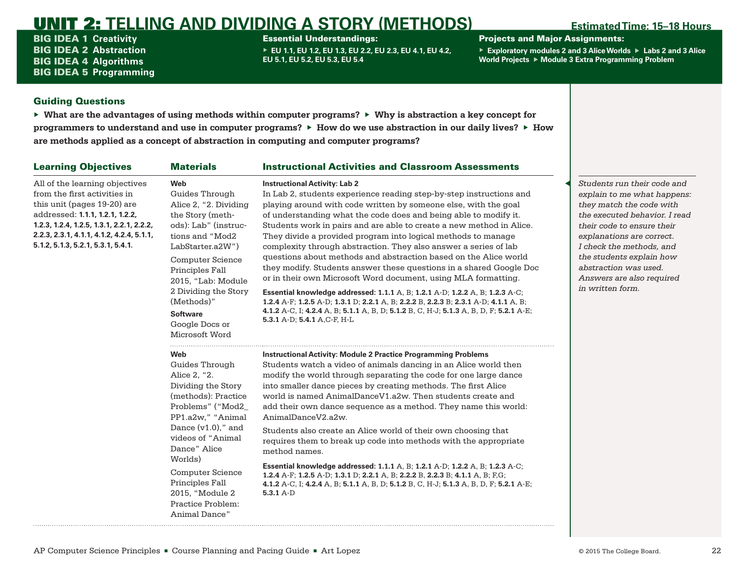# UNIT 2: TELLING AND DIVIDING A STORY (METHODS)

**Estimated Time: 15–18 Hours**

**BIG IDEA 1 Creativity**
**BIG IDEA 2 Abstraction**
**BIG IDEA 4 Algorithms**
**BIG IDEA 5 Programming**

**Essential Understandings:**
- EU 1.1, EU 1.2, EU 1.3, EU 2.2, EU 2.3, EU 4.1, EU 4.2, EU 5.1, EU 5.2, EU 5.3, EU 5.4

**Projects and Major Assignments:**
- Exploratory modules 2 and 3 Alice Worlds
- Labs 2 and 3 Alice World Projects
- Module 3 Extra Programming Problem

## Guiding Questions

- **What are the advantages of using methods within computer programs?**
- **Why is abstraction a key concept for programmers to understand and use in computer programs?**
- **How do we use abstraction in our daily lives?**
- **How are methods applied as a concept of abstraction in computing and computer programs?**

| Learning Objectives | Materials | Instructional Activities and Classroom Assessments |
|---|---|---|
| All of the learning objectives from the first activities in this unit (pages 19-20) are addressed: **1.1.1, 1.2.1, 1.2.2, 1.2.3, 1.2.4, 1.2.5, 1.3.1, 2.2.1, 2.2.2, 2.2.3, 2.3.1, 4.1.1, 4.1.2, 4.2.4, 5.1.1, 5.1.2, 5.1.3, 5.2.1, 5.3.1, 5.4.1.** | **Web**<br>Guides Through Alice 2, "2. Dividing the Story (methods): Lab" (instructions and "Mod2 LabStarter.a2W")<br>Computer Science Principles Fall 2015, "Lab: Module 2 Dividing the Story (Methods)"<br>**Software**<br>Google Docs or Microsoft Word | **Instructional Activity: Lab 2**<br>In Lab 2, students experience reading step-by-step instructions and playing around with code written by someone else, with the goal of understanding what the code does and being able to modify it. Students work in pairs and are able to create a new method in Alice. They divide a provided program into logical methods to manage complexity through abstraction. They also answer a series of lab questions about methods and abstraction based on the Alice world they modify. Students answer these questions in a shared Google Doc or in their own Microsoft Word document, using MLA formatting.<br>**Essential knowledge addressed:** **1.1.1** A, B; **1.2.1** A-D; **1.2.2** A, B; **1.2.3** A-C; **1.2.4** A-F; **1.2.5** A-D; **1.3.1** D; **2.2.1** A, B; **2.2.2** B, **2.2.3** B; **2.3.1** A-D; **4.1.1** A, B; **4.1.2** A-C, I; **4.2.4** A, B; **5.1.1** A, B, D; **5.1.2** B, C, H-J; **5.1.3** A, B, D, F; **5.2.1** A-E; **5.3.1** A-D; **5.4.1** A,C-F, H-L |
| | **Web**<br>Guides Through Alice 2, "2. Dividing the Story (methods): Practice Problems" ("Mod2_PP1.a2w," "Animal Dance (v1.0)," and videos of "Animal Dance" Alice Worlds)<br>Computer Science Principles Fall 2015, "Module 2 Practice Problem: Animal Dance" | **Instructional Activity: Module 2 Practice Programming Problems**<br>Students watch a video of animals dancing in an Alice world then modify the world through separating the code for one large dance into smaller dance pieces by creating methods. The first Alice world is named AnimalDanceV1.a2w. Then students create and add their own dance sequence as a method. They name this world: AnimalDanceV2.a2w.<br>Students also create an Alice world of their own choosing that requires them to break up code into methods with the appropriate method names.<br>**Essential knowledge addressed:** **1.1.1** A, B; **1.2.1** A-D; **1.2.2** A, B; **1.2.3** A-C; **1.2.4** A-F; **1.2.5** A-D; **1.3.1** D; **2.2.1** A, B; **2.2.2** B, **2.2.3** B; **4.1.1** A, B; F,G; **4.1.2** A-C, I; **4.2.4** A, B; **5.1.1** A, B, D; **5.1.2** B, C, H-J; **5.1.3** A, B, D, F; **5.2.1** A-E; **5.3.1** A-D |

*Students run their code and explain to me what happens: they match the code with the executed behavior. I read their code to ensure their explanations are correct. I check the methods, and the students explain how abstraction was used. Answers are also required in written form.*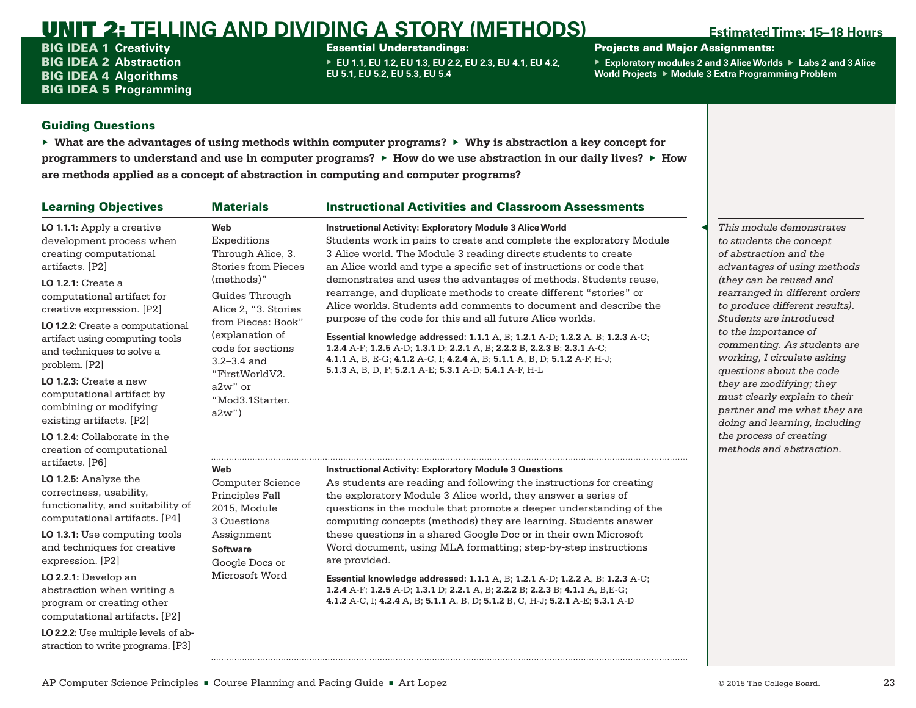# UNIT 2: TELLING AND DIVIDING A STORY (METHODS)

**Estimated Time: 15–18 Hours**

**BIG IDEA 1** Creativity
**BIG IDEA 2** Abstraction
**BIG IDEA 4** Algorithms
**BIG IDEA 5** Programming

**Essential Understandings:**

- EU 1.1, EU 1.2, EU 1.3, EU 2.2, EU 2.3, EU 4.1, EU 4.2, EU 5.1, EU 5.2, EU 5.3, EU 5.4

**Projects and Major Assignments:**

- Exploratory modules 2 and 3 Alice Worlds
- Labs 2 and 3 Alice World Projects
- Module 3 Extra Programming Problem

## Guiding Questions

- **What are the advantages of using methods within computer programs?**
- **Why is abstraction a key concept for programmers to understand and use in computer programs?**
- **How do we use abstraction in our daily lives?**
- **How are methods applied as a concept of abstraction in computing and computer programs?**

## Learning Objectives

**LO 1.1.1:** Apply a creative development process when creating computational artifacts. [P2]

**LO 1.2.1:** Create a computational artifact for creative expression. [P2]

**LO 1.2.2:** Create a computational artifact using computing tools and techniques to solve a problem. [P2]

**LO 1.2.3:** Create a new computational artifact by combining or modifying existing artifacts. [P2]

**LO 1.2.4:** Collaborate in the creation of computational artifacts. [P6]

**LO 1.2.5:** Analyze the correctness, usability, functionality, and suitability of computational artifacts. [P4]

**LO 1.3.1:** Use computing tools and techniques for creative expression. [P2]

**LO 2.2.1:** Develop an abstraction when writing a program or creating other computational artifacts. [P2]

**LO 2.2.2:** Use multiple levels of abstraction to write programs. [P3]

## Materials / Instructional Activities and Classroom Assessments

### Instructional Activity: Exploratory Module 3 Alice World

**Materials:**

**Web**
Expeditions Through Alice, 3. Stories from Pieces (methods)"
Guides Through Alice 2, "3. Stories from Pieces: Book" (explanation of code for sections 3.2–3.4 and "FirstWorldV2.a2w" or "Mod3.1Starter.a2w")

Students work in pairs to create and complete the exploratory Module 3 Alice world. The Module 3 reading directs students to create an Alice world and type a specific set of instructions or code that demonstrates and uses the advantages of methods. Students reuse, rearrange, and duplicate methods to create different "stories" or Alice worlds. Students add comments to document and describe the purpose of the code for this and all future Alice worlds.

**Essential knowledge addressed:** **1.1.1** A, B; **1.2.1** A-D; **1.2.2** A, B; **1.2.3** A-C; **1.2.4** A-F; **1.2.5** A-D; **1.3.1** D; **2.2.1** A, B; **2.2.2** B, **2.2.3** B; **2.3.1** A-C; **4.1.1** A, B, E-G; **4.1.2** A-C, I; **4.2.4** A, B; **5.1.1** A, B, D; **5.1.2** A-F, H-J; **5.1.3** A, B, D, F; **5.2.1** A-E; **5.3.1** A-D; **5.4.1** A-F, H-L

*This module demonstrates to students the concept of abstraction and the advantages of using methods (they can be reused and rearranged in different orders to produce different results). Students are introduced to the importance of commenting. As students are working, I circulate asking questions about the code they are modifying; they must clearly explain to their partner and me what they are doing and learning, including the process of creating methods and abstraction.*

### Instructional Activity: Exploratory Module 3 Questions

**Materials:**

**Web**
Computer Science Principles Fall 2015, Module 3 Questions Assignment

**Software**
Google Docs or Microsoft Word

As students are reading and following the instructions for creating the exploratory Module 3 Alice world, they answer a series of questions in the module that promote a deeper understanding of the computing concepts (methods) they are learning. Students answer these questions in a shared Google Doc or in their own Microsoft Word document, using MLA formatting; step-by-step instructions are provided.

**Essential knowledge addressed:** **1.1.1** A, B; **1.2.1** A-D; **1.2.2** A, B; **1.2.3** A-C; **1.2.4** A-F; **1.2.5** A-D; **1.3.1** D; **2.2.1** A, B; **2.2.2** B; **2.2.3** B; **4.1.1** A, B,E-G; **4.1.2** A-C, I; **4.2.4** A, B; **5.1.1** A, B, D; **5.1.2** B, C, H-J; **5.2.1** A-E; **5.3.1** A-D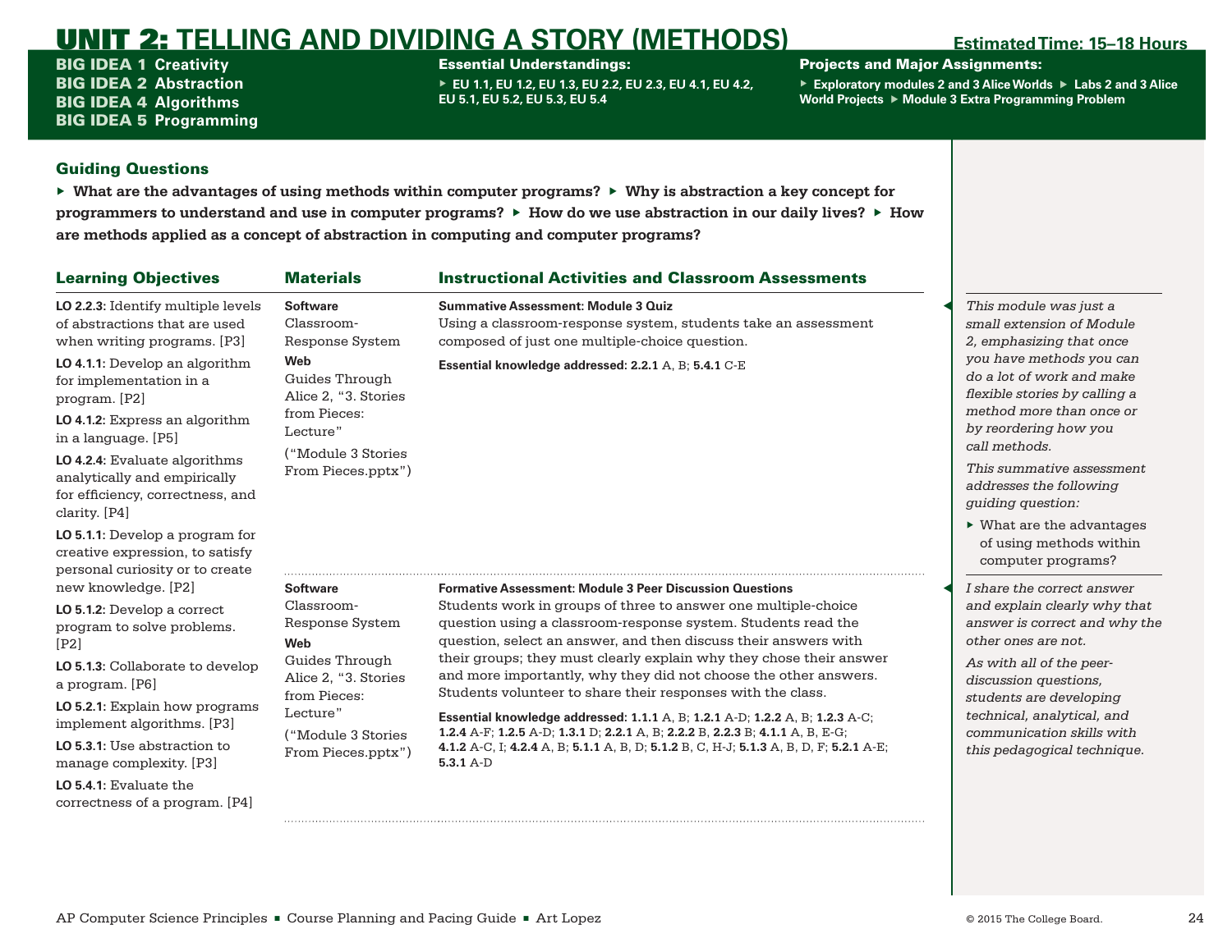# UNIT 2: TELLING AND DIVIDING A STORY (METHODS)

**Estimated Time: 15–18 Hours**

**BIG IDEA 1** Creativity
**BIG IDEA 2** Abstraction
**BIG IDEA 4** Algorithms
**BIG IDEA 5** Programming

**Essential Understandings:**

- EU 1.1, EU 1.2, EU 1.3, EU 2.2, EU 2.3, EU 4.1, EU 4.2, EU 5.1, EU 5.2, EU 5.3, EU 5.4

**Projects and Major Assignments:**

- Exploratory modules 2 and 3 Alice Worlds
- Labs 2 and 3 Alice World Projects
- Module 3 Extra Programming Problem

## Guiding Questions

- **What are the advantages of using methods within computer programs?**
- **Why is abstraction a key concept for programmers to understand and use in computer programs?**
- **How do we use abstraction in our daily lives?**
- **How are methods applied as a concept of abstraction in computing and computer programs?**

## Learning Objectives

**LO 2.2.3**: Identify multiple levels of abstractions that are used when writing programs. [P3]

**LO 4.1.1**: Develop an algorithm for implementation in a program. [P2]

**LO 4.1.2**: Express an algorithm in a language. [P5]

**LO 4.2.4**: Evaluate algorithms analytically and empirically for efficiency, correctness, and clarity. [P4]

**LO 5.1.1**: Develop a program for creative expression, to satisfy personal curiosity or to create new knowledge. [P2]

**LO 5.1.2**: Develop a correct program to solve problems. [P2]

**LO 5.1.3**: Collaborate to develop a program. [P6]

**LO 5.2.1**: Explain how programs implement algorithms. [P3]

**LO 5.3.1**: Use abstraction to manage complexity. [P3]

**LO 5.4.1**: Evaluate the correctness of a program. [P4]

| Materials | Instructional Activities and Classroom Assessments | Notes |
|---|---|---|
| **Software**<br>Classroom-Response System<br>**Web**<br>Guides Through Alice 2, "3. Stories from Pieces: Lecture"<br>("Module 3 Stories From Pieces.pptx") | **Summative Assessment: Module 3 Quiz**<br>Using a classroom-response system, students take an assessment composed of just one multiple-choice question.<br>**Essential knowledge addressed: 2.2.1** A, B; **5.4.1** C-E | *This module was just a small extension of Module 2, emphasizing that once you have methods you can do a lot of work and make flexible stories by calling a method more than once or by reordering how you call methods.*<br>*This summative assessment addresses the following guiding question:*<br>▸ What are the advantages of using methods within computer programs? |
| **Software**<br>Classroom-Response System<br>**Web**<br>Guides Through Alice 2, "3. Stories from Pieces: Lecture"<br>("Module 3 Stories From Pieces.pptx") | **Formative Assessment: Module 3 Peer Discussion Questions**<br>Students work in groups of three to answer one multiple-choice question using a classroom-response system. Students read the question, select an answer, and then discuss their answers with their groups; they must clearly explain why they chose their answer and more importantly, why they did not choose the other answers. Students volunteer to share their responses with the class.<br>**Essential knowledge addressed: 1.1.1** A, B; **1.2.1** A-D; **1.2.2** A, B; **1.2.3** A-C; **1.2.4** A-F; **1.2.5** A-D; **1.3.1** D; **2.2.1** A, B; **2.2.2** B, **2.2.3** B; **4.1.1** A, B, E-G; **4.1.2** A-C, I; **4.2.4** A, B; **5.1.1** A, B, D; **5.1.2** B, C, H-J; **5.1.3** A, B, D, F; **5.2.1** A-E; **5.3.1** A-D | *I share the correct answer and explain clearly why that answer is correct and why the other ones are not.*<br>*As with all of the peer-discussion questions, students are developing technical, analytical, and communication skills with this pedagogical technique.* |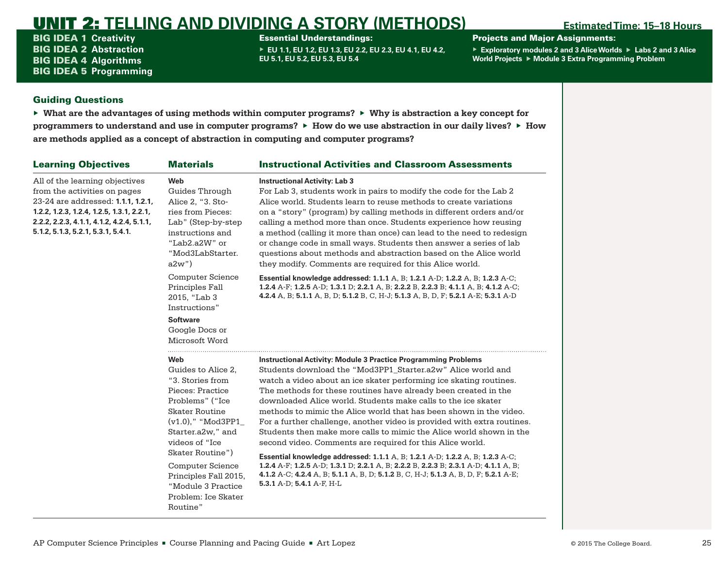# UNIT 2: TELLING AND DIVIDING A STORY (METHODS)

**Estimated Time: 15–18 Hours**

**BIG IDEA 1** Creativity
**BIG IDEA 2** Abstraction
**BIG IDEA 4** Algorithms
**BIG IDEA 5** Programming

**Essential Understandings:**

- EU 1.1, EU 1.2, EU 1.3, EU 2.2, EU 2.3, EU 4.1, EU 4.2, EU 5.1, EU 5.2, EU 5.3, EU 5.4

**Projects and Major Assignments:**

- Exploratory modules 2 and 3 Alice Worlds
- Labs 2 and 3 Alice World Projects
- Module 3 Extra Programming Problem

## Guiding Questions

- What are the advantages of using methods within computer programs?
- Why is abstraction a key concept for programmers to understand and use in computer programs?
- How do we use abstraction in our daily lives?
- How are methods applied as a concept of abstraction in computing and computer programs?

| Learning Objectives | Materials | Instructional Activities and Classroom Assessments |
|---|---|---|
| All of the learning objectives from the activities on pages 23-24 are addressed: **1.1.1, 1.2.1, 1.2.2, 1.2.3, 1.2.4, 1.2.5, 1.3.1, 2.2.1, 2.2.2, 2.2.3, 4.1.1, 4.1.2, 4.2.4, 5.1.1, 5.1.2, 5.1.3, 5.2.1, 5.3.1, 5.4.1.** | **Web**<br>Guides Through Alice 2, "3. Stories from Pieces: Lab" (Step-by-step instructions and "Lab2.a2W" or "Mod3LabStarter.a2w")<br>Computer Science Principles Fall 2015, "Lab 3 Instructions"<br>**Software**<br>Google Docs or Microsoft Word | **Instructional Activity: Lab 3**<br>For Lab 3, students work in pairs to modify the code for the Lab 2 Alice world. Students learn to reuse methods to create variations on a "story" (program) by calling methods in different orders and/or calling a method more than once. Students experience how reusing a method (calling it more than once) can lead to the need to redesign or change code in small ways. Students then answer a series of lab questions about methods and abstraction based on the Alice world they modify. Comments are required for this Alice world.<br>**Essential knowledge addressed: 1.1.1** A, B; **1.2.1** A-D; **1.2.2** A, B; **1.2.3** A-C; **1.2.4** A-F; **1.2.5** A-D; **1.3.1** D; **2.2.1** A, B; **2.2.2** B; **2.2.3** B; **4.1.1** A, B; **4.1.2** A-C; **4.2.4** A, B; **5.1.1** A, B, D; **5.1.2** B, C, H-J; **5.1.3** A, B, D, F; **5.2.1** A-E; **5.3.1** A-D |
| | **Web**<br>Guides to Alice 2, "3. Stories from Pieces: Practice Problems" ("Ice Skater Routine (v1.0)," "Mod3PP1_Starter.a2w," and videos of "Ice Skater Routine")<br>Computer Science Principles Fall 2015, "Module 3 Practice Problem: Ice Skater Routine" | **Instructional Activity: Module 3 Practice Programming Problems**<br>Students download the "Mod3PP1_Starter.a2w" Alice world and watch a video about an ice skater performing ice skating routines. The methods for these routines have already been created in the downloaded Alice world. Students make calls to the ice skater methods to mimic the Alice world that has been shown in the video. For a further challenge, another video is provided with extra routines. Students then make more calls to mimic the Alice world shown in the second video. Comments are required for this Alice world.<br>**Essential knowledge addressed: 1.1.1** A, B; **1.2.1** A-D; **1.2.2** A, B; **1.2.3** A-C; **1.2.4** A-F; **1.2.5** A-D; **1.3.1** D; **2.2.1** A, B; **2.2.2** B, **2.2.3** B; **2.3.1** A-D; **4.1.1** A, B; **4.1.2** A-C; **4.2.4** A, B; **5.1.1** A, B, D; **5.1.2** B, C, H-J; **5.1.3** A, B, D, F; **5.2.1** A-E; **5.3.1** A-D; **5.4.1** A-F, H-L |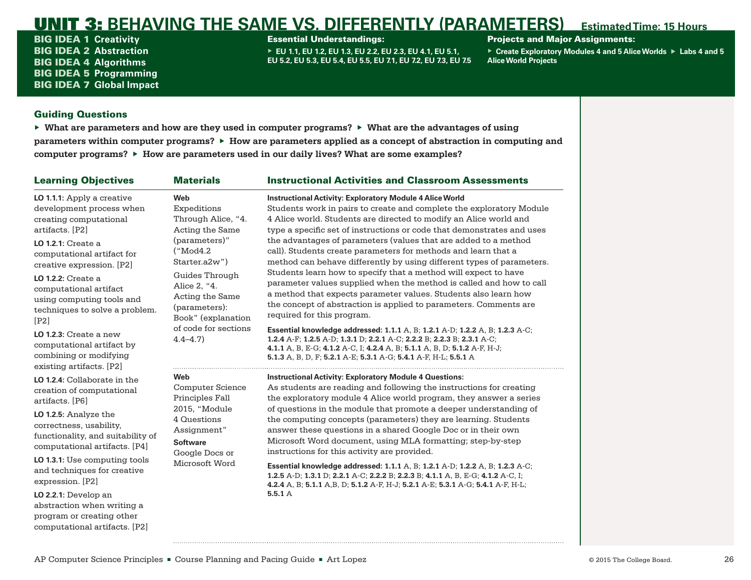# UNIT 3: BEHAVING THE SAME VS. DIFFERENTLY (PARAMETERS)

**Estimated Time: 15 Hours**

**BIG IDEA 1** Creativity
**BIG IDEA 2** Abstraction
**BIG IDEA 4** Algorithms
**BIG IDEA 5** Programming
**BIG IDEA 7** Global Impact

**Essential Understandings:**

- EU 1.1, EU 1.2, EU 1.3, EU 2.2, EU 2.3, EU 4.1, EU 5.1, EU 5.2, EU 5.3, EU 5.4, EU 5.5, EU 7.1, EU 7.2, EU 7.3, EU 7.5

**Projects and Major Assignments:**

- Create Exploratory Modules 4 and 5 Alice Worlds
- Labs 4 and 5 Alice World Projects

## Guiding Questions

- **What are parameters and how are they used in computer programs?**
- **What are the advantages of using parameters within computer programs?**
- **How are parameters applied as a concept of abstraction in computing and computer programs?**
- **How are parameters used in our daily lives? What are some examples?**

| Learning Objectives | Materials | Instructional Activities and Classroom Assessments |
|---|---|---|
| **LO 1.1.1:** Apply a creative development process when creating computational artifacts. [P2]<br><br>**LO 1.2.1:** Create a computational artifact for creative expression. [P2]<br><br>**LO 1.2.2:** Create a computational artifact using computing tools and techniques to solve a problem. [P2]<br><br>**LO 1.2.3:** Create a new computational artifact by combining or modifying existing artifacts. [P2]<br><br>**LO 1.2.4:** Collaborate in the creation of computational artifacts. [P6]<br><br>**LO 1.2.5:** Analyze the correctness, usability, functionality, and suitability of computational artifacts. [P4]<br><br>**LO 1.3.1:** Use computing tools and techniques for creative expression. [P2]<br><br>**LO 2.2.1:** Develop an abstraction when writing a program or creating other computational artifacts. [P2] | **Web**<br>Expeditions Through Alice, "4. Acting the Same (parameters)" ("Mod4.2 Starter.a2w")<br>Guides Through Alice 2, "4. Acting the Same (parameters): Book" (explanation of code for sections 4.4–4.7) | **Instructional Activity: Exploratory Module 4 Alice World**<br>Students work in pairs to create and complete the exploratory Module 4 Alice world. Students are directed to modify an Alice world and type a specific set of instructions or code that demonstrates and uses the advantages of parameters (values that are added to a method call). Students create parameters for methods and learn that a method can behave differently by using different types of parameters. Students learn how to specify that a method will expect to have parameter values supplied when the method is called and how to call a method that expects parameter values. Students also learn how the concept of abstraction is applied to parameters. Comments are required for this program.<br><br>**Essential knowledge addressed: 1.1.1** A, B; **1.2.1** A-D; **1.2.2** A, B; **1.2.3** A-C; **1.2.4** A-F; **1.2.5** A-D; **1.3.1** D; **2.2.1** A-C; **2.2.2** B; **2.2.3** B; **2.3.1** A-C; **4.1.1** A, B, E-G; **4.1.2** A-C, I; **4.2.4** A, B; **5.1.1** A, B, D; **5.1.2** A-F, H-J; **5.1.3** A, B, D, F; **5.2.1** A-E; **5.3.1** A-G; **5.4.1** A-F, H-L; **5.5.1** A |
| | **Web**<br>Computer Science Principles Fall 2015, "Module 4 Questions Assignment"<br>**Software**<br>Google Docs or Microsoft Word | **Instructional Activity: Exploratory Module 4 Questions:**<br>As students are reading and following the instructions for creating the exploratory module 4 Alice world program, they answer a series of questions in the module that promote a deeper understanding of the computing concepts (parameters) they are learning. Students answer these questions in a shared Google Doc or in their own Microsoft Word document, using MLA formatting; step-by-step instructions for this activity are provided.<br><br>**Essential knowledge addressed: 1.1.1** A, B; **1.2.1** A-D; **1.2.2** A, B; **1.2.3** A-C; **1.2.5** A-D; **1.3.1** D; **2.2.1** A-C; **2.2.2** B; **2.2.3** B; **4.1.1** A, B, E-G; **4.1.2** A-C, I; **4.2.4** A, B; **5.1.1** A,B, D; **5.1.2** A-F, H-J; **5.2.1** A-E; **5.3.1** A-G; **5.4.1** A-F, H-L; **5.5.1** A |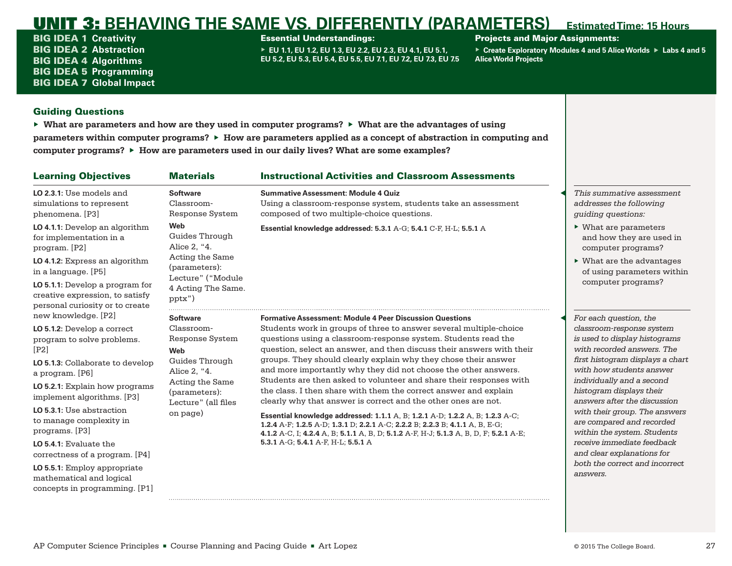# UNIT 3: BEHAVING THE SAME VS. DIFFERENTLY (PARAMETERS)

**Estimated Time: 15 Hours**

**BIG IDEA 1** Creativity
**BIG IDEA 2** Abstraction
**BIG IDEA 4** Algorithms
**BIG IDEA 5** Programming
**BIG IDEA 7** Global Impact

**Essential Understandings:**

- EU 1.1, EU 1.2, EU 1.3, EU 2.2, EU 2.3, EU 4.1, EU 5.1, EU 5.2, EU 5.3, EU 5.4, EU 5.5, EU 7.1, EU 7.2, EU 7.3, EU 7.5

**Projects and Major Assignments:**

- Create Exploratory Modules 4 and 5 Alice Worlds
- Labs 4 and 5 Alice World Projects

## Guiding Questions

- **What are parameters and how are they used in computer programs?**
- **What are the advantages of using parameters within computer programs?**
- **How are parameters applied as a concept of abstraction in computing and computer programs?**
- **How are parameters used in our daily lives? What are some examples?**

| Learning Objectives | Materials | Instructional Activities and Classroom Assessments |
|---|---|---|
| **LO 2.3.1:** Use models and simulations to represent phenomena. [P3]<br>**LO 4.1.1:** Develop an algorithm for implementation in a program. [P2]<br>**LO 4.1.2:** Express an algorithm in a language. [P5]<br>**LO 5.1.1:** Develop a program for creative expression, to satisfy personal curiosity or to create new knowledge. [P2]<br>**LO 5.1.2:** Develop a correct program to solve problems. [P2]<br>**LO 5.1.3:** Collaborate to develop a program. [P6]<br>**LO 5.2.1:** Explain how programs implement algorithms. [P3]<br>**LO 5.3.1:** Use abstraction to manage complexity in programs. [P3]<br>**LO 5.4.1:** Evaluate the correctness of a program. [P4]<br>**LO 5.5.1:** Employ appropriate mathematical and logical concepts in programming. [P1] | **Software**<br>Classroom-Response System<br>**Web**<br>Guides Through Alice 2, "4. Acting the Same (parameters): Lecture" ("Module 4 Acting The Same.pptx") | **Summative Assessment: Module 4 Quiz**<br>Using a classroom-response system, students take an assessment composed of two multiple-choice questions.<br>**Essential knowledge addressed: 5.3.1** A-G; **5.4.1** C-F, H-L; **5.5.1** A |
| | **Software**<br>Classroom-Response System<br>**Web**<br>Guides Through Alice 2, "4. Acting the Same (parameters): Lecture" (all files on page) | **Formative Assessment: Module 4 Peer Discussion Questions**<br>Students work in groups of three to answer several multiple-choice questions using a classroom-response system. Students read the question, select an answer, and then discuss their answers with their groups. They should clearly explain why they chose their answer and more importantly why they did not choose the other answers. Students are then asked to volunteer and share their responses with the class. I then share with them the correct answer and explain clearly why that answer is correct and the other ones are not.<br>**Essential knowledge addressed: 1.1.1** A, B; **1.2.1** A-D; **1.2.2** A, B; **1.2.3** A-C; **1.2.4** A-F; **1.2.5** A-D; **1.3.1** D; **2.2.1** A-C; **2.2.2** B; **2.2.3** B; **4.1.1** A, B, E-G; **4.1.2** A-C, I; **4.2.4** A, B; **5.1.1** A, B, D; **5.1.2** A-F, H-J; **5.1.3** A, B, D, F; **5.2.1** A-E; **5.3.1** A-G; **5.4.1** A-F, H-L; **5.5.1** A |

*This summative assessment addresses the following guiding questions:*

- What are parameters and how they are used in computer programs?
- What are the advantages of using parameters within computer programs?

*For each question, the classroom-response system is used to display histograms with recorded answers. The first histogram displays a chart with how students answer individually and a second histogram displays their answers after the discussion with their group. The answers are compared and recorded within the system. Students receive immediate feedback and clear explanations for both the correct and incorrect answers.*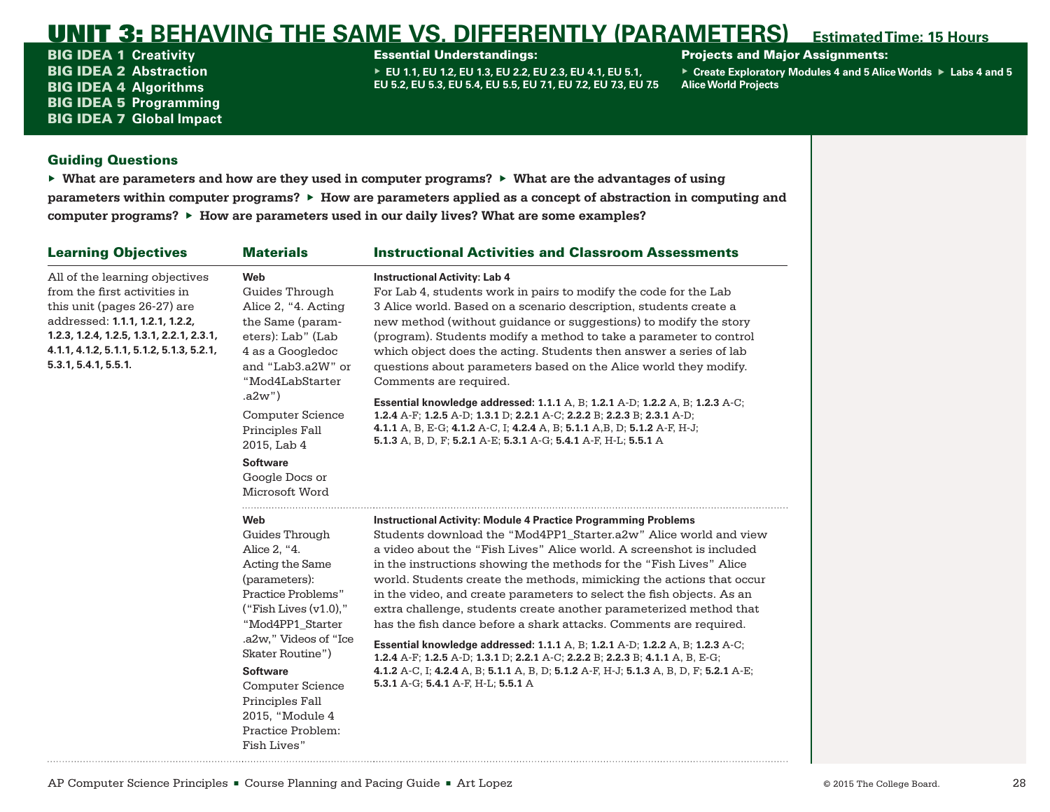# UNIT 3: BEHAVING THE SAME VS. DIFFERENTLY (PARAMETERS)

**Estimated Time: 15 Hours**

**BIG IDEA 1** Creativity
**BIG IDEA 2** Abstraction
**BIG IDEA 4** Algorithms
**BIG IDEA 5** Programming
**BIG IDEA 7** Global Impact

**Essential Understandings:**

- EU 1.1, EU 1.2, EU 1.3, EU 2.2, EU 2.3, EU 4.1, EU 5.1, EU 5.2, EU 5.3, EU 5.4, EU 5.5, EU 7.1, EU 7.2, EU 7.3, EU 7.5

**Projects and Major Assignments:**

- Create Exploratory Modules 4 and 5 Alice Worlds
- Labs 4 and 5 Alice World Projects

## Guiding Questions

- What are parameters and how are they used in computer programs?
- What are the advantages of using parameters within computer programs?
- How are parameters applied as a concept of abstraction in computing and computer programs?
- How are parameters used in our daily lives? What are some examples?

| Learning Objectives | Materials | Instructional Activities and Classroom Assessments |
| --- | --- | --- |
| All of the learning objectives from the first activities in this unit (pages 26-27) are addressed: **1.1.1, 1.2.1, 1.2.2, 1.2.3, 1.2.4, 1.2.5, 1.3.1, 2.2.1, 2.3.1, 4.1.1, 4.1.2, 5.1.1, 5.1.2, 5.1.3, 5.2.1, 5.3.1, 5.4.1, 5.5.1.** | **Web**<br>Guides Through Alice 2, "4. Acting the Same (parameters): Lab" (Lab 4 as a Googledoc and "Lab3.a2W" or "Mod4LabStarter .a2w")<br>Computer Science Principles Fall 2015, Lab 4<br>**Software**<br>Google Docs or Microsoft Word | **Instructional Activity: Lab 4**<br>For Lab 4, students work in pairs to modify the code for the Lab 3 Alice world. Based on a scenario description, students create a new method (without guidance or suggestions) to modify the story (program). Students modify a method to take a parameter to control which object does the acting. Students then answer a series of lab questions about parameters based on the Alice world they modify. Comments are required.<br>**Essential knowledge addressed: 1.1.1** A, B; **1.2.1** A-D; **1.2.2** A, B; **1.2.3** A-C; **1.2.4** A-F; **1.2.5** A-D; **1.3.1** D; **2.2.1** A-C; **2.2.2** B; **2.2.3** B; **2.3.1** A-D; **4.1.1** A, B, E-G; **4.1.2** A-C, I; **4.2.4** A, B; **5.1.1** A,B, D; **5.1.2** A-F, H-J; **5.1.3** A, B, D, F; **5.2.1** A-E; **5.3.1** A-G; **5.4.1** A-F, H-L; **5.5.1** A |
| | **Web**<br>Guides Through Alice 2, "4. Acting the Same (parameters): Practice Problems" ("Fish Lives (v1.0)," "Mod4PP1_Starter .a2w," Videos of "Ice Skater Routine")<br>**Software**<br>Computer Science Principles Fall 2015, "Module 4 Practice Problem: Fish Lives" | **Instructional Activity: Module 4 Practice Programming Problems**<br>Students download the "Mod4PP1_Starter.a2w" Alice world and view a video about the "Fish Lives" Alice world. A screenshot is included in the instructions showing the methods for the "Fish Lives" Alice world. Students create the methods, mimicking the actions that occur in the video, and create parameters to select the fish objects. As an extra challenge, students create another parameterized method that has the fish dance before a shark attacks. Comments are required.<br>**Essential knowledge addressed: 1.1.1** A, B; **1.2.1** A-D; **1.2.2** A, B; **1.2.3** A-C; **1.2.4** A-F; **1.2.5** A-D; **1.3.1** D; **2.2.1** A-C; **2.2.2** B; **2.2.3** B; **4.1.1** A, B, E-G; **4.1.2** A-C, I; **4.2.4** A, B; **5.1.1** A, B, D; **5.1.2** A-F, H-J; **5.1.3** A, B, D, F; **5.2.1** A-E; **5.3.1** A-G; **5.4.1** A-F, H-L; **5.5.1** A |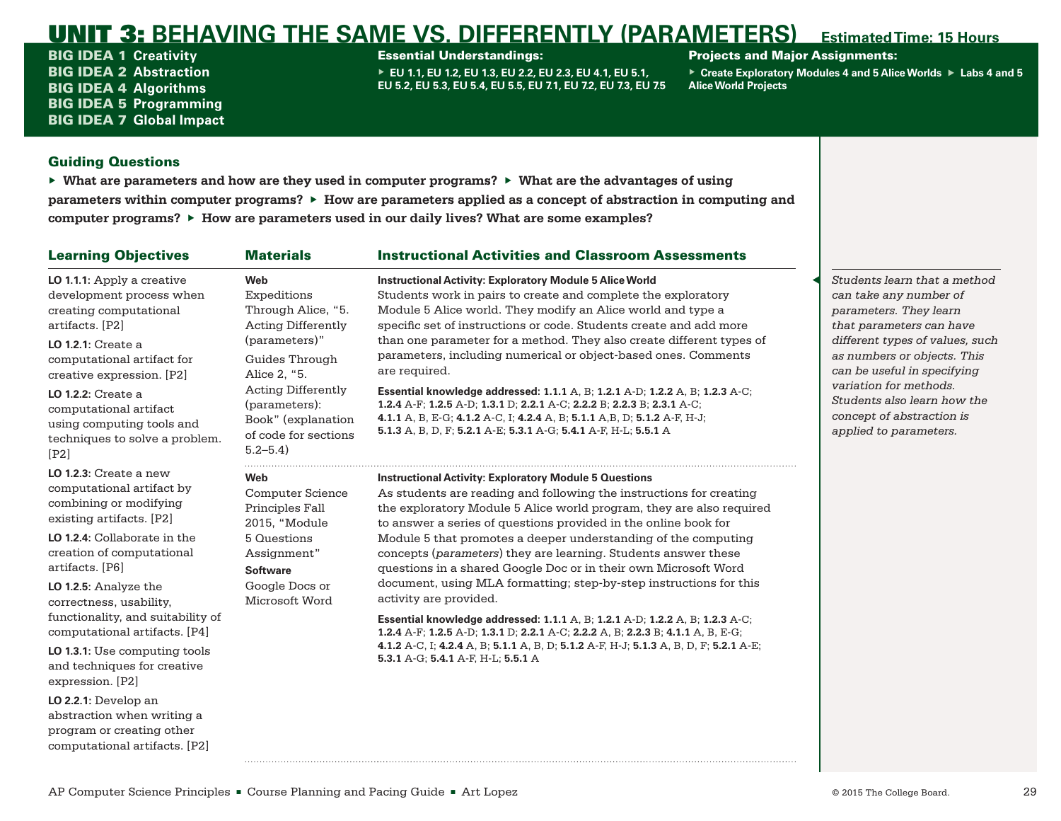# UNIT 3: BEHAVING THE SAME VS. DIFFERENTLY (PARAMETERS)

**Estimated Time: 15 Hours**

**BIG IDEA 1** Creativity
**BIG IDEA 2** Abstraction
**BIG IDEA 4** Algorithms
**BIG IDEA 5** Programming
**BIG IDEA 7** Global Impact

**Essential Understandings:**
- EU 1.1, EU 1.2, EU 1.3, EU 2.2, EU 2.3, EU 4.1, EU 5.1, EU 5.2, EU 5.3, EU 5.4, EU 5.5, EU 7.1, EU 7.2, EU 7.3, EU 7.5

**Projects and Major Assignments:**
- Create Exploratory Modules 4 and 5 Alice Worlds
- Labs 4 and 5 Alice World Projects

## Guiding Questions

- **What are parameters and how are they used in computer programs?**
- **What are the advantages of using parameters within computer programs?**
- **How are parameters applied as a concept of abstraction in computing and computer programs?**
- **How are parameters used in our daily lives? What are some examples?**

| Learning Objectives | Materials | Instructional Activities and Classroom Assessments |
|---|---|---|
| **LO 1.1.1:** Apply a creative development process when creating computational artifacts. [P2]<br>**LO 1.2.1:** Create a computational artifact for creative expression. [P2]<br>**LO 1.2.2:** Create a computational artifact using computing tools and techniques to solve a problem. [P2]<br>**LO 1.2.3:** Create a new computational artifact by combining or modifying existing artifacts. [P2]<br>**LO 1.2.4:** Collaborate in the creation of computational artifacts. [P6]<br>**LO 1.2.5:** Analyze the correctness, usability, functionality, and suitability of computational artifacts. [P4]<br>**LO 1.3.1:** Use computing tools and techniques for creative expression. [P2]<br>**LO 2.2.1:** Develop an abstraction when writing a program or creating other computational artifacts. [P2] | **Web**<br>Expeditions Through Alice, "5. Acting Differently (parameters)"<br>Guides Through Alice 2, "5. Acting Differently (parameters): Book" (explanation of code for sections 5.2–5.4) | **Instructional Activity: Exploratory Module 5 Alice World**<br>Students work in pairs to create and complete the exploratory Module 5 Alice world. They modify an Alice world and type a specific set of instructions or code. Students create and add more than one parameter for a method. They also create different types of parameters, including numerical or object-based ones. Comments are required.<br>**Essential knowledge addressed: 1.1.1** A, B; **1.2.1** A-D; **1.2.2** A, B; **1.2.3** A-C; **1.2.4** A-F; **1.2.5** A-D; **1.3.1** D; **2.2.1** A-C; **2.2.2** B; **2.2.3** B; **2.3.1** A-C; **4.1.1** A, B, E-G; **4.1.2** A-C, I; **4.2.4** A, B; **5.1.1** A,B, D; **5.1.2** A-F, H-J; **5.1.3** A, B, D, F; **5.2.1** A-E; **5.3.1** A-G; **5.4.1** A-F, H-L; **5.5.1** A |
| | **Web**<br>Computer Science Principles Fall 2015, "Module 5 Questions Assignment"<br>**Software**<br>Google Docs or Microsoft Word | **Instructional Activity: Exploratory Module 5 Questions**<br>As students are reading and following the instructions for creating the exploratory Module 5 Alice world program, they are also required to answer a series of questions provided in the online book for Module 5 that promotes a deeper understanding of the computing concepts (*parameters*) they are learning. Students answer these questions in a shared Google Doc or in their own Microsoft Word document, using MLA formatting; step-by-step instructions for this activity are provided.<br>**Essential knowledge addressed: 1.1.1** A, B; **1.2.1** A-D; **1.2.2** A, B; **1.2.3** A-C; **1.2.4** A-F; **1.2.5** A-D; **1.3.1** D; **2.2.1** A-C; **2.2.2** A, B; **2.2.3** B; **4.1.1** A, B, E-G; **4.1.2** A-C, I; **4.2.4** A, B; **5.1.1** A, B, D; **5.1.2** A-F, H-J; **5.1.3** A, B, D, F; **5.2.1** A-E; **5.3.1** A-G; **5.4.1** A-F, H-L; **5.5.1** A |

*Students learn that a method can take any number of parameters. They learn that parameters can have different types of values, such as numbers or objects. This can be useful in specifying variation for methods. Students also learn how the concept of abstraction is applied to parameters.*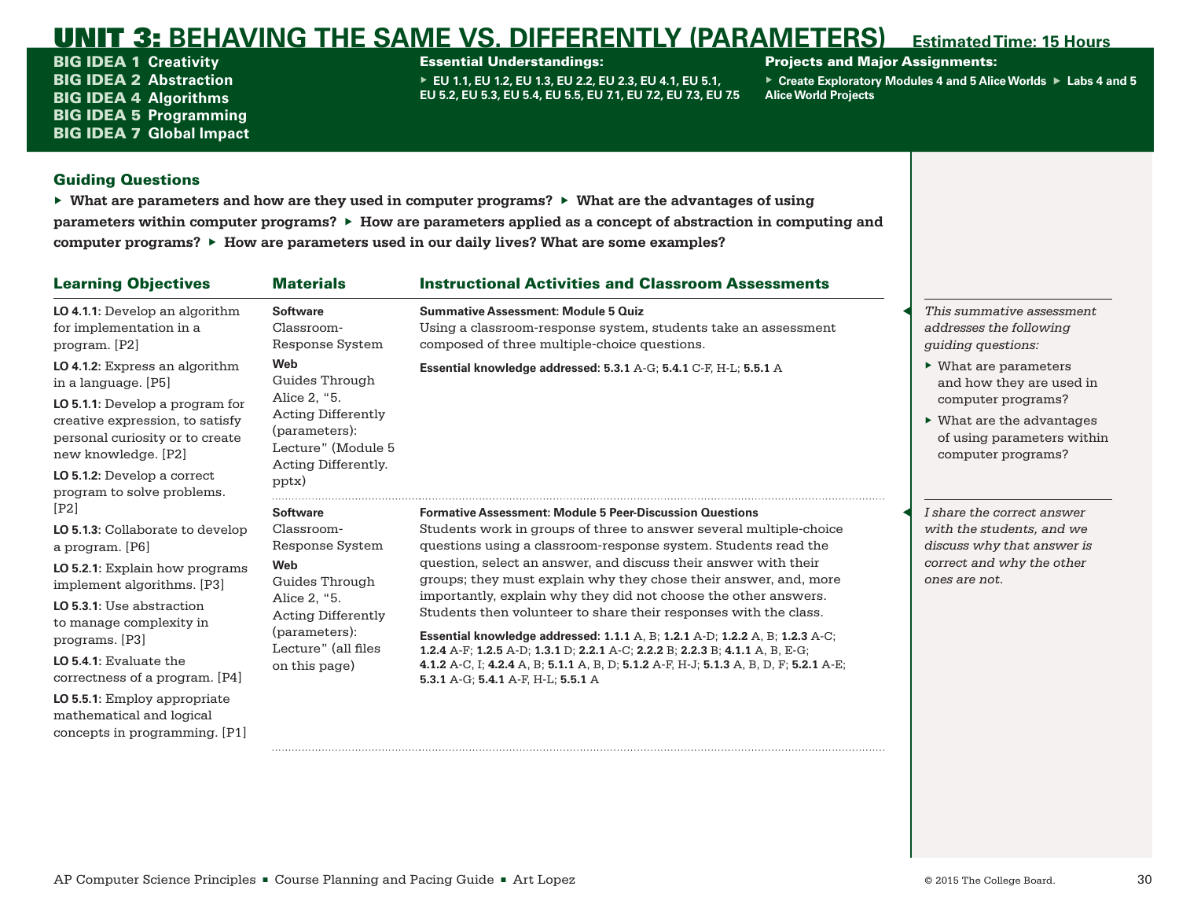# UNIT 3: BEHAVING THE SAME VS. DIFFERENTLY (PARAMETERS)

**Estimated Time: 15 Hours**

**BIG IDEA 1** Creativity
**BIG IDEA 2** Abstraction
**BIG IDEA 4** Algorithms
**BIG IDEA 5** Programming
**BIG IDEA 7** Global Impact

**Essential Understandings:**

- EU 1.1, EU 1.2, EU 1.3, EU 2.2, EU 2.3, EU 4.1, EU 5.1, EU 5.2, EU 5.3, EU 5.4, EU 5.5, EU 7.1, EU 7.2, EU 7.3, EU 7.5

**Projects and Major Assignments:**

- Create Exploratory Modules 4 and 5 Alice Worlds
- Labs 4 and 5 Alice World Projects

## Guiding Questions

- What are parameters and how are they used in computer programs?
- What are the advantages of using parameters within computer programs?
- How are parameters applied as a concept of abstraction in computing and computer programs?
- How are parameters used in our daily lives? What are some examples?

| Learning Objectives | Materials | Instructional Activities and Classroom Assessments |
|---|---|---|
| **LO 4.1.1:** Develop an algorithm for implementation in a program. [P2]<br>**LO 4.1.2:** Express an algorithm in a language. [P5]<br>**LO 5.1.1:** Develop a program for creative expression, to satisfy personal curiosity or to create new knowledge. [P2]<br>**LO 5.1.2:** Develop a correct program to solve problems. [P2]<br>**LO 5.1.3:** Collaborate to develop a program. [P6]<br>**LO 5.2.1:** Explain how programs implement algorithms. [P3]<br>**LO 5.3.1:** Use abstraction to manage complexity in programs. [P3]<br>**LO 5.4.1:** Evaluate the correctness of a program. [P4]<br>**LO 5.5.1:** Employ appropriate mathematical and logical concepts in programming. [P1] | **Software**<br>Classroom-Response System<br>**Web**<br>Guides Through Alice 2, "5. Acting Differently (parameters): Lecture" (Module 5 Acting Differently. pptx) | **Summative Assessment: Module 5 Quiz**<br>Using a classroom-response system, students take an assessment composed of three multiple-choice questions.<br>**Essential knowledge addressed: 5.3.1** A-G; **5.4.1** C-F, H-L; **5.5.1** A |
| | **Software**<br>Classroom-Response System<br>**Web**<br>Guides Through Alice 2, "5. Acting Differently (parameters): Lecture" (all files on this page) | **Formative Assessment: Module 5 Peer-Discussion Questions**<br>Students work in groups of three to answer several multiple-choice questions using a classroom-response system. Students read the question, select an answer, and discuss their answer with their groups; they must explain why they chose their answer, and, more importantly, explain why they did not choose the other answers. Students then volunteer to share their responses with the class.<br>**Essential knowledge addressed: 1.1.1** A, B; **1.2.1** A-D; **1.2.2** A, B; **1.2.3** A-C; **1.2.4** A-F; **1.2.5** A-D; **1.3.1** D; **2.2.1** A-C; **2.2.2** B; **2.2.3** B; **4.1.1** A, B, E-G; **4.1.2** A-C, I; **4.2.4** A, B; **5.1.1** A, B, D; **5.1.2** A-F, H-J; **5.1.3** A, B, D, F; **5.2.1** A-E; **5.3.1** A-G; **5.4.1** A-F, H-L; **5.5.1** A |

*This summative assessment addresses the following guiding questions:*

- What are parameters and how they are used in computer programs?
- What are the advantages of using parameters within computer programs?

*I share the correct answer with the students, and we discuss why that answer is correct and why the other ones are not.*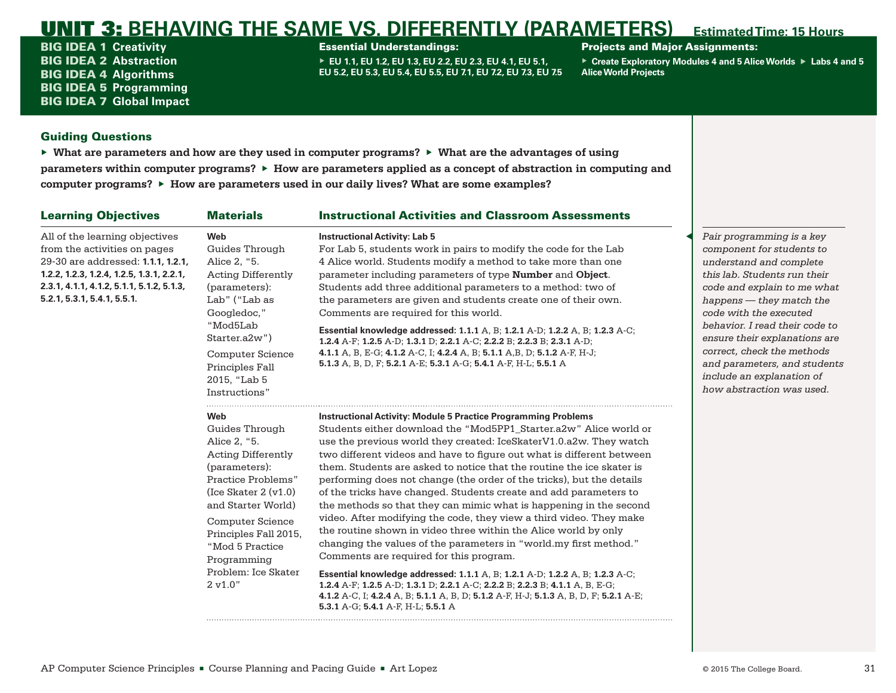# UNIT 3: BEHAVING THE SAME VS. DIFFERENTLY (PARAMETERS)

**Estimated Time: 15 Hours**

**BIG IDEA 1** Creativity
**BIG IDEA 2** Abstraction
**BIG IDEA 4** Algorithms
**BIG IDEA 5** Programming
**BIG IDEA 7** Global Impact

**Essential Understandings:**

- EU 1.1, EU 1.2, EU 1.3, EU 2.2, EU 2.3, EU 4.1, EU 5.1, EU 5.2, EU 5.3, EU 5.4, EU 5.5, EU 7.1, EU 7.2, EU 7.3, EU 7.5

**Projects and Major Assignments:**

- Create Exploratory Modules 4 and 5 Alice Worlds
- Labs 4 and 5 Alice World Projects

## Guiding Questions

- **What are parameters and how are they used in computer programs?**
- **What are the advantages of using parameters within computer programs?**
- **How are parameters applied as a concept of abstraction in computing and computer programs?**
- **How are parameters used in our daily lives? What are some examples?**

| Learning Objectives | Materials | Instructional Activities and Classroom Assessments |
|---|---|---|
| All of the learning objectives from the activities on pages 29-30 are addressed: **1.1.1, 1.2.1, 1.2.2, 1.2.3, 1.2.4, 1.2.5, 1.3.1, 2.2.1, 2.3.1, 4.1.1, 4.1.2, 5.1.1, 5.1.2, 5.1.3, 5.2.1, 5.3.1, 5.4.1, 5.5.1.** | **Web**<br>Guides Through Alice 2, "5. Acting Differently (parameters): Lab" ("Lab as Googledoc," "Mod5Lab Starter.a2w")<br>Computer Science Principles Fall 2015, "Lab 5 Instructions" | **Instructional Activity: Lab 5**<br>For Lab 5, students work in pairs to modify the code for the Lab 4 Alice world. Students modify a method to take more than one parameter including parameters of type **Number** and **Object**. Students add three additional parameters to a method: two of the parameters are given and students create one of their own. Comments are required for this world.<br>**Essential knowledge addressed:** **1.1.1** A, B; **1.2.1** A-D; **1.2.2** A, B; **1.2.3** A-C; **1.2.4** A-F; **1.2.5** A-D; **1.3.1** D; **2.2.1** A-C; **2.2.2** B; **2.2.3** B; **2.3.1** A-D; **4.1.1** A, B, E-G; **4.1.2** A-C, I; **4.2.4** A, B; **5.1.1** A,B, D; **5.1.2** A-F, H-J; **5.1.3** A, B, D, F; **5.2.1** A-E; **5.3.1** A-G; **5.4.1** A-F, H-L; **5.5.1** A |
| | **Web**<br>Guides Through Alice 2, "5. Acting Differently (parameters): Practice Problems" (Ice Skater 2 (v1.0) and Starter World)<br>Computer Science Principles Fall 2015, "Mod 5 Practice Programming Problem: Ice Skater 2 v1.0" | **Instructional Activity: Module 5 Practice Programming Problems**<br>Students either download the "Mod5PP1_Starter.a2w" Alice world or use the previous world they created: IceSkaterV1.0.a2w. They watch two different videos and have to figure out what is different between them. Students are asked to notice that the routine the ice skater is performing does not change (the order of the tricks), but the details of the tricks have changed. Students create and add parameters to the methods so that they can mimic what is happening in the second video. After modifying the code, they view a third video. They make the routine shown in video three within the Alice world by only changing the values of the parameters in "world.my first method." Comments are required for this program.<br>**Essential knowledge addressed:** **1.1.1** A, B; **1.2.1** A-D; **1.2.2** A, B; **1.2.3** A-C; **1.2.4** A-F; **1.2.5** A-D; **1.3.1** D; **2.2.1** A-C; **2.2.2** B; **2.2.3** B; **4.1.1** A, B, E-G; **4.1.2** A-C, I; **4.2.4** A, B; **5.1.1** A, B, D; **5.1.2** A-F, H-J; **5.1.3** A, B, D, F; **5.2.1** A-E; **5.3.1** A-G; **5.4.1** A-F, H-L; **5.5.1** A |

*Pair programming is a key component for students to understand and complete this lab. Students run their code and explain to me what happens — they match the code with the executed behavior. I read their code to ensure their explanations are correct, check the methods and parameters, and students include an explanation of how abstraction was used.*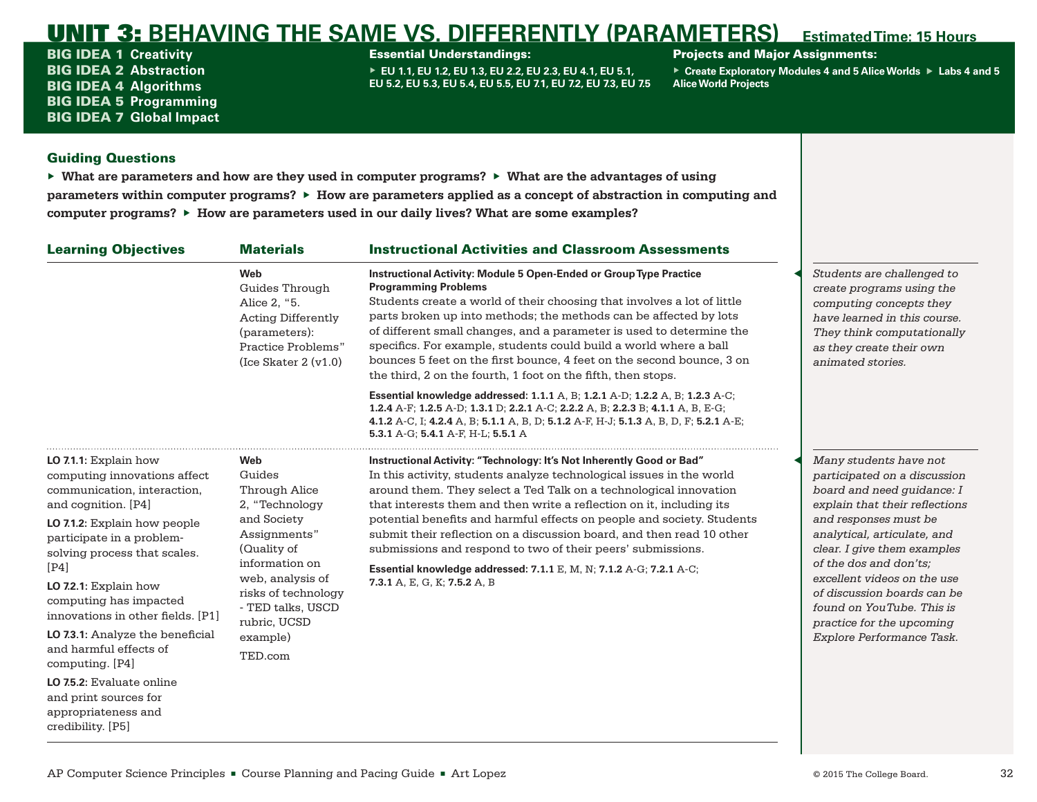# UNIT 3: BEHAVING THE SAME VS. DIFFERENTLY (PARAMETERS)

**Estimated Time: 15 Hours**

**BIG IDEA 1** Creativity
**BIG IDEA 2** Abstraction
**BIG IDEA 4** Algorithms
**BIG IDEA 5** Programming
**BIG IDEA 7** Global Impact

**Essential Understandings:**

- EU 1.1, EU 1.2, EU 1.3, EU 2.2, EU 2.3, EU 4.1, EU 5.1, EU 5.2, EU 5.3, EU 5.4, EU 5.5, EU 7.1, EU 7.2, EU 7.3, EU 7.5

**Projects and Major Assignments:**

- Create Exploratory Modules 4 and 5 Alice Worlds
- Labs 4 and 5 Alice World Projects

## Guiding Questions

- **What are parameters and how are they used in computer programs?**
- **What are the advantages of using parameters within computer programs?**
- **How are parameters applied as a concept of abstraction in computing and computer programs?**
- **How are parameters used in our daily lives? What are some examples?**

| Learning Objectives | Materials | Instructional Activities and Classroom Assessments |
|---|---|---|
| | **Web**<br>Guides Through Alice 2, "5. Acting Differently (parameters): Practice Problems" (Ice Skater 2 (v1.0) | **Instructional Activity: Module 5 Open-Ended or Group Type Practice Programming Problems**<br>Students create a world of their choosing that involves a lot of little parts broken up into methods; the methods can be affected by lots of different small changes, and a parameter is used to determine the specifics. For example, students could build a world where a ball bounces 5 feet on the first bounce, 4 feet on the second bounce, 3 on the third, 2 on the fourth, 1 foot on the fifth, then stops.<br>**Essential knowledge addressed: 1.1.1** A, B; **1.2.1** A-D; **1.2.2** A, B; **1.2.3** A-C; **1.2.4** A-F; **1.2.5** A-D; **1.3.1** D; **2.2.1** A-C; **2.2.2** A, B; **2.2.3** B; **4.1.1** A, B, E-G; **4.1.2** A-C, I; **4.2.4** A, B; **5.1.1** A, B, D; **5.1.2** A-F, H-J; **5.1.3** A, B, D, F; **5.2.1** A-E; **5.3.1** A-G; **5.4.1** A-F, H-L; **5.5.1** A |
| **LO 7.1.1:** Explain how computing innovations affect communication, interaction, and cognition. [P4]<br>**LO 7.1.2:** Explain how people participate in a problem-solving process that scales. [P4]<br>**LO 7.2.1:** Explain how computing has impacted innovations in other fields. [P1]<br>**LO 7.3.1:** Analyze the beneficial and harmful effects of computing. [P4]<br>**LO 7.5.2:** Evaluate online and print sources for appropriateness and credibility. [P5] | **Web**<br>Guides Through Alice 2, "Technology and Society Assignments" (Quality of information on web, analysis of risks of technology - TED talks, USCD rubric, UCSD example)<br>TED.com | **Instructional Activity: "Technology: It's Not Inherently Good or Bad"**<br>In this activity, students analyze technological issues in the world around them. They select a Ted Talk on a technological innovation that interests them and then write a reflection on it, including its potential benefits and harmful effects on people and society. Students submit their reflection on a discussion board, and then read 10 other submissions and respond to two of their peers' submissions.<br>**Essential knowledge addressed: 7.1.1** E, M, N; **7.1.2** A-G; **7.2.1** A-C; **7.3.1** A, E, G, K; **7.5.2** A, B |

*Students are challenged to create programs using the computing concepts they have learned in this course. They think computationally as they create their own animated stories.*

*Many students have not participated on a discussion board and need guidance: I explain that their reflections and responses must be analytical, articulate, and clear. I give them examples of the dos and don'ts; excellent videos on the use of discussion boards can be found on YouTube. This is practice for the upcoming Explore Performance Task.*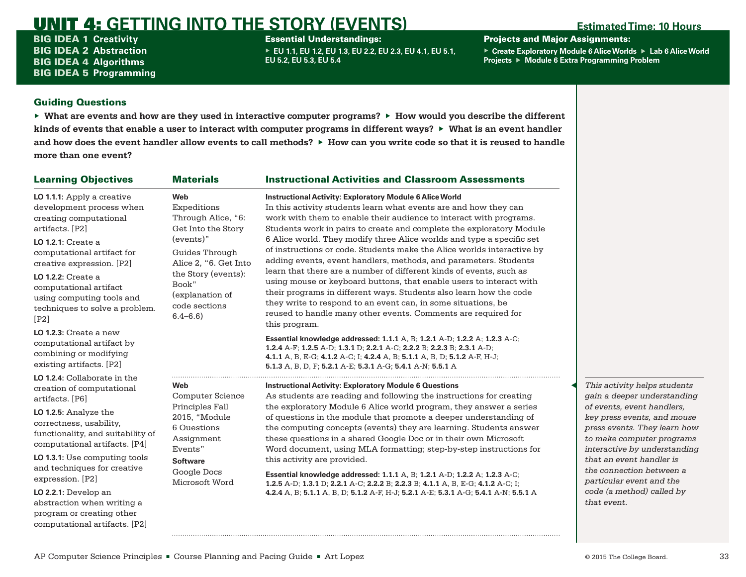# UNIT 4: GETTING INTO THE STORY (EVENTS)

**Estimated Time: 10 Hours**

**BIG IDEA 1** Creativity
**BIG IDEA 2** Abstraction
**BIG IDEA 4** Algorithms
**BIG IDEA 5** Programming

**Essential Understandings:**

- EU 1.1, EU 1.2, EU 1.3, EU 2.2, EU 2.3, EU 4.1, EU 5.1, EU 5.2, EU 5.3, EU 5.4

**Projects and Major Assignments:**

- Create Exploratory Module 6 Alice Worlds
- Lab 6 Alice World Projects
- Module 6 Extra Programming Problem

## Guiding Questions

- What are events and how are they used in interactive computer programs?
- How would you describe the different kinds of events that enable a user to interact with computer programs in different ways?
- What is an event handler and how does the event handler allow events to call methods?
- How can you write code so that it is reused to handle more than one event?

## Learning Objectives

**LO 1.1.1:** Apply a creative development process when creating computational artifacts. [P2]

**LO 1.2.1:** Create a computational artifact for creative expression. [P2]

**LO 1.2.2:** Create a computational artifact using computing tools and techniques to solve a problem. [P2]

**LO 1.2.3:** Create a new computational artifact by combining or modifying existing artifacts. [P2]

**LO 1.2.4:** Collaborate in the creation of computational artifacts. [P6]

**LO 1.2.5:** Analyze the correctness, usability, functionality, and suitability of computational artifacts. [P4]

**LO 1.3.1:** Use computing tools and techniques for creative expression. [P2]

**LO 2.2.1:** Develop an abstraction when writing a program or creating other computational artifacts. [P2]

## Materials / Instructional Activities and Classroom Assessments

### Instructional Activity: Exploratory Module 6 Alice World

**Materials:**

**Web**
Expeditions Through Alice, "6: Get Into the Story (events)"

Guides Through Alice 2, "6. Get Into the Story (events): Book" (explanation of code sections 6.4–6.6)

In this activity students learn what events are and how they can work with them to enable their audience to interact with programs. Students work in pairs to create and complete the exploratory Module 6 Alice world. They modify three Alice worlds and type a specific set of instructions or code. Students make the Alice worlds interactive by adding events, event handlers, methods, and parameters. Students learn that there are a number of different kinds of events, such as using mouse or keyboard buttons, that enable users to interact with their programs in different ways. Students also learn how the code they write to respond to an event can, in some situations, be reused to handle many other events. Comments are required for this program.

**Essential knowledge addressed:** **1.1.1** A, B; **1.2.1** A-D; **1.2.2** A; **1.2.3** A-C; **1.2.4** A-F; **1.2.5** A-D; **1.3.1** D; **2.2.1** A-C; **2.2.2** B; **2.2.3** B; **2.3.1** A-D; **4.1.1** A, B, E-G; **4.1.2** A-C; I; **4.2.4** A, B; **5.1.1** A, B, D; **5.1.2** A-F, H-J; **5.1.3** A, B, D, F; **5.2.1** A-E; **5.3.1** A-G; **5.4.1** A-N; **5.5.1** A

### Instructional Activity: Exploratory Module 6 Questions

**Materials:**

**Web**
Computer Science Principles Fall 2015, "Module 6 Questions Assignment Events"

**Software**
Google Docs
Microsoft Word

As students are reading and following the instructions for creating the exploratory Module 6 Alice world program, they answer a series of questions in the module that promote a deeper understanding of the computing concepts (events) they are learning. Students answer these questions in a shared Google Doc or in their own Microsoft Word document, using MLA formatting; step-by-step instructions for this activity are provided.

**Essential knowledge addressed:** **1.1.1** A, B; **1.2.1** A-D; **1.2.2** A; **1.2.3** A-C; **1.2.5** A-D; **1.3.1** D; **2.2.1** A-C; **2.2.2** B; **2.2.3** B; **4.1.1** A, B, E-G; **4.1.2** A-C; I; **4.2.4** A, B; **5.1.1** A, B, D; **5.1.2** A-F, H-J; **5.2.1** A-E; **5.3.1** A-G; **5.4.1** A-N; **5.5.1** A

*This activity helps students gain a deeper understanding of events, event handlers, key press events, and mouse press events. They learn how to make computer programs interactive by understanding that an event handler is the connection between a particular event and the code (a method) called by that event.*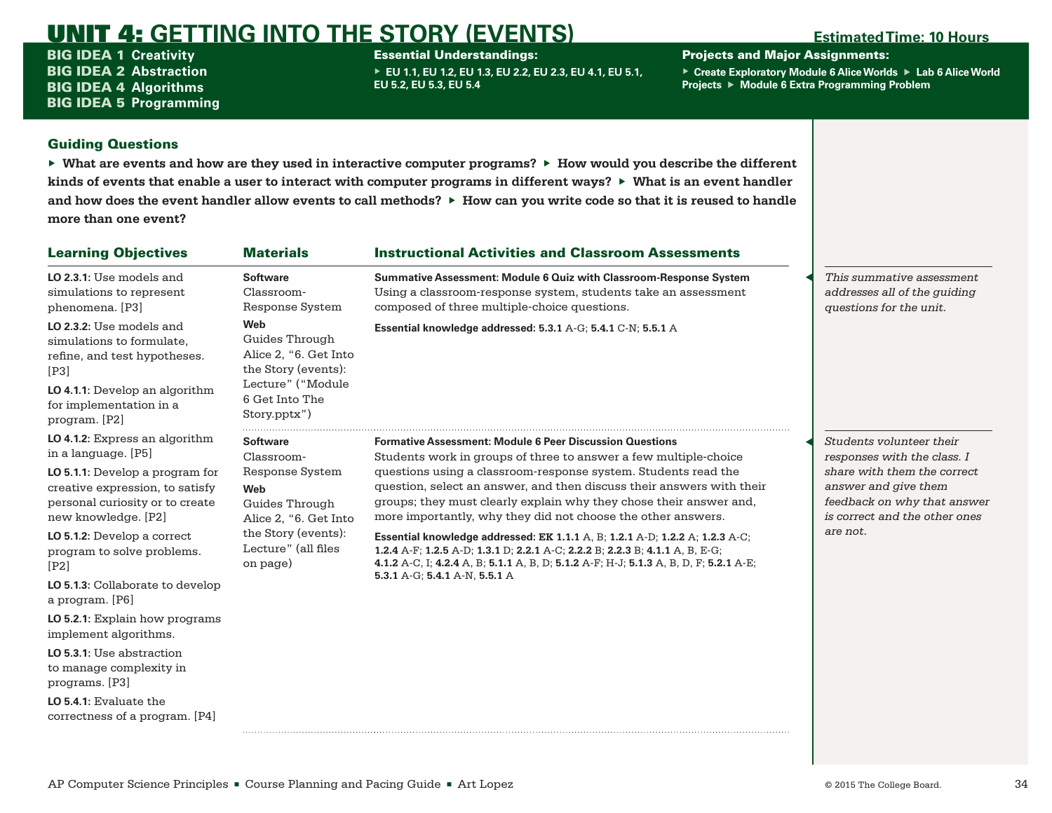# UNIT 4: GETTING INTO THE STORY (EVENTS)

**Estimated Time: 10 Hours**

**BIG IDEA 1** Creativity
**BIG IDEA 2** Abstraction
**BIG IDEA 4** Algorithms
**BIG IDEA 5** Programming

**Essential Understandings:**

- EU 1.1, EU 1.2, EU 1.3, EU 2.2, EU 2.3, EU 4.1, EU 5.1, EU 5.2, EU 5.3, EU 5.4

**Projects and Major Assignments:**

- Create Exploratory Module 6 Alice Worlds
- Lab 6 Alice World Projects
- Module 6 Extra Programming Problem

## Guiding Questions

- **What are events and how are they used in interactive computer programs?**
- **How would you describe the different kinds of events that enable a user to interact with computer programs in different ways?**
- **What is an event handler and how does the event handler allow events to call methods?**
- **How can you write code so that it is reused to handle more than one event?**

## Learning Objectives

**LO 2.3.1:** Use models and simulations to represent phenomena. [P3]

**LO 2.3.2:** Use models and simulations to formulate, refine, and test hypotheses. [P3]

**LO 4.1.1:** Develop an algorithm for implementation in a program. [P2]

**LO 4.1.2:** Express an algorithm in a language. [P5]

**LO 5.1.1:** Develop a program for creative expression, to satisfy personal curiosity or to create new knowledge. [P2]

**LO 5.1.2:** Develop a correct program to solve problems. [P2]

**LO 5.1.3:** Collaborate to develop a program. [P6]

**LO 5.2.1:** Explain how programs implement algorithms.

**LO 5.3.1:** Use abstraction to manage complexity in programs. [P3]

**LO 5.4.1:** Evaluate the correctness of a program. [P4]

| Materials | Instructional Activities and Classroom Assessments | Notes |
|---|---|---|
| **Software** Classroom-Response System **Web** Guides Through Alice 2, "6. Get Into the Story (events): Lecture" ("Module 6 Get Into The Story.pptx") | **Summative Assessment: Module 6 Quiz with Classroom-Response System** Using a classroom-response system, students take an assessment composed of three multiple-choice questions. **Essential knowledge addressed: 5.3.1** A-G; **5.4.1** C-N; **5.5.1** A | *This summative assessment addresses all of the guiding questions for the unit.* |
| **Software** Classroom-Response System **Web** Guides Through Alice 2, "6. Get Into the Story (events): Lecture" (all files on page) | **Formative Assessment: Module 6 Peer Discussion Questions** Students work in groups of three to answer a few multiple-choice questions using a classroom-response system. Students read the question, select an answer, and then discuss their answers with their groups; they must clearly explain why they chose their answer and, more importantly, why they did not choose the other answers. **Essential knowledge addressed: EK 1.1.1** A, B; **1.2.1** A-D; **1.2.2** A; **1.2.3** A-C; **1.2.4** A-F; **1.2.5** A-D; **1.3.1** D; **2.2.1** A-C; **2.2.2** B; **2.2.3** B; **4.1.1** A, B, E-G; **4.1.2** A-C, I; **4.2.4** A, B; **5.1.1** A, B, D; **5.1.2** A-F; H-J; **5.1.3** A, B, D, F; **5.2.1** A-E; **5.3.1** A-G; **5.4.1** A-N, **5.5.1** A | *Students volunteer their responses with the class. I share with them the correct answer and give them feedback on why that answer is correct and the other ones are not.* |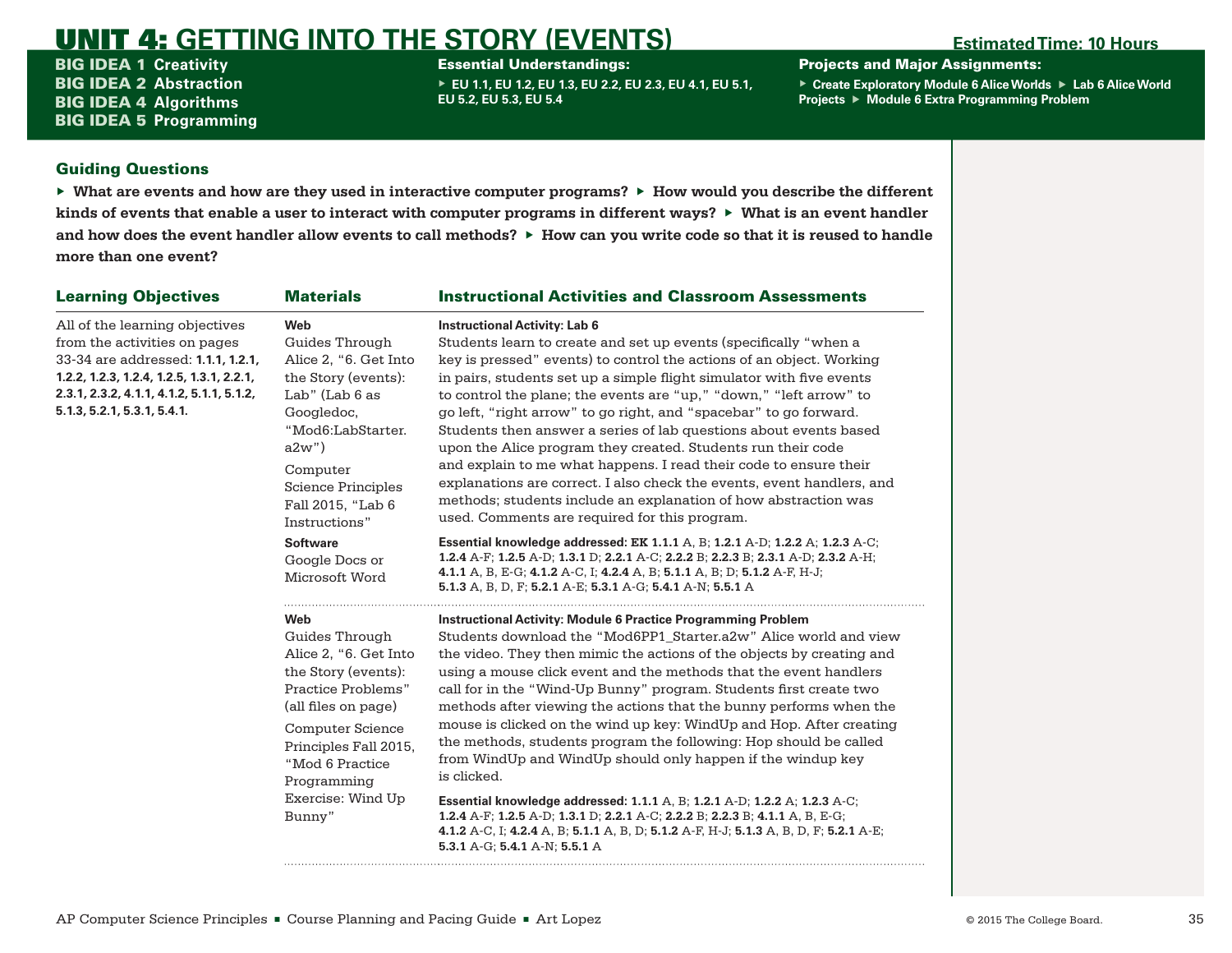# UNIT 4: GETTING INTO THE STORY (EVENTS)

**Estimated Time: 10 Hours**

**BIG IDEA 1** Creativity
**BIG IDEA 2** Abstraction
**BIG IDEA 4** Algorithms
**BIG IDEA 5** Programming

**Essential Understandings:**

- EU 1.1, EU 1.2, EU 1.3, EU 2.2, EU 2.3, EU 4.1, EU 5.1, EU 5.2, EU 5.3, EU 5.4

**Projects and Major Assignments:**

- Create Exploratory Module 6 Alice Worlds
- Lab 6 Alice World Projects
- Module 6 Extra Programming Problem

## Guiding Questions

- **What are events and how are they used in interactive computer programs?**
- **How would you describe the different kinds of events that enable a user to interact with computer programs in different ways?**
- **What is an event handler and how does the event handler allow events to call methods?**
- **How can you write code so that it is reused to handle more than one event?**

| Learning Objectives | Materials | Instructional Activities and Classroom Assessments |
|---|---|---|
| All of the learning objectives from the activities on pages 33-34 are addressed: **1.1.1, 1.2.1, 1.2.2, 1.2.3, 1.2.4, 1.2.5, 1.3.1, 2.2.1, 2.3.1, 2.3.2, 4.1.1, 4.1.2, 5.1.1, 5.1.2, 5.1.3, 5.2.1, 5.3.1, 5.4.1.** | **Web**<br>Guides Through Alice 2, "6. Get Into the Story (events): Lab" (Lab 6 as Googledoc, "Mod6:LabStarter.a2w")<br>Computer Science Principles Fall 2015, "Lab 6 Instructions"<br>**Software**<br>Google Docs or Microsoft Word | **Instructional Activity: Lab 6**<br>Students learn to create and set up events (specifically "when a key is pressed" events) to control the actions of an object. Working in pairs, students set up a simple flight simulator with five events to control the plane; the events are "up," "down," "left arrow" to go left, "right arrow" to go right, and "spacebar" to go forward. Students then answer a series of lab questions about events based upon the Alice program they created. Students run their code and explain to me what happens. I read their code to ensure their explanations are correct. I also check the events, event handlers, and methods; students include an explanation of how abstraction was used. Comments are required for this program.<br>**Essential knowledge addressed: EK 1.1.1** A, B; **1.2.1** A-D; **1.2.2** A; **1.2.3** A-C; **1.2.4** A-F; **1.2.5** A-D; **1.3.1** D; **2.2.1** A-C; **2.2.2** B; **2.2.3** B; **2.3.1** A-D; **2.3.2** A-H; **4.1.1** A, B, E-G; **4.1.2** A-C, I; **4.2.4** A, B; **5.1.1** A, B; D; **5.1.2** A-F, H-J; **5.1.3** A, B, D, F; **5.2.1** A-E; **5.3.1** A-G; **5.4.1** A-N; **5.5.1** A |
| | **Web**<br>Guides Through Alice 2, "6. Get Into the Story (events): Practice Problems" (all files on page)<br>Computer Science Principles Fall 2015, "Mod 6 Practice Programming Exercise: Wind Up Bunny" | **Instructional Activity: Module 6 Practice Programming Problem**<br>Students download the "Mod6PP1_Starter.a2w" Alice world and view the video. They then mimic the actions of the objects by creating and using a mouse click event and the methods that the event handlers call for in the "Wind-Up Bunny" program. Students first create two methods after viewing the actions that the bunny performs when the mouse is clicked on the wind up key: WindUp and Hop. After creating the methods, students program the following: Hop should be called from WindUp and WindUp should only happen if the windup key is clicked.<br>**Essential knowledge addressed: 1.1.1** A, B; **1.2.1** A-D; **1.2.2** A; **1.2.3** A-C; **1.2.4** A-F; **1.2.5** A-D; **1.3.1** D; **2.2.1** A-C; **2.2.2** B; **2.2.3** B; **4.1.1** A, B, E-G; **4.1.2** A-C, I; **4.2.4** A, B; **5.1.1** A, B, D; **5.1.2** A-F, H-J; **5.1.3** A, B, D, F; **5.2.1** A-E; **5.3.1** A-G; **5.4.1** A-N; **5.5.1** A |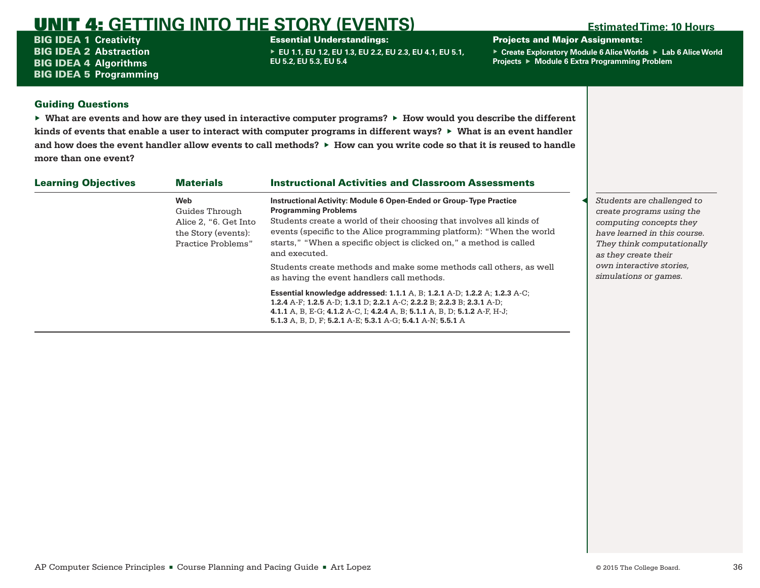# UNIT 4: GETTING INTO THE STORY (EVENTS)

**Estimated Time: 10 Hours**

**BIG IDEA 1** Creativity
**BIG IDEA 2** Abstraction
**BIG IDEA 4** Algorithms
**BIG IDEA 5** Programming

**Essential Understandings:**

- EU 1.1, EU 1.2, EU 1.3, EU 2.2, EU 2.3, EU 4.1, EU 5.1, EU 5.2, EU 5.3, EU 5.4

**Projects and Major Assignments:**

- Create Exploratory Module 6 Alice Worlds
- Lab 6 Alice World Projects
- Module 6 Extra Programming Problem

## Guiding Questions

- **What are events and how are they used in interactive computer programs?**
- **How would you describe the different kinds of events that enable a user to interact with computer programs in different ways?**
- **What is an event handler and how does the event handler allow events to call methods?**
- **How can you write code so that it is reused to handle more than one event?**

| Learning Objectives | Materials | Instructional Activities and Classroom Assessments |
|---|---|---|
| | **Web**<br>Guides Through Alice 2, "6. Get Into the Story (events): Practice Problems" | **Instructional Activity: Module 6 Open-Ended or Group-Type Practice Programming Problems**<br>Students create a world of their choosing that involves all kinds of events (specific to the Alice programming platform): "When the world starts," "When a specific object is clicked on," a method is called and executed.<br><br>Students create methods and make some methods call others, as well as having the event handlers call methods.<br><br>**Essential knowledge addressed: 1.1.1** A, B; **1.2.1** A-D; **1.2.2** A; **1.2.3** A-C; **1.2.4** A-F; **1.2.5** A-D; **1.3.1** D; **2.2.1** A-C; **2.2.2** B; **2.2.3** B; **2.3.1** A-D; **4.1.1** A, B, E-G; **4.1.2** A-C, I; **4.2.4** A, B; **5.1.1** A, B, D; **5.1.2** A-F, H-J; **5.1.3** A, B, D, F; **5.2.1** A-E; **5.3.1** A-G; **5.4.1** A-N; **5.5.1** A |

*Students are challenged to create programs using the computing concepts they have learned in this course. They think computationally as they create their own interactive stories, simulations or games.*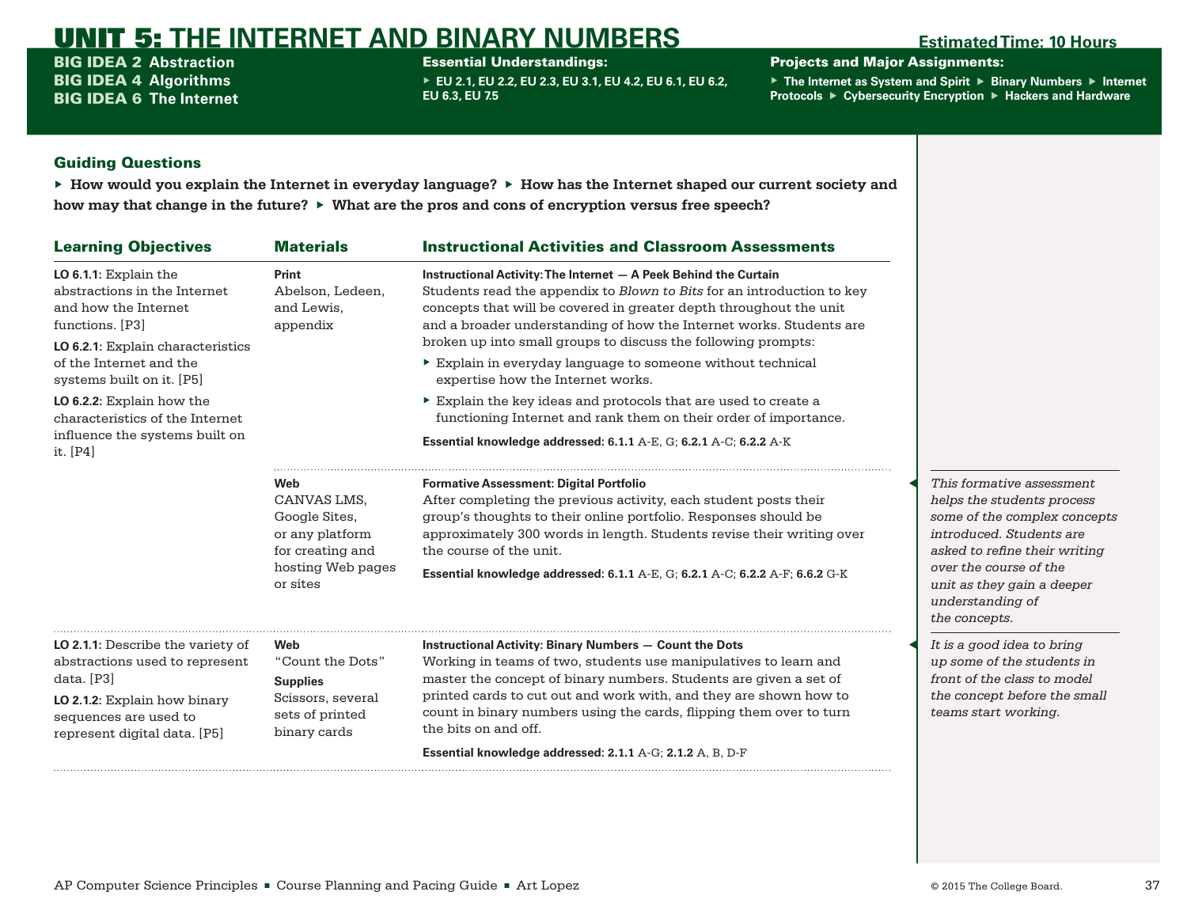# UNIT 5: THE INTERNET AND BINARY NUMBERS

**Estimated Time: 10 Hours**

**BIG IDEA 2** Abstraction
**BIG IDEA 4** Algorithms
**BIG IDEA 6** The Internet

**Essential Understandings:**

- EU 2.1, EU 2.2, EU 2.3, EU 3.1, EU 4.2, EU 6.1, EU 6.2, EU 6.3, EU 7.5

**Projects and Major Assignments:**

- The Internet as System and Spirit
- Binary Numbers
- Internet Protocols
- Cybersecurity Encryption
- Hackers and Hardware

## Guiding Questions

- How would you explain the Internet in everyday language?
- How has the Internet shaped our current society and how may that change in the future?
- What are the pros and cons of encryption versus free speech?

| Learning Objectives | Materials | Instructional Activities and Classroom Assessments |
|---|---|---|
| **LO 6.1.1**: Explain the abstractions in the Internet and how the Internet functions. [P3]<br><br>**LO 6.2.1**: Explain characteristics of the Internet and the systems built on it. [P5]<br><br>**LO 6.2.2**: Explain how the characteristics of the Internet influence the systems built on it. [P4] | **Print**<br>Abelson, Ledeen, and Lewis, appendix | **Instructional Activity: The Internet — A Peek Behind the Curtain**<br>Students read the appendix to *Blown to Bits* for an introduction to key concepts that will be covered in greater depth throughout the unit and a broader understanding of how the Internet works. Students are broken up into small groups to discuss the following prompts:<br>- Explain in everyday language to someone without technical expertise how the Internet works.<br>- Explain the key ideas and protocols that are used to create a functioning Internet and rank them on their order of importance.<br><br>**Essential knowledge addressed: 6.1.1** A-E, G; **6.2.1** A-C; **6.2.2** A-K |
| | **Web**<br>CANVAS LMS, Google Sites, or any platform for creating and hosting Web pages or sites | **Formative Assessment: Digital Portfolio**<br>After completing the previous activity, each student posts their group's thoughts to their online portfolio. Responses should be approximately 300 words in length. Students revise their writing over the course of the unit.<br><br>**Essential knowledge addressed: 6.1.1** A-E, G; **6.2.1** A-C; **6.2.2** A-F; **6.6.2** G-K |
| **LO 2.1.1**: Describe the variety of abstractions used to represent data. [P3]<br><br>**LO 2.1.2**: Explain how binary sequences are used to represent digital data. [P5] | **Web**<br>"Count the Dots"<br>**Supplies**<br>Scissors, several sets of printed binary cards | **Instructional Activity: Binary Numbers — Count the Dots**<br>Working in teams of two, students use manipulatives to learn and master the concept of binary numbers. Students are given a set of printed cards to cut out and work with, and they are shown how to count in binary numbers using the cards, flipping them over to turn the bits on and off.<br><br>**Essential knowledge addressed: 2.1.1** A-G; **2.1.2** A, B, D-F |

*This formative assessment helps the students process some of the complex concepts introduced. Students are asked to refine their writing over the course of the unit as they gain a deeper understanding of the concepts.*

*It is a good idea to bring up some of the students in front of the class to model the concept before the small teams start working.*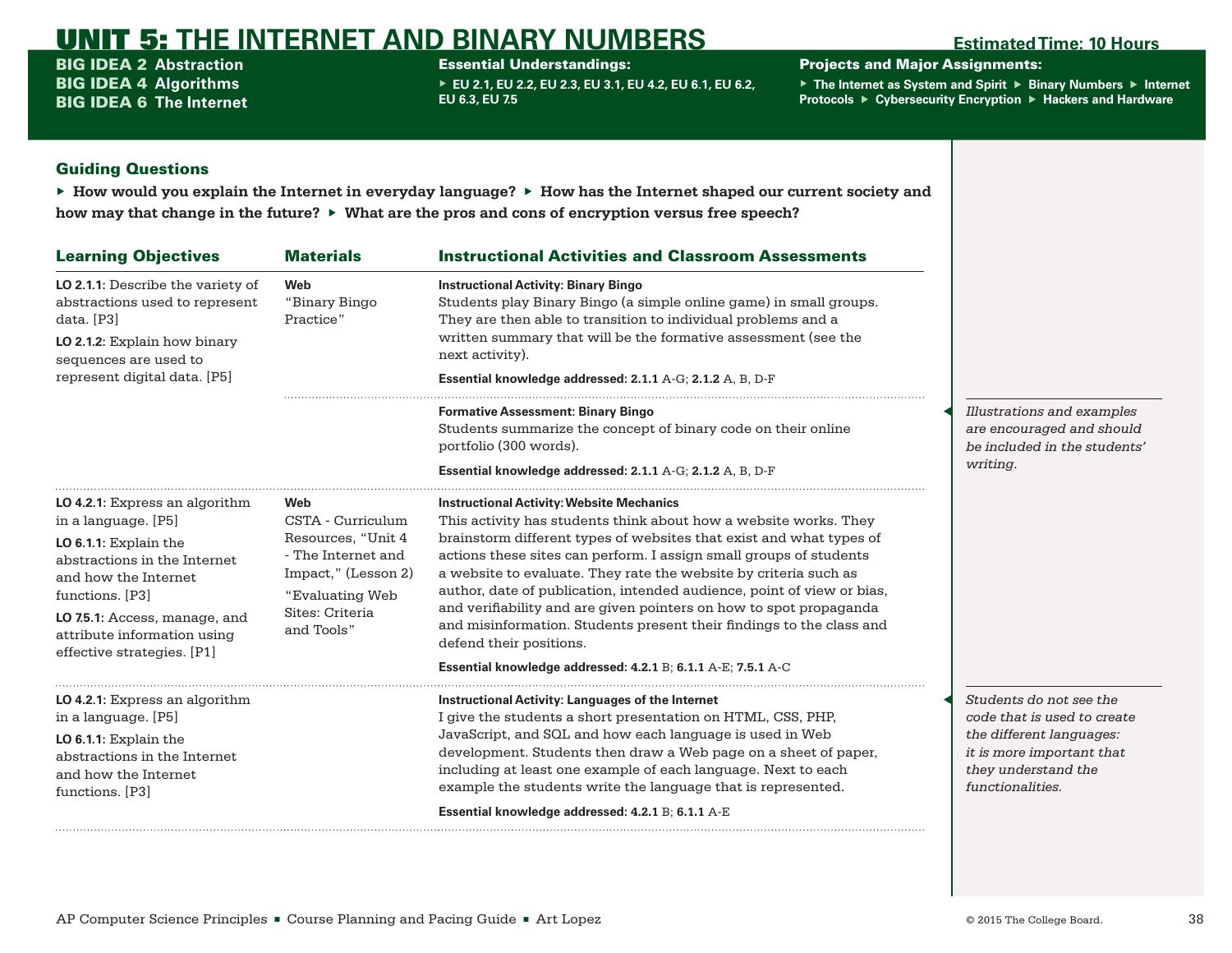# UNIT 5: THE INTERNET AND BINARY NUMBERS

**Estimated Time: 10 Hours**

**BIG IDEA 2** Abstraction
**BIG IDEA 4** Algorithms
**BIG IDEA 6** The Internet

**Essential Understandings:**
▶ EU 2.1, EU 2.2, EU 2.3, EU 3.1, EU 4.2, EU 6.1, EU 6.2, EU 6.3, EU 7.5

**Projects and Major Assignments:**
▶ The Internet as System and Spirit ▶ Binary Numbers ▶ Internet Protocols ▶ Cybersecurity Encryption ▶ Hackers and Hardware

## Guiding Questions

▶ **How would you explain the Internet in everyday language?** ▶ **How has the Internet shaped our current society and how may that change in the future?** ▶ **What are the pros and cons of encryption versus free speech?**

| Learning Objectives | Materials | Instructional Activities and Classroom Assessments |
|---|---|---|
| **LO 2.1.1:** Describe the variety of abstractions used to represent data. [P3]<br>**LO 2.1.2:** Explain how binary sequences are used to represent digital data. [P5] | **Web**<br>"Binary Bingo Practice" | **Instructional Activity: Binary Bingo**<br>Students play Binary Bingo (a simple online game) in small groups. They are then able to transition to individual problems and a written summary that will be the formative assessment (see the next activity).<br>**Essential knowledge addressed: 2.1.1** A-G; **2.1.2** A, B, D-F |
| | | **Formative Assessment: Binary Bingo**<br>Students summarize the concept of binary code on their online portfolio (300 words).<br>**Essential knowledge addressed: 2.1.1** A-G; **2.1.2** A, B, D-F |
| **LO 4.2.1:** Express an algorithm in a language. [P5]<br>**LO 6.1.1:** Explain the abstractions in the Internet and how the Internet functions. [P3]<br>**LO 7.5.1:** Access, manage, and attribute information using effective strategies. [P1] | **Web**<br>CSTA - Curriculum Resources, "Unit 4 - The Internet and Impact," (Lesson 2)<br>"Evaluating Web Sites: Criteria and Tools" | **Instructional Activity: Website Mechanics**<br>This activity has students think about how a website works. They brainstorm different types of websites that exist and what types of actions these sites can perform. I assign small groups of students a website to evaluate. They rate the website by criteria such as author, date of publication, intended audience, point of view or bias, and verifiability and are given pointers on how to spot propaganda and misinformation. Students present their findings to the class and defend their positions.<br>**Essential knowledge addressed: 4.2.1** B; **6.1.1** A-E; **7.5.1** A-C |
| **LO 4.2.1:** Express an algorithm in a language. [P5]<br>**LO 6.1.1:** Explain the abstractions in the Internet and how the Internet functions. [P3] | | **Instructional Activity: Languages of the Internet**<br>I give the students a short presentation on HTML, CSS, PHP, JavaScript, and SQL and how each language is used in Web development. Students then draw a Web page on a sheet of paper, including at least one example of each language. Next to each example the students write the language that is represented.<br>**Essential knowledge addressed: 4.2.1** B; **6.1.1** A-E |

*Illustrations and examples are encouraged and should be included in the students' writing.*

*Students do not see the code that is used to create the different languages: it is more important that they understand the functionalities.*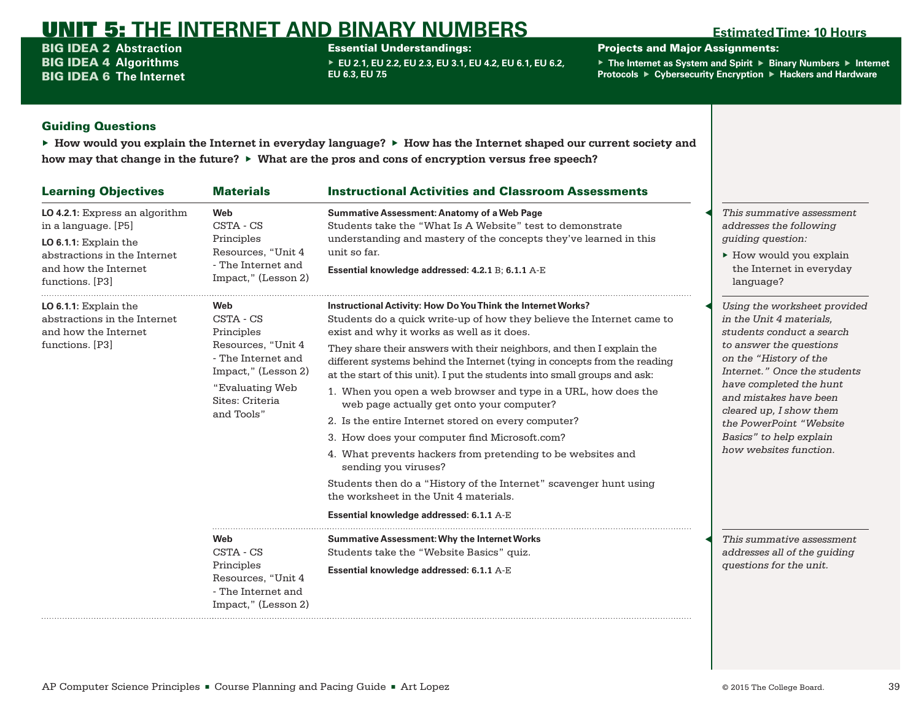# UNIT 5: THE INTERNET AND BINARY NUMBERS

**Estimated Time: 10 Hours**

**BIG IDEA 2** Abstraction
**BIG IDEA 4** Algorithms
**BIG IDEA 6** The Internet

**Essential Understandings:**

- EU 2.1, EU 2.2, EU 2.3, EU 3.1, EU 4.2, EU 6.1, EU 6.2, EU 6.3, EU 7.5

**Projects and Major Assignments:**

- The Internet as System and Spirit
- Binary Numbers
- Internet Protocols
- Cybersecurity Encryption
- Hackers and Hardware

## Guiding Questions

- **How would you explain the Internet in everyday language?**
- **How has the Internet shaped our current society and how may that change in the future?**
- **What are the pros and cons of encryption versus free speech?**

| Learning Objectives | Materials | Instructional Activities and Classroom Assessments | |
|---|---|---|---|
| **LO 4.2.1:** Express an algorithm in a language. [P5]<br><br>**LO 6.1.1:** Explain the abstractions in the Internet and how the Internet functions. [P3] | **Web**<br>CSTA - CS Principles Resources, "Unit 4 - The Internet and Impact," (Lesson 2) | **Summative Assessment: Anatomy of a Web Page**<br>Students take the "What Is A Website" test to demonstrate understanding and mastery of the concepts they've learned in this unit so far.<br><br>**Essential knowledge addressed: 4.2.1** B; **6.1.1** A-E | *This summative assessment addresses the following guiding question:*<br>▸ How would you explain the Internet in everyday language? |
| **LO 6.1.1:** Explain the abstractions in the Internet and how the Internet functions. [P3] | **Web**<br>CSTA - CS Principles Resources, "Unit 4 - The Internet and Impact," (Lesson 2)<br><br>"Evaluating Web Sites: Criteria and Tools" | **Instructional Activity: How Do You Think the Internet Works?**<br>Students do a quick write-up of how they believe the Internet came to exist and why it works as well as it does.<br><br>They share their answers with their neighbors, and then I explain the different systems behind the Internet (tying in concepts from the reading at the start of this unit). I put the students into small groups and ask:<br>1. When you open a web browser and type in a URL, how does the web page actually get onto your computer?<br>2. Is the entire Internet stored on every computer?<br>3. How does your computer find Microsoft.com?<br>4. What prevents hackers from pretending to be websites and sending you viruses?<br><br>Students then do a "History of the Internet" scavenger hunt using the worksheet in the Unit 4 materials.<br><br>**Essential knowledge addressed: 6.1.1** A-E | *Using the worksheet provided in the Unit 4 materials, students conduct a search to answer the questions on the "History of the Internet." Once the students have completed the hunt and mistakes have been cleared up, I show them the PowerPoint "Website Basics" to help explain how websites function.* |
| | **Web**<br>CSTA - CS Principles Resources, "Unit 4 - The Internet and Impact," (Lesson 2) | **Summative Assessment: Why the Internet Works**<br>Students take the "Website Basics" quiz.<br><br>**Essential knowledge addressed: 6.1.1** A-E | *This summative assessment addresses all of the guiding questions for the unit.* |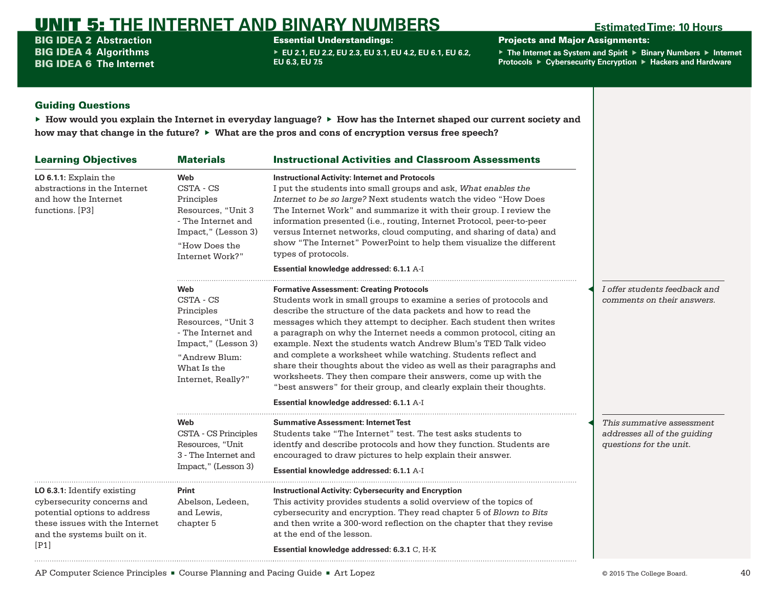# UNIT 5: THE INTERNET AND BINARY NUMBERS

**Estimated Time: 10 Hours**

**BIG IDEA 2** Abstraction
**BIG IDEA 4** Algorithms
**BIG IDEA 6** The Internet

**Essential Understandings:**

- EU 2.1, EU 2.2, EU 2.3, EU 3.1, EU 4.2, EU 6.1, EU 6.2, EU 6.3, EU 7.5

**Projects and Major Assignments:**

- The Internet as System and Spirit
- Binary Numbers
- Internet Protocols
- Cybersecurity Encryption
- Hackers and Hardware

## Guiding Questions

- How would you explain the Internet in everyday language?
- How has the Internet shaped our current society and how may that change in the future?
- What are the pros and cons of encryption versus free speech?

| Learning Objectives | Materials | Instructional Activities and Classroom Assessments | Notes |
|---|---|---|---|
| **LO 6.1.1**: Explain the abstractions in the Internet and how the Internet functions. [P3] | **Web** CSTA - CS Principles Resources, "Unit 3 - The Internet and Impact," (Lesson 3) "How Does the Internet Work?" | **Instructional Activity: Internet and Protocols** I put the students into small groups and ask, *What enables the Internet to be so large?* Next students watch the video "How Does The Internet Work" and summarize it with their group. I review the information presented (i.e., routing, Internet Protocol, peer-to-peer versus Internet networks, cloud computing, and sharing of data) and show "The Internet" PowerPoint to help them visualize the different types of protocols. **Essential knowledge addressed: 6.1.1** A-I | |
| | **Web** CSTA - CS Principles Resources, "Unit 3 - The Internet and Impact," (Lesson 3) "Andrew Blum: What Is the Internet, Really?" | **Formative Assessment: Creating Protocols** Students work in small groups to examine a series of protocols and describe the structure of the data packets and how to read the messages which they attempt to decipher. Each student then writes a paragraph on why the Internet needs a common protocol, citing an example. Next the students watch Andrew Blum's TED Talk video and complete a worksheet while watching. Students reflect and share their thoughts about the video as well as their paragraphs and worksheets. They then compare their answers, come up with the "best answers" for their group, and clearly explain their thoughts. **Essential knowledge addressed: 6.1.1** A-I | *I offer students feedback and comments on their answers.* |
| | **Web** CSTA - CS Principles Resources, "Unit 3 - The Internet and Impact," (Lesson 3) | **Summative Assessment: Internet Test** Students take "The Internet" test. The test asks students to identfy and describe protocols and how they function. Students are encouraged to draw pictures to help explain their answer. **Essential knowledge addressed: 6.1.1** A-I | *This summative assessment addresses all of the guiding questions for the unit.* |
| **LO 6.3.1**: Identify existing cybersecurity concerns and potential options to address these issues with the Internet and the systems built on it. [P1] | **Print** Abelson, Ledeen, and Lewis, chapter 5 | **Instructional Activity: Cybersecurity and Encryption** This activity provides students a solid overview of the topics of cybersecurity and encryption. They read chapter 5 of *Blown to Bits* and then write a 300-word reflection on the chapter that they revise at the end of the lesson. **Essential knowledge addressed: 6.3.1** C, H-K | |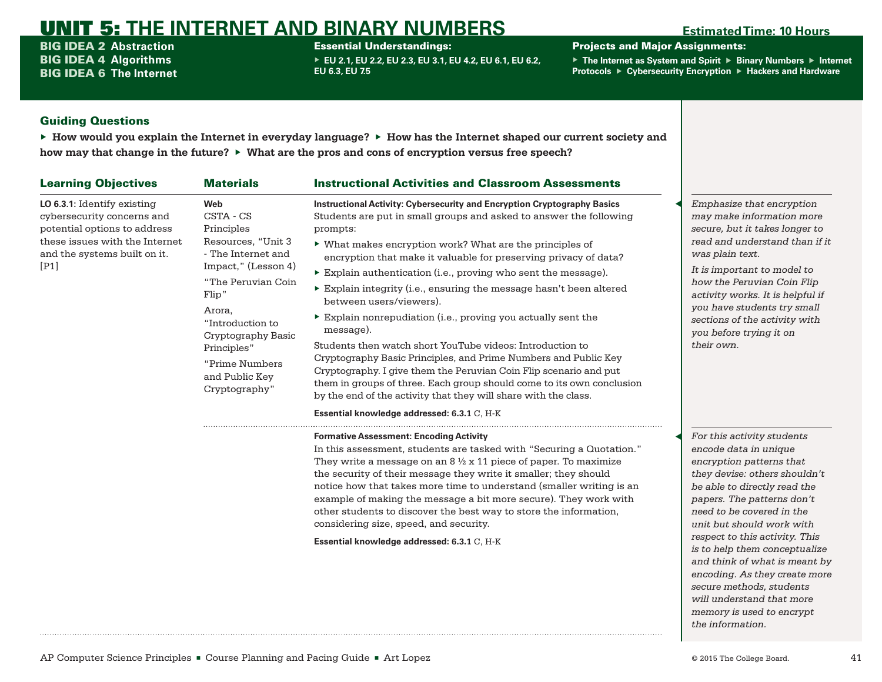# UNIT 5: THE INTERNET AND BINARY NUMBERS

**Estimated Time: 10 Hours**

**BIG IDEA 2** Abstraction
**BIG IDEA 4** Algorithms
**BIG IDEA 6** The Internet

**Essential Understandings:**
- EU 2.1, EU 2.2, EU 2.3, EU 3.1, EU 4.2, EU 6.1, EU 6.2, EU 6.3, EU 7.5

**Projects and Major Assignments:**
- The Internet as System and Spirit
- Binary Numbers
- Internet Protocols
- Cybersecurity Encryption
- Hackers and Hardware

## Guiding Questions

- **How would you explain the Internet in everyday language?**
- **How has the Internet shaped our current society and how may that change in the future?**
- **What are the pros and cons of encryption versus free speech?**

| Learning Objectives | Materials | Instructional Activities and Classroom Assessments |
|---|---|---|
| **LO 6.3.1:** Identify existing cybersecurity concerns and potential options to address these issues with the Internet and the systems built on it. [P1] | **Web**<br>CSTA - CS Principles Resources, "Unit 3 - The Internet and Impact," (Lesson 4)<br>"The Peruvian Coin Flip"<br>Arora, "Introduction to Cryptography Basic Principles"<br>"Prime Numbers and Public Key Cryptography" | **Instructional Activity: Cybersecurity and Encryption Cryptography Basics**<br>Students are put in small groups and asked to answer the following prompts:<br>- What makes encryption work? What are the principles of encryption that make it valuable for preserving privacy of data?<br>- Explain authentication (i.e., proving who sent the message).<br>- Explain integrity (i.e., ensuring the message hasn't been altered between users/viewers).<br>- Explain nonrepudiation (i.e., proving you actually sent the message).<br><br>Students then watch short YouTube videos: Introduction to Cryptography Basic Principles, and Prime Numbers and Public Key Cryptography. I give them the Peruvian Coin Flip scenario and put them in groups of three. Each group should come to its own conclusion by the end of the activity that they will share with the class.<br><br>**Essential knowledge addressed: 6.3.1** C, H-K |
| | | **Formative Assessment: Encoding Activity**<br>In this assessment, students are tasked with "Securing a Quotation." They write a message on an 8 ½ x 11 piece of paper. To maximize the security of their message they write it smaller; they should notice how that takes more time to understand (smaller writing is an example of making the message a bit more secure). They work with other students to discover the best way to store the information, considering size, speed, and security.<br><br>**Essential knowledge addressed: 6.3.1** C, H-K |

*Emphasize that encryption may make information more secure, but it takes longer to read and understand than if it was plain text.*

*It is important to model to how the Peruvian Coin Flip activity works. It is helpful if you have students try small sections of the activity with you before trying it on their own.*

*For this activity students encode data in unique encryption patterns that they devise: others shouldn't be able to directly read the papers. The patterns don't need to be covered in the unit but should work with respect to this activity. This is to help them conceptualize and think of what is meant by encoding. As they create more secure methods, students will understand that more memory is used to encrypt the information.*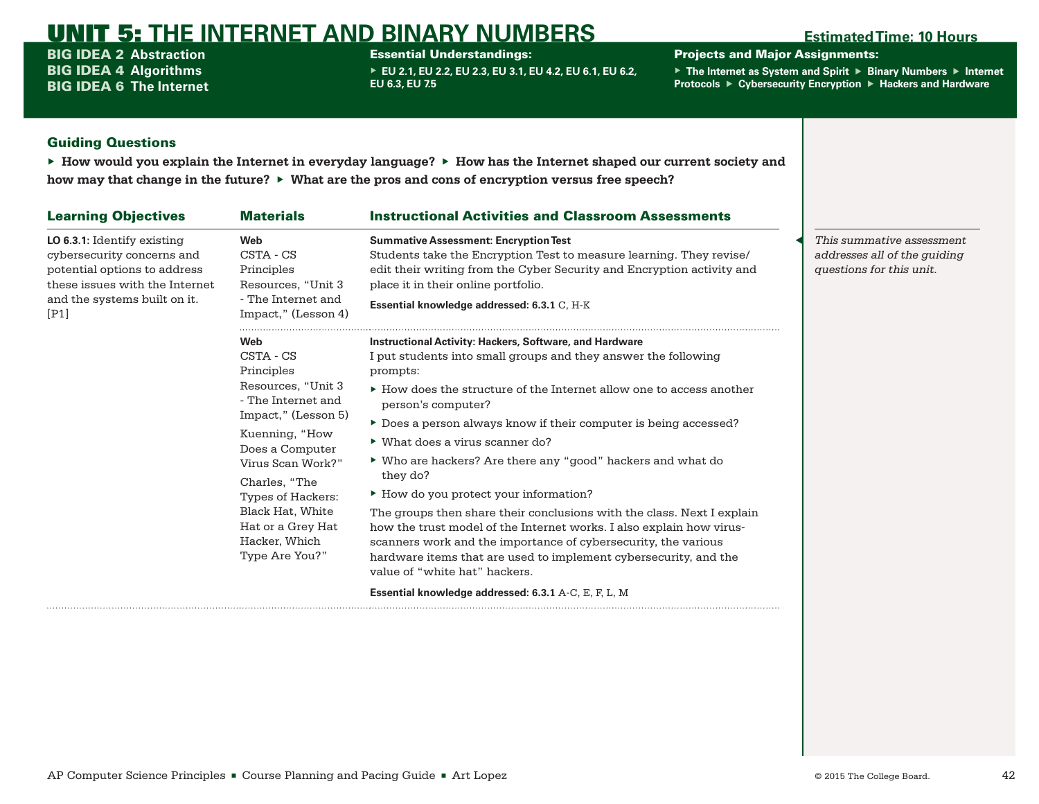# UNIT 5: THE INTERNET AND BINARY NUMBERS

**Estimated Time: 10 Hours**

**BIG IDEA 2** Abstraction
**BIG IDEA 4** Algorithms
**BIG IDEA 6** The Internet

**Essential Understandings:**

- EU 2.1, EU 2.2, EU 2.3, EU 3.1, EU 4.2, EU 6.1, EU 6.2, EU 6.3, EU 7.5

**Projects and Major Assignments:**

- The Internet as System and Spirit
- Binary Numbers
- Internet Protocols
- Cybersecurity Encryption
- Hackers and Hardware

## Guiding Questions

- How would you explain the Internet in everyday language?
- How has the Internet shaped our current society and how may that change in the future?
- What are the pros and cons of encryption versus free speech?

| Learning Objectives | Materials | Instructional Activities and Classroom Assessments |
|---|---|---|
| **LO 6.3.1:** Identify existing cybersecurity concerns and potential options to address these issues with the Internet and the systems built on it. [P1] | **Web**<br>CSTA - CS Principles Resources, "Unit 3 - The Internet and Impact," (Lesson 4) | **Summative Assessment: Encryption Test**<br>Students take the Encryption Test to measure learning. They revise/edit their writing from the Cyber Security and Encryption activity and place it in their online portfolio.<br>**Essential knowledge addressed:** **6.3.1** C, H-K |
| | **Web**<br>CSTA - CS Principles Resources, "Unit 3 - The Internet and Impact," (Lesson 5)<br>Kuenning, "How Does a Computer Virus Scan Work?"<br>Charles, "The Types of Hackers: Black Hat, White Hat or a Grey Hat Hacker, Which Type Are You?" | **Instructional Activity: Hackers, Software, and Hardware**<br>I put students into small groups and they answer the following prompts:<br>- How does the structure of the Internet allow one to access another person's computer?<br>- Does a person always know if their computer is being accessed?<br>- What does a virus scanner do?<br>- Who are hackers? Are there any "good" hackers and what do they do?<br>- How do you protect your information?<br>The groups then share their conclusions with the class. Next I explain how the trust model of the Internet works. I also explain how virus-scanners work and the importance of cybersecurity, the various hardware items that are used to implement cybersecurity, and the value of "white hat" hackers.<br>**Essential knowledge addressed:** **6.3.1** A-C, E, F, L, M |

*This summative assessment addresses all of the guiding questions for this unit.*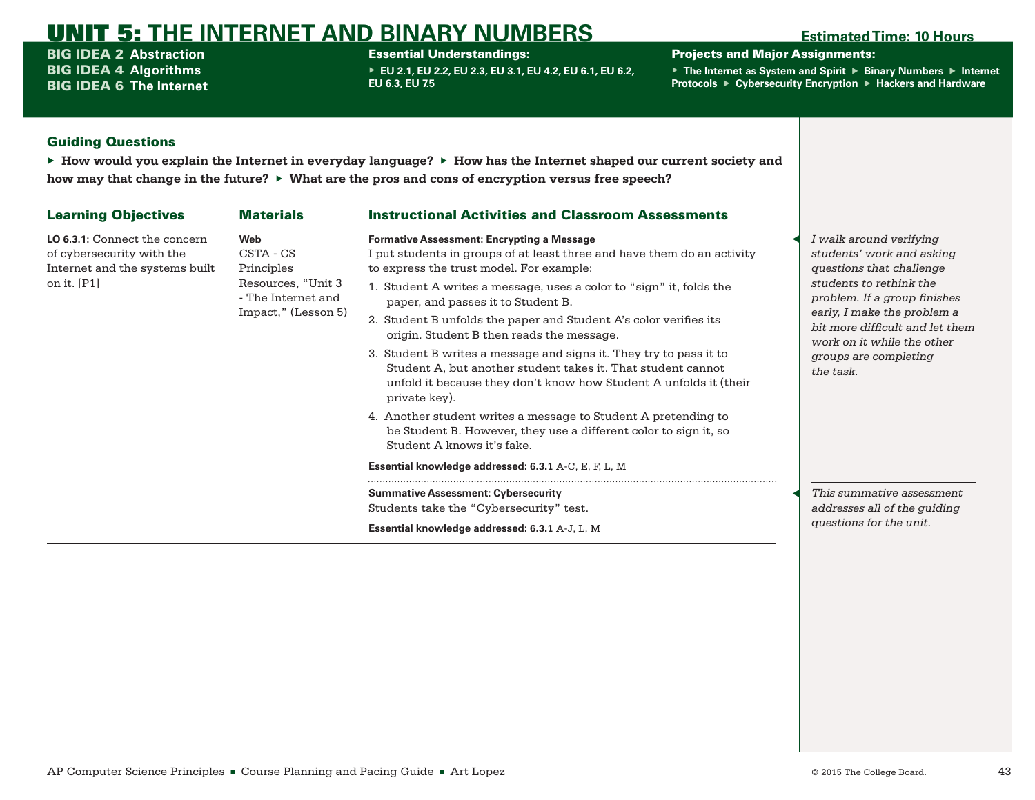# UNIT 5: THE INTERNET AND BINARY NUMBERS

**Estimated Time: 10 Hours**

**BIG IDEA 2** Abstraction
**BIG IDEA 4** Algorithms
**BIG IDEA 6** The Internet

**Essential Understandings:**
- EU 2.1, EU 2.2, EU 2.3, EU 3.1, EU 4.2, EU 6.1, EU 6.2, EU 6.3, EU 7.5

**Projects and Major Assignments:**
- The Internet as System and Spirit
- Binary Numbers
- Internet Protocols
- Cybersecurity Encryption
- Hackers and Hardware

## Guiding Questions

- How would you explain the Internet in everyday language?
- How has the Internet shaped our current society and how may that change in the future?
- What are the pros and cons of encryption versus free speech?

| Learning Objectives | Materials | Instructional Activities and Classroom Assessments |
|---|---|---|
| **LO 6.3.1:** Connect the concern of cybersecurity with the Internet and the systems built on it. [P1] | **Web**<br>CSTA - CS Principles Resources, "Unit 3 - The Internet and Impact," (Lesson 5) | **Formative Assessment: Encrypting a Message**<br>I put students in groups of at least three and have them do an activity to express the trust model. For example:<br>1. Student A writes a message, uses a color to "sign" it, folds the paper, and passes it to Student B.<br>2. Student B unfolds the paper and Student A's color verifies its origin. Student B then reads the message.<br>3. Student B writes a message and signs it. They try to pass it to Student A, but another student takes it. That student cannot unfold it because they don't know how Student A unfolds it (their private key).<br>4. Another student writes a message to Student A pretending to be Student B. However, they use a different color to sign it, so Student A knows it's fake.<br>**Essential knowledge addressed: 6.3.1** A-C, E, F, L, M |
| | | **Summative Assessment: Cybersecurity**<br>Students take the "Cybersecurity" test.<br>**Essential knowledge addressed: 6.3.1** A-J, L, M |

*I walk around verifying students' work and asking questions that challenge students to rethink the problem. If a group finishes early, I make the problem a bit more difficult and let them work on it while the other groups are completing the task.*

*This summative assessment addresses all of the guiding questions for the unit.*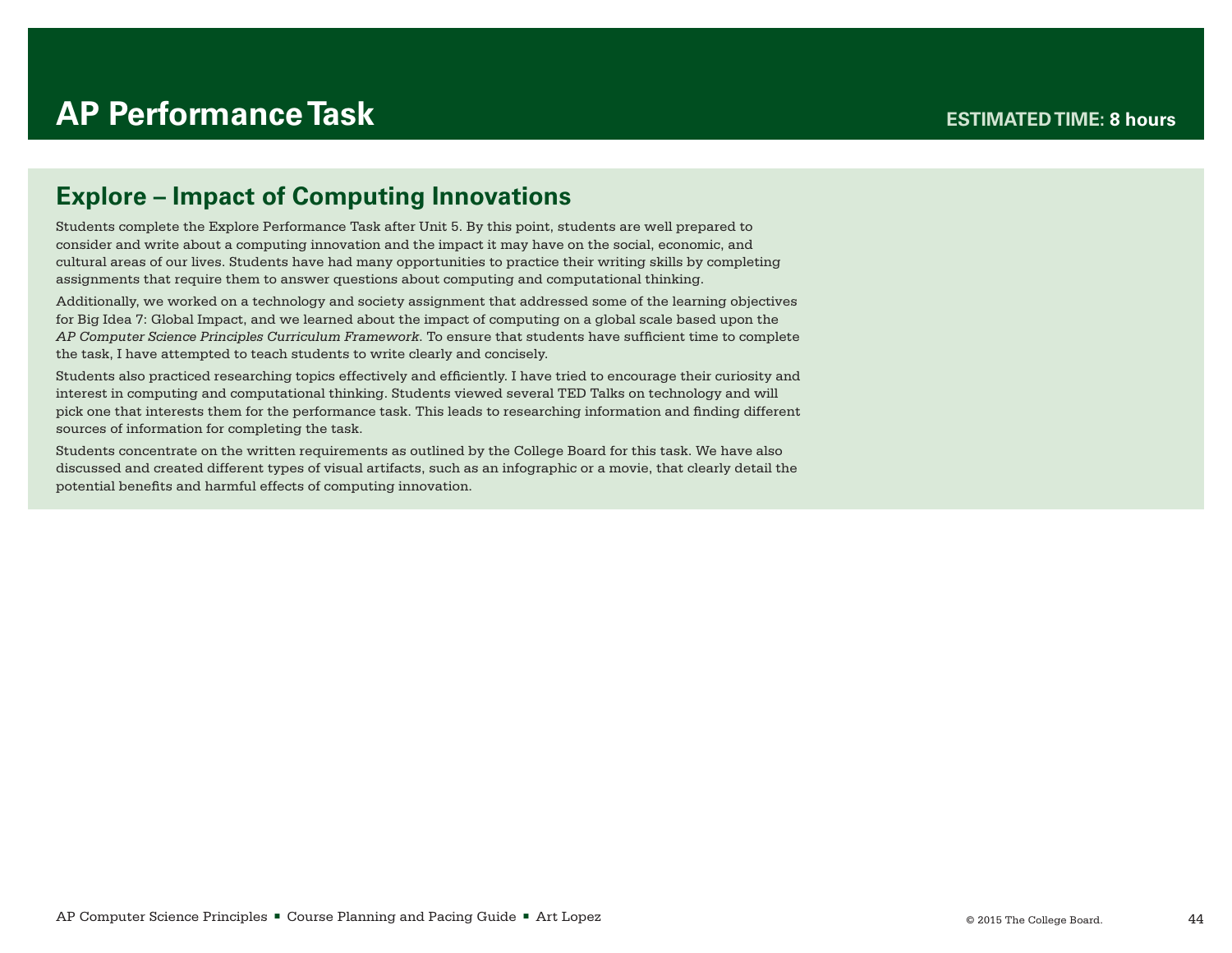# AP Performance Task

**ESTIMATED TIME: 8 hours**

## Explore – Impact of Computing Innovations

Students complete the Explore Performance Task after Unit 5. By this point, students are well prepared to consider and write about a computing innovation and the impact it may have on the social, economic, and cultural areas of our lives. Students have had many opportunities to practice their writing skills by completing assignments that require them to answer questions about computing and computational thinking.

Additionally, we worked on a technology and society assignment that addressed some of the learning objectives for Big Idea 7: Global Impact, and we learned about the impact of computing on a global scale based upon the *AP Computer Science Principles Curriculum Framework*. To ensure that students have sufficient time to complete the task, I have attempted to teach students to write clearly and concisely.

Students also practiced researching topics effectively and efficiently. I have tried to encourage their curiosity and interest in computing and computational thinking. Students viewed several TED Talks on technology and will pick one that interests them for the performance task. This leads to researching information and finding different sources of information for completing the task.

Students concentrate on the written requirements as outlined by the College Board for this task. We have also discussed and created different types of visual artifacts, such as an infographic or a movie, that clearly detail the potential benefits and harmful effects of computing innovation.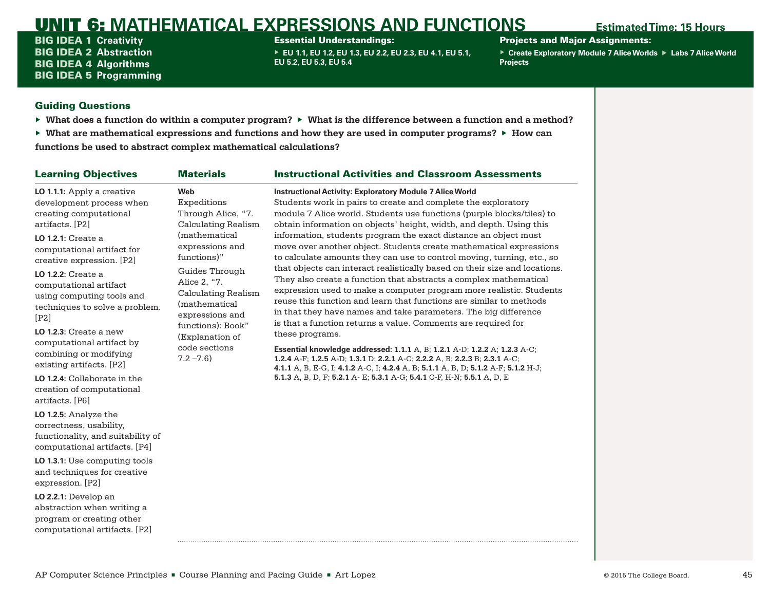# UNIT 6: MATHEMATICAL EXPRESSIONS AND FUNCTIONS

**Estimated Time: 15 Hours**

**BIG IDEA 1** Creativity
**BIG IDEA 2** Abstraction
**BIG IDEA 4** Algorithms
**BIG IDEA 5** Programming

**Essential Understandings:**

- EU 1.1, EU 1.2, EU 1.3, EU 2.2, EU 2.3, EU 4.1, EU 5.1, EU 5.2, EU 5.3, EU 5.4

**Projects and Major Assignments:**

- Create Exploratory Module 7 Alice Worlds
- Labs 7 Alice World Projects

## Guiding Questions

- **What does a function do within a computer program?**
- **What is the difference between a function and a method?**
- **What are mathematical expressions and functions and how they are used in computer programs?**
- **How can functions be used to abstract complex mathematical calculations?**

| Learning Objectives | Materials | Instructional Activities and Classroom Assessments |
|---|---|---|
| **LO 1.1.1:** Apply a creative development process when creating computational artifacts. [P2]<br><br>**LO 1.2.1:** Create a computational artifact for creative expression. [P2]<br><br>**LO 1.2.2:** Create a computational artifact using computing tools and techniques to solve a problem. [P2]<br><br>**LO 1.2.3:** Create a new computational artifact by combining or modifying existing artifacts. [P2]<br><br>**LO 1.2.4:** Collaborate in the creation of computational artifacts. [P6]<br><br>**LO 1.2.5:** Analyze the correctness, usability, functionality, and suitability of computational artifacts. [P4]<br><br>**LO 1.3.1:** Use computing tools and techniques for creative expression. [P2]<br><br>**LO 2.2.1:** Develop an abstraction when writing a program or creating other computational artifacts. [P2] | **Web**<br>Expeditions Through Alice, "7. Calculating Realism (mathematical expressions and functions)"<br><br>Guides Through Alice 2, "7. Calculating Realism (mathematical expressions and functions): Book" (Explanation of code sections 7.2 –7.6) | **Instructional Activity: Exploratory Module 7 Alice World**<br>Students work in pairs to create and complete the exploratory module 7 Alice world. Students use functions (purple blocks/tiles) to obtain information on objects' height, width, and depth. Using this information, students program the exact distance an object must move over another object. Students create mathematical expressions to calculate amounts they can use to control moving, turning, etc., so that objects can interact realistically based on their size and locations. They also create a function that abstracts a complex mathematical expression used to make a computer program more realistic. Students reuse this function and learn that functions are similar to methods in that they have names and take parameters. The big difference is that a function returns a value. Comments are required for these programs.<br><br>**Essential knowledge addressed: 1.1.1** A, B; **1.2.1** A-D; **1.2.2** A; **1.2.3** A-C; **1.2.4** A-F; **1.2.5** A-D; **1.3.1** D; **2.2.1** A-C; **2.2.2** A, B; **2.2.3** B; **2.3.1** A-C; **4.1.1** A, B, E-G, I; **4.1.2** A-C, I; **4.2.4** A, B; **5.1.1** A, B, D; **5.1.2** A-F; **5.1.2** H-J; **5.1.3** A, B, D, F; **5.2.1** A- E; **5.3.1** A-G; **5.4.1** C-F, H-N; **5.5.1** A, D, E |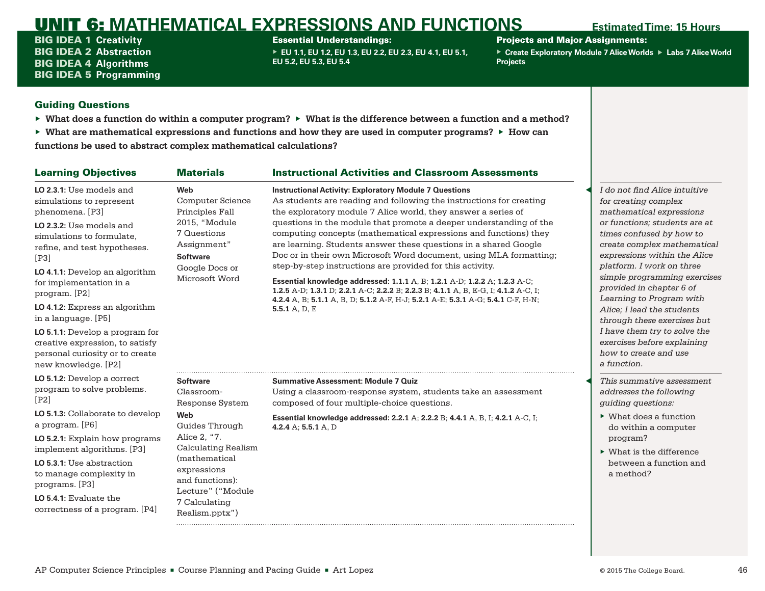# UNIT 6: MATHEMATICAL EXPRESSIONS AND FUNCTIONS

**Estimated Time: 15 Hours**

**BIG IDEA 1** Creativity
**BIG IDEA 2** Abstraction
**BIG IDEA 4** Algorithms
**BIG IDEA 5** Programming

**Essential Understandings:**
- EU 1.1, EU 1.2, EU 1.3, EU 2.2, EU 2.3, EU 4.1, EU 5.1, EU 5.2, EU 5.3, EU 5.4

**Projects and Major Assignments:**
- Create Exploratory Module 7 Alice Worlds
- Labs 7 Alice World Projects

## Guiding Questions

- What does a function do within a computer program?
- What is the difference between a function and a method?
- What are mathematical expressions and functions and how they are used in computer programs?
- How can functions be used to abstract complex mathematical calculations?

## Learning Objectives

**LO 2.3.1:** Use models and simulations to represent phenomena. [P3]

**LO 2.3.2:** Use models and simulations to formulate, refine, and test hypotheses. [P3]

**LO 4.1.1:** Develop an algorithm for implementation in a program. [P2]

**LO 4.1.2:** Express an algorithm in a language. [P5]

**LO 5.1.1:** Develop a program for creative expression, to satisfy personal curiosity or to create new knowledge. [P2]

**LO 5.1.2:** Develop a correct program to solve problems. [P2]

**LO 5.1.3:** Collaborate to develop a program. [P6]

**LO 5.2.1:** Explain how programs implement algorithms. [P3]

**LO 5.3.1:** Use abstraction to manage complexity in programs. [P3]

**LO 5.4.1:** Evaluate the correctness of a program. [P4]

| Materials | Instructional Activities and Classroom Assessments | |
|---|---|---|
| **Web**<br>Computer Science Principles Fall 2015, "Module 7 Questions Assignment"<br>**Software**<br>Google Docs or Microsoft Word | **Instructional Activity: Exploratory Module 7 Questions**<br>As students are reading and following the instructions for creating the exploratory module 7 Alice world, they answer a series of questions in the module that promote a deeper understanding of the computing concepts (mathematical expressions and functions) they are learning. Students answer these questions in a shared Google Doc or in their own Microsoft Word document, using MLA formatting; step-by-step instructions are provided for this activity.<br>**Essential knowledge addressed: 1.1.1** A, B; **1.2.1** A-D; **1.2.2** A; **1.2.3** A-C; **1.2.5** A-D; **1.3.1** D; **2.2.1** A-C; **2.2.2** B; **2.2.3** B; **4.1.1** A, B, E-G, I; **4.1.2** A-C, I; **4.2.4** A, B; **5.1.1** A, B, D; **5.1.2** A-F, H-J; **5.2.1** A-E; **5.3.1** A-G; **5.4.1** C-F, H-N; **5.5.1** A, D, E | *I do not find Alice intuitive for creating complex mathematical expressions or functions; students are at times confused by how to create complex mathematical expressions within the Alice platform. I work on three simple programming exercises provided in chapter 6 of Learning to Program with Alice; I lead the students through these exercises but I have them try to solve the exercises before explaining how to create and use a function.* |
| **Software**<br>Classroom-Response System<br>**Web**<br>Guides Through Alice 2, "7. Calculating Realism (mathematical expressions and functions): Lecture" ("Module 7 Calculating Realism.pptx") | **Summative Assessment: Module 7 Quiz**<br>Using a classroom-response system, students take an assessment composed of four multiple-choice questions.<br>**Essential knowledge addressed: 2.2.1** A; **2.2.2** B; **4.4.1** A, B, I; **4.2.1** A-C, I; **4.2.4** A; **5.5.1** A, D | *This summative assessment addresses the following guiding questions:*<br>- What does a function do within a computer program?<br>- What is the difference between a function and a method? |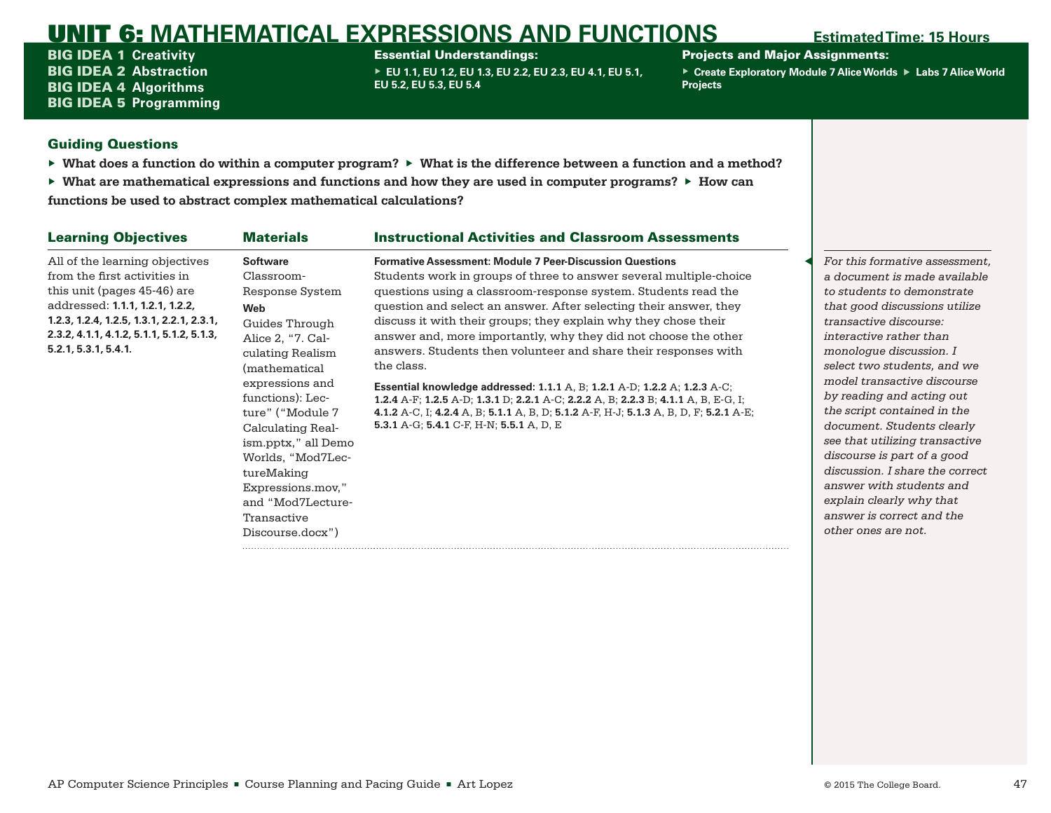# UNIT 6: MATHEMATICAL EXPRESSIONS AND FUNCTIONS

**Estimated Time: 15 Hours**

**BIG IDEA 1** Creativity
**BIG IDEA 2** Abstraction
**BIG IDEA 4** Algorithms
**BIG IDEA 5** Programming

**Essential Understandings:**

- EU 1.1, EU 1.2, EU 1.3, EU 2.2, EU 2.3, EU 4.1, EU 5.1, EU 5.2, EU 5.3, EU 5.4

**Projects and Major Assignments:**

- Create Exploratory Module 7 Alice Worlds
- Labs 7 Alice World Projects

## Guiding Questions

- What does a function do within a computer program?
- What is the difference between a function and a method?
- What are mathematical expressions and functions and how they are used in computer programs?
- How can functions be used to abstract complex mathematical calculations?

| Learning Objectives | Materials | Instructional Activities and Classroom Assessments |
|---|---|---|
| All of the learning objectives from the first activities in this unit (pages 45-46) are addressed: **1.1.1, 1.2.1, 1.2.2, 1.2.3, 1.2.4, 1.2.5, 1.3.1, 2.2.1, 2.3.1, 2.3.2, 4.1.1, 4.1.2, 5.1.1, 5.1.2, 5.1.3, 5.2.1, 5.3.1, 5.4.1.** | **Software** Classroom-Response System **Web** Guides Through Alice 2, "7. Calculating Realism (mathematical expressions and functions): Lecture" ("Module 7 Calculating Realism.pptx," all Demo Worlds, "Mod7LectureMaking Expressions.mov," and "Mod7Lecture-Transactive Discourse.docx") | **Formative Assessment: Module 7 Peer-Discussion Questions** Students work in groups of three to answer several multiple-choice questions using a classroom-response system. Students read the question and select an answer. After selecting their answer, they discuss it with their groups; they explain why they chose their answer and, more importantly, why they did not choose the other answers. Students then volunteer and share their responses with the class. **Essential knowledge addressed: 1.1.1** A, B; **1.2.1** A-D; **1.2.2** A; **1.2.3** A-C; **1.2.4** A-F; **1.2.5** A-D; **1.3.1** D; **2.2.1** A-C; **2.2.2** A, B; **2.2.3** B; **4.1.1** A, B, E-G, I; **4.1.2** A-C, I; **4.2.4** A, B; **5.1.1** A, B, D; **5.1.2** A-F, H-J; **5.1.3** A, B, D, F; **5.2.1** A-E; **5.3.1** A-G; **5.4.1** C-F, H-N; **5.5.1** A, D, E |

*For this formative assessment, a document is made available to students to demonstrate that good discussions utilize transactive discourse: interactive rather than monologue discussion. I select two students, and we model transactive discourse by reading and acting out the script contained in the document. Students clearly see that utilizing transactive discourse is part of a good discussion. I share the correct answer with students and explain clearly why that answer is correct and the other ones are not.*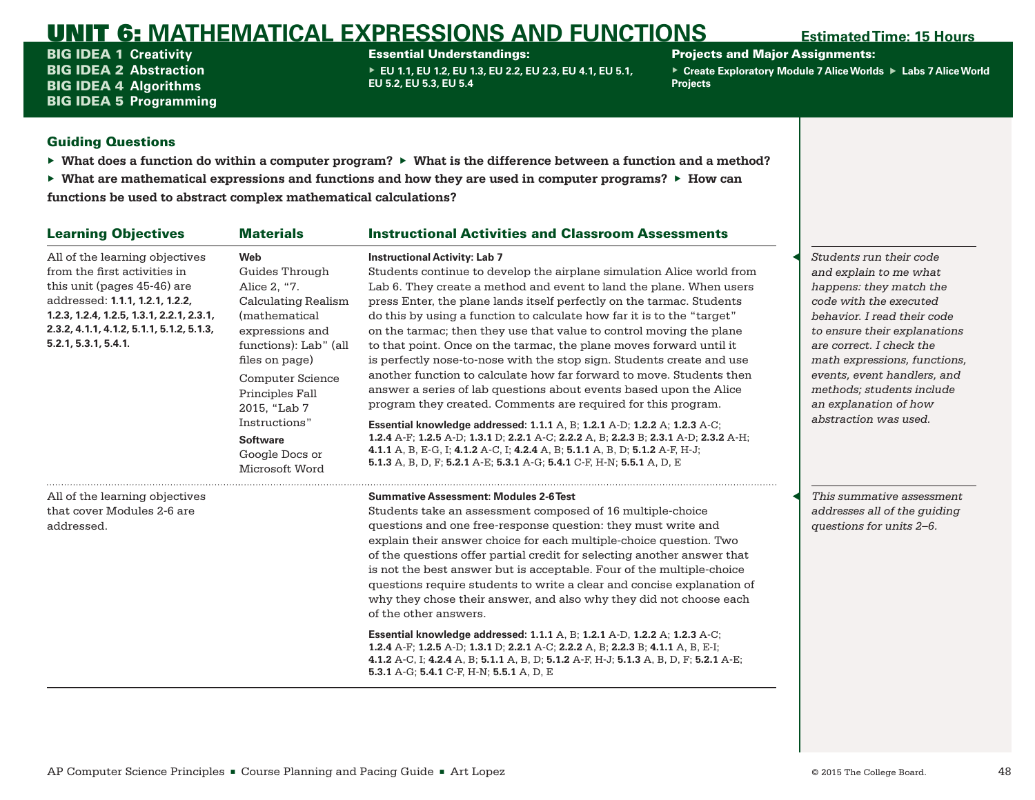# UNIT 6: MATHEMATICAL EXPRESSIONS AND FUNCTIONS

**Estimated Time: 15 Hours**

**BIG IDEA 1** Creativity
**BIG IDEA 2** Abstraction
**BIG IDEA 4** Algorithms
**BIG IDEA 5** Programming

**Essential Understandings:**
- EU 1.1, EU 1.2, EU 1.3, EU 2.2, EU 2.3, EU 4.1, EU 5.1, EU 5.2, EU 5.3, EU 5.4

**Projects and Major Assignments:**
- Create Exploratory Module 7 Alice Worlds
- Labs 7 Alice World Projects

## Guiding Questions

- **What does a function do within a computer program?**
- **What is the difference between a function and a method?**
- **What are mathematical expressions and functions and how they are used in computer programs?**
- **How can functions be used to abstract complex mathematical calculations?**

| Learning Objectives | Materials | Instructional Activities and Classroom Assessments | |
|---|---|---|---|
| All of the learning objectives from the first activities in this unit (pages 45-46) are addressed: **1.1.1, 1.2.1, 1.2.2, 1.2.3, 1.2.4, 1.2.5, 1.3.1, 2.2.1, 2.3.1, 2.3.2, 4.1.1, 4.1.2, 5.1.1, 5.1.2, 5.1.3, 5.2.1, 5.3.1, 5.4.1.** | **Web**<br>Guides Through Alice 2, "7. Calculating Realism (mathematical expressions and functions): Lab" (all files on page)<br>Computer Science Principles Fall 2015, "Lab 7 Instructions"<br>**Software**<br>Google Docs or Microsoft Word | **Instructional Activity: Lab 7**<br>Students continue to develop the airplane simulation Alice world from Lab 6. They create a method and event to land the plane. When users press Enter, the plane lands itself perfectly on the tarmac. Students do this by using a function to calculate how far it is to the "target" on the tarmac; then they use that value to control moving the plane to that point. Once on the tarmac, the plane moves forward until it is perfectly nose-to-nose with the stop sign. Students create and use another function to calculate how far forward to move. Students then answer a series of lab questions about events based upon the Alice program they created. Comments are required for this program.<br>**Essential knowledge addressed: 1.1.1** A, B; **1.2.1** A-D; **1.2.2** A; **1.2.3** A-C; **1.2.4** A-F; **1.2.5** A-D; **1.3.1** D; **2.2.1** A-C; **2.2.2** A, B; **2.2.3** B; **2.3.1** A-D; **2.3.2** A-H; **4.1.1** A, B, E-G, I; **4.1.2** A-C, I; **4.2.4** A, B; **5.1.1** A, B, D; **5.1.2** A-F, H-J; **5.1.3** A, B, D, F; **5.2.1** A-E; **5.3.1** A-G; **5.4.1** C-F, H-N; **5.5.1** A, D, E | *Students run their code and explain to me what happens: they match the code with the executed behavior. I read their code to ensure their explanations are correct. I check the math expressions, functions, events, event handlers, and methods; students include an explanation of how abstraction was used.* |
| All of the learning objectives that cover Modules 2-6 are addressed. | | **Summative Assessment: Modules 2-6 Test**<br>Students take an assessment composed of 16 multiple-choice questions and one free-response question: they must write and explain their answer choice for each multiple-choice question. Two of the questions offer partial credit for selecting another answer that is not the best answer but is acceptable. Four of the multiple-choice questions require students to write a clear and concise explanation of why they chose their answer, and also why they did not choose each of the other answers.<br>**Essential knowledge addressed: 1.1.1** A, B; **1.2.1** A-D, **1.2.2** A; **1.2.3** A-C; **1.2.4** A-F; **1.2.5** A-D; **1.3.1** D; **2.2.1** A-C; **2.2.2** A, B; **2.2.3** B; **4.1.1** A, B, E-I; **4.1.2** A-C, I; **4.2.4** A, B; **5.1.1** A, B, D; **5.1.2** A-F, H-J; **5.1.3** A, B, D, F; **5.2.1** A-E; **5.3.1** A-G; **5.4.1** C-F, H-N; **5.5.1** A, D, E | *This summative assessment addresses all of the guiding questions for units 2–6.* |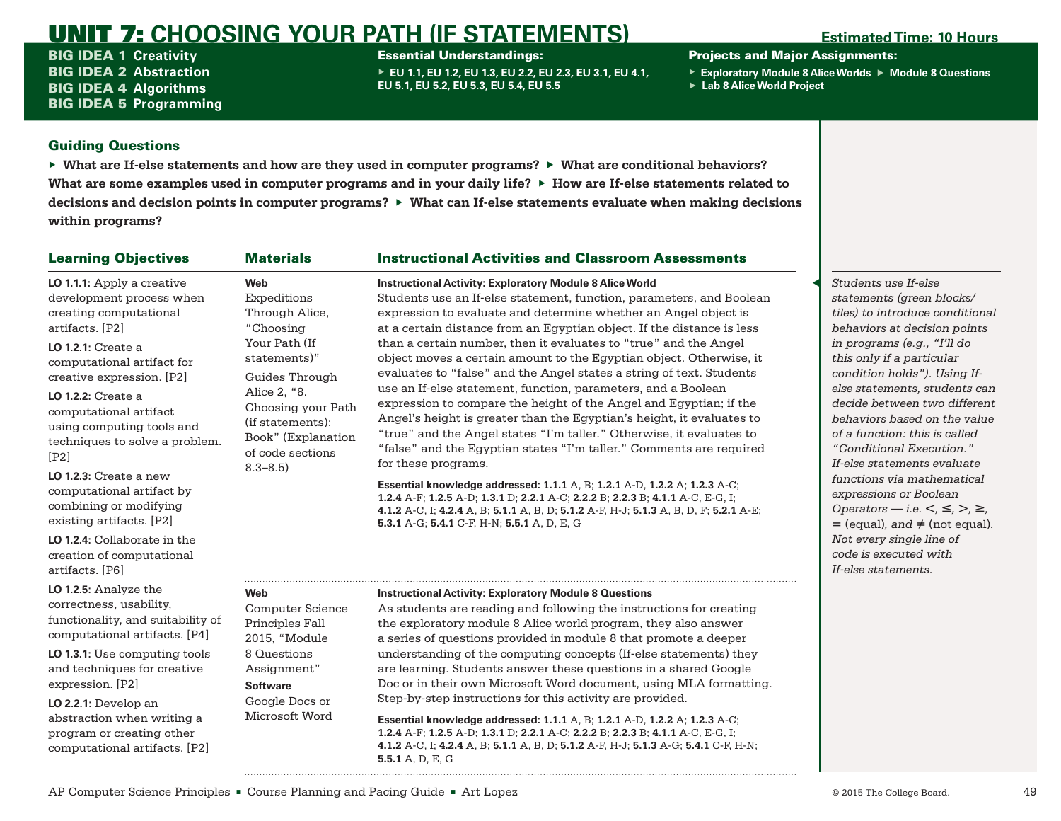# UNIT 7: CHOOSING YOUR PATH (IF STATEMENTS)

**Estimated Time: 10 Hours**

**BIG IDEA 1** Creativity
**BIG IDEA 2** Abstraction
**BIG IDEA 4** Algorithms
**BIG IDEA 5** Programming

**Essential Understandings:**

- EU 1.1, EU 1.2, EU 1.3, EU 2.2, EU 2.3, EU 3.1, EU 4.1, EU 5.1, EU 5.2, EU 5.3, EU 5.4, EU 5.5

**Projects and Major Assignments:**

- Exploratory Module 8 Alice Worlds
- Module 8 Questions
- Lab 8 Alice World Project

## Guiding Questions

- What are If-else statements and how are they used in computer programs?
- What are conditional behaviors? What are some examples used in computer programs and in your daily life?
- How are If-else statements related to decisions and decision points in computer programs?
- What can If-else statements evaluate when making decisions within programs?

## Learning Objectives

**LO 1.1.1**: Apply a creative development process when creating computational artifacts. [P2]

**LO 1.2.1**: Create a computational artifact for creative expression. [P2]

**LO 1.2.2**: Create a computational artifact using computing tools and techniques to solve a problem. [P2]

**LO 1.2.3**: Create a new computational artifact by combining or modifying existing artifacts. [P2]

**LO 1.2.4**: Collaborate in the creation of computational artifacts. [P6]

**LO 1.2.5**: Analyze the correctness, usability, functionality, and suitability of computational artifacts. [P4]

**LO 1.3.1**: Use computing tools and techniques for creative expression. [P2]

**LO 2.2.1**: Develop an abstraction when writing a program or creating other computational artifacts. [P2]

## Materials / Instructional Activities and Classroom Assessments

### Instructional Activity: Exploratory Module 8 Alice World

**Materials:**

**Web**
Expeditions Through Alice, "Choosing Your Path (If statements)"
Guides Through Alice 2, "8. Choosing your Path (if statements): Book" (Explanation of code sections 8.3–8.5)

Students use an If-else statement, function, parameters, and Boolean expression to evaluate and determine whether an Angel object is at a certain distance from an Egyptian object. If the distance is less than a certain number, then it evaluates to "true" and the Angel object moves a certain amount to the Egyptian object. Otherwise, it evaluates to "false" and the Angel states a string of text. Students use an If-else statement, function, parameters, and a Boolean expression to compare the height of the Angel and Egyptian; if the Angel's height is greater than the Egyptian's height, it evaluates to "true" and the Angel states "I'm taller." Otherwise, it evaluates to "false" and the Egyptian states "I'm taller." Comments are required for these programs.

**Essential knowledge addressed:** **1.1.1** A, B; **1.2.1** A-D, **1.2.2** A; **1.2.3** A-C; **1.2.4** A-F; **1.2.5** A-D; **1.3.1** D; **2.2.1** A-C; **2.2.2** B; **2.2.3** B; **4.1.1** A-C, E-G, I; **4.1.2** A-C, I; **4.2.4** A, B; **5.1.1** A, B, D; **5.1.2** A-F, H-J; **5.1.3** A, B, D, F; **5.2.1** A-E; **5.3.1** A-G; **5.4.1** C-F, H-N; **5.5.1** A, D, E, G

*Students use If-else statements (green blocks/tiles) to introduce conditional behaviors at decision points in programs (e.g., "I'll do this only if a particular condition holds"). Using If-else statements, students can decide between two different behaviors based on the value of a function: this is called "Conditional Execution." If-else statements evaluate functions via mathematical expressions or Boolean Operators — i.e. <, ≤, >, ≥, = (equal), and ≠ (not equal). Not every single line of code is executed with If-else statements.*

### Instructional Activity: Exploratory Module 8 Questions

**Materials:**

**Web**
Computer Science Principles Fall 2015, "Module 8 Questions Assignment"

**Software**
Google Docs or Microsoft Word

As students are reading and following the instructions for creating the exploratory module 8 Alice world program, they also answer a series of questions provided in module 8 that promote a deeper understanding of the computing concepts (If-else statements) they are learning. Students answer these questions in a shared Google Doc or in their own Microsoft Word document, using MLA formatting. Step-by-step instructions for this activity are provided.

**Essential knowledge addressed:** **1.1.1** A, B; **1.2.1** A-D, **1.2.2** A; **1.2.3** A-C; **1.2.4** A-F; **1.2.5** A-D; **1.3.1** D; **2.2.1** A-C; **2.2.2** B; **2.2.3** B; **4.1.1** A-C, E-G, I; **4.1.2** A-C, I; **4.2.4** A, B; **5.1.1** A, B, D; **5.1.2** A-F, H-J; **5.1.3** A-G; **5.4.1** C-F, H-N; **5.5.1** A, D, E, G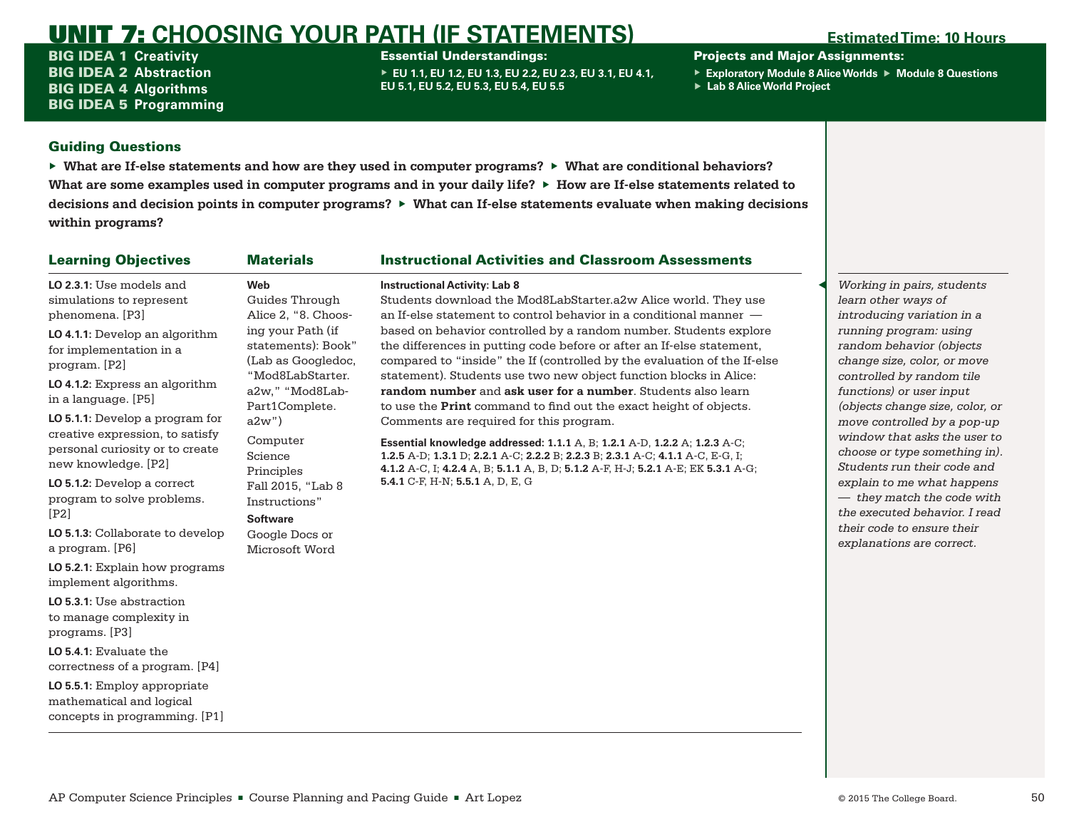# UNIT 7: CHOOSING YOUR PATH (IF STATEMENTS)

**Estimated Time: 10 Hours**

**BIG IDEA 1** Creativity
**BIG IDEA 2** Abstraction
**BIG IDEA 4** Algorithms
**BIG IDEA 5** Programming

**Essential Understandings:**

- EU 1.1, EU 1.2, EU 1.3, EU 2.2, EU 2.3, EU 3.1, EU 4.1, EU 5.1, EU 5.2, EU 5.3, EU 5.4, EU 5.5

**Projects and Major Assignments:**

- Exploratory Module 8 Alice Worlds
- Module 8 Questions
- Lab 8 Alice World Project

## Guiding Questions

- **What are If-else statements and how are they used in computer programs?**
- **What are conditional behaviors? What are some examples used in computer programs and in your daily life?**
- **How are If-else statements related to decisions and decision points in computer programs?**
- **What can If-else statements evaluate when making decisions within programs?**

| Learning Objectives | Materials | Instructional Activities and Classroom Assessments |
|---|---|---|
| **LO 2.3.1:** Use models and simulations to represent phenomena. [P3]<br><br>**LO 4.1.1:** Develop an algorithm for implementation in a program. [P2]<br><br>**LO 4.1.2:** Express an algorithm in a language. [P5]<br><br>**LO 5.1.1:** Develop a program for creative expression, to satisfy personal curiosity or to create new knowledge. [P2]<br><br>**LO 5.1.2:** Develop a correct program to solve problems. [P2]<br><br>**LO 5.1.3:** Collaborate to develop a program. [P6]<br><br>**LO 5.2.1:** Explain how programs implement algorithms.<br><br>**LO 5.3.1:** Use abstraction to manage complexity in programs. [P3]<br><br>**LO 5.4.1:** Evaluate the correctness of a program. [P4]<br><br>**LO 5.5.1:** Employ appropriate mathematical and logical concepts in programming. [P1] | **Web**<br>Guides Through Alice 2, "8. Choosing your Path (if statements): Book" (Lab as Googledoc, "Mod8LabStarter.a2w," "Mod8Lab-Part1Complete.a2w")<br><br>Computer Science Principles Fall 2015, "Lab 8 Instructions"<br><br>**Software**<br>Google Docs or Microsoft Word | **Instructional Activity: Lab 8**<br>Students download the Mod8LabStarter.a2w Alice world. They use an If-else statement to control behavior in a conditional manner — based on behavior controlled by a random number. Students explore the differences in putting code before or after an If-else statement, compared to "inside" the If (controlled by the evaluation of the If-else statement). Students use two new object function blocks in Alice: **random number** and **ask user for a number**. Students also learn to use the **Print** command to find out the exact height of objects. Comments are required for this program.<br><br>**Essential knowledge addressed: 1.1.1** A, B; **1.2.1** A-D, **1.2.2** A; **1.2.3** A-C; **1.2.5** A-D; **1.3.1** D; **2.2.1** A-C; **2.2.2** B; **2.2.3** B; **2.3.1** A-C; **4.1.1** A-C, E-G, I; **4.1.2** A-C, I; **4.2.4** A, B; **5.1.1** A, B, D; **5.1.2** A-F, H-J; **5.2.1** A-E; EK **5.3.1** A-G; **5.4.1** C-F, H-N; **5.5.1** A, D, E, G |

*Working in pairs, students learn other ways of introducing variation in a running program: using random behavior (objects change size, color, or move controlled by random tile functions) or user input (objects change size, color, or move controlled by a pop-up window that asks the user to choose or type something in). Students run their code and explain to me what happens — they match the code with the executed behavior. I read their code to ensure their explanations are correct.*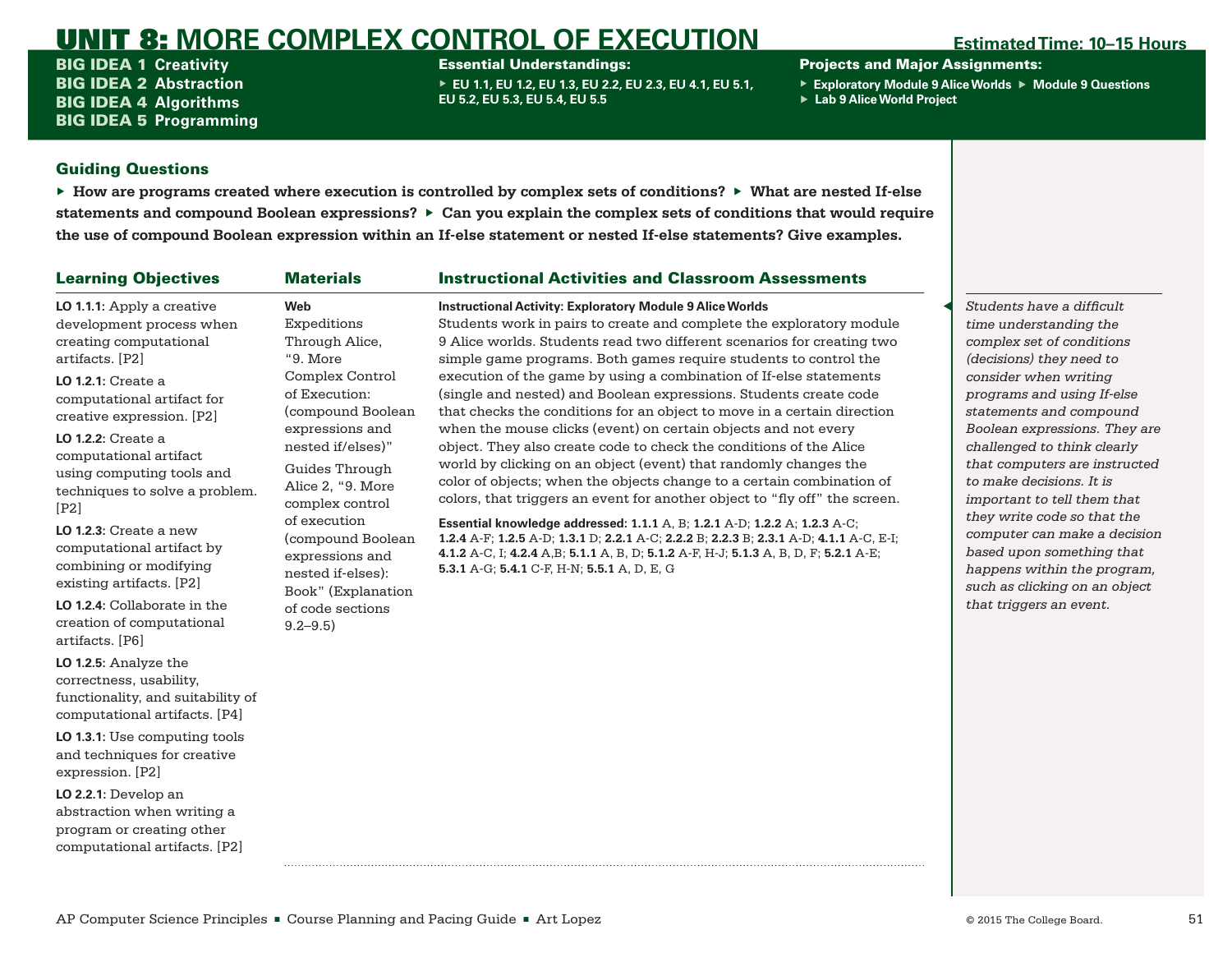# UNIT 8: MORE COMPLEX CONTROL OF EXECUTION

**Estimated Time: 10–15 Hours**

**BIG IDEA 1** Creativity
**BIG IDEA 2** Abstraction
**BIG IDEA 4** Algorithms
**BIG IDEA 5** Programming

**Essential Understandings:**

- EU 1.1, EU 1.2, EU 1.3, EU 2.2, EU 2.3, EU 4.1, EU 5.1, EU 5.2, EU 5.3, EU 5.4, EU 5.5

**Projects and Major Assignments:**

- Exploratory Module 9 Alice Worlds
- Module 9 Questions
- Lab 9 Alice World Project

## Guiding Questions

- **How are programs created where execution is controlled by complex sets of conditions?**
- **What are nested If-else statements and compound Boolean expressions?**
- **Can you explain the complex sets of conditions that would require the use of compound Boolean expression within an If-else statement or nested If-else statements? Give examples.**

| Learning Objectives | Materials | Instructional Activities and Classroom Assessments |
|---|---|---|
| **LO 1.1.1:** Apply a creative development process when creating computational artifacts. [P2]<br><br>**LO 1.2.1:** Create a computational artifact for creative expression. [P2]<br><br>**LO 1.2.2:** Create a computational artifact using computing tools and techniques to solve a problem. [P2]<br><br>**LO 1.2.3:** Create a new computational artifact by combining or modifying existing artifacts. [P2]<br><br>**LO 1.2.4:** Collaborate in the creation of computational artifacts. [P6]<br><br>**LO 1.2.5:** Analyze the correctness, usability, functionality, and suitability of computational artifacts. [P4]<br><br>**LO 1.3.1:** Use computing tools and techniques for creative expression. [P2]<br><br>**LO 2.2.1:** Develop an abstraction when writing a program or creating other computational artifacts. [P2] | **Web**<br>Expeditions Through Alice, "9. More Complex Control of Execution: (compound Boolean expressions and nested if/elses)"<br><br>Guides Through Alice 2, "9. More complex control of execution (compound Boolean expressions and nested if-elses): Book" (Explanation of code sections 9.2–9.5) | **Instructional Activity: Exploratory Module 9 Alice Worlds**<br>Students work in pairs to create and complete the exploratory module 9 Alice worlds. Students read two different scenarios for creating two simple game programs. Both games require students to control the execution of the game by using a combination of If-else statements (single and nested) and Boolean expressions. Students create code that checks the conditions for an object to move in a certain direction when the mouse clicks (event) on certain objects and not every object. They also create code to check the conditions of the Alice world by clicking on an object (event) that randomly changes the color of objects; when the objects change to a certain combination of colors, that triggers an event for another object to "fly off" the screen.<br><br>**Essential knowledge addressed: 1.1.1** A, B; **1.2.1** A-D; **1.2.2** A; **1.2.3** A-C; **1.2.4** A-F; **1.2.5** A-D; **1.3.1** D; **2.2.1** A-C; **2.2.2** B; **2.2.3** B; **2.3.1** A-D; **4.1.1** A-C, E-I; **4.1.2** A-C, I; **4.2.4** A,B; **5.1.1** A, B, D; **5.1.2** A-F, H-J; **5.1.3** A, B, D, F; **5.2.1** A-E; **5.3.1** A-G; **5.4.1** C-F, H-N; **5.5.1** A, D, E, G |

*Students have a difficult time understanding the complex set of conditions (decisions) they need to consider when writing programs and using If-else statements and compound Boolean expressions. They are challenged to think clearly that computers are instructed to make decisions. It is important to tell them that they write code so that the computer can make a decision based upon something that happens within the program, such as clicking on an object that triggers an event.*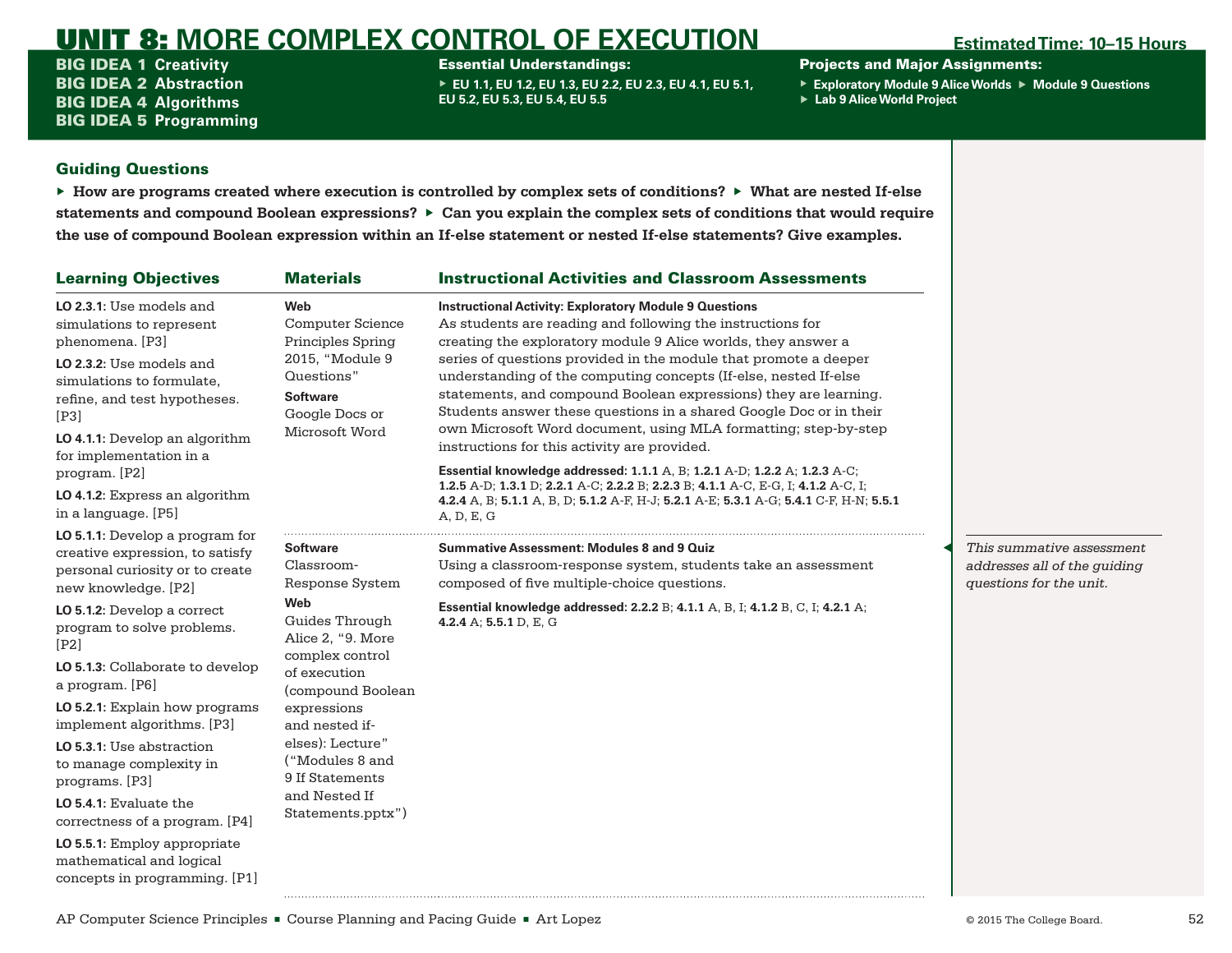# UNIT 8: MORE COMPLEX CONTROL OF EXECUTION

**Estimated Time: 10–15 Hours**

**BIG IDEA 1** Creativity
**BIG IDEA 2** Abstraction
**BIG IDEA 4** Algorithms
**BIG IDEA 5** Programming

**Essential Understandings:**

- EU 1.1, EU 1.2, EU 1.3, EU 2.2, EU 2.3, EU 4.1, EU 5.1, EU 5.2, EU 5.3, EU 5.4, EU 5.5

**Projects and Major Assignments:**

- Exploratory Module 9 Alice Worlds
- Module 9 Questions
- Lab 9 Alice World Project

## Guiding Questions

- **How are programs created where execution is controlled by complex sets of conditions?**
- **What are nested If-else statements and compound Boolean expressions?**
- **Can you explain the complex sets of conditions that would require the use of compound Boolean expression within an If-else statement or nested If-else statements? Give examples.**

| Learning Objectives | Materials | Instructional Activities and Classroom Assessments |
|---|---|---|
| **LO 2.3.1:** Use models and simulations to represent phenomena. [P3]<br>**LO 2.3.2:** Use models and simulations to formulate, refine, and test hypotheses. [P3]<br>**LO 4.1.1:** Develop an algorithm for implementation in a program. [P2]<br>**LO 4.1.2:** Express an algorithm in a language. [P5]<br>**LO 5.1.1:** Develop a program for creative expression, to satisfy personal curiosity or to create new knowledge. [P2]<br>**LO 5.1.2:** Develop a correct program to solve problems. [P2]<br>**LO 5.1.3:** Collaborate to develop a program. [P6]<br>**LO 5.2.1:** Explain how programs implement algorithms. [P3]<br>**LO 5.3.1:** Use abstraction to manage complexity in programs. [P3]<br>**LO 5.4.1:** Evaluate the correctness of a program. [P4]<br>**LO 5.5.1:** Employ appropriate mathematical and logical concepts in programming. [P1] | **Web**<br>Computer Science Principles Spring 2015, "Module 9 Questions"<br>**Software**<br>Google Docs or Microsoft Word | **Instructional Activity: Exploratory Module 9 Questions**<br>As students are reading and following the instructions for creating the exploratory module 9 Alice worlds, they answer a series of questions provided in the module that promote a deeper understanding of the computing concepts (If-else, nested If-else statements, and compound Boolean expressions) they are learning. Students answer these questions in a shared Google Doc or in their own Microsoft Word document, using MLA formatting; step-by-step instructions for this activity are provided.<br>**Essential knowledge addressed: 1.1.1** A, B; **1.2.1** A-D; **1.2.2** A; **1.2.3** A-C; **1.2.5** A-D; **1.3.1** D; **2.2.1** A-C; **2.2.2** B; **2.2.3** B; **4.1.1** A-C, E-G, I; **4.1.2** A-C, I; **4.2.4** A, B; **5.1.1** A, B, D; **5.1.2** A-F, H-J; **5.2.1** A-E; **5.3.1** A-G; **5.4.1** C-F, H-N; **5.5.1** A, D, E, G |
| | **Software**<br>Classroom-Response System<br>**Web**<br>Guides Through Alice 2, "9. More complex control of execution (compound Boolean expressions and nested if-elses): Lecture" ("Modules 8 and 9 If Statements and Nested If Statements.pptx") | **Summative Assessment: Modules 8 and 9 Quiz**<br>Using a classroom-response system, students take an assessment composed of five multiple-choice questions.<br>**Essential knowledge addressed: 2.2.2** B; **4.1.1** A, B, I; **4.1.2** B, C, I; **4.2.1** A; **4.2.4** A; **5.5.1** D, E, G |

*This summative assessment addresses all of the guiding questions for the unit.*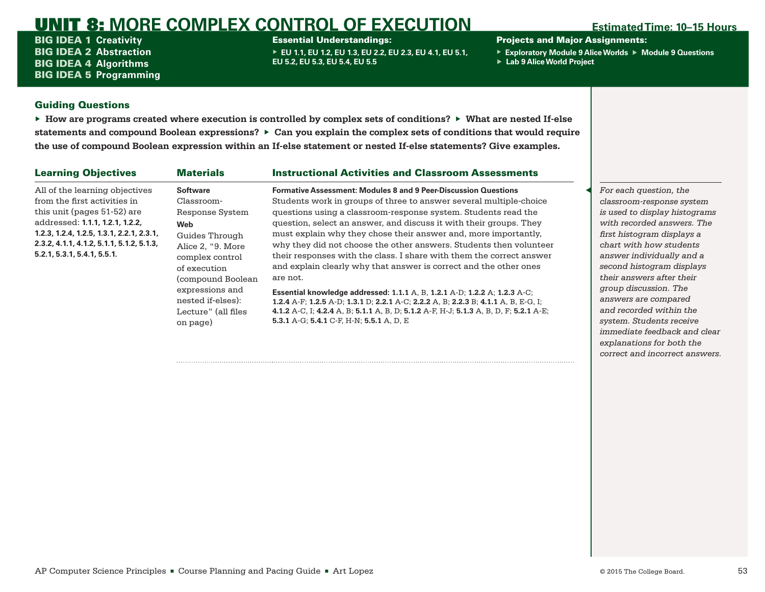# UNIT 8: MORE COMPLEX CONTROL OF EXECUTION

**Estimated Time: 10–15 Hours**

**BIG IDEA 1** Creativity
**BIG IDEA 2** Abstraction
**BIG IDEA 4** Algorithms
**BIG IDEA 5** Programming

**Essential Understandings:**

- EU 1.1, EU 1.2, EU 1.3, EU 2.2, EU 2.3, EU 4.1, EU 5.1, EU 5.2, EU 5.3, EU 5.4, EU 5.5

**Projects and Major Assignments:**

- Exploratory Module 9 Alice Worlds
- Module 9 Questions
- Lab 9 Alice World Project

## Guiding Questions

- **How are programs created where execution is controlled by complex sets of conditions?**
- **What are nested If-else statements and compound Boolean expressions?**
- **Can you explain the complex sets of conditions that would require the use of compound Boolean expression within an If-else statement or nested If-else statements? Give examples.**

| Learning Objectives | Materials | Instructional Activities and Classroom Assessments |
|---|---|---|
| All of the learning objectives from the first activities in this unit (pages 51-52) are addressed: **1.1.1, 1.2.1, 1.2.2, 1.2.3, 1.2.4, 1.2.5, 1.3.1, 2.2.1, 2.3.1, 2.3.2, 4.1.1, 4.1.2, 5.1.1, 5.1.2, 5.1.3, 5.2.1, 5.3.1, 5.4.1, 5.5.1.** | **Software** Classroom-Response System **Web** Guides Through Alice 2, "9. More complex control of execution (compound Boolean expressions and nested if-elses): Lecture" (all files on page) | **Formative Assessment: Modules 8 and 9 Peer-Discussion Questions** Students work in groups of three to answer several multiple-choice questions using a classroom-response system. Students read the question, select an answer, and discuss it with their groups. They must explain why they chose their answer and, more importantly, why they did not choose the other answers. Students then volunteer their responses with the class. I share with them the correct answer and explain clearly why that answer is correct and the other ones are not. **Essential knowledge addressed: 1.1.1** A, B, **1.2.1** A-D; **1.2.2** A; **1.2.3** A-C; **1.2.4** A-F; **1.2.5** A-D; **1.3.1** D; **2.2.1** A-C; **2.2.2** A, B; **2.2.3** B; **4.1.1** A, B, E-G, I; **4.1.2** A-C, I; **4.2.4** A, B; **5.1.1** A, B, D; **5.1.2** A-F, H-J; **5.1.3** A, B, D, F; **5.2.1** A-E; **5.3.1** A-G; **5.4.1** C-F, H-N; **5.5.1** A, D, E |

*For each question, the classroom-response system is used to display histograms with recorded answers. The first histogram displays a chart with how students answer individually and a second histogram displays their answers after their group discussion. The answers are compared and recorded within the system. Students receive immediate feedback and clear explanations for both the correct and incorrect answers.*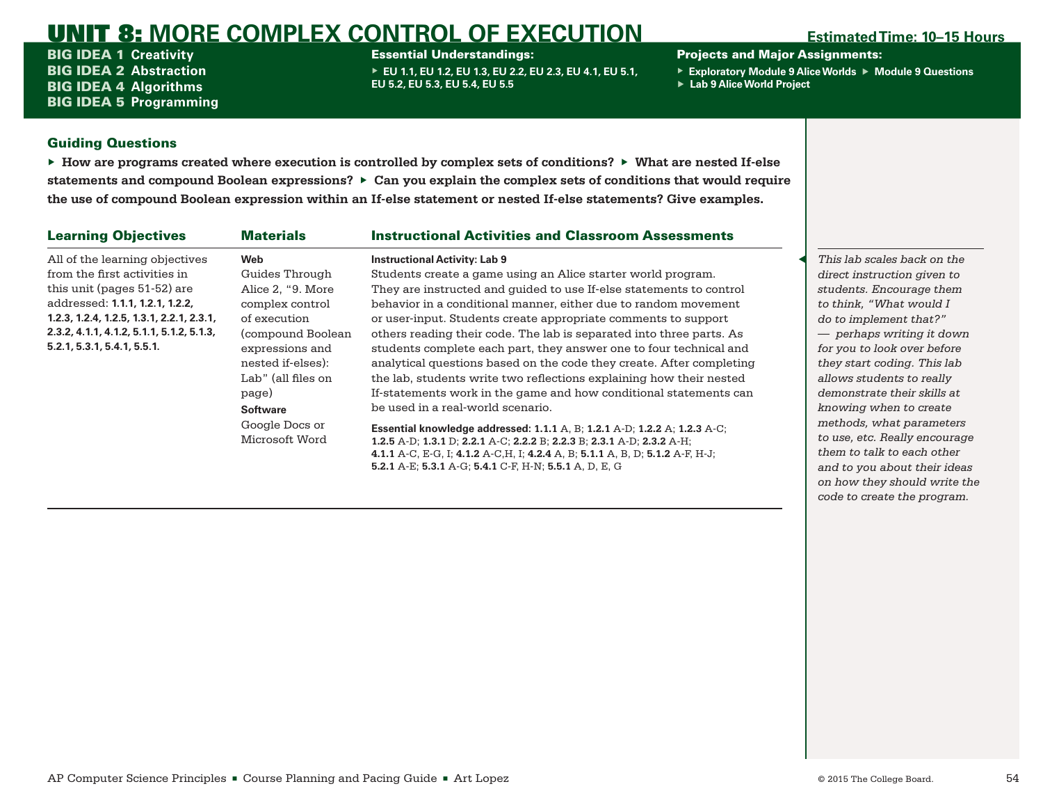# UNIT 8: MORE COMPLEX CONTROL OF EXECUTION

**Estimated Time: 10–15 Hours**

**BIG IDEA 1** Creativity
**BIG IDEA 2** Abstraction
**BIG IDEA 4** Algorithms
**BIG IDEA 5** Programming

**Essential Understandings:**

- EU 1.1, EU 1.2, EU 1.3, EU 2.2, EU 2.3, EU 4.1, EU 5.1, EU 5.2, EU 5.3, EU 5.4, EU 5.5

**Projects and Major Assignments:**

- Exploratory Module 9 Alice Worlds
- Module 9 Questions
- Lab 9 Alice World Project

## Guiding Questions

- **How are programs created where execution is controlled by complex sets of conditions?**
- **What are nested If-else statements and compound Boolean expressions?**
- **Can you explain the complex sets of conditions that would require the use of compound Boolean expression within an If-else statement or nested If-else statements? Give examples.**

| Learning Objectives | Materials | Instructional Activities and Classroom Assessments |
| --- | --- | --- |
| All of the learning objectives from the first activities in this unit (pages 51-52) are addressed: **1.1.1, 1.2.1, 1.2.2, 1.2.3, 1.2.4, 1.2.5, 1.3.1, 2.2.1, 2.3.1, 2.3.2, 4.1.1, 4.1.2, 5.1.1, 5.1.2, 5.1.3, 5.2.1, 5.3.1, 5.4.1, 5.5.1.** | **Web**<br>Guides Through Alice 2, "9. More complex control of execution (compound Boolean expressions and nested if-elses): Lab" (all files on page)<br>**Software**<br>Google Docs or Microsoft Word | **Instructional Activity: Lab 9**<br>Students create a game using an Alice starter world program. They are instructed and guided to use If-else statements to control behavior in a conditional manner, either due to random movement or user-input. Students create appropriate comments to support others reading their code. The lab is separated into three parts. As students complete each part, they answer one to four technical and analytical questions based on the code they create. After completing the lab, students write two reflections explaining how their nested If-statements work in the game and how conditional statements can be used in a real-world scenario.<br>**Essential knowledge addressed:** **1.1.1** A, B; **1.2.1** A-D; **1.2.2** A; **1.2.3** A-C; **1.2.5** A-D; **1.3.1** D; **2.2.1** A-C; **2.2.2** B; **2.2.3** B; **2.3.1** A-D; **2.3.2** A-H; **4.1.1** A-C, E-G, I; **4.1.2** A-C,H, I; **4.2.4** A, B; **5.1.1** A, B, D; **5.1.2** A-F, H-J; **5.2.1** A-E; **5.3.1** A-G; **5.4.1** C-F, H-N; **5.5.1** A, D, E, G |

*This lab scales back on the direct instruction given to students. Encourage them to think, "What would I do to implement that?" — perhaps writing it down for you to look over before they start coding. This lab allows students to really demonstrate their skills at knowing when to create methods, what parameters to use, etc. Really encourage them to talk to each other and to you about their ideas on how they should write the code to create the program.*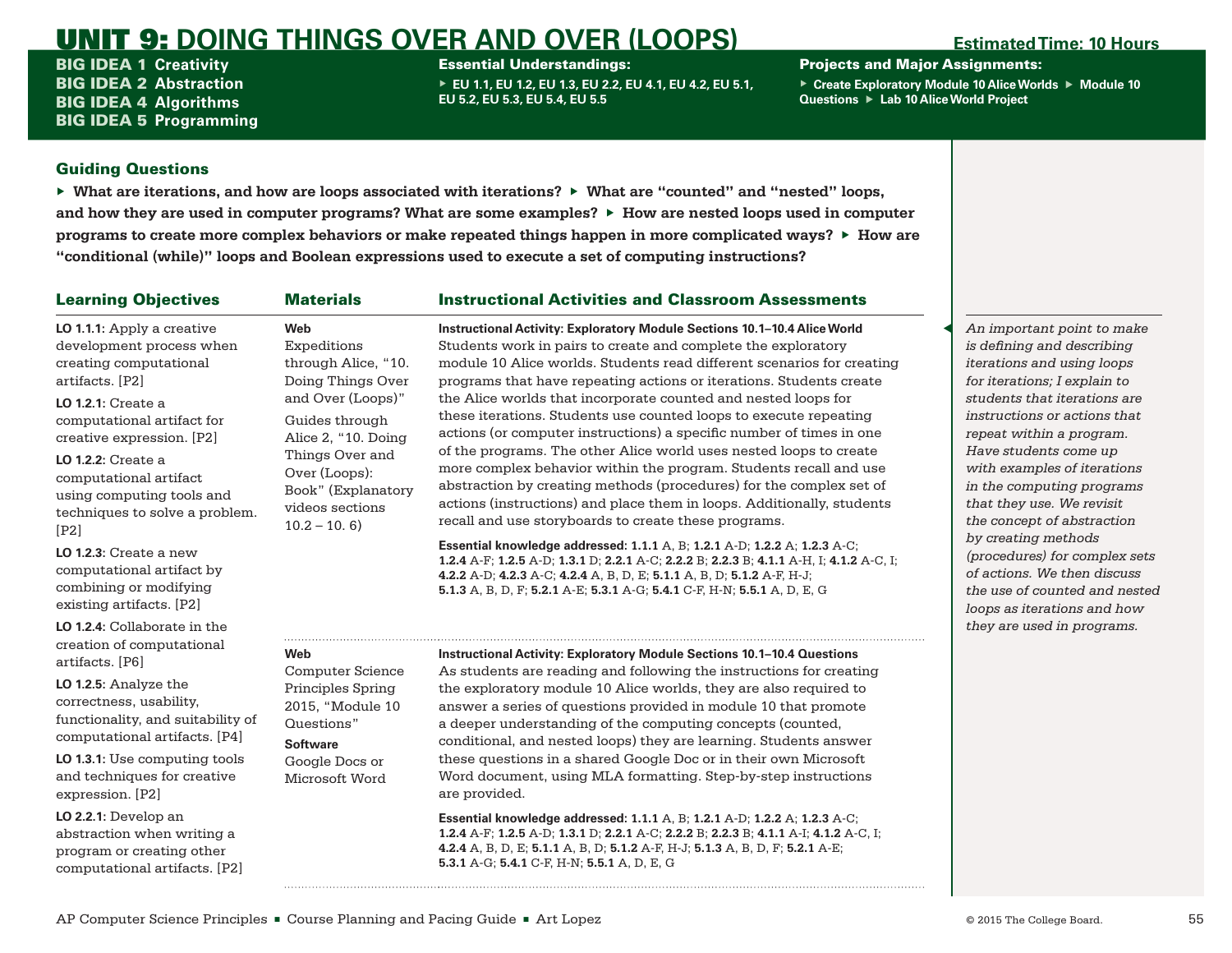# UNIT 9: DOING THINGS OVER AND OVER (LOOPS)

**Estimated Time: 10 Hours**

**BIG IDEA 1** Creativity
**BIG IDEA 2** Abstraction
**BIG IDEA 4** Algorithms
**BIG IDEA 5** Programming

**Essential Understandings:**

- EU 1.1, EU 1.2, EU 1.3, EU 2.2, EU 4.1, EU 4.2, EU 5.1, EU 5.2, EU 5.3, EU 5.4, EU 5.5

**Projects and Major Assignments:**

- Create Exploratory Module 10 Alice Worlds
- Module 10 Questions
- Lab 10 Alice World Project

## Guiding Questions

- **What are iterations, and how are loops associated with iterations?**
- **What are "counted" and "nested" loops, and how they are used in computer programs? What are some examples?**
- **How are nested loops used in computer programs to create more complex behaviors or make repeated things happen in more complicated ways?**
- **How are "conditional (while)" loops and Boolean expressions used to execute a set of computing instructions?**

## Learning Objectives

**LO 1.1.1:** Apply a creative development process when creating computational artifacts. [P2]

**LO 1.2.1:** Create a computational artifact for creative expression. [P2]

**LO 1.2.2:** Create a computational artifact using computing tools and techniques to solve a problem. [P2]

**LO 1.2.3:** Create a new computational artifact by combining or modifying existing artifacts. [P2]

**LO 1.2.4:** Collaborate in the creation of computational artifacts. [P6]

**LO 1.2.5:** Analyze the correctness, usability, functionality, and suitability of computational artifacts. [P4]

**LO 1.3.1:** Use computing tools and techniques for creative expression. [P2]

**LO 2.2.1:** Develop an abstraction when writing a program or creating other computational artifacts. [P2]

## Materials and Instructional Activities and Classroom Assessments

| Materials | Instructional Activities and Classroom Assessments |
|---|---|
| **Web**<br>Expeditions through Alice, "10. Doing Things Over and Over (Loops)"<br>Guides through Alice 2, "10. Doing Things Over and Over (Loops): Book" (Explanatory videos sections 10.2 – 10. 6) | **Instructional Activity: Exploratory Module Sections 10.1–10.4 Alice World**<br>Students work in pairs to create and complete the exploratory module 10 Alice worlds. Students read different scenarios for creating programs that have repeating actions or iterations. Students create the Alice worlds that incorporate counted and nested loops for these iterations. Students use counted loops to execute repeating actions (or computer instructions) a specific number of times in one of the programs. The other Alice world uses nested loops to create more complex behavior within the program. Students recall and use abstraction by creating methods (procedures) for the complex set of actions (instructions) and place them in loops. Additionally, students recall and use storyboards to create these programs.<br><br>**Essential knowledge addressed: 1.1.1** A, B; **1.2.1** A-D; **1.2.2** A; **1.2.3** A-C; **1.2.4** A-F; **1.2.5** A-D; **1.3.1** D; **2.2.1** A-C; **2.2.2** B; **2.2.3** B; **4.1.1** A-H, I; **4.1.2** A-C, I; **4.2.2** A-D; **4.2.3** A-C; **4.2.4** A, B, D, E; **5.1.1** A, B, D; **5.1.2** A-F, H-J; **5.1.3** A, B, D, F; **5.2.1** A-E; **5.3.1** A-G; **5.4.1** C-F, H-N; **5.5.1** A, D, E, G |
| **Web**<br>Computer Science Principles Spring 2015, "Module 10 Questions"<br>**Software**<br>Google Docs or Microsoft Word | **Instructional Activity: Exploratory Module Sections 10.1–10.4 Questions**<br>As students are reading and following the instructions for creating the exploratory module 10 Alice worlds, they are also required to answer a series of questions provided in module 10 that promote a deeper understanding of the computing concepts (counted, conditional, and nested loops) they are learning. Students answer these questions in a shared Google Doc or in their own Microsoft Word document, using MLA formatting. Step-by-step instructions are provided.<br><br>**Essential knowledge addressed: 1.1.1** A, B; **1.2.1** A-D; **1.2.2** A; **1.2.3** A-C; **1.2.4** A-F; **1.2.5** A-D; **1.3.1** D; **2.2.1** A-C; **2.2.2** B; **2.2.3** B; **4.1.1** A-I; **4.1.2** A-C, I; **4.2.4** A, B, D, E; **5.1.1** A, B, D; **5.1.2** A-F, H-J; **5.1.3** A, B, D, F; **5.2.1** A-E; **5.3.1** A-G; **5.4.1** C-F, H-N; **5.5.1** A, D, E, G |

*An important point to make is defining and describing iterations and using loops for iterations; I explain to students that iterations are instructions or actions that repeat within a program. Have students come up with examples of iterations in the computing programs that they use. We revisit the concept of abstraction by creating methods (procedures) for complex sets of actions. We then discuss the use of counted and nested loops as iterations and how they are used in programs.*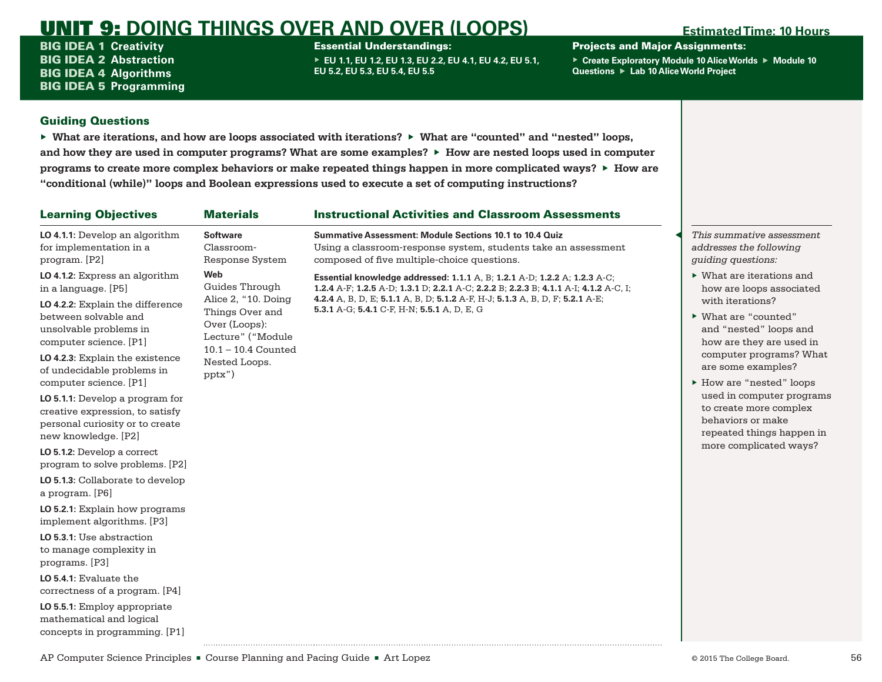# UNIT 9: DOING THINGS OVER AND OVER (LOOPS)

**Estimated Time: 10 Hours**

**BIG IDEA 1** Creativity
**BIG IDEA 2** Abstraction
**BIG IDEA 4** Algorithms
**BIG IDEA 5** Programming

**Essential Understandings:**

- EU 1.1, EU 1.2, EU 1.3, EU 2.2, EU 4.1, EU 4.2, EU 5.1, EU 5.2, EU 5.3, EU 5.4, EU 5.5

**Projects and Major Assignments:**

- Create Exploratory Module 10 Alice Worlds
- Module 10 Questions
- Lab 10 Alice World Project

## Guiding Questions

- **What are iterations, and how are loops associated with iterations?**
- **What are "counted" and "nested" loops, and how they are used in computer programs? What are some examples?**
- **How are nested loops used in computer programs to create more complex behaviors or make repeated things happen in more complicated ways?**
- **How are "conditional (while)" loops and Boolean expressions used to execute a set of computing instructions?**

| Learning Objectives | Materials | Instructional Activities and Classroom Assessments |
|---|---|---|
| **LO 4.1.1**: Develop an algorithm for implementation in a program. [P2]<br>**LO 4.1.2**: Express an algorithm in a language. [P5]<br>**LO 4.2.2**: Explain the difference between solvable and unsolvable problems in computer science. [P1]<br>**LO 4.2.3**: Explain the existence of undecidable problems in computer science. [P1]<br>**LO 5.1.1**: Develop a program for creative expression, to satisfy personal curiosity or to create new knowledge. [P2]<br>**LO 5.1.2**: Develop a correct program to solve problems. [P2]<br>**LO 5.1.3**: Collaborate to develop a program. [P6]<br>**LO 5.2.1**: Explain how programs implement algorithms. [P3]<br>**LO 5.3.1**: Use abstraction to manage complexity in programs. [P3]<br>**LO 5.4.1**: Evaluate the correctness of a program. [P4]<br>**LO 5.5.1**: Employ appropriate mathematical and logical concepts in programming. [P1] | **Software**<br>Classroom-Response System<br>**Web**<br>Guides Through Alice 2, "10. Doing Things Over and Over (Loops): Lecture" ("Module 10.1 – 10.4 Counted Nested Loops. pptx") | **Summative Assessment: Module Sections 10.1 to 10.4 Quiz**<br>Using a classroom-response system, students take an assessment composed of five multiple-choice questions.<br>**Essential knowledge addressed: 1.1.1** A, B; **1.2.1** A-D; **1.2.2** A; **1.2.3** A-C; **1.2.4** A-F; **1.2.5** A-D; **1.3.1** D; **2.2.1** A-C; **2.2.2** B; **2.2.3** B; **4.1.1** A-I; **4.1.2** A-C, I; **4.2.4** A, B, D, E; **5.1.1** A, B, D; **5.1.2** A-F, H-J; **5.1.3** A, B, D, F; **5.2.1** A-E; **5.3.1** A-G; **5.4.1** C-F, H-N; **5.5.1** A, D, E, G |

*This summative assessment addresses the following guiding questions:*

- What are iterations and how are loops associated with iterations?
- What are "counted" and "nested" loops and how are they are used in computer programs? What are some examples?
- How are "nested" loops used in computer programs to create more complex behaviors or make repeated things happen in more complicated ways?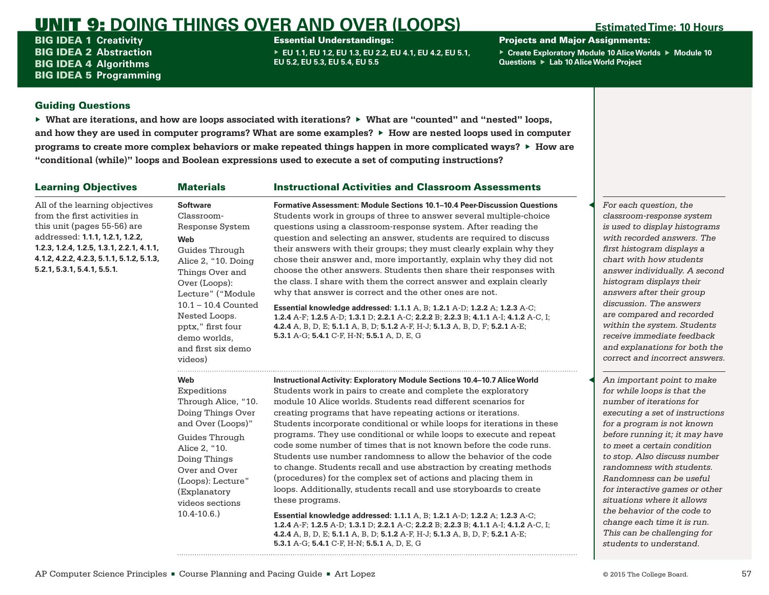# UNIT 9: DOING THINGS OVER AND OVER (LOOPS)

**Estimated Time: 10 Hours**

**BIG IDEA 1** Creativity
**BIG IDEA 2** Abstraction
**BIG IDEA 4** Algorithms
**BIG IDEA 5** Programming

**Essential Understandings:**

- EU 1.1, EU 1.2, EU 1.3, EU 2.2, EU 4.1, EU 4.2, EU 5.1, EU 5.2, EU 5.3, EU 5.4, EU 5.5

**Projects and Major Assignments:**

- Create Exploratory Module 10 Alice Worlds
- Module 10 Questions
- Lab 10 Alice World Project

## Guiding Questions

- **What are iterations, and how are loops associated with iterations?**
- **What are "counted" and "nested" loops, and how they are used in computer programs? What are some examples?**
- **How are nested loops used in computer programs to create more complex behaviors or make repeated things happen in more complicated ways?**
- **How are "conditional (while)" loops and Boolean expressions used to execute a set of computing instructions?**

| Learning Objectives | Materials | Instructional Activities and Classroom Assessments |
|---|---|---|
| All of the learning objectives from the first activities in this unit (pages 55-56) are addressed: **1.1.1, 1.2.1, 1.2.2, 1.2.3, 1.2.4, 1.2.5, 1.3.1, 2.2.1, 4.1.1, 4.1.2, 4.2.2, 4.2.3, 5.1.1, 5.1.2, 5.1.3, 5.2.1, 5.3.1, 5.4.1, 5.5.1.** | **Software** Classroom-Response System **Web** Guides Through Alice 2, "10. Doing Things Over and Over (Loops): Lecture" ("Module 10.1 – 10.4 Counted Nested Loops. pptx," first four demo worlds, and first six demo videos) | **Formative Assessment: Module Sections 10.1–10.4 Peer-Discussion Questions** Students work in groups of three to answer several multiple-choice questions using a classroom-response system. After reading the question and selecting an answer, students are required to discuss their answers with their groups; they must clearly explain why they chose their answer and, more importantly, explain why they did not choose the other answers. Students then share their responses with the class. I share with them the correct answer and explain clearly why that answer is correct and the other ones are not. **Essential knowledge addressed: 1.1.1** A, B; **1.2.1** A-D; **1.2.2** A; **1.2.3** A-C; **1.2.4** A-F; **1.2.5** A-D; **1.3.1** D; **2.2.1** A-C; **2.2.2** B; **2.2.3** B; **4.1.1** A-I; **4.1.2** A-C, I; **4.2.4** A, B, D, E; **5.1.1** A, B, D; **5.1.2** A-F, H-J; **5.1.3** A, B, D, F; **5.2.1** A-E; **5.3.1** A-G; **5.4.1** C-F, H-N; **5.5.1** A, D, E, G |
| | **Web** Expeditions Through Alice, "10. Doing Things Over and Over (Loops)" Guides Through Alice 2, "10. Doing Things Over and Over (Loops): Lecture" (Explanatory videos sections 10.4-10.6.) | **Instructional Activity: Exploratory Module Sections 10.4–10.7 Alice World** Students work in pairs to create and complete the exploratory module 10 Alice worlds. Students read different scenarios for creating programs that have repeating actions or iterations. Students incorporate conditional or while loops for iterations in these programs. They use conditional or while loops to execute and repeat code some number of times that is not known before the code runs. Students use number randomness to allow the behavior of the code to change. Students recall and use abstraction by creating methods (procedures) for the complex set of actions and placing them in loops. Additionally, students recall and use storyboards to create these programs. **Essential knowledge addressed: 1.1.1** A, B; **1.2.1** A-D; **1.2.2** A; **1.2.3** A-C; **1.2.4** A-F; **1.2.5** A-D; **1.3.1** D; **2.2.1** A-C; **2.2.2** B; **2.2.3** B; **4.1.1** A-I; **4.1.2** A-C, I; **4.2.4** A, B, D, E; **5.1.1** A, B, D; **5.1.2** A-F, H-J; **5.1.3** A, B, D, F; **5.2.1** A-E; **5.3.1** A-G; **5.4.1** C-F, H-N; **5.5.1** A, D, E, G |

*For each question, the classroom-response system is used to display histograms with recorded answers. The first histogram displays a chart with how students answer individually. A second histogram displays their answers after their group discussion. The answers are compared and recorded within the system. Students receive immediate feedback and explanations for both the correct and incorrect answers.*

*An important point to make for while loops is that the number of iterations for executing a set of instructions for a program is not known before running it; it may have to meet a certain condition to stop. Also discuss number randomness with students. Randomness can be useful for interactive games or other situations where it allows the behavior of the code to change each time it is run. This can be challenging for students to understand.*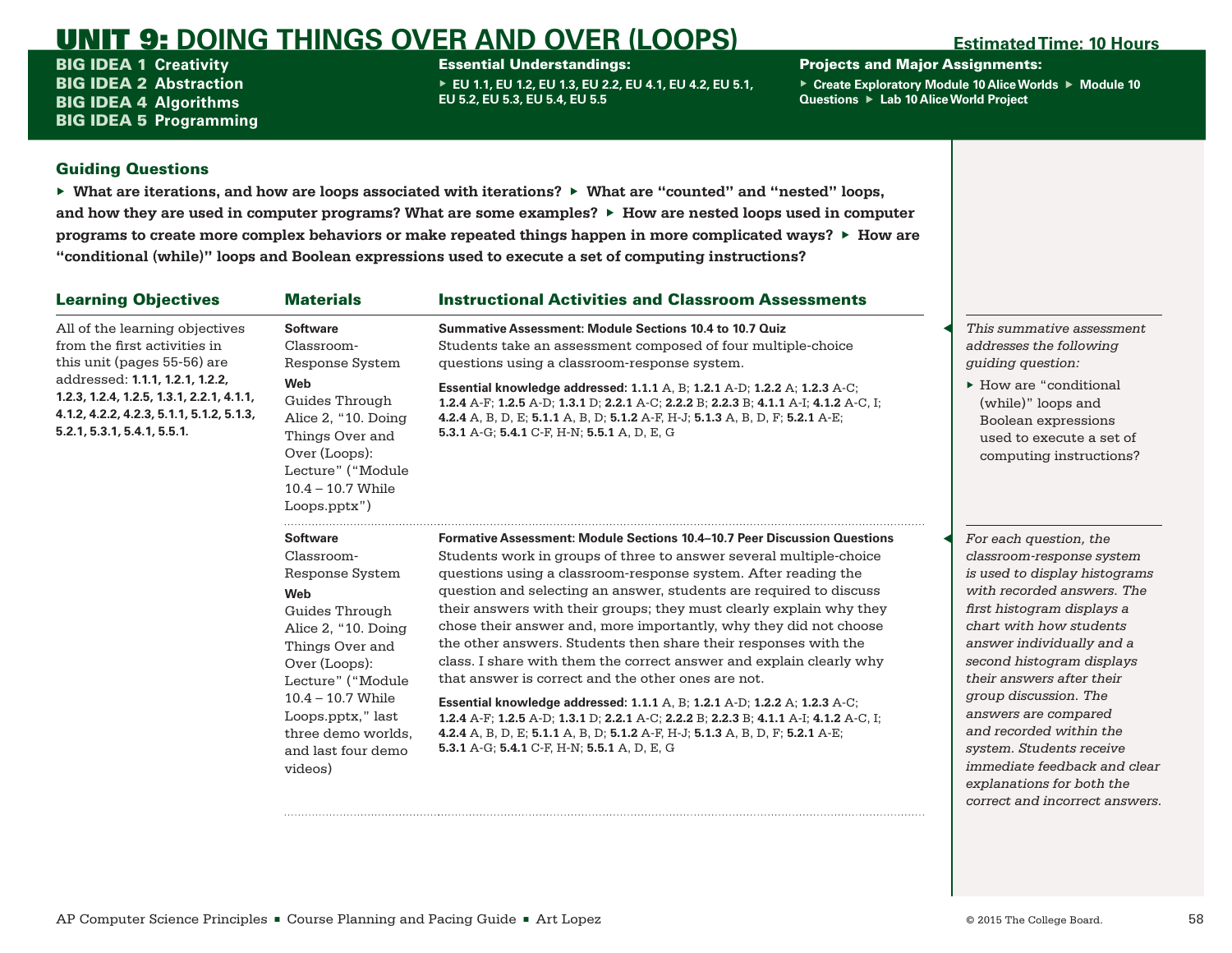# UNIT 9: DOING THINGS OVER AND OVER (LOOPS)

**Estimated Time: 10 Hours**

**BIG IDEA 1** Creativity
**BIG IDEA 2** Abstraction
**BIG IDEA 4** Algorithms
**BIG IDEA 5** Programming

**Essential Understandings:**

- EU 1.1, EU 1.2, EU 1.3, EU 2.2, EU 4.1, EU 4.2, EU 5.1, EU 5.2, EU 5.3, EU 5.4, EU 5.5

**Projects and Major Assignments:**

- Create Exploratory Module 10 Alice Worlds
- Module 10 Questions
- Lab 10 Alice World Project

## Guiding Questions

- What are iterations, and how are loops associated with iterations?
- What are "counted" and "nested" loops, and how they are used in computer programs? What are some examples?
- How are nested loops used in computer programs to create more complex behaviors or make repeated things happen in more complicated ways?
- How are "conditional (while)" loops and Boolean expressions used to execute a set of computing instructions?

| Learning Objectives | Materials | Instructional Activities and Classroom Assessments |
|---|---|---|
| All of the learning objectives from the first activities in this unit (pages 55-56) are addressed: **1.1.1, 1.2.1, 1.2.2, 1.2.3, 1.2.4, 1.2.5, 1.3.1, 2.2.1, 4.1.1, 4.1.2, 4.2.2, 4.2.3, 5.1.1, 5.1.2, 5.1.3, 5.2.1, 5.3.1, 5.4.1, 5.5.1.** | **Software** Classroom-Response System **Web** Guides Through Alice 2, "10. Doing Things Over and Over (Loops): Lecture" ("Module 10.4 – 10.7 While Loops.pptx") | **Summative Assessment: Module Sections 10.4 to 10.7 Quiz** Students take an assessment composed of four multiple-choice questions using a classroom-response system. **Essential knowledge addressed:** **1.1.1** A, B; **1.2.1** A-D; **1.2.2** A; **1.2.3** A-C; **1.2.4** A-F; **1.2.5** A-D; **1.3.1** D; **2.2.1** A-C; **2.2.2** B; **2.2.3** B; **4.1.1** A-I; **4.1.2** A-C, I; **4.2.4** A, B, D, E; **5.1.1** A, B, D; **5.1.2** A-F, H-J; **5.1.3** A, B, D, F; **5.2.1** A-E; **5.3.1** A-G; **5.4.1** C-F, H-N; **5.5.1** A, D, E, G |
| | **Software** Classroom-Response System **Web** Guides Through Alice 2, "10. Doing Things Over and Over (Loops): Lecture" ("Module 10.4 – 10.7 While Loops.pptx," last three demo worlds, and last four demo videos) | **Formative Assessment: Module Sections 10.4–10.7 Peer Discussion Questions** Students work in groups of three to answer several multiple-choice questions using a classroom-response system. After reading the question and selecting an answer, students are required to discuss their answers with their groups; they must clearly explain why they chose their answer and, more importantly, why they did not choose the other answers. Students then share their responses with the class. I share with them the correct answer and explain clearly why that answer is correct and the other ones are not. **Essential knowledge addressed:** **1.1.1** A, B; **1.2.1** A-D; **1.2.2** A; **1.2.3** A-C; **1.2.4** A-F; **1.2.5** A-D; **1.3.1** D; **2.2.1** A-C; **2.2.2** B; **2.2.3** B; **4.1.1** A-I; **4.1.2** A-C, I; **4.2.4** A, B, D, E; **5.1.1** A, B, D; **5.1.2** A-F, H-J; **5.1.3** A, B, D, F; **5.2.1** A-E; **5.3.1** A-G; **5.4.1** C-F, H-N; **5.5.1** A, D, E, G |

*This summative assessment addresses the following guiding question:*

- How are "conditional (while)" loops and Boolean expressions used to execute a set of computing instructions?

*For each question, the classroom-response system is used to display histograms with recorded answers. The first histogram displays a chart with how students answer individually and a second histogram displays their answers after their group discussion. The answers are compared and recorded within the system. Students receive immediate feedback and clear explanations for both the correct and incorrect answers.*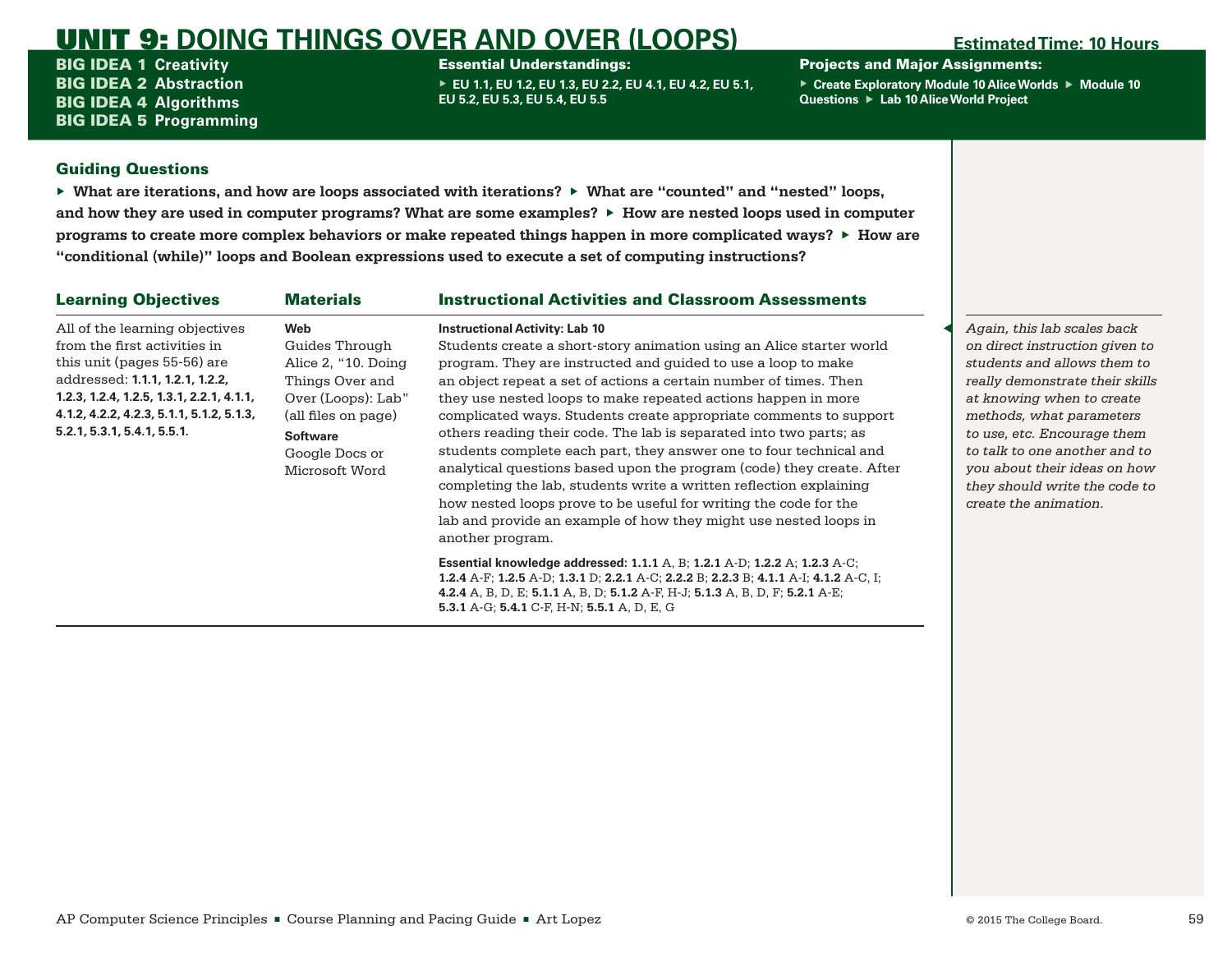# UNIT 9: DOING THINGS OVER AND OVER (LOOPS)

**Estimated Time: 10 Hours**

**BIG IDEA 1** Creativity
**BIG IDEA 2** Abstraction
**BIG IDEA 4** Algorithms
**BIG IDEA 5** Programming

**Essential Understandings:**

- EU 1.1, EU 1.2, EU 1.3, EU 2.2, EU 4.1, EU 4.2, EU 5.1, EU 5.2, EU 5.3, EU 5.4, EU 5.5

**Projects and Major Assignments:**

- Create Exploratory Module 10 Alice Worlds
- Module 10 Questions
- Lab 10 Alice World Project

## Guiding Questions

- **What are iterations, and how are loops associated with iterations?**
- **What are "counted" and "nested" loops, and how they are used in computer programs? What are some examples?**
- **How are nested loops used in computer programs to create more complex behaviors or make repeated things happen in more complicated ways?**
- **How are "conditional (while)" loops and Boolean expressions used to execute a set of computing instructions?**

| Learning Objectives | Materials | Instructional Activities and Classroom Assessments |
|---|---|---|
| All of the learning objectives from the first activities in this unit (pages 55-56) are addressed: **1.1.1, 1.2.1, 1.2.2, 1.2.3, 1.2.4, 1.2.5, 1.3.1, 2.2.1, 4.1.1, 4.1.2, 4.2.2, 4.2.3, 5.1.1, 5.1.2, 5.1.3, 5.2.1, 5.3.1, 5.4.1, 5.5.1.** | **Web**<br>Guides Through Alice 2, "10. Doing Things Over and Over (Loops): Lab" (all files on page)<br>**Software**<br>Google Docs or Microsoft Word | **Instructional Activity: Lab 10**<br>Students create a short-story animation using an Alice starter world program. They are instructed and guided to use a loop to make an object repeat a set of actions a certain number of times. Then they use nested loops to make repeated actions happen in more complicated ways. Students create appropriate comments to support others reading their code. The lab is separated into two parts; as students complete each part, they answer one to four technical and analytical questions based upon the program (code) they create. After completing the lab, students write a written reflection explaining how nested loops prove to be useful for writing the code for the lab and provide an example of how they might use nested loops in another program.<br><br>**Essential knowledge addressed: 1.1.1** A, B; **1.2.1** A-D; **1.2.2** A; **1.2.3** A-C; **1.2.4** A-F; **1.2.5** A-D; **1.3.1** D; **2.2.1** A-C; **2.2.2** B; **2.2.3** B; **4.1.1** A-I; **4.1.2** A-C, I; **4.2.4** A, B, D, E; **5.1.1** A, B, D; **5.1.2** A-F, H-J; **5.1.3** A, B, D, F; **5.2.1** A-E; **5.3.1** A-G; **5.4.1** C-F, H-N; **5.5.1** A, D, E, G |

*Again, this lab scales back on direct instruction given to students and allows them to really demonstrate their skills at knowing when to create methods, what parameters to use, etc. Encourage them to talk to one another and to you about their ideas on how they should write the code to create the animation.*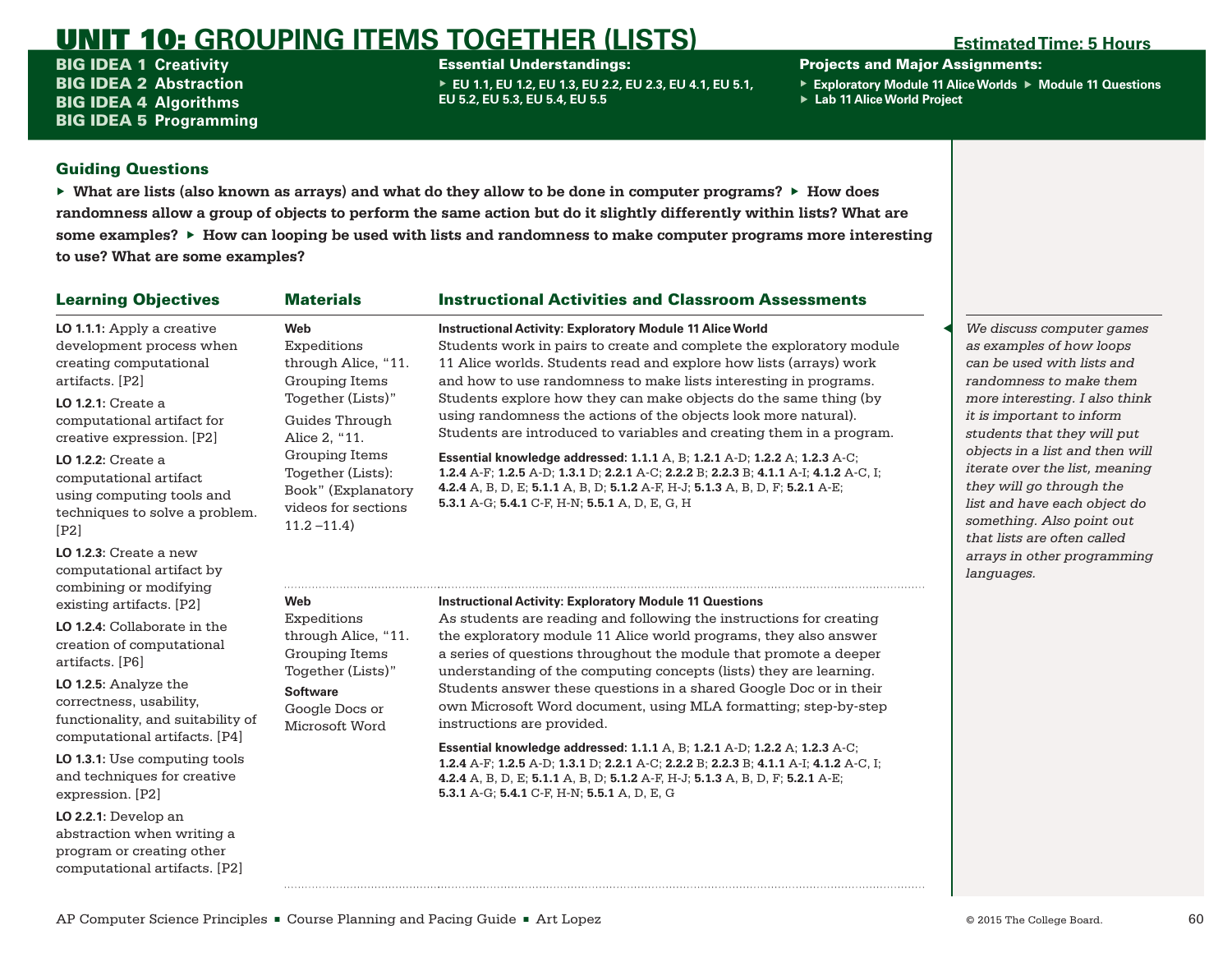# UNIT 10: GROUPING ITEMS TOGETHER (LISTS)

**Estimated Time: 5 Hours**

**BIG IDEA 1** Creativity
**BIG IDEA 2** Abstraction
**BIG IDEA 4** Algorithms
**BIG IDEA 5** Programming

**Essential Understandings:**

- EU 1.1, EU 1.2, EU 1.3, EU 2.2, EU 2.3, EU 4.1, EU 5.1, EU 5.2, EU 5.3, EU 5.4, EU 5.5

**Projects and Major Assignments:**

- Exploratory Module 11 Alice Worlds
- Module 11 Questions
- Lab 11 Alice World Project

## Guiding Questions

- **What are lists (also known as arrays) and what do they allow to be done in computer programs?**
- **How does randomness allow a group of objects to perform the same action but do it slightly differently within lists? What are some examples?**
- **How can looping be used with lists and randomness to make computer programs more interesting to use? What are some examples?**

| Learning Objectives | Materials | Instructional Activities and Classroom Assessments |
|---|---|---|
| **LO 1.1.1:** Apply a creative development process when creating computational artifacts. [P2]<br><br>**LO 1.2.1:** Create a computational artifact for creative expression. [P2]<br><br>**LO 1.2.2:** Create a computational artifact using computing tools and techniques to solve a problem. [P2]<br><br>**LO 1.2.3:** Create a new computational artifact by combining or modifying existing artifacts. [P2]<br><br>**LO 1.2.4:** Collaborate in the creation of computational artifacts. [P6]<br><br>**LO 1.2.5:** Analyze the correctness, usability, functionality, and suitability of computational artifacts. [P4]<br><br>**LO 1.3.1:** Use computing tools and techniques for creative expression. [P2]<br><br>**LO 2.2.1:** Develop an abstraction when writing a program or creating other computational artifacts. [P2] | **Web**<br>Expeditions through Alice, "11. Grouping Items Together (Lists)"<br><br>Guides Through Alice 2, "11. Grouping Items Together (Lists): Book" (Explanatory videos for sections 11.2 –11.4) | **Instructional Activity: Exploratory Module 11 Alice World**<br>Students work in pairs to create and complete the exploratory module 11 Alice worlds. Students read and explore how lists (arrays) work and how to use randomness to make lists interesting in programs. Students explore how they can make objects do the same thing (by using randomness the actions of the objects look more natural). Students are introduced to variables and creating them in a program.<br><br>**Essential knowledge addressed: 1.1.1** A, B; **1.2.1** A-D; **1.2.2** A; **1.2.3** A-C; **1.2.4** A-F; **1.2.5** A-D; **1.3.1** D; **2.2.1** A-C; **2.2.2** B; **2.2.3** B; **4.1.1** A-I; **4.1.2** A-C, I; **4.2.4** A, B, D, E; **5.1.1** A, B, D; **5.1.2** A-F, H-J; **5.1.3** A, B, D, F; **5.2.1** A-E; **5.3.1** A-G; **5.4.1** C-F, H-N; **5.5.1** A, D, E, G, H |
| | **Web**<br>Expeditions through Alice, "11. Grouping Items Together (Lists)"<br><br>**Software**<br>Google Docs or Microsoft Word | **Instructional Activity: Exploratory Module 11 Questions**<br>As students are reading and following the instructions for creating the exploratory module 11 Alice world programs, they also answer a series of questions throughout the module that promote a deeper understanding of the computing concepts (lists) they are learning. Students answer these questions in a shared Google Doc or in their own Microsoft Word document, using MLA formatting; step-by-step instructions are provided.<br><br>**Essential knowledge addressed: 1.1.1** A, B; **1.2.1** A-D; **1.2.2** A; **1.2.3** A-C; **1.2.4** A-F; **1.2.5** A-D; **1.3.1** D; **2.2.1** A-C; **2.2.2** B; **2.2.3** B; **4.1.1** A-I; **4.1.2** A-C, I; **4.2.4** A, B, D, E; **5.1.1** A, B, D; **5.1.2** A-F, H-J; **5.1.3** A, B, D, F; **5.2.1** A-E; **5.3.1** A-G; **5.4.1** C-F, H-N; **5.5.1** A, D, E, G |

*We discuss computer games as examples of how loops can be used with lists and randomness to make them more interesting. I also think it is important to inform students that they will put objects in a list and then will iterate over the list, meaning they will go through the list and have each object do something. Also point out that lists are often called arrays in other programming languages.*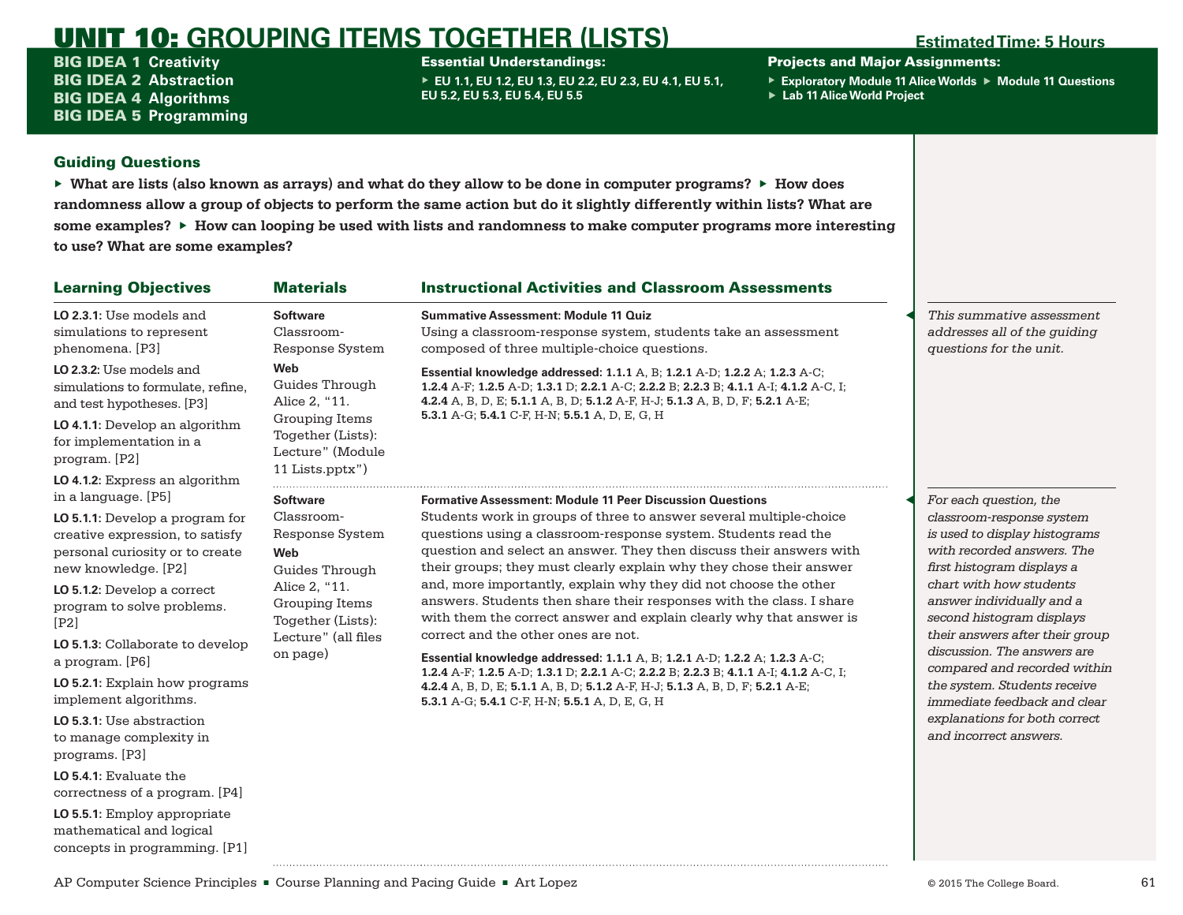# UNIT 10: GROUPING ITEMS TOGETHER (LISTS)

**Estimated Time: 5 Hours**

**BIG IDEA 1** Creativity
**BIG IDEA 2** Abstraction
**BIG IDEA 4** Algorithms
**BIG IDEA 5** Programming

**Essential Understandings:**

- EU 1.1, EU 1.2, EU 1.3, EU 2.2, EU 2.3, EU 4.1, EU 5.1, EU 5.2, EU 5.3, EU 5.4, EU 5.5

**Projects and Major Assignments:**

- Exploratory Module 11 Alice Worlds
- Module 11 Questions
- Lab 11 Alice World Project

## Guiding Questions

- **What are lists (also known as arrays) and what do they allow to be done in computer programs?**
- **How does randomness allow a group of objects to perform the same action but do it slightly differently within lists? What are some examples?**
- **How can looping be used with lists and randomness to make computer programs more interesting to use? What are some examples?**

## Learning Objectives

**LO 2.3.1:** Use models and simulations to represent phenomena. [P3]

**LO 2.3.2:** Use models and simulations to formulate, refine, and test hypotheses. [P3]

**LO 4.1.1:** Develop an algorithm for implementation in a program. [P2]

**LO 4.1.2:** Express an algorithm in a language. [P5]

**LO 5.1.1:** Develop a program for creative expression, to satisfy personal curiosity or to create new knowledge. [P2]

**LO 5.1.2:** Develop a correct program to solve problems. [P2]

**LO 5.1.3:** Collaborate to develop a program. [P6]

**LO 5.2.1:** Explain how programs implement algorithms.

**LO 5.3.1:** Use abstraction to manage complexity in programs. [P3]

**LO 5.4.1:** Evaluate the correctness of a program. [P4]

**LO 5.5.1:** Employ appropriate mathematical and logical concepts in programming. [P1]

| Materials | Instructional Activities and Classroom Assessments | Notes |
|---|---|---|
| **Software**<br>Classroom-Response System<br>**Web**<br>Guides Through Alice 2, "11. Grouping Items Together (Lists): Lecture" (Module 11 Lists.pptx") | **Summative Assessment: Module 11 Quiz**<br>Using a classroom-response system, students take an assessment composed of three multiple-choice questions.<br>**Essential knowledge addressed: 1.1.1** A, B; **1.2.1** A-D; **1.2.2** A; **1.2.3** A-C; **1.2.4** A-F; **1.2.5** A-D; **1.3.1** D; **2.2.1** A-C; **2.2.2** B; **2.2.3** B; **4.1.1** A-I; **4.1.2** A-C, I; **4.2.4** A, B, D, E; **5.1.1** A, B, D; **5.1.2** A-F, H-J; **5.1.3** A, B, D, F; **5.2.1** A-E; **5.3.1** A-G; **5.4.1** C-F, H-N; **5.5.1** A, D, E, G, H | *This summative assessment addresses all of the guiding questions for the unit.* |
| **Software**<br>Classroom-Response System<br>**Web**<br>Guides Through Alice 2, "11. Grouping Items Together (Lists): Lecture" (all files on page) | **Formative Assessment: Module 11 Peer Discussion Questions**<br>Students work in groups of three to answer several multiple-choice questions using a classroom-response system. Students read the question and select an answer. They then discuss their answers with their groups; they must clearly explain why they chose their answer and, more importantly, explain why they did not choose the other answers. Students then share their responses with the class. I share with them the correct answer and explain clearly why that answer is correct and the other ones are not.<br>**Essential knowledge addressed: 1.1.1** A, B; **1.2.1** A-D; **1.2.2** A; **1.2.3** A-C; **1.2.4** A-F; **1.2.5** A-D; **1.3.1** D; **2.2.1** A-C; **2.2.2** B; **2.2.3** B; **4.1.1** A-I; **4.1.2** A-C, I; **4.2.4** A, B, D, E; **5.1.1** A, B, D; **5.1.2** A-F, H-J; **5.1.3** A, B, D, F; **5.2.1** A-E; **5.3.1** A-G; **5.4.1** C-F, H-N; **5.5.1** A, D, E, G, H | *For each question, the classroom-response system is used to display histograms with recorded answers. The first histogram displays a chart with how students answer individually and a second histogram displays their answers after their group discussion. The answers are compared and recorded within the system. Students receive immediate feedback and clear explanations for both correct and incorrect answers.* |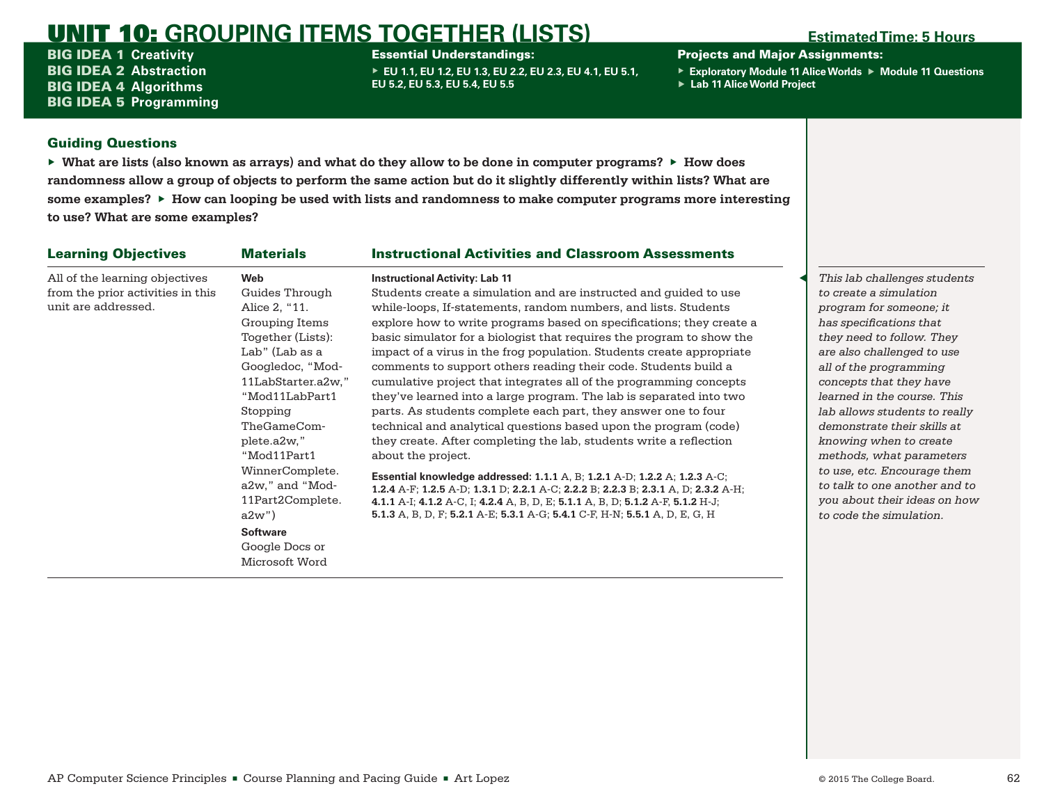# UNIT 10: GROUPING ITEMS TOGETHER (LISTS)

**Estimated Time: 5 Hours**

**BIG IDEA 1** Creativity
**BIG IDEA 2** Abstraction
**BIG IDEA 4** Algorithms
**BIG IDEA 5** Programming

**Essential Understandings:**

- EU 1.1, EU 1.2, EU 1.3, EU 2.2, EU 2.3, EU 4.1, EU 5.1, EU 5.2, EU 5.3, EU 5.4, EU 5.5

**Projects and Major Assignments:**

- Exploratory Module 11 Alice Worlds
- Module 11 Questions
- Lab 11 Alice World Project

## Guiding Questions

- **What are lists (also known as arrays) and what do they allow to be done in computer programs?**
- **How does randomness allow a group of objects to perform the same action but do it slightly differently within lists? What are some examples?**
- **How can looping be used with lists and randomness to make computer programs more interesting to use? What are some examples?**

| Learning Objectives | Materials | Instructional Activities and Classroom Assessments |
|---|---|---|
| All of the learning objectives from the prior activities in this unit are addressed. | **Web**<br>Guides Through Alice 2, "11. Grouping Items Together (Lists): Lab" (Lab as a Googledoc, "Mod-11LabStarter.a2w," "Mod11LabPart1 Stopping TheGameComplete.a2w," "Mod11Part1 WinnerComplete.a2w," and "Mod-11Part2Complete.a2w")<br>**Software**<br>Google Docs or Microsoft Word | **Instructional Activity: Lab 11**<br>Students create a simulation and are instructed and guided to use while-loops, If-statements, random numbers, and lists. Students explore how to write programs based on specifications; they create a basic simulator for a biologist that requires the program to show the impact of a virus in the frog population. Students create appropriate comments to support others reading their code. Students build a cumulative project that integrates all of the programming concepts they've learned into a large program. The lab is separated into two parts. As students complete each part, they answer one to four technical and analytical questions based upon the program (code) they create. After completing the lab, students write a reflection about the project.<br>**Essential knowledge addressed: 1.1.1** A, B; **1.2.1** A-D; **1.2.2** A; **1.2.3** A-C; **1.2.4** A-F; **1.2.5** A-D; **1.3.1** D; **2.2.1** A-C; **2.2.2** B; **2.2.3** B; **2.3.1** A, D; **2.3.2** A-H; **4.1.1** A-I; **4.1.2** A-C, I; **4.2.4** A, B, D, E; **5.1.1** A, B, D; **5.1.2** A-F, **5.1.2** H-J; **5.1.3** A, B, D, F; **5.2.1** A-E; **5.3.1** A-G; **5.4.1** C-F, H-N; **5.5.1** A, D, E, G, H |

*This lab challenges students to create a simulation program for someone; it has specifications that they need to follow. They are also challenged to use all of the programming concepts that they have learned in the course. This lab allows students to really demonstrate their skills at knowing when to create methods, what parameters to use, etc. Encourage them to talk to one another and to you about their ideas on how to code the simulation.*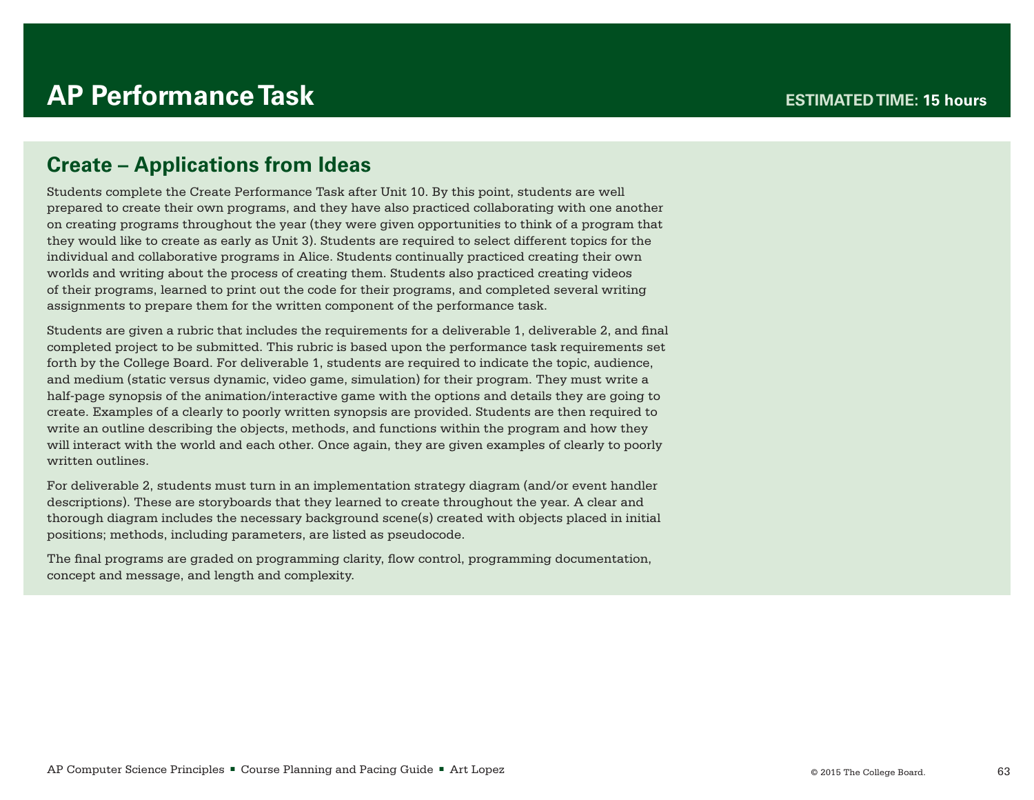# AP Performance Task

**ESTIMATED TIME: 15 hours**

## Create – Applications from Ideas

Students complete the Create Performance Task after Unit 10. By this point, students are well prepared to create their own programs, and they have also practiced collaborating with one another on creating programs throughout the year (they were given opportunities to think of a program that they would like to create as early as Unit 3). Students are required to select different topics for the individual and collaborative programs in Alice. Students continually practiced creating their own worlds and writing about the process of creating them. Students also practiced creating videos of their programs, learned to print out the code for their programs, and completed several writing assignments to prepare them for the written component of the performance task.

Students are given a rubric that includes the requirements for a deliverable 1, deliverable 2, and final completed project to be submitted. This rubric is based upon the performance task requirements set forth by the College Board. For deliverable 1, students are required to indicate the topic, audience, and medium (static versus dynamic, video game, simulation) for their program. They must write a half-page synopsis of the animation/interactive game with the options and details they are going to create. Examples of a clearly to poorly written synopsis are provided. Students are then required to write an outline describing the objects, methods, and functions within the program and how they will interact with the world and each other. Once again, they are given examples of clearly to poorly written outlines.

For deliverable 2, students must turn in an implementation strategy diagram (and/or event handler descriptions). These are storyboards that they learned to create throughout the year. A clear and thorough diagram includes the necessary background scene(s) created with objects placed in initial positions; methods, including parameters, are listed as pseudocode.

The final programs are graded on programming clarity, flow control, programming documentation, concept and message, and length and complexity.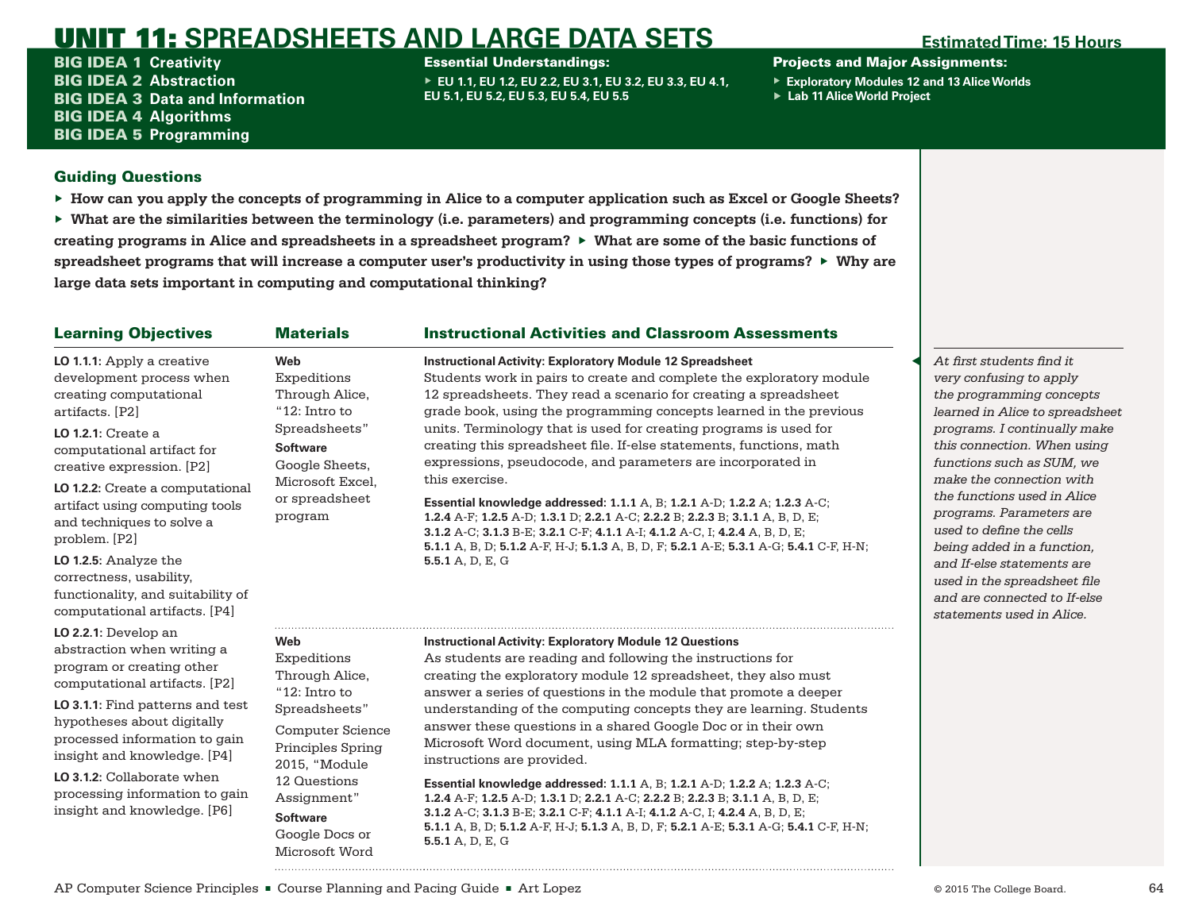# UNIT 11: SPREADSHEETS AND LARGE DATA SETS

**Estimated Time: 15 Hours**

**BIG IDEA 1** Creativity
**BIG IDEA 2** Abstraction
**BIG IDEA 3** Data and Information
**BIG IDEA 4** Algorithms
**BIG IDEA 5** Programming

**Essential Understandings:**

- EU 1.1, EU 1.2, EU 2.2, EU 3.1, EU 3.2, EU 3.3, EU 4.1, EU 5.1, EU 5.2, EU 5.3, EU 5.4, EU 5.5

**Projects and Major Assignments:**

- Exploratory Modules 12 and 13 Alice Worlds
- Lab 11 Alice World Project

## Guiding Questions

- **How can you apply the concepts of programming in Alice to a computer application such as Excel or Google Sheets?**
- **What are the similarities between the terminology (i.e. parameters) and programming concepts (i.e. functions) for creating programs in Alice and spreadsheets in a spreadsheet program?**
- **What are some of the basic functions of spreadsheet programs that will increase a computer user's productivity in using those types of programs?**
- **Why are large data sets important in computing and computational thinking?**

| Learning Objectives | Materials | Instructional Activities and Classroom Assessments |
|---|---|---|
| **LO 1.1.1:** Apply a creative development process when creating computational artifacts. [P2]<br><br>**LO 1.2.1:** Create a computational artifact for creative expression. [P2]<br><br>**LO 1.2.2:** Create a computational artifact using computing tools and techniques to solve a problem. [P2]<br><br>**LO 1.2.5:** Analyze the correctness, usability, functionality, and suitability of computational artifacts. [P4]<br><br>**LO 2.2.1:** Develop an abstraction when writing a program or creating other computational artifacts. [P2]<br><br>**LO 3.1.1:** Find patterns and test hypotheses about digitally processed information to gain insight and knowledge. [P4]<br><br>**LO 3.1.2:** Collaborate when processing information to gain insight and knowledge. [P6] | **Web**<br>Expeditions Through Alice, "12: Intro to Spreadsheets"<br>**Software**<br>Google Sheets, Microsoft Excel, or spreadsheet program | **Instructional Activity: Exploratory Module 12 Spreadsheet**<br>Students work in pairs to create and complete the exploratory module 12 spreadsheets. They read a scenario for creating a spreadsheet grade book, using the programming concepts learned in the previous units. Terminology that is used for creating programs is used for creating this spreadsheet file. If-else statements, functions, math expressions, pseudocode, and parameters are incorporated in this exercise.<br><br>**Essential knowledge addressed: 1.1.1** A, B; **1.2.1** A-D; **1.2.2** A; **1.2.3** A-C; **1.2.4** A-F; **1.2.5** A-D; **1.3.1** D; **2.2.1** A-C; **2.2.2** B; **2.2.3** B; **3.1.1** A, B, D, E; **3.1.2** A-C; **3.1.3** B-E; **3.2.1** C-F; **4.1.1** A-I; **4.1.2** A-C, I; **4.2.4** A, B, D, E; **5.1.1** A, B, D; **5.1.2** A-F, H-J; **5.1.3** A, B, D, F; **5.2.1** A-E; **5.3.1** A-G; **5.4.1** C-F, H-N; **5.5.1** A, D, E, G |
| | **Web**<br>Expeditions Through Alice, "12: Intro to Spreadsheets"<br>Computer Science Principles Spring 2015, "Module 12 Questions Assignment"<br>**Software**<br>Google Docs or Microsoft Word | **Instructional Activity: Exploratory Module 12 Questions**<br>As students are reading and following the instructions for creating the exploratory module 12 spreadsheet, they also must answer a series of questions in the module that promote a deeper understanding of the computing concepts they are learning. Students answer these questions in a shared Google Doc or in their own Microsoft Word document, using MLA formatting; step-by-step instructions are provided.<br><br>**Essential knowledge addressed: 1.1.1** A, B; **1.2.1** A-D; **1.2.2** A; **1.2.3** A-C; **1.2.4** A-F; **1.2.5** A-D; **1.3.1** D; **2.2.1** A-C; **2.2.2** B; **2.2.3** B; **3.1.1** A, B, D, E; **3.1.2** A-C; **3.1.3** B-E; **3.2.1** C-F; **4.1.1** A-I; **4.1.2** A-C, I; **4.2.4** A, B, D, E; **5.1.1** A, B, D; **5.1.2** A-F, H-J; **5.1.3** A, B, D, F; **5.2.1** A-E; **5.3.1** A-G; **5.4.1** C-F, H-N; **5.5.1** A, D, E, G |

*At first students find it very confusing to apply the programming concepts learned in Alice to spreadsheet programs. I continually make this connection. When using functions such as SUM, we make the connection with the functions used in Alice programs. Parameters are used to define the cells being added in a function, and If-else statements are used in the spreadsheet file and are connected to If-else statements used in Alice.*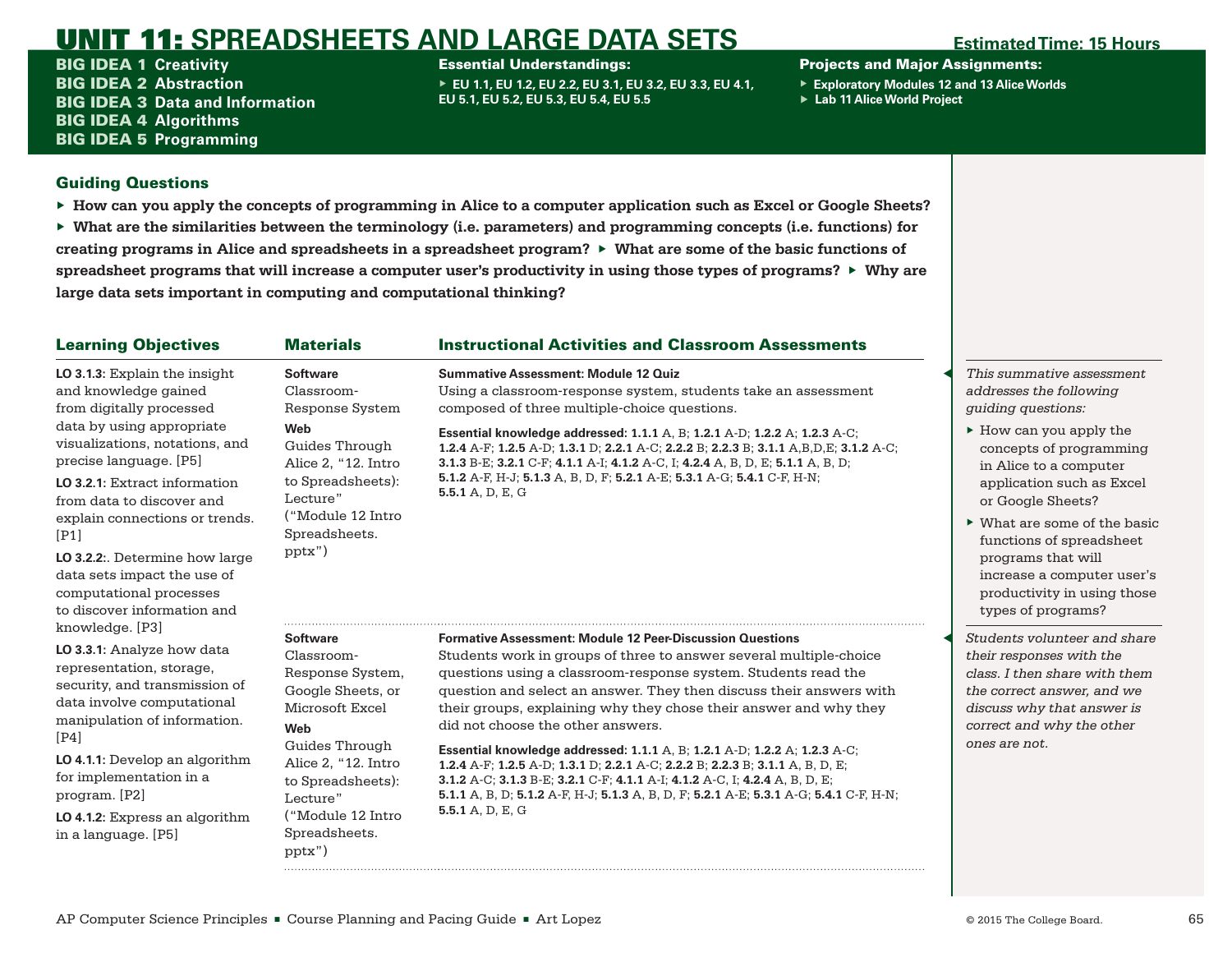# UNIT 11: SPREADSHEETS AND LARGE DATA SETS

**Estimated Time: 15 Hours**

**BIG IDEA 1** Creativity
**BIG IDEA 2** Abstraction
**BIG IDEA 3** Data and Information
**BIG IDEA 4** Algorithms
**BIG IDEA 5** Programming

**Essential Understandings:**

- EU 1.1, EU 1.2, EU 2.2, EU 3.1, EU 3.2, EU 3.3, EU 4.1, EU 5.1, EU 5.2, EU 5.3, EU 5.4, EU 5.5

**Projects and Major Assignments:**

- Exploratory Modules 12 and 13 Alice Worlds
- Lab 11 Alice World Project

## Guiding Questions

- **How can you apply the concepts of programming in Alice to a computer application such as Excel or Google Sheets?**
- **What are the similarities between the terminology (i.e. parameters) and programming concepts (i.e. functions) for creating programs in Alice and spreadsheets in a spreadsheet program?**
- **What are some of the basic functions of spreadsheet programs that will increase a computer user's productivity in using those types of programs?**
- **Why are large data sets important in computing and computational thinking?**

## Learning Objectives

**LO 3.1.3**: Explain the insight and knowledge gained from digitally processed data by using appropriate visualizations, notations, and precise language. [P5]

**LO 3.2.1**: Extract information from data to discover and explain connections or trends. [P1]

**LO 3.2.2**:. Determine how large data sets impact the use of computational processes to discover information and knowledge. [P3]

**LO 3.3.1**: Analyze how data representation, storage, security, and transmission of data involve computational manipulation of information. [P4]

**LO 4.1.1**: Develop an algorithm for implementation in a program. [P2]

**LO 4.1.2**: Express an algorithm in a language. [P5]

## Materials / Instructional Activities and Classroom Assessments

### Summative Assessment: Module 12 Quiz

**Materials:**

**Software**
Classroom-Response System

**Web**
Guides Through Alice 2, "12. Intro to Spreadsheets): Lecture" ("Module 12 Intro Spreadsheets. pptx")

Using a classroom-response system, students take an assessment composed of three multiple-choice questions.

**Essential knowledge addressed: 1.1.1** A, B; **1.2.1** A-D; **1.2.2** A; **1.2.3** A-C; **1.2.4** A-F; **1.2.5** A-D; **1.3.1** D; **2.2.1** A-C; **2.2.2** B; **2.2.3** B; **3.1.1** A,B,D,E; **3.1.2** A-C; **3.1.3** B-E; **3.2.1** C-F; **4.1.1** A-I; **4.1.2** A-C, I; **4.2.4** A, B, D, E; **5.1.1** A, B, D; **5.1.2** A-F, H-J; **5.1.3** A, B, D, F; **5.2.1** A-E; **5.3.1** A-G; **5.4.1** C-F, H-N; **5.5.1** A, D, E, G

*This summative assessment addresses the following guiding questions:*

- How can you apply the concepts of programming in Alice to a computer application such as Excel or Google Sheets?
- What are some of the basic functions of spreadsheet programs that will increase a computer user's productivity in using those types of programs?

### Formative Assessment: Module 12 Peer-Discussion Questions

**Materials:**

**Software**
Classroom-Response System, Google Sheets, or Microsoft Excel

**Web**
Guides Through Alice 2, "12. Intro to Spreadsheets): Lecture" ("Module 12 Intro Spreadsheets. pptx")

Students work in groups of three to answer several multiple-choice questions using a classroom-response system. Students read the question and select an answer. They then discuss their answers with their groups, explaining why they chose their answer and why they did not choose the other answers.

**Essential knowledge addressed: 1.1.1** A, B; **1.2.1** A-D; **1.2.2** A; **1.2.3** A-C; **1.2.4** A-F; **1.2.5** A-D; **1.3.1** D; **2.2.1** A-C; **2.2.2** B; **2.2.3** B; **3.1.1** A, B, D, E; **3.1.2** A-C; **3.1.3** B-E; **3.2.1** C-F; **4.1.1** A-I; **4.1.2** A-C, I; **4.2.4** A, B, D, E; **5.1.1** A, B, D; **5.1.2** A-F, H-J; **5.1.3** A, B, D, F; **5.2.1** A-E; **5.3.1** A-G; **5.4.1** C-F, H-N; **5.5.1** A, D, E, G

*Students volunteer and share their responses with the class. I then share with them the correct answer, and we discuss why that answer is correct and why the other ones are not.*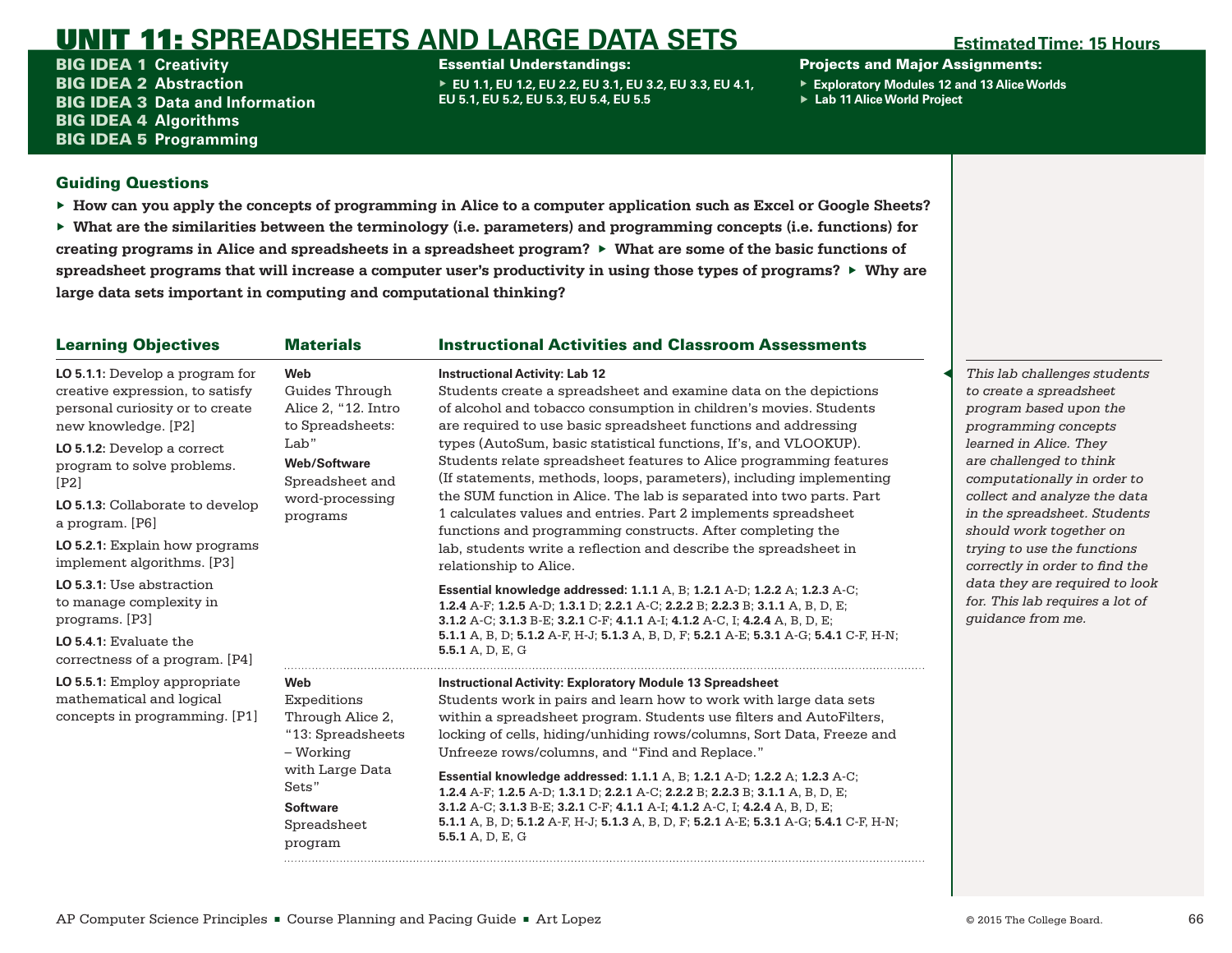# UNIT 11: SPREADSHEETS AND LARGE DATA SETS

**Estimated Time: 15 Hours**

**BIG IDEA 1** Creativity
**BIG IDEA 2** Abstraction
**BIG IDEA 3** Data and Information
**BIG IDEA 4** Algorithms
**BIG IDEA 5** Programming

**Essential Understandings:**

- EU 1.1, EU 1.2, EU 2.2, EU 3.1, EU 3.2, EU 3.3, EU 4.1, EU 5.1, EU 5.2, EU 5.3, EU 5.4, EU 5.5

**Projects and Major Assignments:**

- Exploratory Modules 12 and 13 Alice Worlds
- Lab 11 Alice World Project

## Guiding Questions

- **How can you apply the concepts of programming in Alice to a computer application such as Excel or Google Sheets?**
- **What are the similarities between the terminology (i.e. parameters) and programming concepts (i.e. functions) for creating programs in Alice and spreadsheets in a spreadsheet program?**
- **What are some of the basic functions of spreadsheet programs that will increase a computer user's productivity in using those types of programs?**
- **Why are large data sets important in computing and computational thinking?**

| Learning Objectives | Materials | Instructional Activities and Classroom Assessments |
|---|---|---|
| **LO 5.1.1**: Develop a program for creative expression, to satisfy personal curiosity or to create new knowledge. [P2]<br><br>**LO 5.1.2**: Develop a correct program to solve problems. [P2]<br><br>**LO 5.1.3**: Collaborate to develop a program. [P6]<br><br>**LO 5.2.1**: Explain how programs implement algorithms. [P3]<br><br>**LO 5.3.1**: Use abstraction to manage complexity in programs. [P3]<br><br>**LO 5.4.1**: Evaluate the correctness of a program. [P4]<br><br>**LO 5.5.1**: Employ appropriate mathematical and logical concepts in programming. [P1] | **Web**<br>Guides Through Alice 2, "12. Intro to Spreadsheets: Lab"<br><br>**Web/Software**<br>Spreadsheet and word-processing programs | **Instructional Activity: Lab 12**<br>Students create a spreadsheet and examine data on the depictions of alcohol and tobacco consumption in children's movies. Students are required to use basic spreadsheet functions and addressing types (AutoSum, basic statistical functions, If's, and VLOOKUP). Students relate spreadsheet features to Alice programming features (If statements, methods, loops, parameters), including implementing the SUM function in Alice. The lab is separated into two parts. Part 1 calculates values and entries. Part 2 implements spreadsheet functions and programming constructs. After completing the lab, students write a reflection and describe the spreadsheet in relationship to Alice.<br><br>**Essential knowledge addressed: 1.1.1** A, B; **1.2.1** A-D; **1.2.2** A; **1.2.3** A-C; **1.2.4** A-F; **1.2.5** A-D; **1.3.1** D; **2.2.1** A-C; **2.2.2** B; **2.2.3** B; **3.1.1** A, B, D, E; **3.1.2** A-C; **3.1.3** B-E; **3.2.1** C-F; **4.1.1** A-I; **4.1.2** A-C, I; **4.2.4** A, B, D, E; **5.1.1** A, B, D; **5.1.2** A-F, H-J; **5.1.3** A, B, D, F; **5.2.1** A-E; **5.3.1** A-G; **5.4.1** C-F, H-N; **5.5.1** A, D, E, G |
| | **Web**<br>Expeditions Through Alice 2, "13: Spreadsheets – Working with Large Data Sets"<br><br>**Software**<br>Spreadsheet program | **Instructional Activity: Exploratory Module 13 Spreadsheet**<br>Students work in pairs and learn how to work with large data sets within a spreadsheet program. Students use filters and AutoFilters, locking of cells, hiding/unhiding rows/columns, Sort Data, Freeze and Unfreeze rows/columns, and "Find and Replace."<br><br>**Essential knowledge addressed: 1.1.1** A, B; **1.2.1** A-D; **1.2.2** A; **1.2.3** A-C; **1.2.4** A-F; **1.2.5** A-D; **1.3.1** D; **2.2.1** A-C; **2.2.2** B; **2.2.3** B; **3.1.1** A, B, D, E; **3.1.2** A-C; **3.1.3** B-E; **3.2.1** C-F; **4.1.1** A-I; **4.1.2** A-C, I; **4.2.4** A, B, D, E; **5.1.1** A, B, D; **5.1.2** A-F, H-J; **5.1.3** A, B, D, F; **5.2.1** A-E; **5.3.1** A-G; **5.4.1** C-F, H-N; **5.5.1** A, D, E, G |

*This lab challenges students to create a spreadsheet program based upon the programming concepts learned in Alice. They are challenged to think computationally in order to collect and analyze the data in the spreadsheet. Students should work together on trying to use the functions correctly in order to find the data they are required to look for. This lab requires a lot of guidance from me.*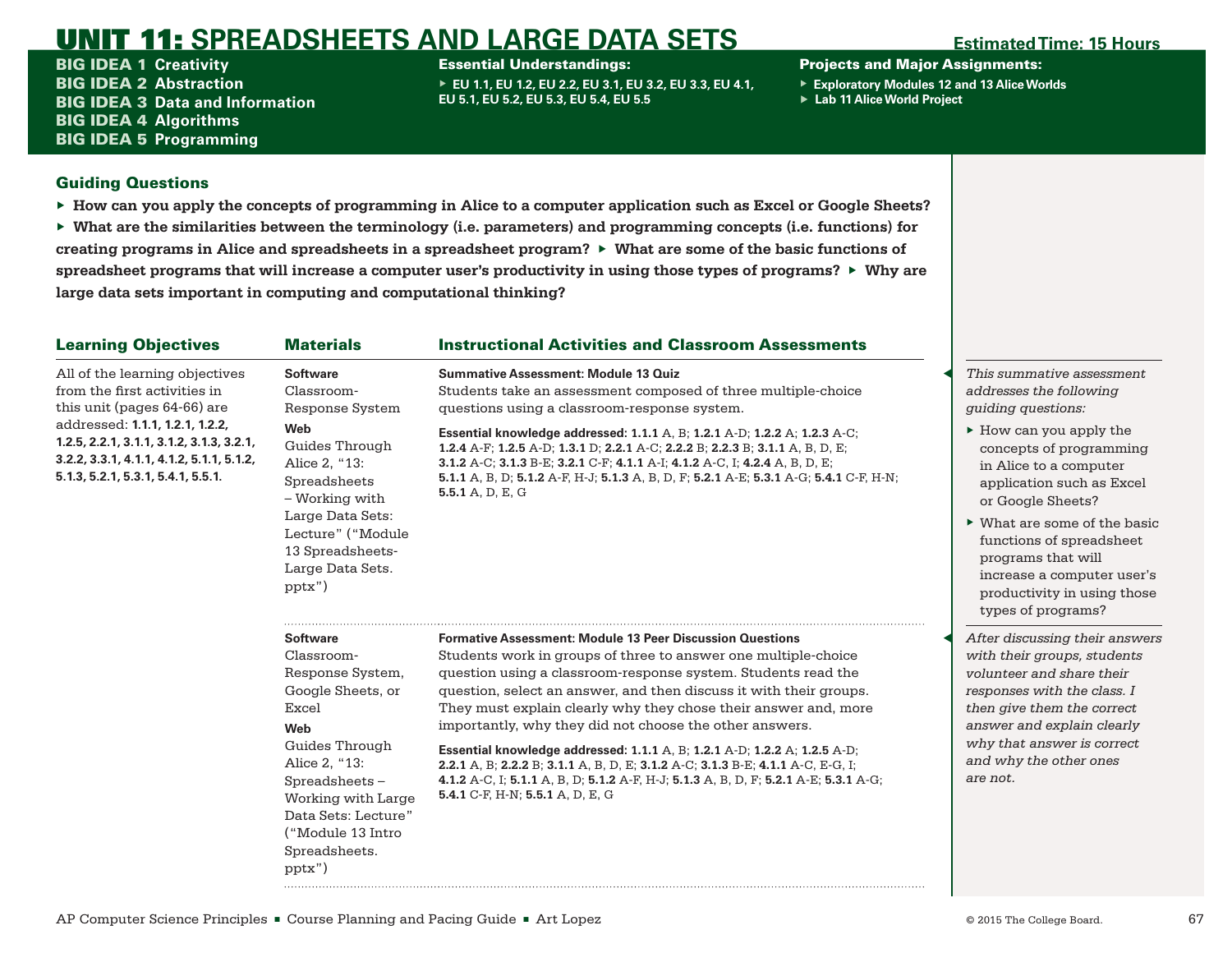# UNIT 11: SPREADSHEETS AND LARGE DATA SETS

**Estimated Time: 15 Hours**

**BIG IDEA 1** Creativity
**BIG IDEA 2** Abstraction
**BIG IDEA 3** Data and Information
**BIG IDEA 4** Algorithms
**BIG IDEA 5** Programming

**Essential Understandings:**

- EU 1.1, EU 1.2, EU 2.2, EU 3.1, EU 3.2, EU 3.3, EU 4.1, EU 5.1, EU 5.2, EU 5.3, EU 5.4, EU 5.5

**Projects and Major Assignments:**

- Exploratory Modules 12 and 13 Alice Worlds
- Lab 11 Alice World Project

## Guiding Questions

- **How can you apply the concepts of programming in Alice to a computer application such as Excel or Google Sheets?**
- **What are the similarities between the terminology (i.e. parameters) and programming concepts (i.e. functions) for creating programs in Alice and spreadsheets in a spreadsheet program?**
- **What are some of the basic functions of spreadsheet programs that will increase a computer user's productivity in using those types of programs?**
- **Why are large data sets important in computing and computational thinking?**

| Learning Objectives | Materials | Instructional Activities and Classroom Assessments |
|---|---|---|
| All of the learning objectives from the first activities in this unit (pages 64-66) are addressed: **1.1.1, 1.2.1, 1.2.2, 1.2.5, 2.2.1, 3.1.1, 3.1.2, 3.1.3, 3.2.1, 3.2.2, 3.3.1, 4.1.1, 4.1.2, 5.1.1, 5.1.2, 5.1.3, 5.2.1, 5.3.1, 5.4.1, 5.5.1.** | **Software** Classroom-Response System **Web** Guides Through Alice 2, "13: Spreadsheets – Working with Large Data Sets: Lecture" ("Module 13 Spreadsheets-Large Data Sets. pptx") | **Summative Assessment: Module 13 Quiz** Students take an assessment composed of three multiple-choice questions using a classroom-response system. **Essential knowledge addressed: 1.1.1** A, B; **1.2.1** A-D; **1.2.2** A; **1.2.3** A-C; **1.2.4** A-F; **1.2.5** A-D; **1.3.1** D; **2.2.1** A-C; **2.2.2** B; **2.2.3** B; **3.1.1** A, B, D, E; **3.1.2** A-C; **3.1.3** B-E; **3.2.1** C-F; **4.1.1** A-I; **4.1.2** A-C, I; **4.2.4** A, B, D, E; **5.1.1** A, B, D; **5.1.2** A-F, H-J; **5.1.3** A, B, D, F; **5.2.1** A-E; **5.3.1** A-G; **5.4.1** C-F, H-N; **5.5.1** A, D, E, G |
| | **Software** Classroom-Response System, Google Sheets, or Excel **Web** Guides Through Alice 2, "13: Spreadsheets – Working with Large Data Sets: Lecture" ("Module 13 Intro Spreadsheets. pptx") | **Formative Assessment: Module 13 Peer Discussion Questions** Students work in groups of three to answer one multiple-choice question using a classroom-response system. Students read the question, select an answer, and then discuss it with their groups. They must explain clearly why they chose their answer and, more importantly, why they did not choose the other answers. **Essential knowledge addressed: 1.1.1** A, B; **1.2.1** A-D; **1.2.2** A; **1.2.5** A-D; **2.2.1** A, B; **2.2.2** B; **3.1.1** A, B, D, E; **3.1.2** A-C; **3.1.3** B-E; **4.1.1** A-C, E-G, I; **4.1.2** A-C, I; **5.1.1** A, B, D; **5.1.2** A-F, H-J; **5.1.3** A, B, D, F; **5.2.1** A-E; **5.3.1** A-G; **5.4.1** C-F, H-N; **5.5.1** A, D, E, G |

*This summative assessment addresses the following guiding questions:*

- How can you apply the concepts of programming in Alice to a computer application such as Excel or Google Sheets?
- What are some of the basic functions of spreadsheet programs that will increase a computer user's productivity in using those types of programs?

*After discussing their answers with their groups, students volunteer and share their responses with the class. I then give them the correct answer and explain clearly why that answer is correct and why the other ones are not.*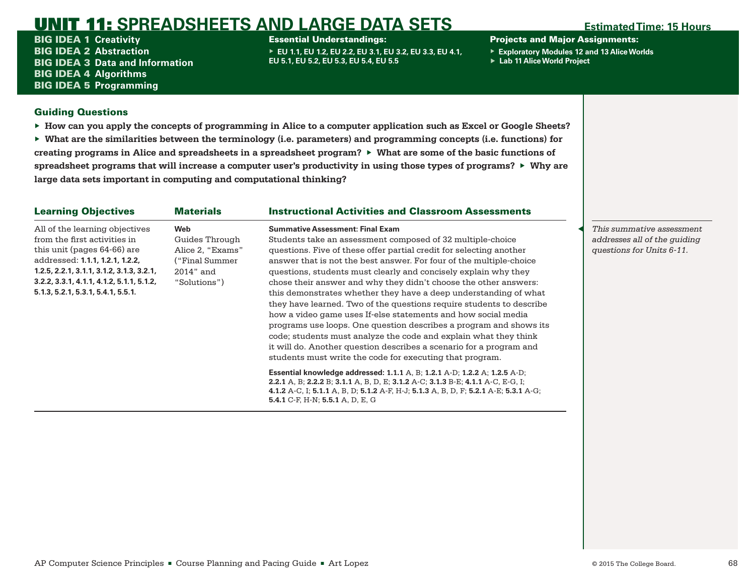# UNIT 11: SPREADSHEETS AND LARGE DATA SETS

**Estimated Time: 15 Hours**

**BIG IDEA 1** Creativity
**BIG IDEA 2** Abstraction
**BIG IDEA 3** Data and Information
**BIG IDEA 4** Algorithms
**BIG IDEA 5** Programming

**Essential Understandings:**

- EU 1.1, EU 1.2, EU 2.2, EU 3.1, EU 3.2, EU 3.3, EU 4.1, EU 5.1, EU 5.2, EU 5.3, EU 5.4, EU 5.5

**Projects and Major Assignments:**

- Exploratory Modules 12 and 13 Alice Worlds
- Lab 11 Alice World Project

## Guiding Questions

- **How can you apply the concepts of programming in Alice to a computer application such as Excel or Google Sheets?**
- **What are the similarities between the terminology (i.e. parameters) and programming concepts (i.e. functions) for creating programs in Alice and spreadsheets in a spreadsheet program?**
- **What are some of the basic functions of spreadsheet programs that will increase a computer user's productivity in using those types of programs?**
- **Why are large data sets important in computing and computational thinking?**

| Learning Objectives | Materials | Instructional Activities and Classroom Assessments |
|---|---|---|
| All of the learning objectives from the first activities in this unit (pages 64-66) are addressed: **1.1.1, 1.2.1, 1.2.2, 1.2.5, 2.2.1, 3.1.1, 3.1.2, 3.1.3, 3.2.1, 3.2.2, 3.3.1, 4.1.1, 4.1.2, 5.1.1, 5.1.2, 5.1.3, 5.2.1, 5.3.1, 5.4.1, 5.5.1.** | **Web**<br>Guides Through Alice 2, "Exams" ("Final Summer 2014" and "Solutions") | **Summative Assessment: Final Exam**<br>Students take an assessment composed of 32 multiple-choice questions. Five of these offer partial credit for selecting another answer that is not the best answer. For four of the multiple-choice questions, students must clearly and concisely explain why they chose their answer and why they didn't choose the other answers: this demonstrates whether they have a deep understanding of what they have learned. Two of the questions require students to describe how a video game uses If-else statements and how social media programs use loops. One question describes a program and shows its code; students must analyze the code and explain what they think it will do. Another question describes a scenario for a program and students must write the code for executing that program.<br><br>**Essential knowledge addressed: 1.1.1** A, B; **1.2.1** A-D; **1.2.2** A; **1.2.5** A-D; **2.2.1** A, B; **2.2.2** B; **3.1.1** A, B, D, E; **3.1.2** A-C; **3.1.3** B-E; **4.1.1** A-C, E-G, I; **4.1.2** A-C, I; **5.1.1** A, B, D; **5.1.2** A-F, H-J; **5.1.3** A, B, D, F; **5.2.1** A-E; **5.3.1** A-G; **5.4.1** C-F, H-N; **5.5.1** A, D, E, G |

*This summative assessment addresses all of the guiding questions for Units 6-11.*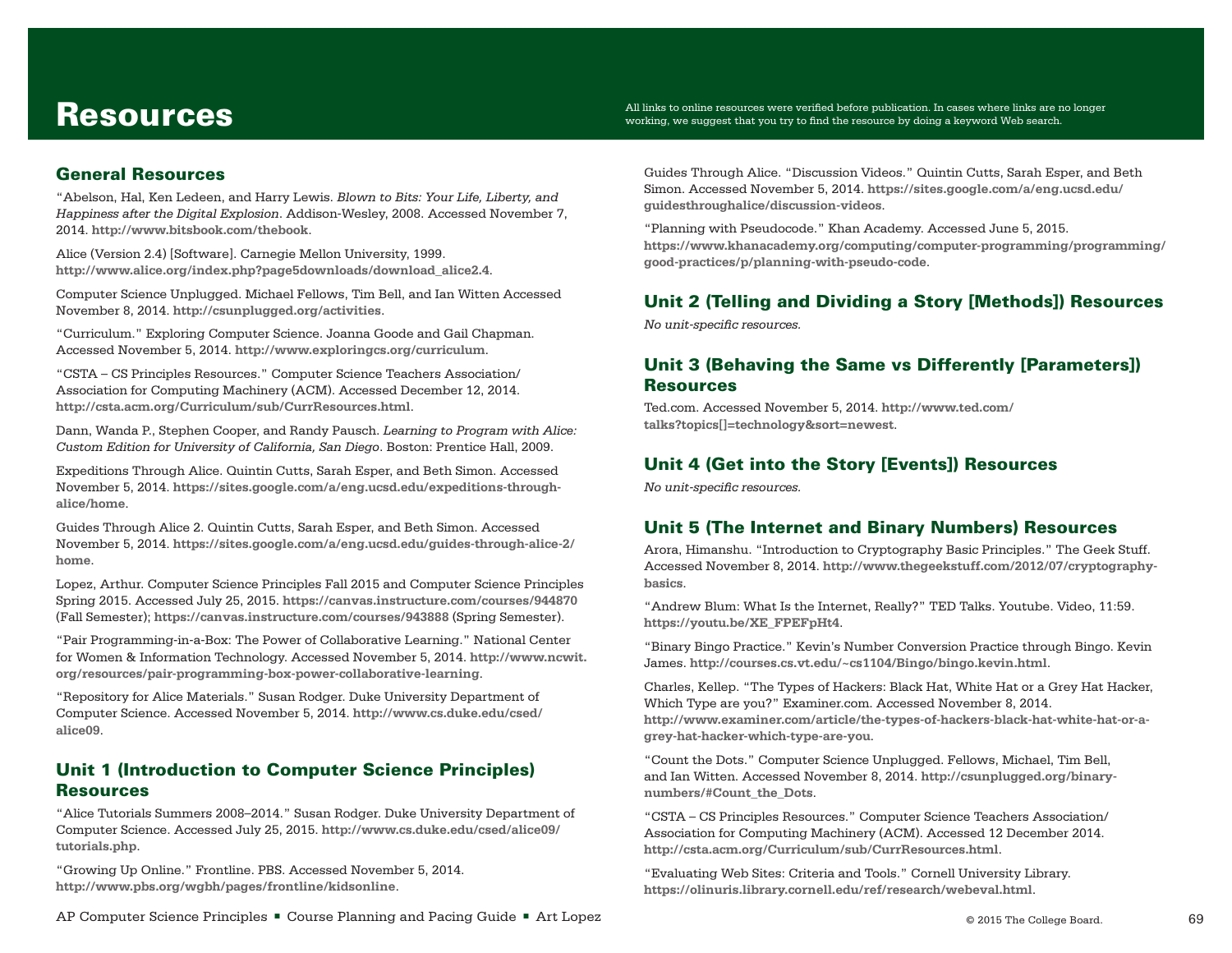# Resources

All links to online resources were verified before publication. In cases where links are no longer working, we suggest that you try to find the resource by doing a keyword Web search.

## General Resources

"Abelson, Hal, Ken Ledeen, and Harry Lewis. *Blown to Bits: Your Life, Liberty, and Happiness after the Digital Explosion*. Addison-Wesley, 2008. Accessed November 7, 2014. **http://www.bitsbook.com/thebook**.

Alice (Version 2.4) [Software]. Carnegie Mellon University, 1999. **http://www.alice.org/index.php?page5downloads/download_alice2.4**.

Computer Science Unplugged. Michael Fellows, Tim Bell, and Ian Witten Accessed November 8, 2014. **http://csunplugged.org/activities**.

"Curriculum." Exploring Computer Science. Joanna Goode and Gail Chapman. Accessed November 5, 2014. **http://www.exploringcs.org/curriculum**.

"CSTA – CS Principles Resources." Computer Science Teachers Association/ Association for Computing Machinery (ACM). Accessed December 12, 2014. **http://csta.acm.org/Curriculum/sub/CurrResources.html**.

Dann, Wanda P., Stephen Cooper, and Randy Pausch. *Learning to Program with Alice: Custom Edition for University of California, San Diego*. Boston: Prentice Hall, 2009.

Expeditions Through Alice. Quintin Cutts, Sarah Esper, and Beth Simon. Accessed November 5, 2014. **https://sites.google.com/a/eng.ucsd.edu/expeditions-through-alice/home**.

Guides Through Alice 2. Quintin Cutts, Sarah Esper, and Beth Simon. Accessed November 5, 2014. **https://sites.google.com/a/eng.ucsd.edu/guides-through-alice-2/home**.

Lopez, Arthur. Computer Science Principles Fall 2015 and Computer Science Principles Spring 2015. Accessed July 25, 2015. **https://canvas.instructure.com/courses/944870** (Fall Semester); **https://canvas.instructure.com/courses/943888** (Spring Semester).

"Pair Programming-in-a-Box: The Power of Collaborative Learning." National Center for Women & Information Technology. Accessed November 5, 2014. **http://www.ncwit.org/resources/pair-programming-box-power-collaborative-learning**.

"Repository for Alice Materials." Susan Rodger. Duke University Department of Computer Science. Accessed November 5, 2014. **http://www.cs.duke.edu/csed/alice09**.

## Unit 1 (Introduction to Computer Science Principles) Resources

"Alice Tutorials Summers 2008–2014." Susan Rodger. Duke University Department of Computer Science. Accessed July 25, 2015. **http://www.cs.duke.edu/csed/alice09/tutorials.php**.

"Growing Up Online." Frontline. PBS. Accessed November 5, 2014. **http://www.pbs.org/wgbh/pages/frontline/kidsonline**.

Guides Through Alice. "Discussion Videos." Quintin Cutts, Sarah Esper, and Beth Simon. Accessed November 5, 2014. **https://sites.google.com/a/eng.ucsd.edu/guidesthroughalice/discussion-videos**.

"Planning with Pseudocode." Khan Academy. Accessed June 5, 2015. **https://www.khanacademy.org/computing/computer-programming/programming/good-practices/p/planning-with-pseudo-code**.

## Unit 2 (Telling and Dividing a Story [Methods]) Resources

*No unit-specific resources.*

## Unit 3 (Behaving the Same vs Differently [Parameters]) Resources

Ted.com. Accessed November 5, 2014. **http://www.ted.com/talks?topics[]=technology&sort=newest**.

## Unit 4 (Get into the Story [Events]) Resources

*No unit-specific resources.*

## Unit 5 (The Internet and Binary Numbers) Resources

Arora, Himanshu. "Introduction to Cryptography Basic Principles." The Geek Stuff. Accessed November 8, 2014. **http://www.thegeekstuff.com/2012/07/cryptography-basics**.

"Andrew Blum: What Is the Internet, Really?" TED Talks. Youtube. Video, 11:59. **https://youtu.be/XE_FPEFpHt4**.

"Binary Bingo Practice." Kevin's Number Conversion Practice through Bingo. Kevin James. **http://courses.cs.vt.edu/~cs1104/Bingo/bingo.kevin.html**.

Charles, Kellep. "The Types of Hackers: Black Hat, White Hat or a Grey Hat Hacker, Which Type are you?" Examiner.com. Accessed November 8, 2014. **http://www.examiner.com/article/the-types-of-hackers-black-hat-white-hat-or-a-grey-hat-hacker-which-type-are-you**.

"Count the Dots." Computer Science Unplugged. Fellows, Michael, Tim Bell, and Ian Witten. Accessed November 8, 2014. **http://csunplugged.org/binary-numbers/#Count_the_Dots**.

"CSTA – CS Principles Resources." Computer Science Teachers Association/ Association for Computing Machinery (ACM). Accessed 12 December 2014. **http://csta.acm.org/Curriculum/sub/CurrResources.html**.

"Evaluating Web Sites: Criteria and Tools." Cornell University Library. **https://olinuris.library.cornell.edu/ref/research/webeval.html**.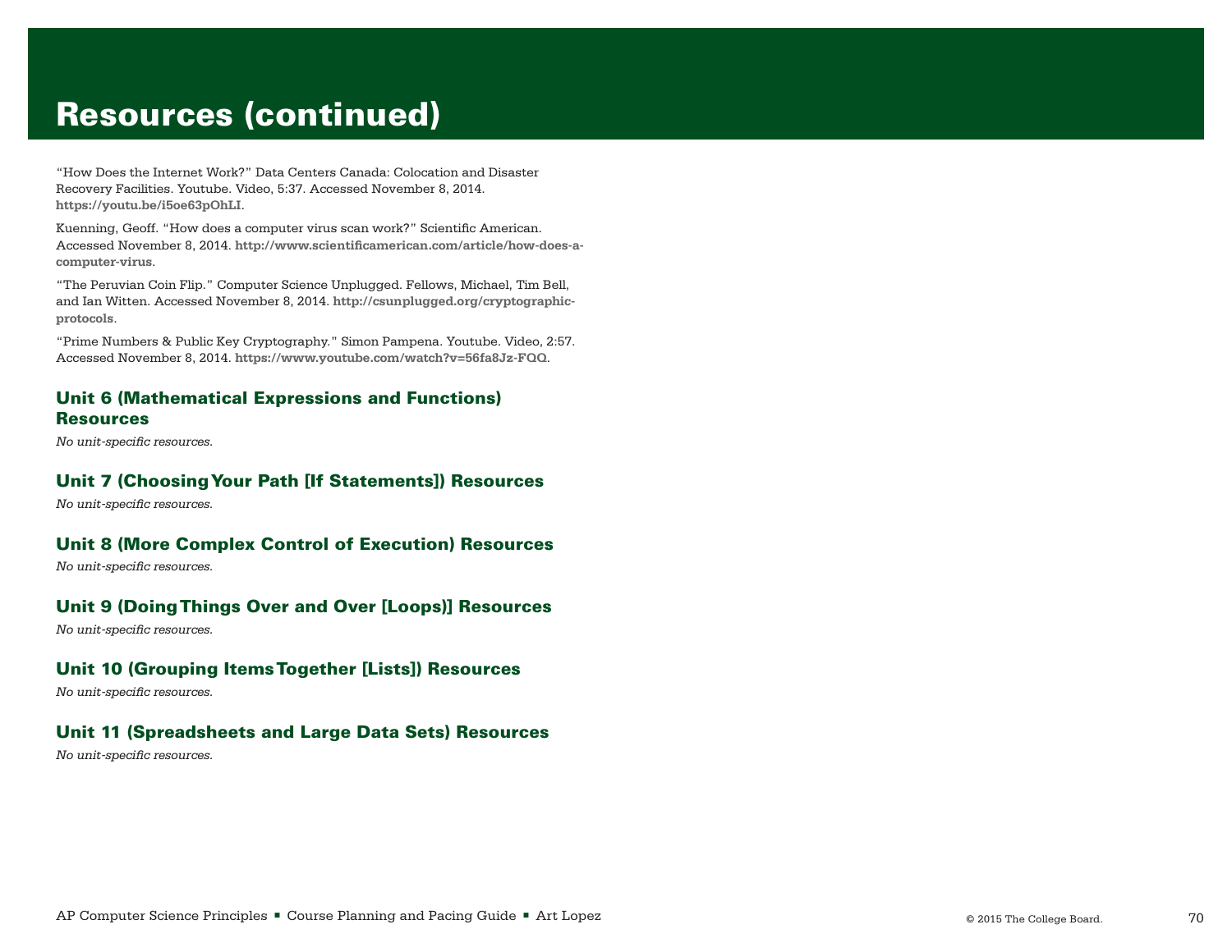# Resources (continued)

"How Does the Internet Work?" Data Centers Canada: Colocation and Disaster Recovery Facilities. Youtube. Video, 5:37. Accessed November 8, 2014. **https://youtu.be/i5oe63pOhLI**.

Kuenning, Geoff. "How does a computer virus scan work?" Scientific American. Accessed November 8, 2014. **http://www.scientificamerican.com/article/how-does-a-computer-virus**.

"The Peruvian Coin Flip." Computer Science Unplugged. Fellows, Michael, Tim Bell, and Ian Witten. Accessed November 8, 2014. **http://csunplugged.org/cryptographic-protocols**.

"Prime Numbers & Public Key Cryptography." Simon Pampena. Youtube. Video, 2:57. Accessed November 8, 2014. **https://www.youtube.com/watch?v=56fa8Jz-FQQ**.

## Unit 6 (Mathematical Expressions and Functions) Resources

*No unit-specific resources.*

## Unit 7 (Choosing Your Path [If Statements]) Resources

*No unit-specific resources.*

## Unit 8 (More Complex Control of Execution) Resources

*No unit-specific resources.*

## Unit 9 (Doing Things Over and Over [Loops)] Resources

*No unit-specific resources.*

## Unit 10 (Grouping Items Together [Lists]) Resources

*No unit-specific resources.*

## Unit 11 (Spreadsheets and Large Data Sets) Resources

*No unit-specific resources.*